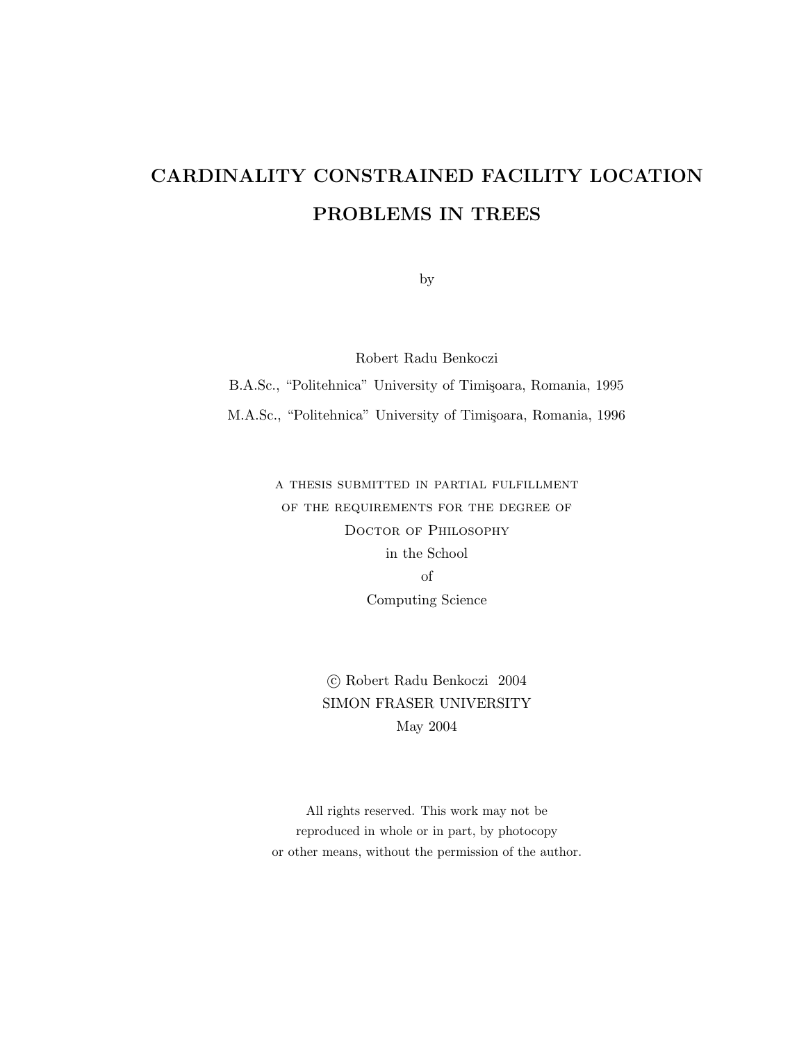# CARDINALITY CONSTRAINED FACILITY LOCATION PROBLEMS IN TREES

by

Robert Radu Benkoczi

B.A.Sc., "Politehnica" University of Timişoara, Romania, 1995

M.A.Sc., "Politehnica" University of Timişoara, Romania, 1996

A THESIS SUBMITTED IN PARTIAL FULFILLMENT
OF THE REQUIREMENTS FOR THE DEGREE OF
DOCTOR OF PHILOSOPHY
in the School
of
Computing Science

© Robert Radu Benkoczi 2004
SIMON FRASER UNIVERSITY
May 2004

All rights reserved. This work may not be
reproduced in whole or in part, by photocopy
or other means, without the permission of the author.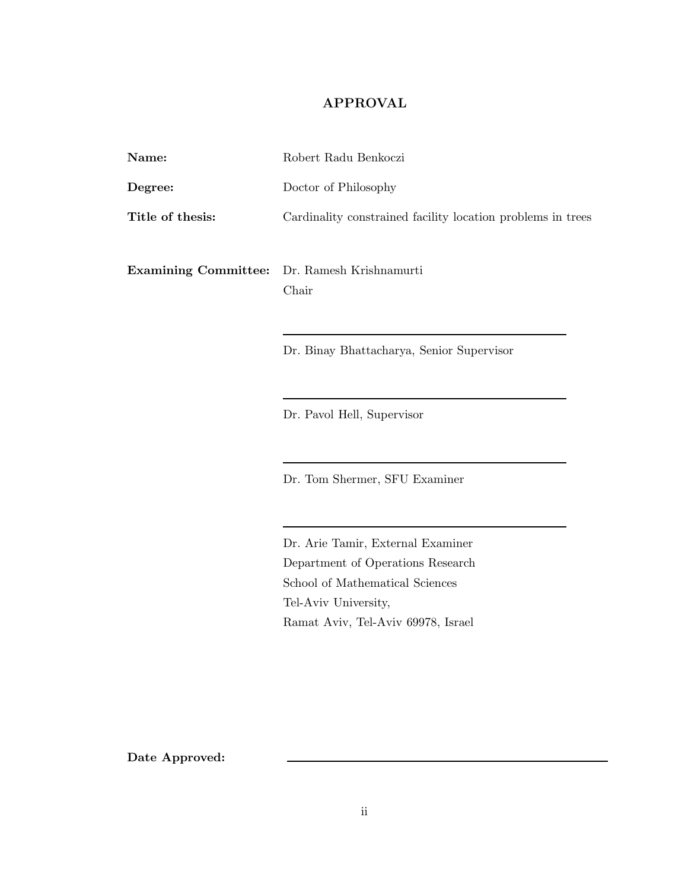## APPROVAL

**Name:** Robert Radu Benkoczi

**Degree:** Doctor of Philosophy

**Title of thesis:** Cardinality constrained facility location problems in trees

**Examining Committee:** Dr. Ramesh Krishnamurti
Chair

Dr. Binay Bhattacharya, Senior Supervisor

Dr. Pavol Hell, Supervisor

Dr. Tom Shermer, SFU Examiner

Dr. Arie Tamir, External Examiner
Department of Operations Research
School of Mathematical Sciences
Tel-Aviv University,
Ramat Aviv, Tel-Aviv 69978, Israel

**Date Approved:**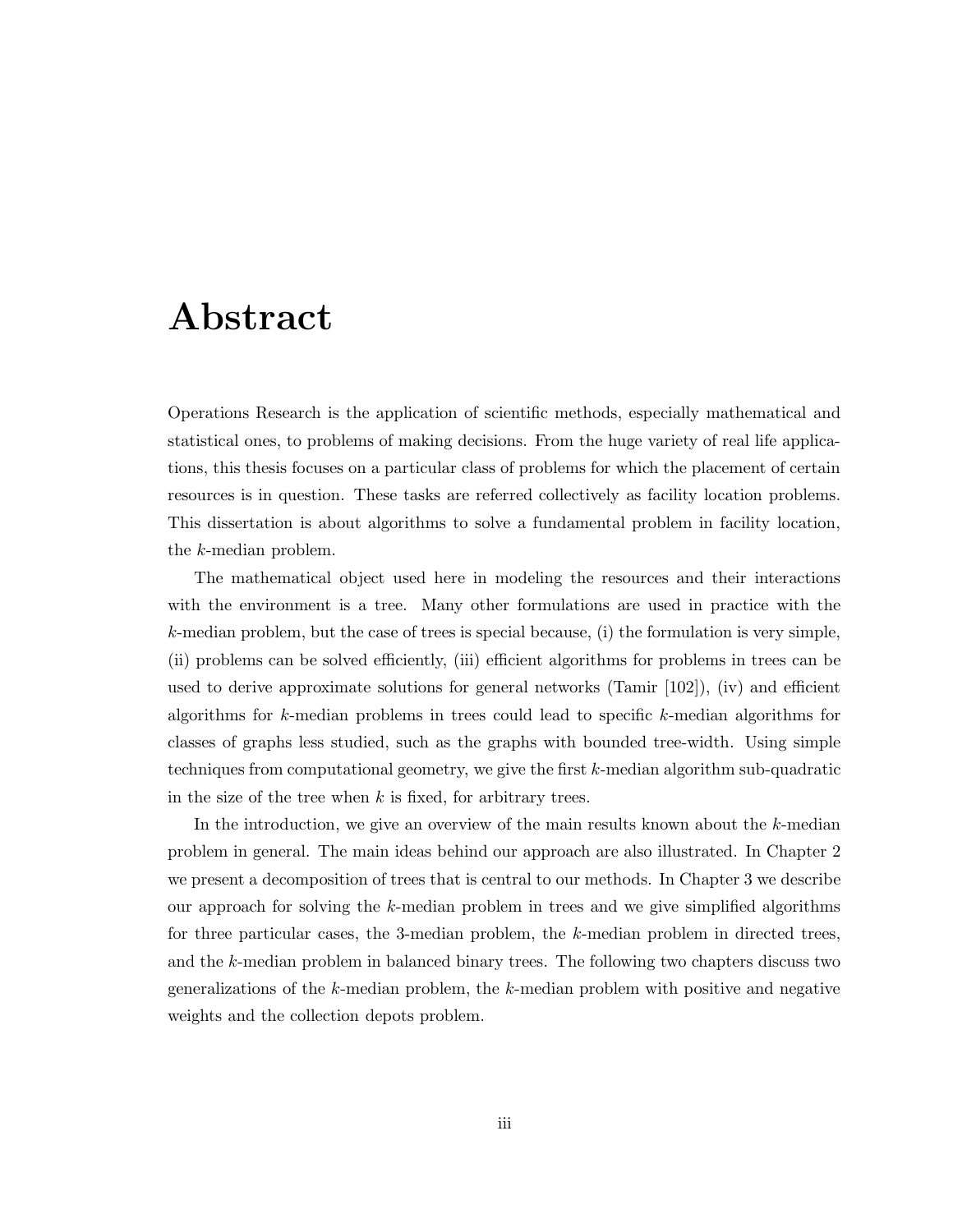# Abstract

Operations Research is the application of scientific methods, especially mathematical and statistical ones, to problems of making decisions. From the huge variety of real life applications, this thesis focuses on a particular class of problems for which the placement of certain resources is in question. These tasks are referred collectively as facility location problems. This dissertation is about algorithms to solve a fundamental problem in facility location, the $k$-median problem.

The mathematical object used here in modeling the resources and their interactions with the environment is a tree. Many other formulations are used in practice with the $k$-median problem, but the case of trees is special because, (i) the formulation is very simple, (ii) problems can be solved efficiently, (iii) efficient algorithms for problems in trees can be used to derive approximate solutions for general networks (Tamir [102]), (iv) and efficient algorithms for $k$-median problems in trees could lead to specific $k$-median algorithms for classes of graphs less studied, such as the graphs with bounded tree-width. Using simple techniques from computational geometry, we give the first $k$-median algorithm sub-quadratic in the size of the tree when $k$ is fixed, for arbitrary trees.

In the introduction, we give an overview of the main results known about the $k$-median problem in general. The main ideas behind our approach are also illustrated. In Chapter 2 we present a decomposition of trees that is central to our methods. In Chapter 3 we describe our approach for solving the $k$-median problem in trees and we give simplified algorithms for three particular cases, the 3-median problem, the $k$-median problem in directed trees, and the $k$-median problem in balanced binary trees. The following two chapters discuss two generalizations of the $k$-median problem, the $k$-median problem with positive and negative weights and the collection depots problem.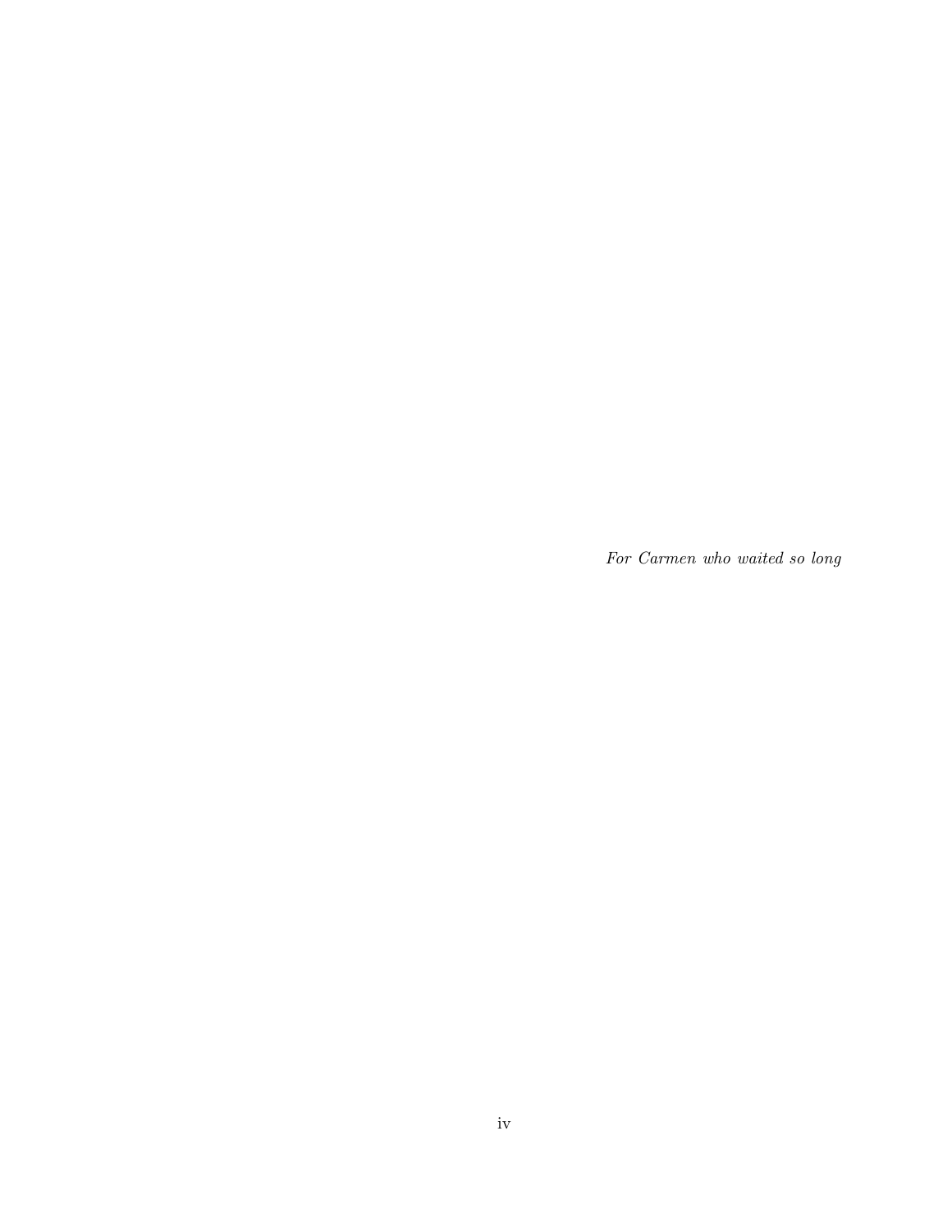*For Carmen who waited so long*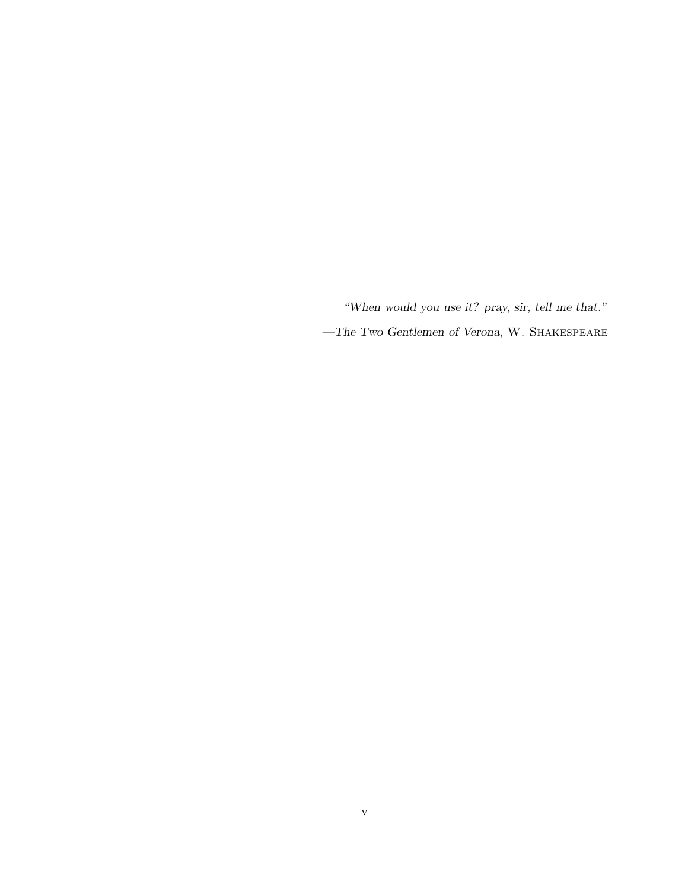*"When would you use it? pray, sir, tell me that."*

—*The Two Gentlemen of Verona*, W. SHAKESPEARE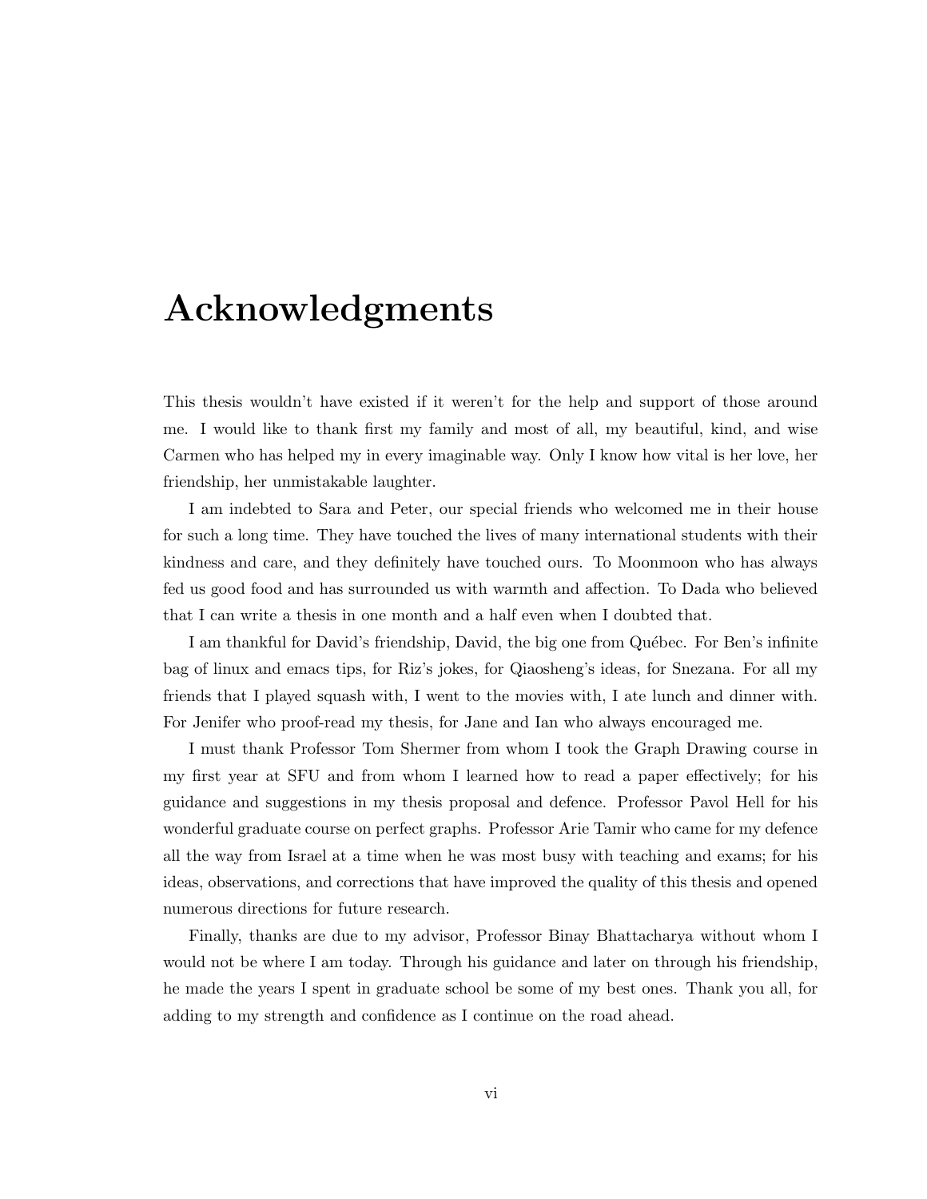# Acknowledgments

This thesis wouldn't have existed if it weren't for the help and support of those around me. I would like to thank first my family and most of all, my beautiful, kind, and wise Carmen who has helped my in every imaginable way. Only I know how vital is her love, her friendship, her unmistakable laughter.

I am indebted to Sara and Peter, our special friends who welcomed me in their house for such a long time. They have touched the lives of many international students with their kindness and care, and they definitely have touched ours. To Moonmoon who has always fed us good food and has surrounded us with warmth and affection. To Dada who believed that I can write a thesis in one month and a half even when I doubted that.

I am thankful for David's friendship, David, the big one from Québec. For Ben's infinite bag of linux and emacs tips, for Riz's jokes, for Qiaosheng's ideas, for Snezana. For all my friends that I played squash with, I went to the movies with, I ate lunch and dinner with. For Jenifer who proof-read my thesis, for Jane and Ian who always encouraged me.

I must thank Professor Tom Shermer from whom I took the Graph Drawing course in my first year at SFU and from whom I learned how to read a paper effectively; for his guidance and suggestions in my thesis proposal and defence. Professor Pavol Hell for his wonderful graduate course on perfect graphs. Professor Arie Tamir who came for my defence all the way from Israel at a time when he was most busy with teaching and exams; for his ideas, observations, and corrections that have improved the quality of this thesis and opened numerous directions for future research.

Finally, thanks are due to my advisor, Professor Binay Bhattacharya without whom I would not be where I am today. Through his guidance and later on through his friendship, he made the years I spent in graduate school be some of my best ones. Thank you all, for adding to my strength and confidence as I continue on the road ahead.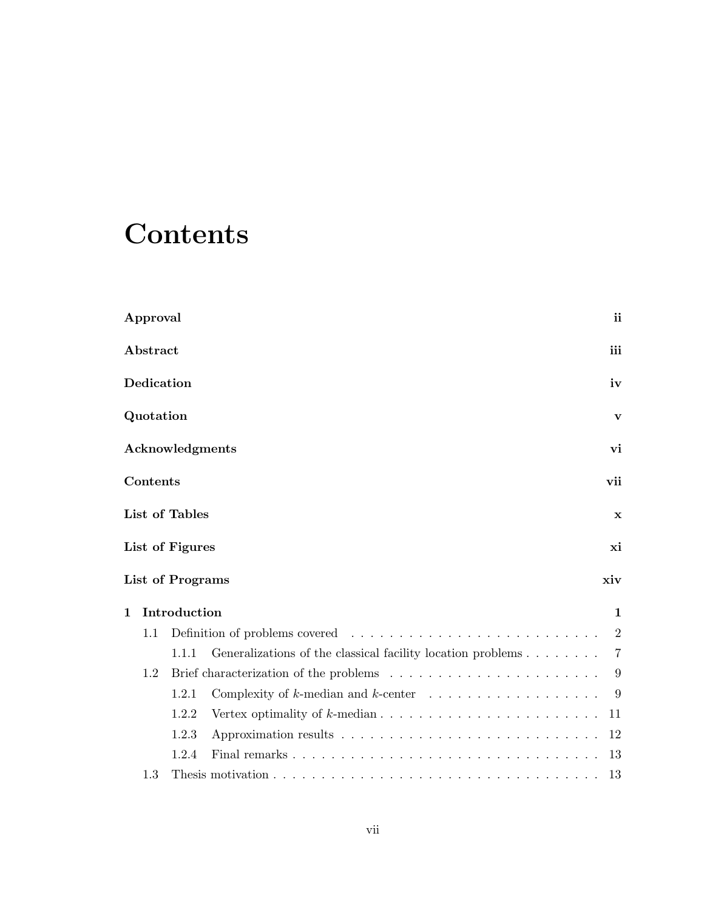# Contents

**Approval** **ii**

**Abstract** **iii**

**Dedication** **iv**

**Quotation** **v**

**Acknowledgments** **vi**

**Contents** **vii**

**List of Tables** **x**

**List of Figures** **xi**

**List of Programs** **xiv**

**1 Introduction** **1**

- 1.1 Definition of problems covered . . . . . . . . . . . . . . . . . . . . . . . . . . 2
  - 1.1.1 Generalizations of the classical facility location problems . . . . . . . . 7
- 1.2 Brief characterization of the problems . . . . . . . . . . . . . . . . . . . . . . 9
  - 1.2.1 Complexity of $k$-median and $k$-center . . . . . . . . . . . . . . . . . . . 9
  - 1.2.2 Vertex optimality of $k$-median . . . . . . . . . . . . . . . . . . . . . . . 11
  - 1.2.3 Approximation results . . . . . . . . . . . . . . . . . . . . . . . . . . . 12
  - 1.2.4 Final remarks . . . . . . . . . . . . . . . . . . . . . . . . . . . . . . . . 13
- 1.3 Thesis motivation . . . . . . . . . . . . . . . . . . . . . . . . . . . . . . . . . 13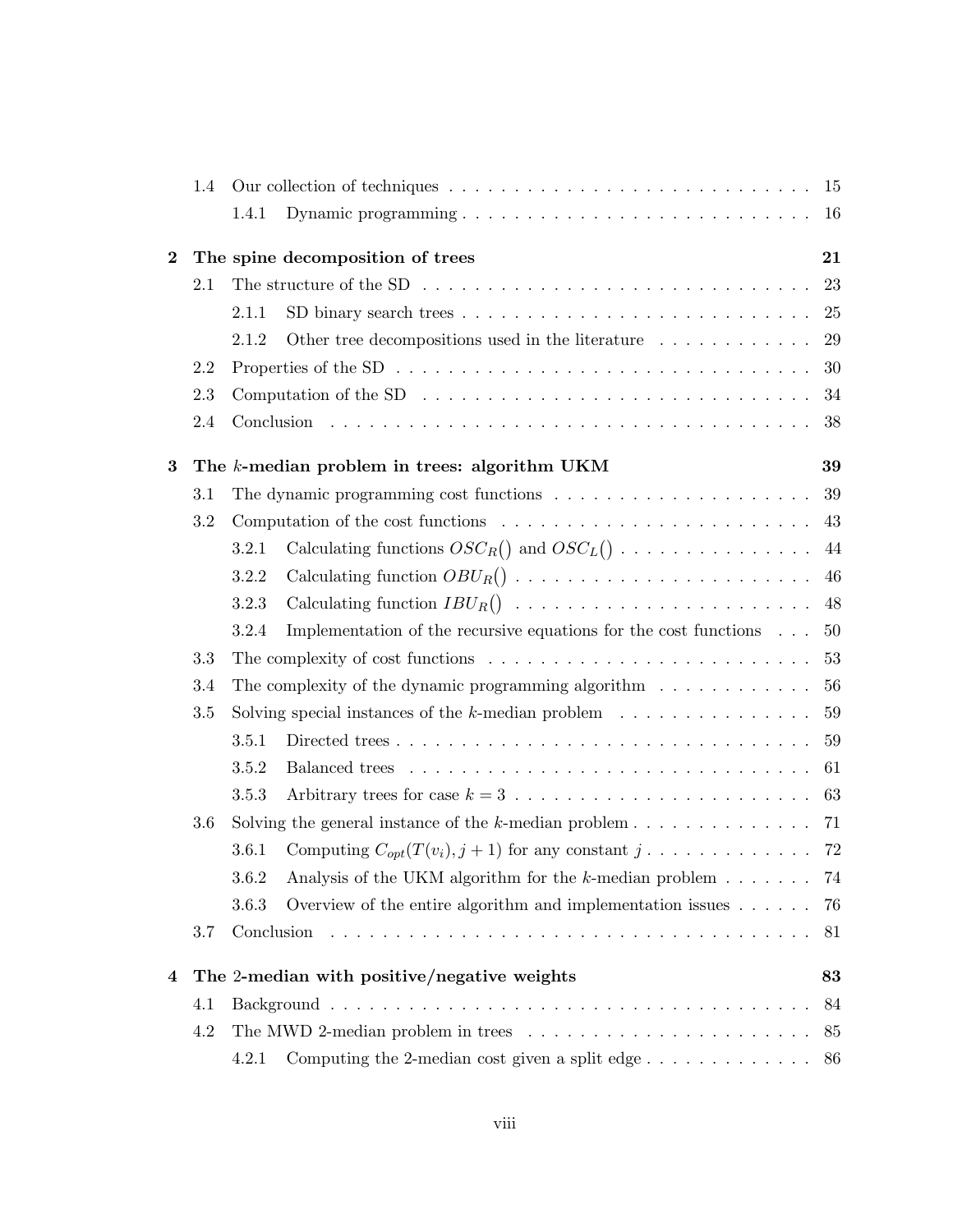1.4 Our collection of techniques . . . . . . . . . . . . . . . . . . . . . . . . . . . . 15

1.4.1 Dynamic programming . . . . . . . . . . . . . . . . . . . . . . . . . . 16

**2 The spine decomposition of trees** **21**

2.1 The structure of the SD . . . . . . . . . . . . . . . . . . . . . . . . . . . . . 23

2.1.1 SD binary search trees . . . . . . . . . . . . . . . . . . . . . . . . . . 25

2.1.2 Other tree decompositions used in the literature . . . . . . . . . . . . 29

2.2 Properties of the SD . . . . . . . . . . . . . . . . . . . . . . . . . . . . . . . 30

2.3 Computation of the SD . . . . . . . . . . . . . . . . . . . . . . . . . . . . . 34

2.4 Conclusion . . . . . . . . . . . . . . . . . . . . . . . . . . . . . . . . . . . . 38

**3 The $k$-median problem in trees: algorithm UKM** **39**

3.1 The dynamic programming cost functions . . . . . . . . . . . . . . . . . . . 39

3.2 Computation of the cost functions . . . . . . . . . . . . . . . . . . . . . . . 43

3.2.1 Calculating functions $OSC_R()$ and $OSC_L()$ . . . . . . . . . . . . . . . 44

3.2.2 Calculating function $OBU_R()$ . . . . . . . . . . . . . . . . . . . . . . 46

3.2.3 Calculating function $IBU_R()$ . . . . . . . . . . . . . . . . . . . . . . 48

3.2.4 Implementation of the recursive equations for the cost functions . . . 50

3.3 The complexity of cost functions . . . . . . . . . . . . . . . . . . . . . . . . 53

3.4 The complexity of the dynamic programming algorithm . . . . . . . . . . . . 56

3.5 Solving special instances of the $k$-median problem . . . . . . . . . . . . . . . 59

3.5.1 Directed trees . . . . . . . . . . . . . . . . . . . . . . . . . . . . . . . 59

3.5.2 Balanced trees . . . . . . . . . . . . . . . . . . . . . . . . . . . . . . 61

3.5.3 Arbitrary trees for case $k = 3$ . . . . . . . . . . . . . . . . . . . . . . 63

3.6 Solving the general instance of the $k$-median problem . . . . . . . . . . . . . 71

3.6.1 Computing $C_{opt}(T(v_i), j + 1)$ for any constant $j$ . . . . . . . . . . . . 72

3.6.2 Analysis of the UKM algorithm for the $k$-median problem . . . . . . . 74

3.6.3 Overview of the entire algorithm and implementation issues . . . . . . 76

3.7 Conclusion . . . . . . . . . . . . . . . . . . . . . . . . . . . . . . . . . . . . 81

**4 The 2-median with positive/negative weights** **83**

4.1 Background . . . . . . . . . . . . . . . . . . . . . . . . . . . . . . . . . . . . 84

4.2 The MWD 2-median problem in trees . . . . . . . . . . . . . . . . . . . . . . 85

4.2.1 Computing the 2-median cost given a split edge . . . . . . . . . . . . . 86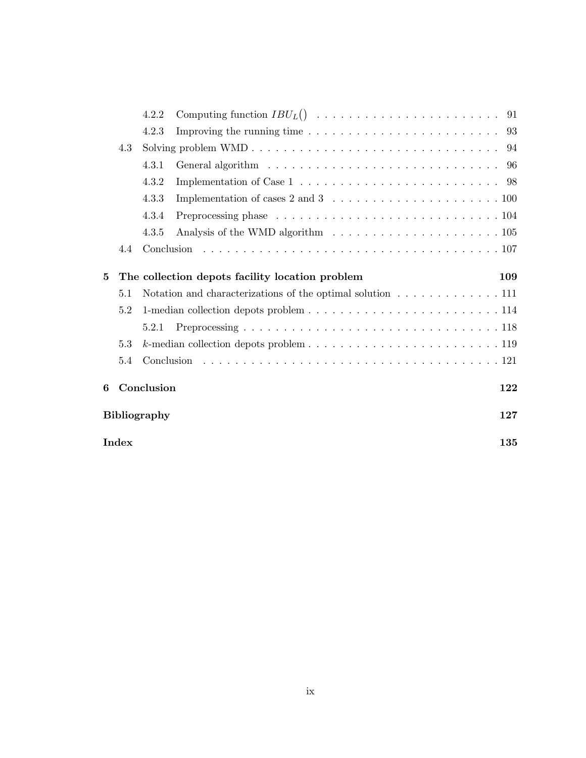4.2.2 Computing function $IBU_L()$ . . . . . . . . . . 91

4.2.3 Improving the running time . . . . . . . . . . 93

4.3 Solving problem WMD . . . . . . . . . . 94

4.3.1 General algorithm . . . . . . . . . . 96

4.3.2 Implementation of Case 1 . . . . . . . . . . 98

4.3.3 Implementation of cases 2 and 3 . . . . . . . . . . 100

4.3.4 Preprocessing phase . . . . . . . . . . 104

4.3.5 Analysis of the WMD algorithm . . . . . . . . . . 105

4.4 Conclusion . . . . . . . . . . 107

**5 The collection depots facility location problem** **109**

5.1 Notation and characterizations of the optimal solution . . . . . . . . . . 111

5.2 1-median collection depots problem . . . . . . . . . . 114

5.2.1 Preprocessing . . . . . . . . . . 118

5.3 $k$-median collection depots problem . . . . . . . . . . 119

5.4 Conclusion . . . . . . . . . . 121

**6 Conclusion** **122**

**Bibliography** **127**

**Index** **135**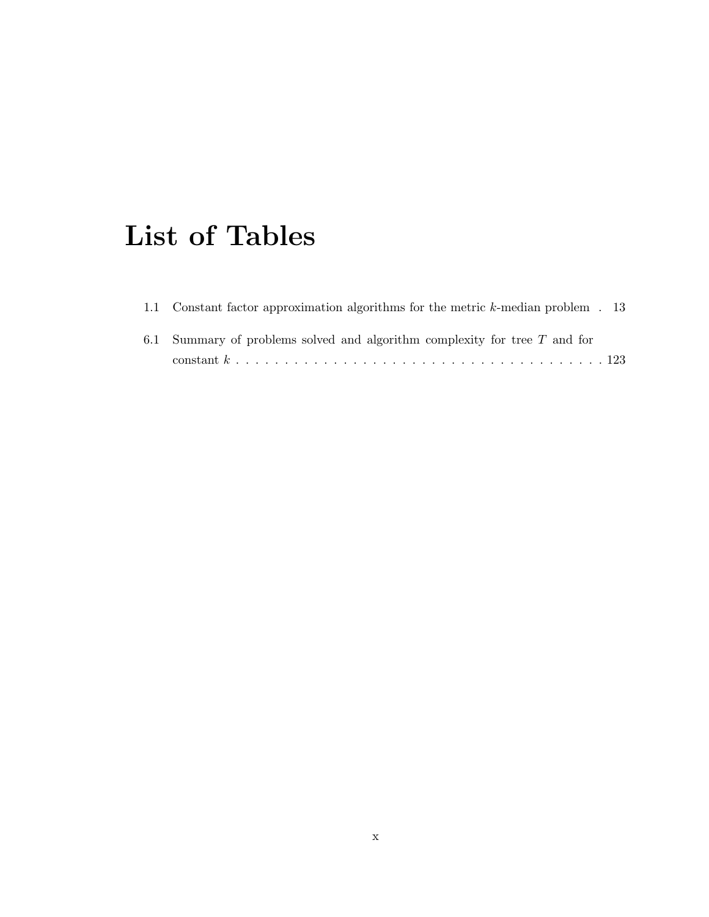# List of Tables

1.1 Constant factor approximation algorithms for the metric $k$-median problem . 13

6.1 Summary of problems solved and algorithm complexity for tree $T$ and for constant $k$ . . . . . . . . . . . . . . . . . . . . . . . . . . . . . . . . . . . . . . . 123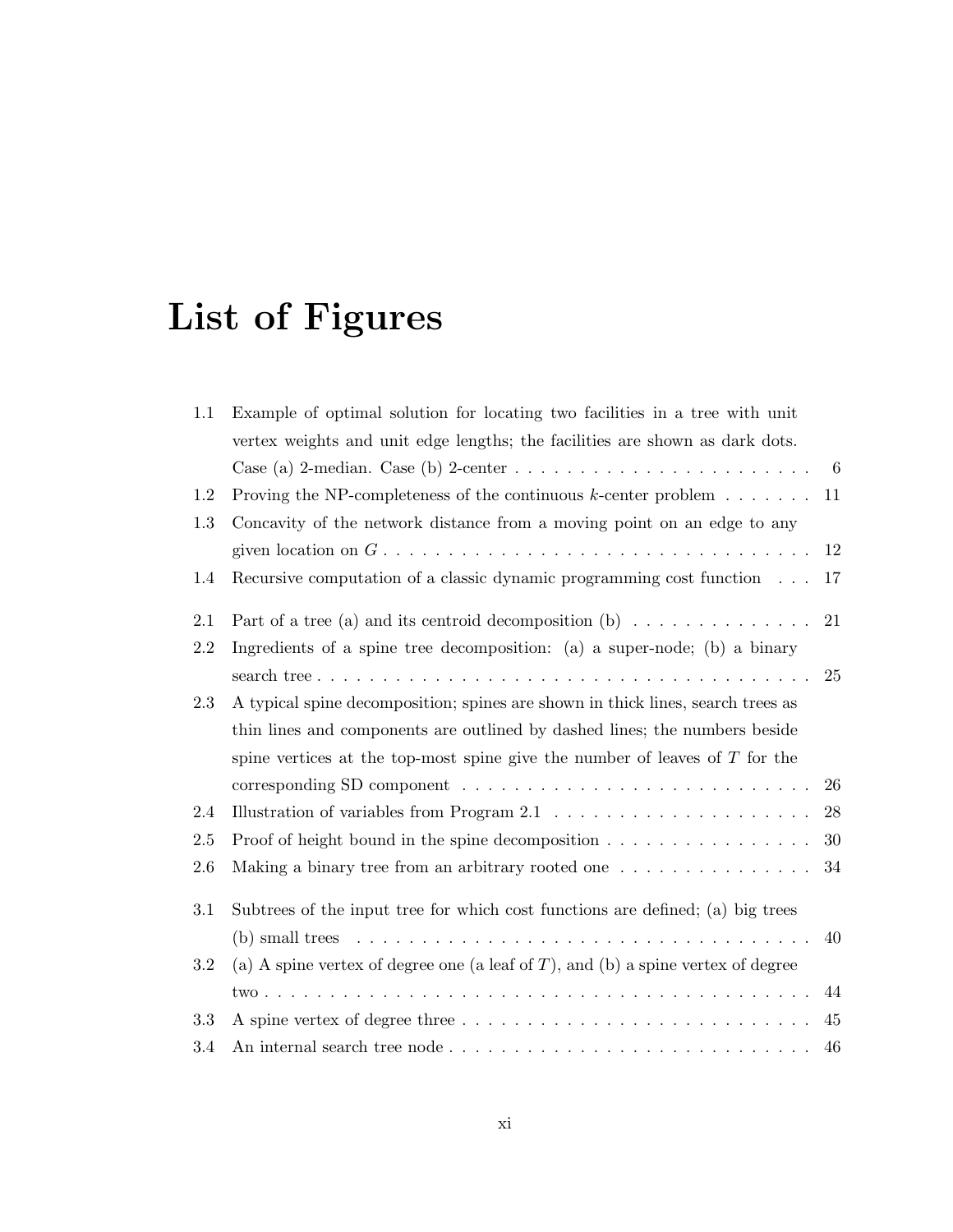# List of Figures

| | | |
|---|---|---|
| 1.1 | Example of optimal solution for locating two facilities in a tree with unit vertex weights and unit edge lengths; the facilities are shown as dark dots. Case (a) 2-median. Case (b) 2-center | 6 |
| 1.2 | Proving the NP-completeness of the continuous $k$-center problem | 11 |
| 1.3 | Concavity of the network distance from a moving point on an edge to any given location on $G$ | 12 |
| 1.4 | Recursive computation of a classic dynamic programming cost function | 17 |
| 2.1 | Part of a tree (a) and its centroid decomposition (b) | 21 |
| 2.2 | Ingredients of a spine tree decomposition: (a) a super-node; (b) a binary search tree | 25 |
| 2.3 | A typical spine decomposition; spines are shown in thick lines, search trees as thin lines and components are outlined by dashed lines; the numbers beside spine vertices at the top-most spine give the number of leaves of $T$ for the corresponding SD component | 26 |
| 2.4 | Illustration of variables from Program 2.1 | 28 |
| 2.5 | Proof of height bound in the spine decomposition | 30 |
| 2.6 | Making a binary tree from an arbitrary rooted one | 34 |
| 3.1 | Subtrees of the input tree for which cost functions are defined; (a) big trees (b) small trees | 40 |
| 3.2 | (a) A spine vertex of degree one (a leaf of $T$), and (b) a spine vertex of degree two | 44 |
| 3.3 | A spine vertex of degree three | 45 |
| 3.4 | An internal search tree node | 46 |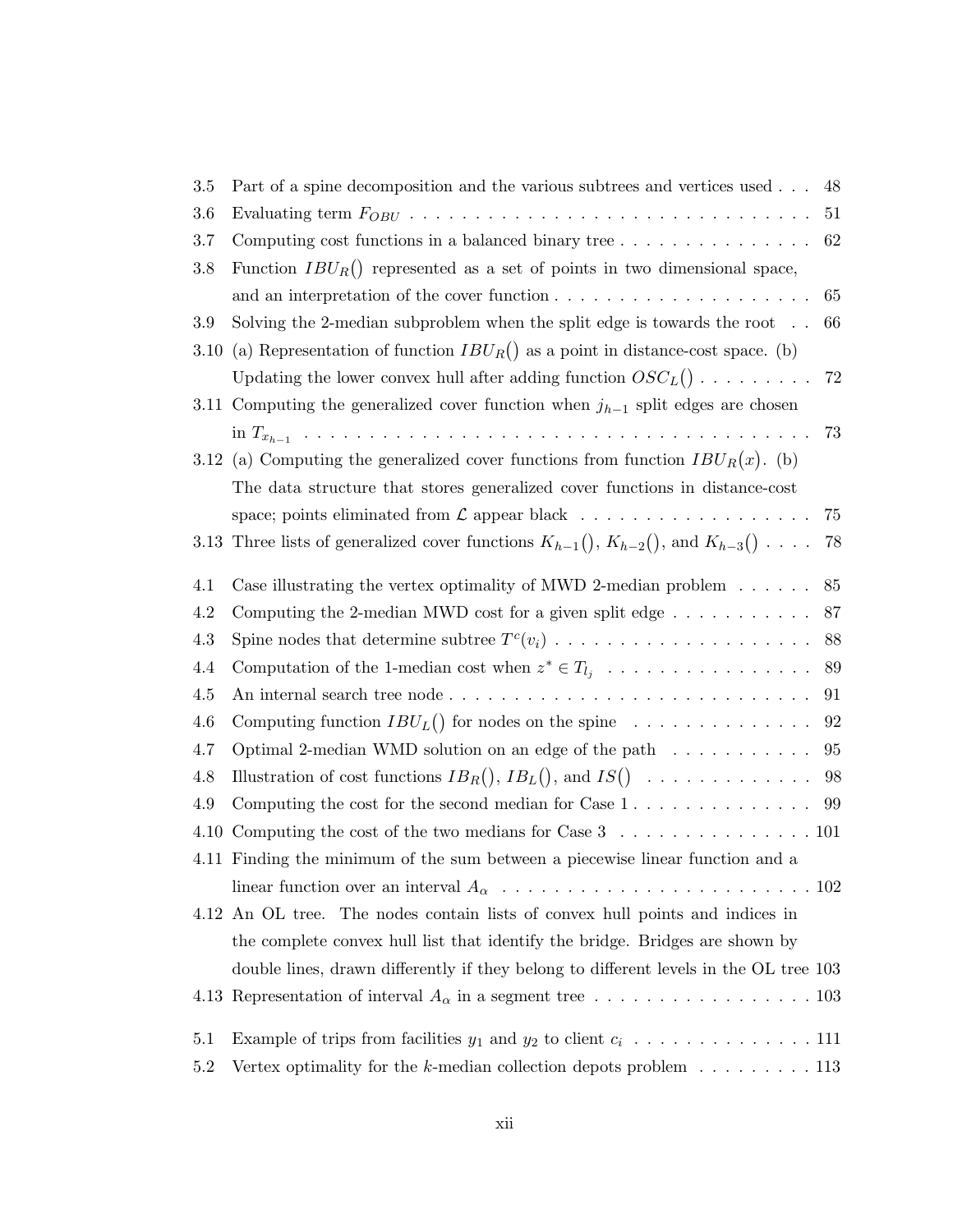| | | |
|---|---|---|
| 3.5 | Part of a spine decomposition and the various subtrees and vertices used | 48 |
| 3.6 | Evaluating term $F_{OBU}$ | 51 |
| 3.7 | Computing cost functions in a balanced binary tree | 62 |
| 3.8 | Function $IBU_R()$ represented as a set of points in two dimensional space, and an interpretation of the cover function | 65 |
| 3.9 | Solving the 2-median subproblem when the split edge is towards the root | 66 |
| 3.10 | (a) Representation of function $IBU_R()$ as a point in distance-cost space. (b) Updating the lower convex hull after adding function $OSC_L()$ | 72 |
| 3.11 | Computing the generalized cover function when $j_{h-1}$ split edges are chosen in $T_{x_{h-1}}$ | 73 |
| 3.12 | (a) Computing the generalized cover functions from function $IBU_R(x)$. (b) The data structure that stores generalized cover functions in distance-cost space; points eliminated from $\mathcal{L}$ appear black | 75 |
| 3.13 | Three lists of generalized cover functions $K_{h-1}()$, $K_{h-2}()$, and $K_{h-3}()$ | 78 |
| 4.1 | Case illustrating the vertex optimality of MWD 2-median problem | 85 |
| 4.2 | Computing the 2-median MWD cost for a given split edge | 87 |
| 4.3 | Spine nodes that determine subtree $T^c(v_i)$ | 88 |
| 4.4 | Computation of the 1-median cost when $z^* \in T_{l_j}$ | 89 |
| 4.5 | An internal search tree node | 91 |
| 4.6 | Computing function $IBU_L()$ for nodes on the spine | 92 |
| 4.7 | Optimal 2-median WMD solution on an edge of the path | 95 |
| 4.8 | Illustration of cost functions $IB_R()$, $IB_L()$, and $IS()$ | 98 |
| 4.9 | Computing the cost for the second median for Case 1 | 99 |
| 4.10 | Computing the cost of the two medians for Case 3 | 101 |
| 4.11 | Finding the minimum of the sum between a piecewise linear function and a linear function over an interval $A_\alpha$ | 102 |
| 4.12 | An OL tree. The nodes contain lists of convex hull points and indices in the complete convex hull list that identify the bridge. Bridges are shown by double lines, drawn differently if they belong to different levels in the OL tree | 103 |
| 4.13 | Representation of interval $A_\alpha$ in a segment tree | 103 |
| 5.1 | Example of trips from facilities $y_1$ and $y_2$ to client $c_i$ | 111 |
| 5.2 | Vertex optimality for the $k$-median collection depots problem | 113 |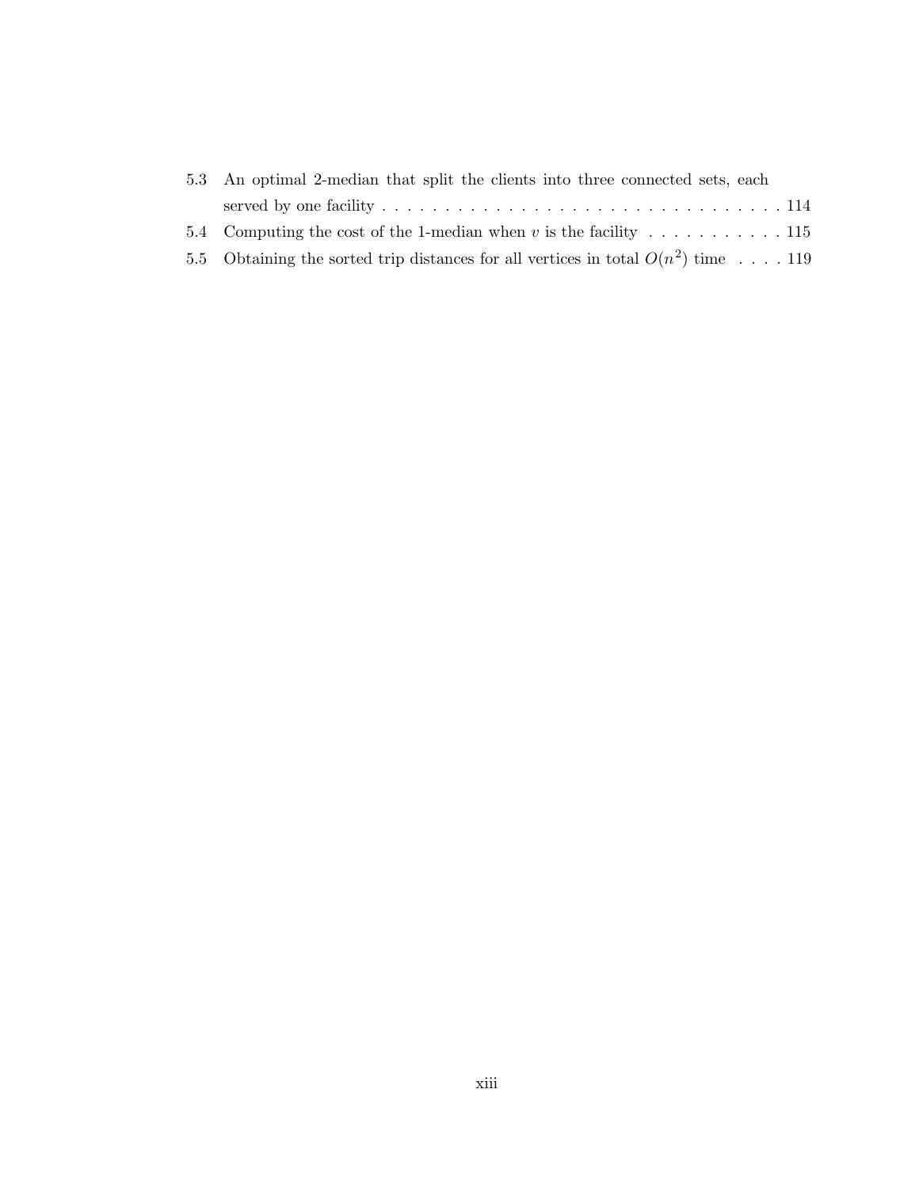5.3 An optimal 2-median that split the clients into three connected sets, each served by one facility . . . . . . . . . . . . . . . . . . . . . . . . . . . . . . . . . 114

5.4 Computing the cost of the 1-median when $v$ is the facility . . . . . . . . . . . 115

5.5 Obtaining the sorted trip distances for all vertices in total $O(n^2)$ time . . . . 119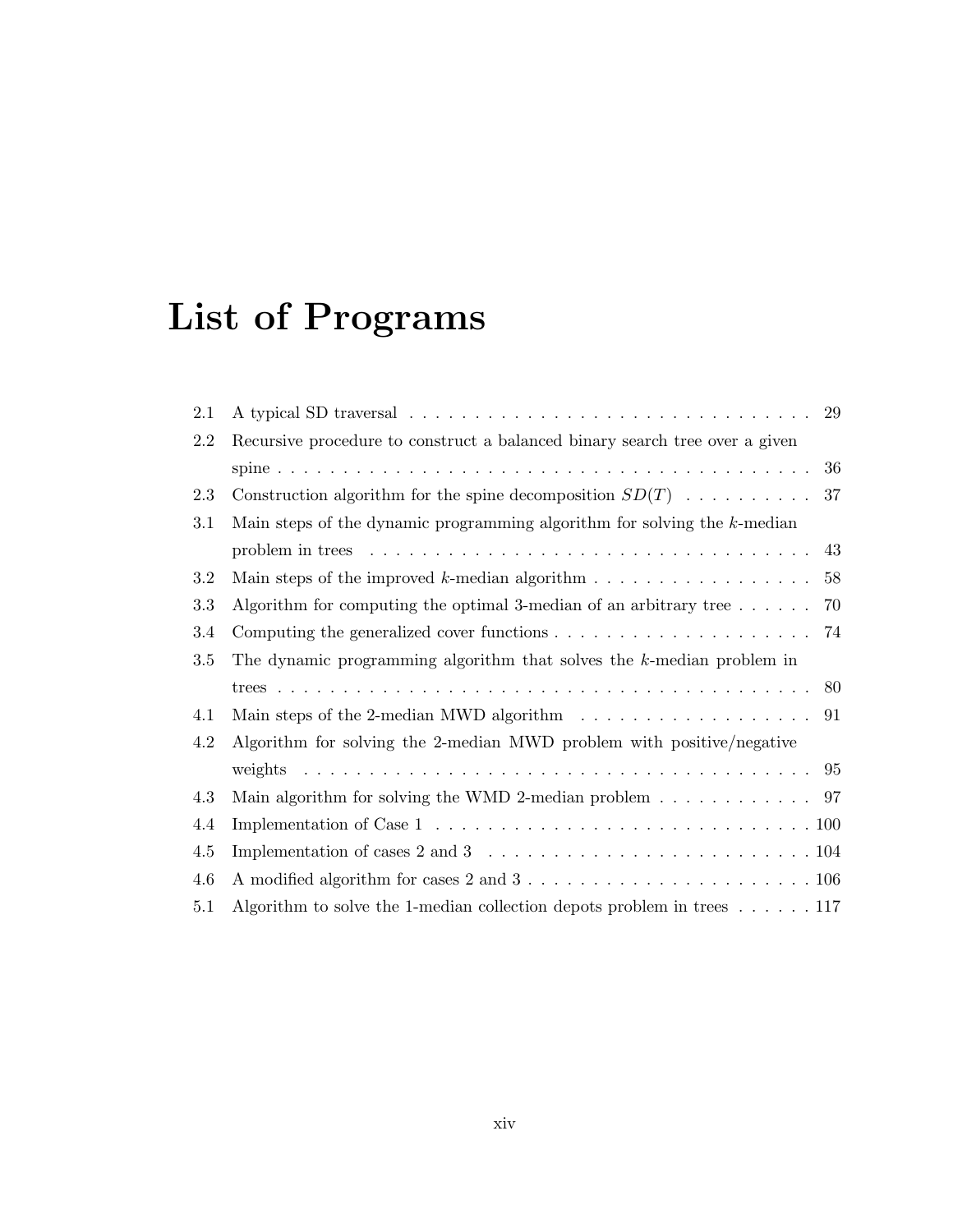# List of Programs

2.1 A typical SD traversal . . . . . . . . . . . . . . . . . . . . . . . . . . . . . . . . 29

2.2 Recursive procedure to construct a balanced binary search tree over a given spine . . . . . . . . . . . . . . . . . . . . . . . . . . . . . . . . . . . . . . . . . . 36

2.3 Construction algorithm for the spine decomposition $SD(T)$ . . . . . . . . . . 37

3.1 Main steps of the dynamic programming algorithm for solving the $k$-median problem in trees . . . . . . . . . . . . . . . . . . . . . . . . . . . . . . . . . . . 43

3.2 Main steps of the improved $k$-median algorithm . . . . . . . . . . . . . . . . . 58

3.3 Algorithm for computing the optimal 3-median of an arbitrary tree . . . . . . 70

3.4 Computing the generalized cover functions . . . . . . . . . . . . . . . . . . . . 74

3.5 The dynamic programming algorithm that solves the $k$-median problem in trees . . . . . . . . . . . . . . . . . . . . . . . . . . . . . . . . . . . . . . . . . . 80

4.1 Main steps of the 2-median MWD algorithm . . . . . . . . . . . . . . . . . . 91

4.2 Algorithm for solving the 2-median MWD problem with positive/negative weights . . . . . . . . . . . . . . . . . . . . . . . . . . . . . . . . . . . . . . . . 95

4.3 Main algorithm for solving the WMD 2-median problem . . . . . . . . . . . . 97

4.4 Implementation of Case 1 . . . . . . . . . . . . . . . . . . . . . . . . . . . . . 100

4.5 Implementation of cases 2 and 3 . . . . . . . . . . . . . . . . . . . . . . . . . 104

4.6 A modified algorithm for cases 2 and 3 . . . . . . . . . . . . . . . . . . . . . . 106

5.1 Algorithm to solve the 1-median collection depots problem in trees . . . . . . 117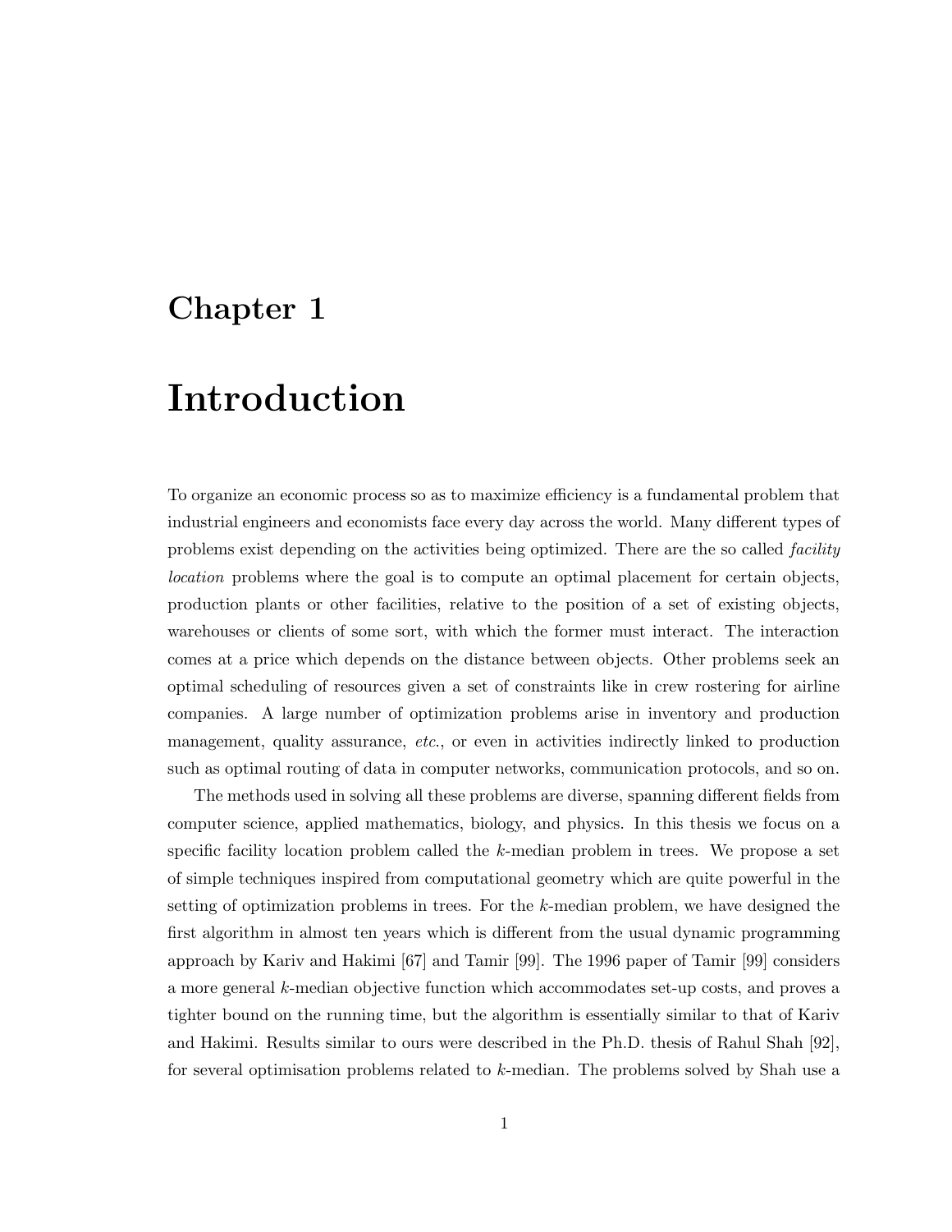# Chapter 1

# Introduction

To organize an economic process so as to maximize efficiency is a fundamental problem that industrial engineers and economists face every day across the world. Many different types of problems exist depending on the activities being optimized. There are the so called *facility location* problems where the goal is to compute an optimal placement for certain objects, production plants or other facilities, relative to the position of a set of existing objects, warehouses or clients of some sort, with which the former must interact. The interaction comes at a price which depends on the distance between objects. Other problems seek an optimal scheduling of resources given a set of constraints like in crew rostering for airline companies. A large number of optimization problems arise in inventory and production management, quality assurance, *etc.*, or even in activities indirectly linked to production such as optimal routing of data in computer networks, communication protocols, and so on.

The methods used in solving all these problems are diverse, spanning different fields from computer science, applied mathematics, biology, and physics. In this thesis we focus on a specific facility location problem called the $k$-median problem in trees. We propose a set of simple techniques inspired from computational geometry which are quite powerful in the setting of optimization problems in trees. For the $k$-median problem, we have designed the first algorithm in almost ten years which is different from the usual dynamic programming approach by Kariv and Hakimi [67] and Tamir [99]. The 1996 paper of Tamir [99] considers a more general $k$-median objective function which accommodates set-up costs, and proves a tighter bound on the running time, but the algorithm is essentially similar to that of Kariv and Hakimi. Results similar to ours were described in the Ph.D. thesis of Rahul Shah [92], for several optimisation problems related to $k$-median. The problems solved by Shah use a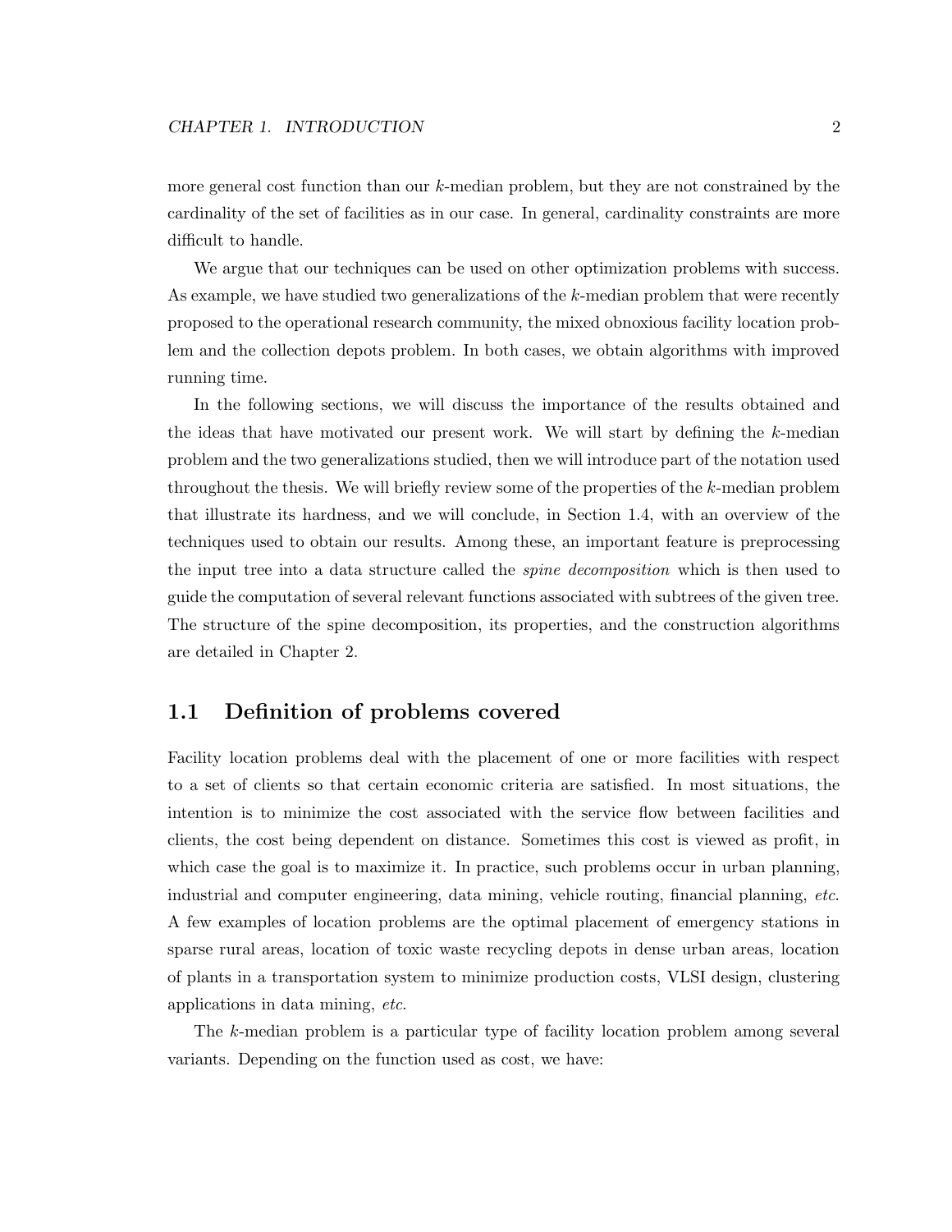more general cost function than our $k$-median problem, but they are not constrained by the cardinality of the set of facilities as in our case. In general, cardinality constraints are more difficult to handle.

We argue that our techniques can be used on other optimization problems with success. As example, we have studied two generalizations of the $k$-median problem that were recently proposed to the operational research community, the mixed obnoxious facility location problem and the collection depots problem. In both cases, we obtain algorithms with improved running time.

In the following sections, we will discuss the importance of the results obtained and the ideas that have motivated our present work. We will start by defining the $k$-median problem and the two generalizations studied, then we will introduce part of the notation used throughout the thesis. We will briefly review some of the properties of the $k$-median problem that illustrate its hardness, and we will conclude, in Section 1.4, with an overview of the techniques used to obtain our results. Among these, an important feature is preprocessing the input tree into a data structure called the *spine decomposition* which is then used to guide the computation of several relevant functions associated with subtrees of the given tree. The structure of the spine decomposition, its properties, and the construction algorithms are detailed in Chapter 2.

## 1.1 Definition of problems covered

Facility location problems deal with the placement of one or more facilities with respect to a set of clients so that certain economic criteria are satisfied. In most situations, the intention is to minimize the cost associated with the service flow between facilities and clients, the cost being dependent on distance. Sometimes this cost is viewed as profit, in which case the goal is to maximize it. In practice, such problems occur in urban planning, industrial and computer engineering, data mining, vehicle routing, financial planning, *etc.* A few examples of location problems are the optimal placement of emergency stations in sparse rural areas, location of toxic waste recycling depots in dense urban areas, location of plants in a transportation system to minimize production costs, VLSI design, clustering applications in data mining, *etc.*

The $k$-median problem is a particular type of facility location problem among several variants. Depending on the function used as cost, we have: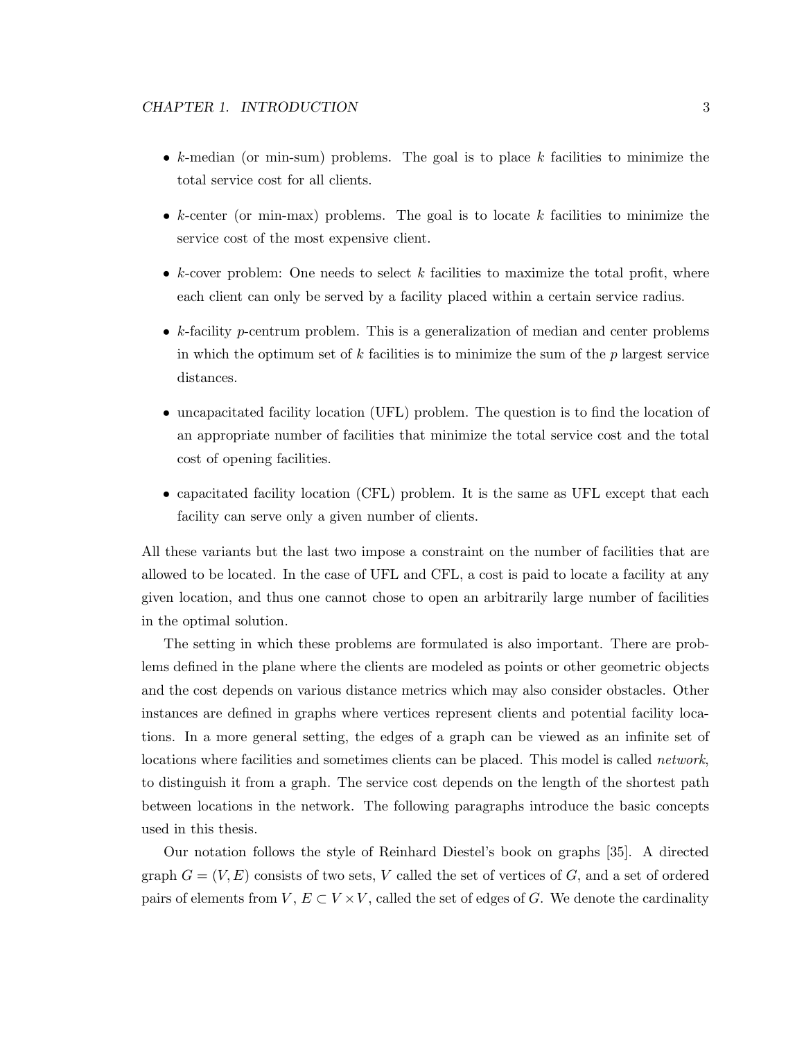- $k$-median (or min-sum) problems. The goal is to place $k$ facilities to minimize the total service cost for all clients.

- $k$-center (or min-max) problems. The goal is to locate $k$ facilities to minimize the service cost of the most expensive client.

- $k$-cover problem: One needs to select $k$ facilities to maximize the total profit, where each client can only be served by a facility placed within a certain service radius.

- $k$-facility $p$-centrum problem. This is a generalization of median and center problems in which the optimum set of $k$ facilities is to minimize the sum of the $p$ largest service distances.

- uncapacitated facility location (UFL) problem. The question is to find the location of an appropriate number of facilities that minimize the total service cost and the total cost of opening facilities.

- capacitated facility location (CFL) problem. It is the same as UFL except that each facility can serve only a given number of clients.

All these variants but the last two impose a constraint on the number of facilities that are allowed to be located. In the case of UFL and CFL, a cost is paid to locate a facility at any given location, and thus one cannot chose to open an arbitrarily large number of facilities in the optimal solution.

The setting in which these problems are formulated is also important. There are problems defined in the plane where the clients are modeled as points or other geometric objects and the cost depends on various distance metrics which may also consider obstacles. Other instances are defined in graphs where vertices represent clients and potential facility locations. In a more general setting, the edges of a graph can be viewed as an infinite set of locations where facilities and sometimes clients can be placed. This model is called *network*, to distinguish it from a graph. The service cost depends on the length of the shortest path between locations in the network. The following paragraphs introduce the basic concepts used in this thesis.

Our notation follows the style of Reinhard Diestel's book on graphs [35]. A directed graph $G = (V, E)$ consists of two sets, $V$ called the set of vertices of $G$, and a set of ordered pairs of elements from $V$, $E \subset V \times V$, called the set of edges of $G$. We denote the cardinality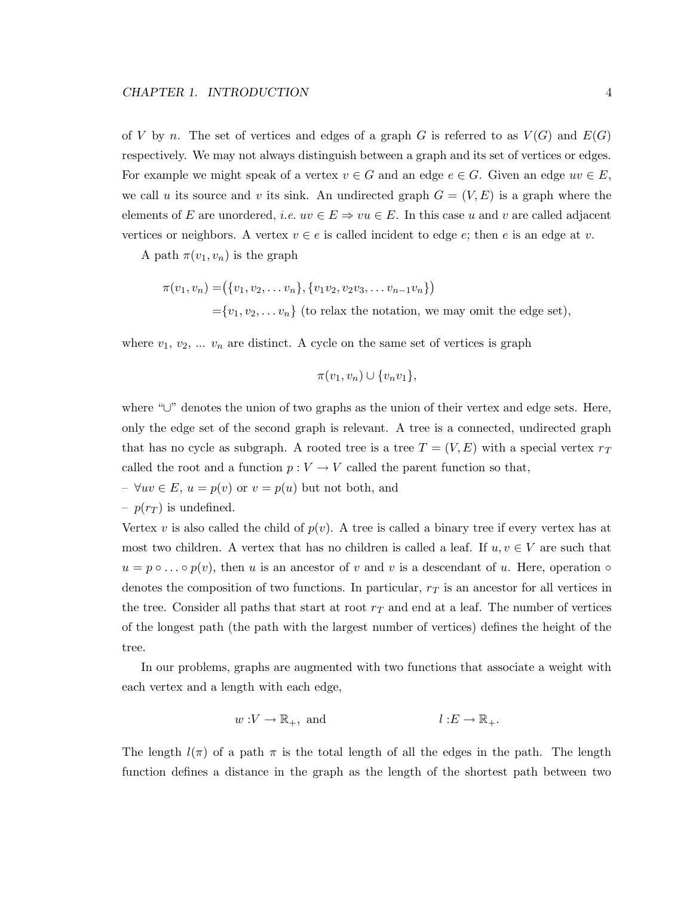of $V$ by $n$. The set of vertices and edges of a graph $G$ is referred to as $V(G)$ and $E(G)$ respectively. We may not always distinguish between a graph and its set of vertices or edges. For example we might speak of a vertex $v \in G$ and an edge $e \in G$. Given an edge $uv \in E$, we call $u$ its source and $v$ its sink. An undirected graph $G = (V, E)$ is a graph where the elements of $E$ are unordered, *i.e.* $uv \in E \Rightarrow vu \in E$. In this case $u$ and $v$ are called adjacent vertices or neighbors. A vertex $v \in e$ is called incident to edge $e$; then $e$ is an edge at $v$.

A path $\pi(v_1, v_n)$ is the graph

$$
\begin{aligned}
\pi(v_1, v_n) =& \big(\{v_1, v_2, \dots v_n\}, \{v_1v_2, v_2v_3, \dots v_{n-1}v_n\}\big) \\
=& \{v_1, v_2, \dots v_n\} \text{ (to relax the notation, we may omit the edge set)},
\end{aligned}
$$

where $v_1$, $v_2$, ... $v_n$ are distinct. A cycle on the same set of vertices is graph

$$\pi(v_1, v_n) \cup \{v_n v_1\},$$

where "$\cup$" denotes the union of two graphs as the union of their vertex and edge sets. Here, only the edge set of the second graph is relevant. A tree is a connected, undirected graph that has no cycle as subgraph. A rooted tree is a tree $T = (V, E)$ with a special vertex $r_T$ called the root and a function $p : V \to V$ called the parent function so that,

– $\forall uv \in E$, $u = p(v)$ or $v = p(u)$ but not both, and

– $p(r_T)$ is undefined.

Vertex $v$ is also called the child of $p(v)$. A tree is called a binary tree if every vertex has at most two children. A vertex that has no children is called a leaf. If $u, v \in V$ are such that $u = p \circ \ldots \circ p(v)$, then $u$ is an ancestor of $v$ and $v$ is a descendant of $u$. Here, operation $\circ$ denotes the composition of two functions. In particular, $r_T$ is an ancestor for all vertices in the tree. Consider all paths that start at root $r_T$ and end at a leaf. The number of vertices of the longest path (the path with the largest number of vertices) defines the height of the tree.

In our problems, graphs are augmented with two functions that associate a weight with each vertex and a length with each edge,

$$w : V \to \mathbb{R}_+, \text{ and} \qquad\qquad l : E \to \mathbb{R}_+.$$

The length $l(\pi)$ of a path $\pi$ is the total length of all the edges in the path. The length function defines a distance in the graph as the length of the shortest path between two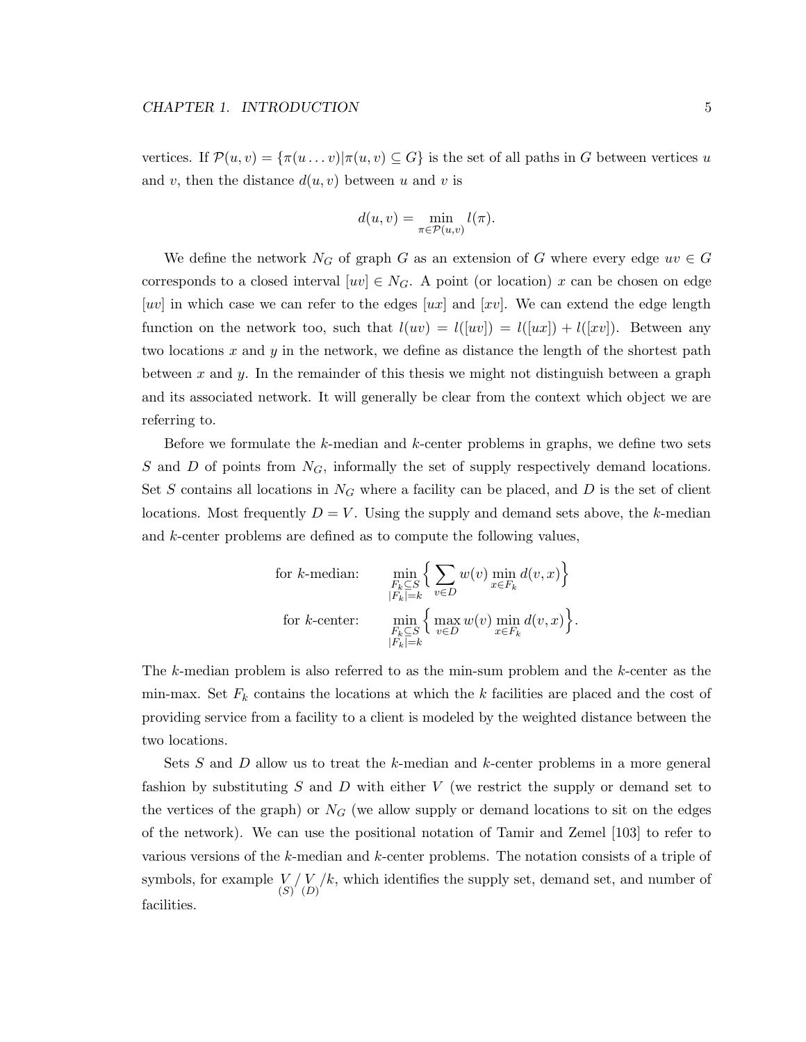vertices. If $\mathcal{P}(u,v) = \{\pi(u \ldots v) | \pi(u,v) \subseteq G\}$ is the set of all paths in $G$ between vertices $u$ and $v$, then the distance $d(u,v)$ between $u$ and $v$ is

$$d(u,v) = \min_{\pi \in \mathcal{P}(u,v)} l(\pi).$$

We define the network $N_G$ of graph $G$ as an extension of $G$ where every edge $uv \in G$ corresponds to a closed interval $[uv] \in N_G$. A point (or location) $x$ can be chosen on edge $[uv]$ in which case we can refer to the edges $[ux]$ and $[xv]$. We can extend the edge length function on the network too, such that $l(uv) = l([uv]) = l([ux]) + l([xv])$. Between any two locations $x$ and $y$ in the network, we define as distance the length of the shortest path between $x$ and $y$. In the remainder of this thesis we might not distinguish between a graph and its associated network. It will generally be clear from the context which object we are referring to.

Before we formulate the $k$-median and $k$-center problems in graphs, we define two sets $S$ and $D$ of points from $N_G$, informally the set of supply respectively demand locations. Set $S$ contains all locations in $N_G$ where a facility can be placed, and $D$ is the set of client locations. Most frequently $D = V$. Using the supply and demand sets above, the $k$-median and $k$-center problems are defined as to compute the following values,

$$\text{for } k\text{-median:} \qquad \min_{\substack{F_k \subseteq S \\ |F_k| = k}} \Big\{ \sum_{v \in D} w(v) \min_{x \in F_k} d(v,x) \Big\}$$

$$\text{for } k\text{-center:} \qquad \min_{\substack{F_k \subseteq S \\ |F_k| = k}} \Big\{ \max_{v \in D} w(v) \min_{x \in F_k} d(v,x) \Big\}.$$

The $k$-median problem is also referred to as the min-sum problem and the $k$-center as the min-max. Set $F_k$ contains the locations at which the $k$ facilities are placed and the cost of providing service from a facility to a client is modeled by the weighted distance between the two locations.

Sets $S$ and $D$ allow us to treat the $k$-median and $k$-center problems in a more general fashion by substituting $S$ and $D$ with either $V$ (we restrict the supply or demand set to the vertices of the graph) or $N_G$ (we allow supply or demand locations to sit on the edges of the network). We can use the positional notation of Tamir and Zemel [103] to refer to various versions of the $k$-median and $k$-center problems. The notation consists of a triple of symbols, for example $\underset{(S)}{V} / \underset{(D)}{V} / k$, which identifies the supply set, demand set, and number of facilities.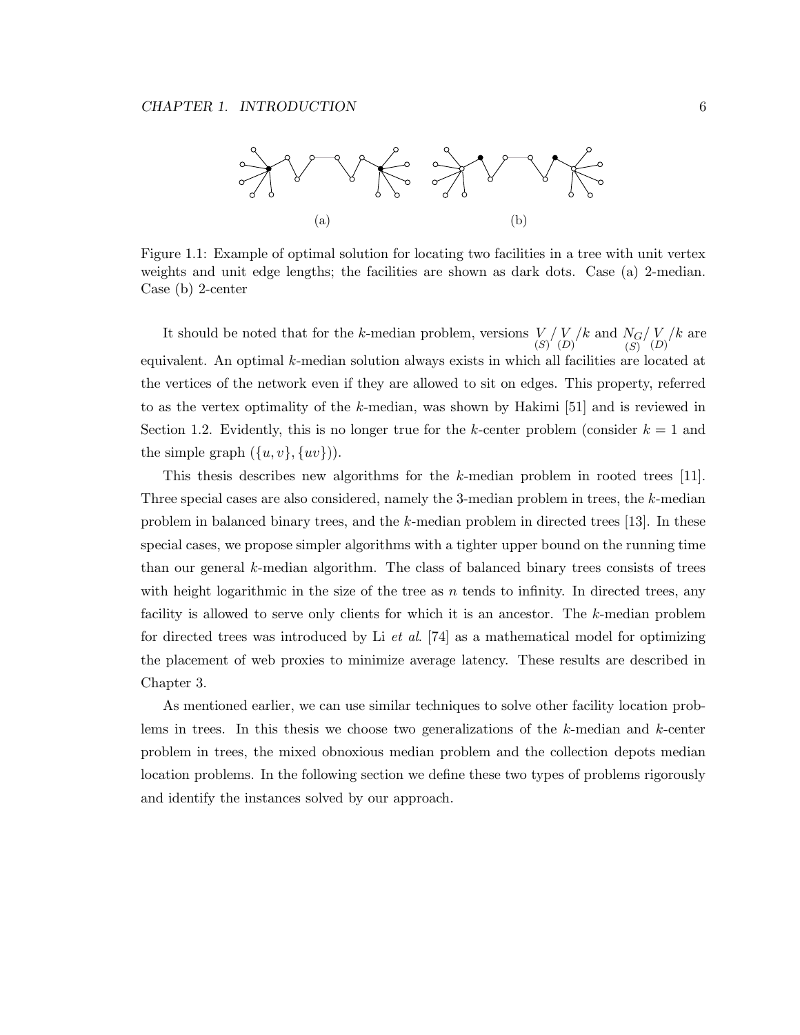(a) (b)

Figure 1.1: Example of optimal solution for locating two facilities in a tree with unit vertex weights and unit edge lengths; the facilities are shown as dark dots. Case (a) 2-median. Case (b) 2-center

It should be noted that for the $k$-median problem, versions $\underset{(S)}{V} / \underset{(D)}{V} / k$ and $\underset{(S)}{N_G} / \underset{(D)}{V} / k$ are equivalent. An optimal $k$-median solution always exists in which all facilities are located at the vertices of the network even if they are allowed to sit on edges. This property, referred to as the vertex optimality of the $k$-median, was shown by Hakimi [51] and is reviewed in Section 1.2. Evidently, this is no longer true for the $k$-center problem (consider $k = 1$ and the simple graph $(\{u, v\}, \{uv\})$).

This thesis describes new algorithms for the $k$-median problem in rooted trees [11]. Three special cases are also considered, namely the 3-median problem in trees, the $k$-median problem in balanced binary trees, and the $k$-median problem in directed trees [13]. In these special cases, we propose simpler algorithms with a tighter upper bound on the running time than our general $k$-median algorithm. The class of balanced binary trees consists of trees with height logarithmic in the size of the tree as $n$ tends to infinity. In directed trees, any facility is allowed to serve only clients for which it is an ancestor. The $k$-median problem for directed trees was introduced by Li *et al*. [74] as a mathematical model for optimizing the placement of web proxies to minimize average latency. These results are described in Chapter 3.

As mentioned earlier, we can use similar techniques to solve other facility location problems in trees. In this thesis we choose two generalizations of the $k$-median and $k$-center problem in trees, the mixed obnoxious median problem and the collection depots median location problems. In the following section we define these two types of problems rigorously and identify the instances solved by our approach.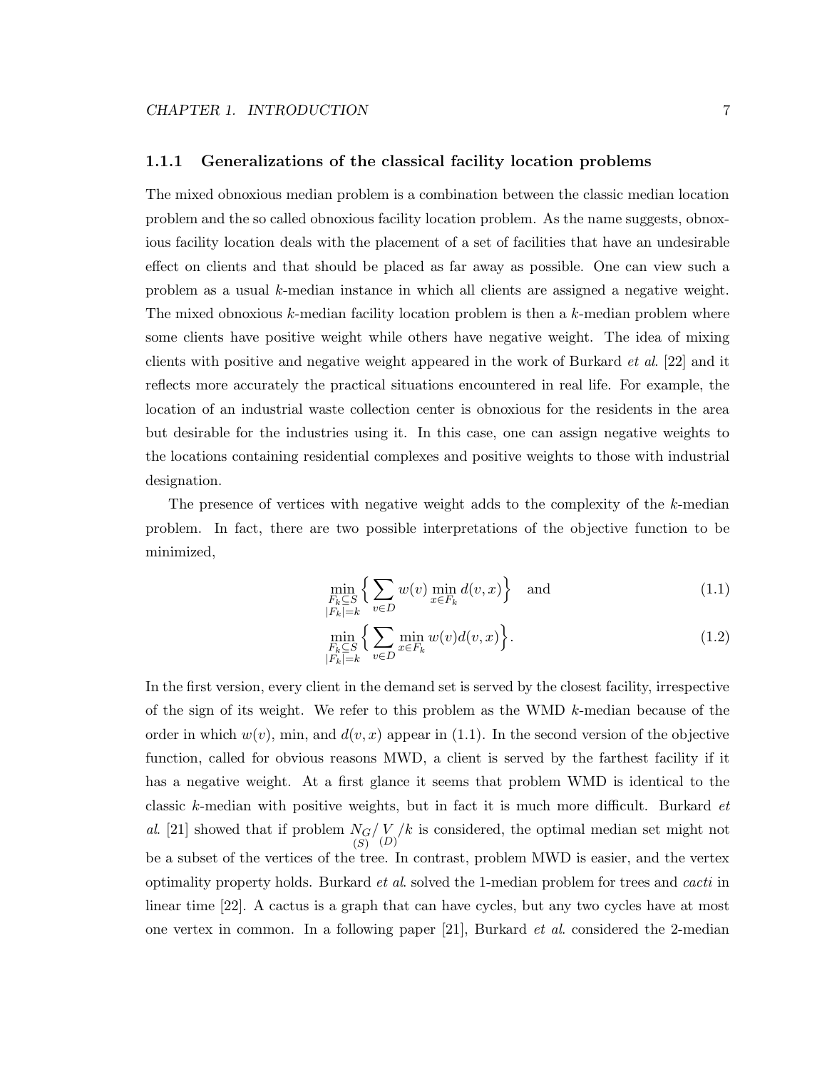### 1.1.1 Generalizations of the classical facility location problems

The mixed obnoxious median problem is a combination between the classic median location problem and the so called obnoxious facility location problem. As the name suggests, obnoxious facility location deals with the placement of a set of facilities that have an undesirable effect on clients and that should be placed as far away as possible. One can view such a problem as a usual $k$-median instance in which all clients are assigned a negative weight. The mixed obnoxious $k$-median facility location problem is then a $k$-median problem where some clients have positive weight while others have negative weight. The idea of mixing clients with positive and negative weight appeared in the work of Burkard *et al.* [22] and it reflects more accurately the practical situations encountered in real life. For example, the location of an industrial waste collection center is obnoxious for the residents in the area but desirable for the industries using it. In this case, one can assign negative weights to the locations containing residential complexes and positive weights to those with industrial designation.

The presence of vertices with negative weight adds to the complexity of the $k$-median problem. In fact, there are two possible interpretations of the objective function to be minimized,

$$\min_{\substack{F_k \subseteq S \\ |F_k|=k}} \Big\{ \sum_{v \in D} w(v) \min_{x \in F_k} d(v,x) \Big\} \quad \text{and} \tag{1.1}$$

$$\min_{\substack{F_k \subseteq S \\ |F_k|=k}} \Big\{ \sum_{v \in D} \min_{x \in F_k} w(v) d(v,x) \Big\}. \tag{1.2}$$

In the first version, every client in the demand set is served by the closest facility, irrespective of the sign of its weight. We refer to this problem as the WMD $k$-median because of the order in which $w(v)$, min, and $d(v,x)$ appear in (1.1). In the second version of the objective function, called for obvious reasons MWD, a client is served by the farthest facility if it has a negative weight. At a first glance it seems that problem WMD is identical to the classic $k$-median with positive weights, but in fact it is much more difficult. Burkard *et al.* [21] showed that if problem $\underset{(S)}{N_G}/\underset{(D)}{V}/k$ is considered, the optimal median set might not be a subset of the vertices of the tree. In contrast, problem MWD is easier, and the vertex optimality property holds. Burkard *et al.* solved the 1-median problem for trees and *cacti* in linear time [22]. A cactus is a graph that can have cycles, but any two cycles have at most one vertex in common. In a following paper [21], Burkard *et al.* considered the 2-median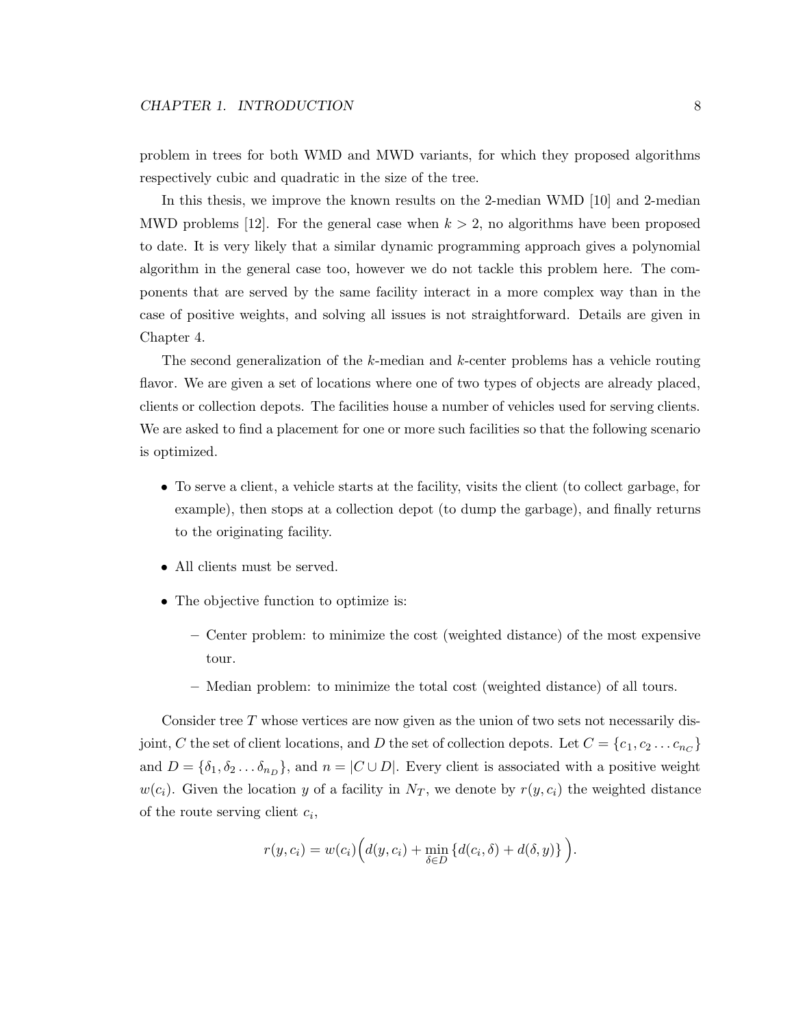problem in trees for both WMD and MWD variants, for which they proposed algorithms respectively cubic and quadratic in the size of the tree.

In this thesis, we improve the known results on the 2-median WMD [10] and 2-median MWD problems [12]. For the general case when $k > 2$, no algorithms have been proposed to date. It is very likely that a similar dynamic programming approach gives a polynomial algorithm in the general case too, however we do not tackle this problem here. The components that are served by the same facility interact in a more complex way than in the case of positive weights, and solving all issues is not straightforward. Details are given in Chapter 4.

The second generalization of the $k$-median and $k$-center problems has a vehicle routing flavor. We are given a set of locations where one of two types of objects are already placed, clients or collection depots. The facilities house a number of vehicles used for serving clients. We are asked to find a placement for one or more such facilities so that the following scenario is optimized.

- To serve a client, a vehicle starts at the facility, visits the client (to collect garbage, for example), then stops at a collection depot (to dump the garbage), and finally returns to the originating facility.
- All clients must be served.
- The objective function to optimize is:
  - Center problem: to minimize the cost (weighted distance) of the most expensive tour.
  - Median problem: to minimize the total cost (weighted distance) of all tours.

Consider tree $T$ whose vertices are now given as the union of two sets not necessarily disjoint, $C$ the set of client locations, and $D$ the set of collection depots. Let $C = \{c_1, c_2 \dots c_{n_C}\}$ and $D = \{\delta_1, \delta_2 \dots \delta_{n_D}\}$, and $n = |C \cup D|$. Every client is associated with a positive weight $w(c_i)$. Given the location $y$ of a facility in $N_T$, we denote by $r(y, c_i)$ the weighted distance of the route serving client $c_i$,

$$r(y, c_i) = w(c_i)\Big(d(y, c_i) + \min_{\delta \in D}\{d(c_i, \delta) + d(\delta, y)\}\Big).$$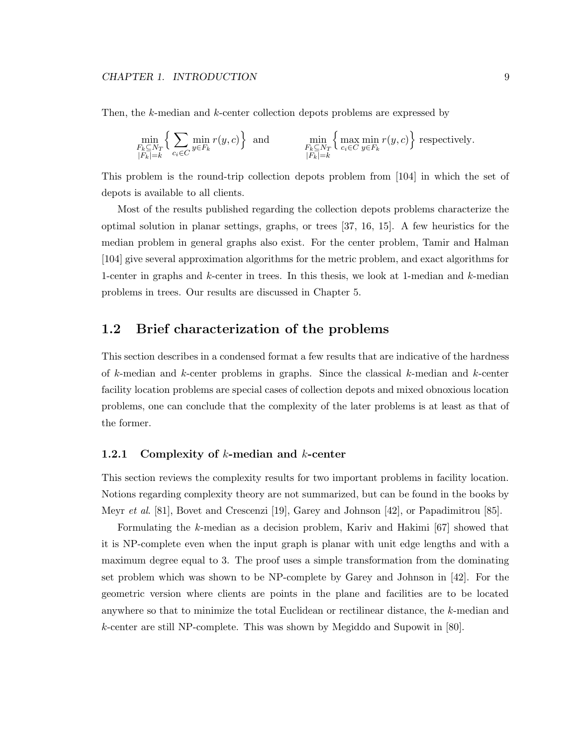Then, the $k$-median and $k$-center collection depots problems are expressed by

$$\min_{\substack{F_k \subseteq N_T \\ |F_k|=k}} \Big\{ \sum_{c_i \in C} \min_{y \in F_k} r(y,c) \Big\} \quad \text{and} \qquad \min_{\substack{F_k \subseteq N_T \\ |F_k|=k}} \Big\{ \max_{c_i \in C} \min_{y \in F_k} r(y,c) \Big\} \text{ respectively.}$$

This problem is the round-trip collection depots problem from [104] in which the set of depots is available to all clients.

Most of the results published regarding the collection depots problems characterize the optimal solution in planar settings, graphs, or trees [37, 16, 15]. A few heuristics for the median problem in general graphs also exist. For the center problem, Tamir and Halman [104] give several approximation algorithms for the metric problem, and exact algorithms for 1-center in graphs and $k$-center in trees. In this thesis, we look at 1-median and $k$-median problems in trees. Our results are discussed in Chapter 5.

## 1.2 Brief characterization of the problems

This section describes in a condensed format a few results that are indicative of the hardness of $k$-median and $k$-center problems in graphs. Since the classical $k$-median and $k$-center facility location problems are special cases of collection depots and mixed obnoxious location problems, one can conclude that the complexity of the later problems is at least as that of the former.

### 1.2.1 Complexity of $k$-median and $k$-center

This section reviews the complexity results for two important problems in facility location. Notions regarding complexity theory are not summarized, but can be found in the books by Meyr *et al*. [81], Bovet and Crescenzi [19], Garey and Johnson [42], or Papadimitrou [85].

Formulating the $k$-median as a decision problem, Kariv and Hakimi [67] showed that it is NP-complete even when the input graph is planar with unit edge lengths and with a maximum degree equal to 3. The proof uses a simple transformation from the dominating set problem which was shown to be NP-complete by Garey and Johnson in [42]. For the geometric version where clients are points in the plane and facilities are to be located anywhere so that to minimize the total Euclidean or rectilinear distance, the $k$-median and $k$-center are still NP-complete. This was shown by Megiddo and Supowit in [80].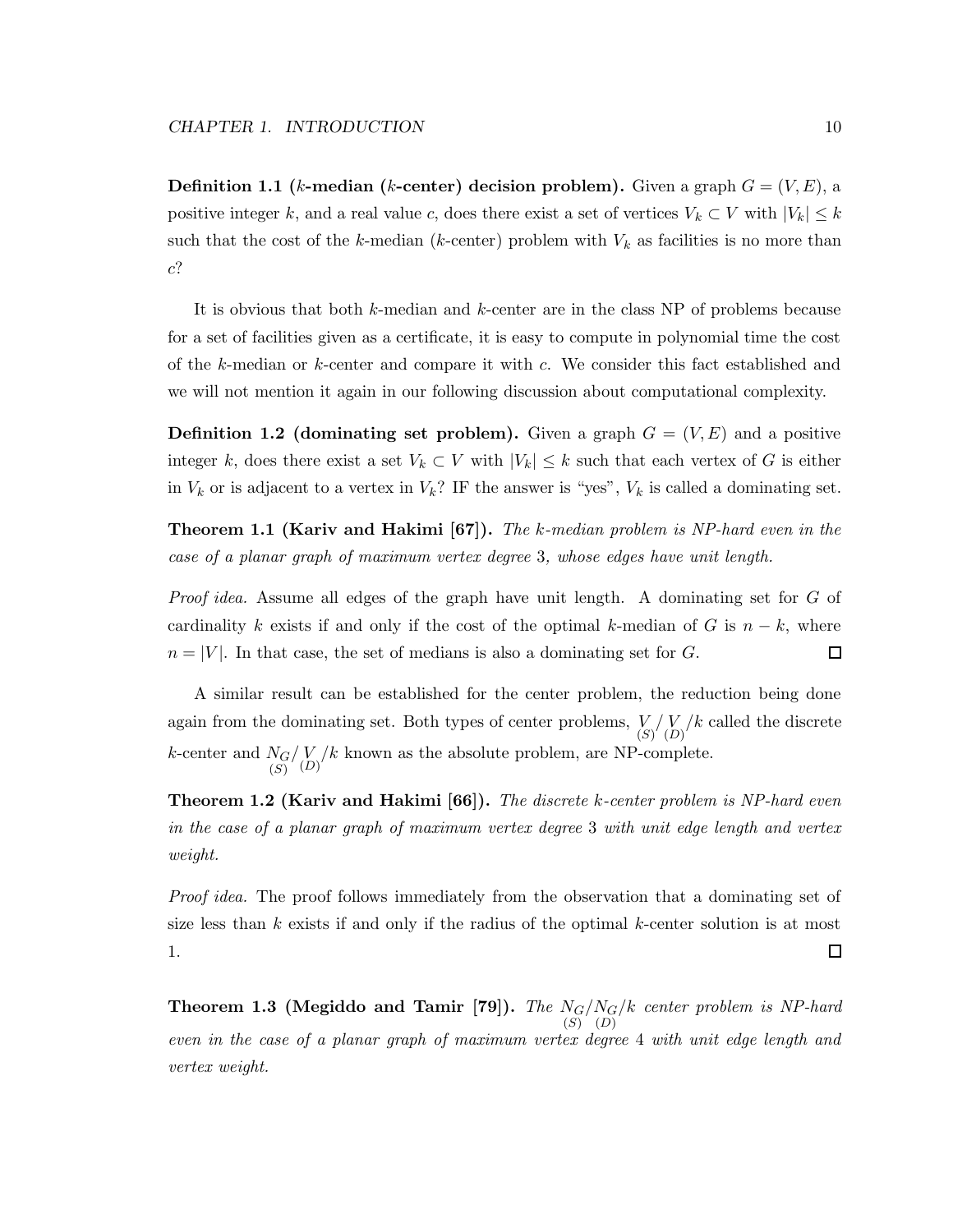**Definition 1.1 ($k$-median ($k$-center) decision problem).** Given a graph $G = (V, E)$, a positive integer $k$, and a real value $c$, does there exist a set of vertices $V_k \subset V$ with $|V_k| \leq k$ such that the cost of the $k$-median ($k$-center) problem with $V_k$ as facilities is no more than $c$?

It is obvious that both $k$-median and $k$-center are in the class NP of problems because for a set of facilities given as a certificate, it is easy to compute in polynomial time the cost of the $k$-median or $k$-center and compare it with $c$. We consider this fact established and we will not mention it again in our following discussion about computational complexity.

**Definition 1.2 (dominating set problem).** Given a graph $G = (V, E)$ and a positive integer $k$, does there exist a set $V_k \subset V$ with $|V_k| \leq k$ such that each vertex of $G$ is either in $V_k$ or is adjacent to a vertex in $V_k$? IF the answer is "yes", $V_k$ is called a dominating set.

**Theorem 1.1 (Kariv and Hakimi [67]).** *The $k$-median problem is NP-hard even in the case of a planar graph of maximum vertex degree 3, whose edges have unit length.*

*Proof idea.* Assume all edges of the graph have unit length. A dominating set for $G$ of cardinality $k$ exists if and only if the cost of the optimal $k$-median of $G$ is $n - k$, where $n = |V|$. In that case, the set of medians is also a dominating set for $G$. □

A similar result can be established for the center problem, the reduction being done again from the dominating set. Both types of center problems, $\underset{(S)}{V}/\underset{(D)}{V}/k$ called the discrete $k$-center and $\underset{(S)}{N_G}/\underset{(D)}{V}/k$ known as the absolute problem, are NP-complete.

**Theorem 1.2 (Kariv and Hakimi [66]).** *The discrete $k$-center problem is NP-hard even in the case of a planar graph of maximum vertex degree 3 with unit edge length and vertex weight.*

*Proof idea.* The proof follows immediately from the observation that a dominating set of size less than $k$ exists if and only if the radius of the optimal $k$-center solution is at most 1. □

**Theorem 1.3 (Megiddo and Tamir [79]).** *The $\underset{(S)}{N_G}/\underset{(D)}{N_G}/k$ center problem is NP-hard even in the case of a planar graph of maximum vertex degree 4 with unit edge length and vertex weight.*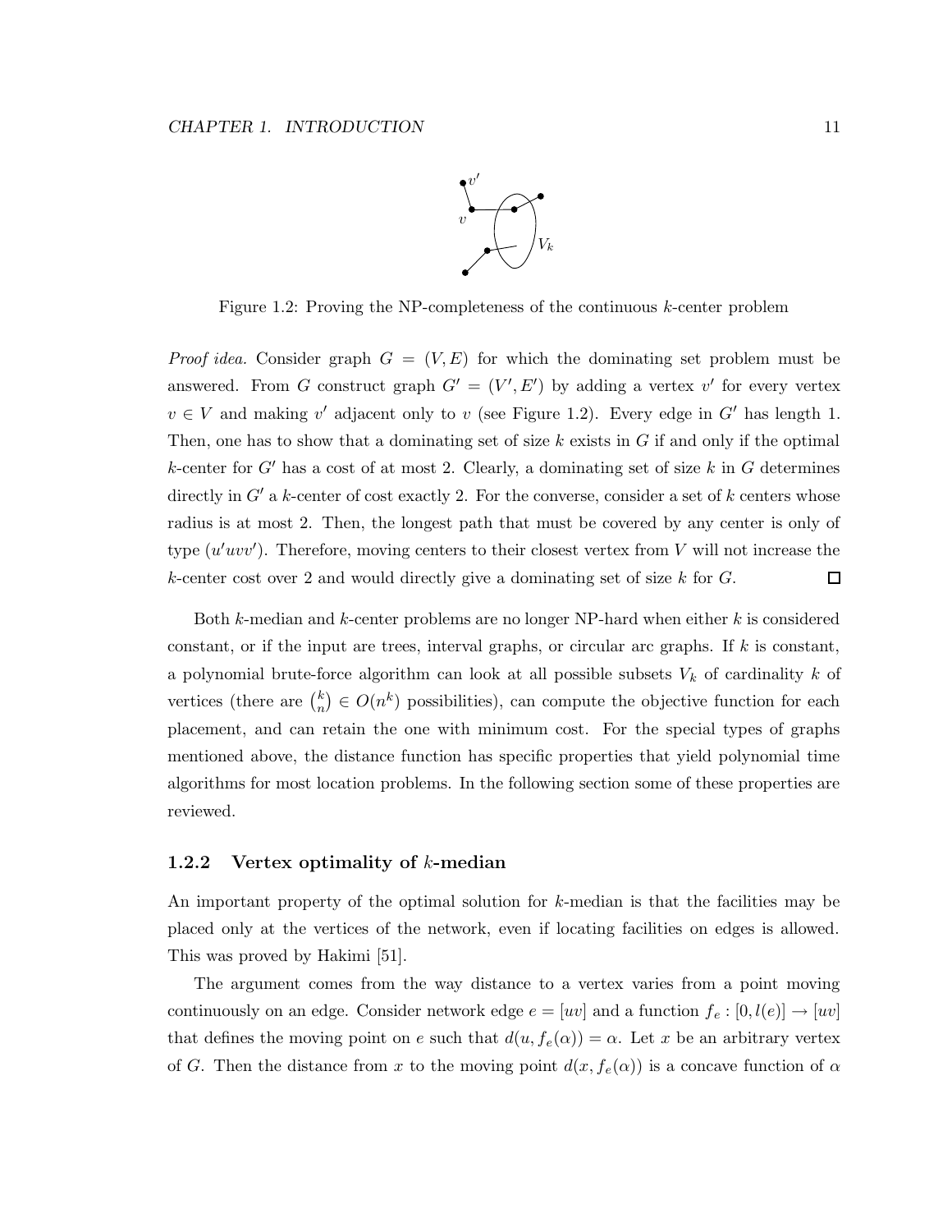Figure 1.2: Proving the NP-completeness of the continuous $k$-center problem

*Proof idea.* Consider graph $G = (V, E)$ for which the dominating set problem must be answered. From $G$ construct graph $G' = (V', E')$ by adding a vertex $v'$ for every vertex $v \in V$ and making $v'$ adjacent only to $v$ (see Figure 1.2). Every edge in $G'$ has length 1. Then, one has to show that a dominating set of size $k$ exists in $G$ if and only if the optimal $k$-center for $G'$ has a cost of at most 2. Clearly, a dominating set of size $k$ in $G$ determines directly in $G'$ a $k$-center of cost exactly 2. For the converse, consider a set of $k$ centers whose radius is at most 2. Then, the longest path that must be covered by any center is only of type $(u'uvv')$. Therefore, moving centers to their closest vertex from $V$ will not increase the $k$-center cost over 2 and would directly give a dominating set of size $k$ for $G$. □

Both $k$-median and $k$-center problems are no longer NP-hard when either $k$ is considered constant, or if the input are trees, interval graphs, or circular arc graphs. If $k$ is constant, a polynomial brute-force algorithm can look at all possible subsets $V_k$ of cardinality $k$ of vertices (there are $\binom{k}{n} \in O(n^k)$ possibilities), can compute the objective function for each placement, and can retain the one with minimum cost. For the special types of graphs mentioned above, the distance function has specific properties that yield polynomial time algorithms for most location problems. In the following section some of these properties are reviewed.

### 1.2.2 Vertex optimality of $k$-median

An important property of the optimal solution for $k$-median is that the facilities may be placed only at the vertices of the network, even if locating facilities on edges is allowed. This was proved by Hakimi [51].

The argument comes from the way distance to a vertex varies from a point moving continuously on an edge. Consider network edge $e = [uv]$ and a function $f_e : [0, l(e)] \to [uv]$ that defines the moving point on $e$ such that $d(u, f_e(\alpha)) = \alpha$. Let $x$ be an arbitrary vertex of $G$. Then the distance from $x$ to the moving point $d(x, f_e(\alpha))$ is a concave function of $\alpha$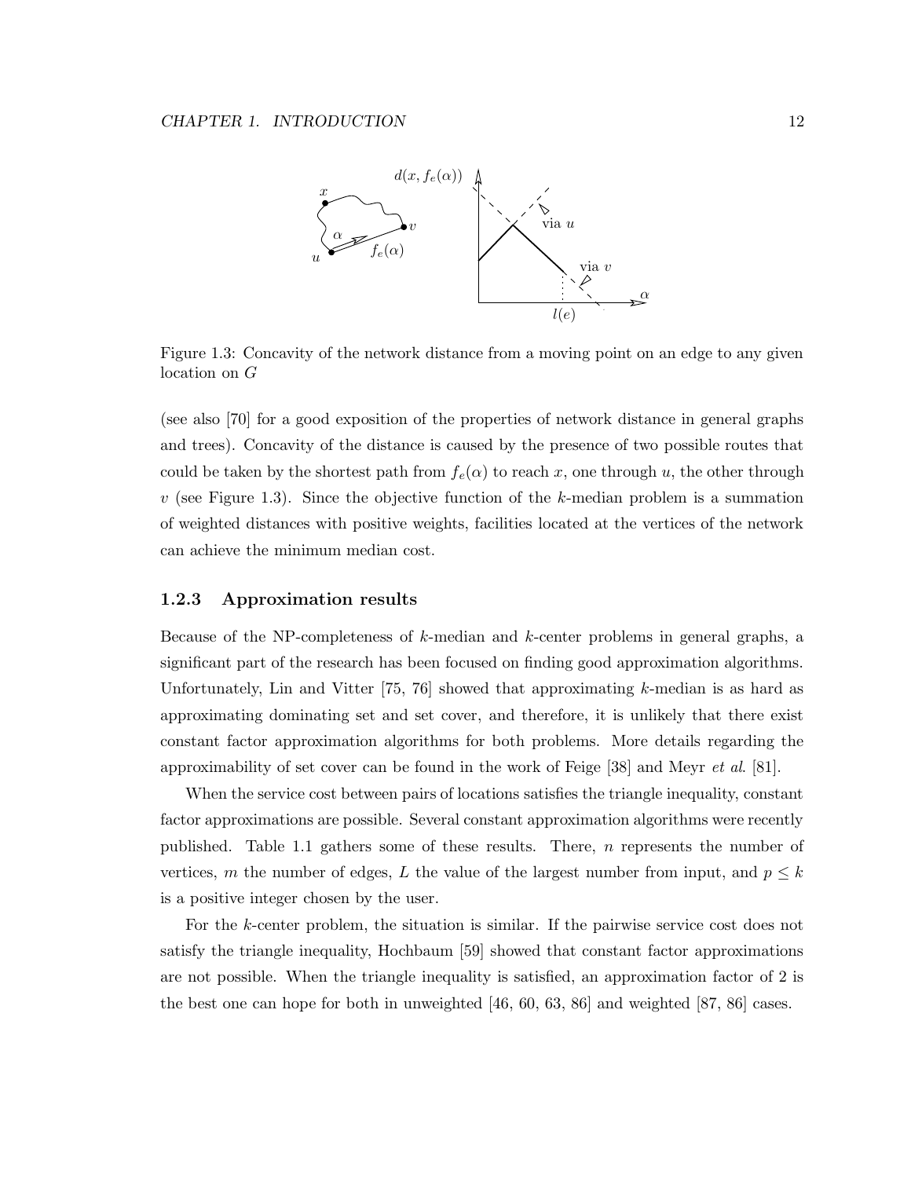Figure 1.3: Concavity of the network distance from a moving point on an edge to any given location on $G$

(see also [70] for a good exposition of the properties of network distance in general graphs and trees). Concavity of the distance is caused by the presence of two possible routes that could be taken by the shortest path from $f_e(\alpha)$ to reach $x$, one through $u$, the other through $v$ (see Figure 1.3). Since the objective function of the $k$-median problem is a summation of weighted distances with positive weights, facilities located at the vertices of the network can achieve the minimum median cost.

### 1.2.3 Approximation results

Because of the NP-completeness of $k$-median and $k$-center problems in general graphs, a significant part of the research has been focused on finding good approximation algorithms. Unfortunately, Lin and Vitter [75, 76] showed that approximating $k$-median is as hard as approximating dominating set and set cover, and therefore, it is unlikely that there exist constant factor approximation algorithms for both problems. More details regarding the approximability of set cover can be found in the work of Feige [38] and Meyr *et al.* [81].

When the service cost between pairs of locations satisfies the triangle inequality, constant factor approximations are possible. Several constant approximation algorithms were recently published. Table 1.1 gathers some of these results. There, $n$ represents the number of vertices, $m$ the number of edges, $L$ the value of the largest number from input, and $p \leq k$ is a positive integer chosen by the user.

For the $k$-center problem, the situation is similar. If the pairwise service cost does not satisfy the triangle inequality, Hochbaum [59] showed that constant factor approximations are not possible. When the triangle inequality is satisfied, an approximation factor of 2 is the best one can hope for both in unweighted [46, 60, 63, 86] and weighted [87, 86] cases.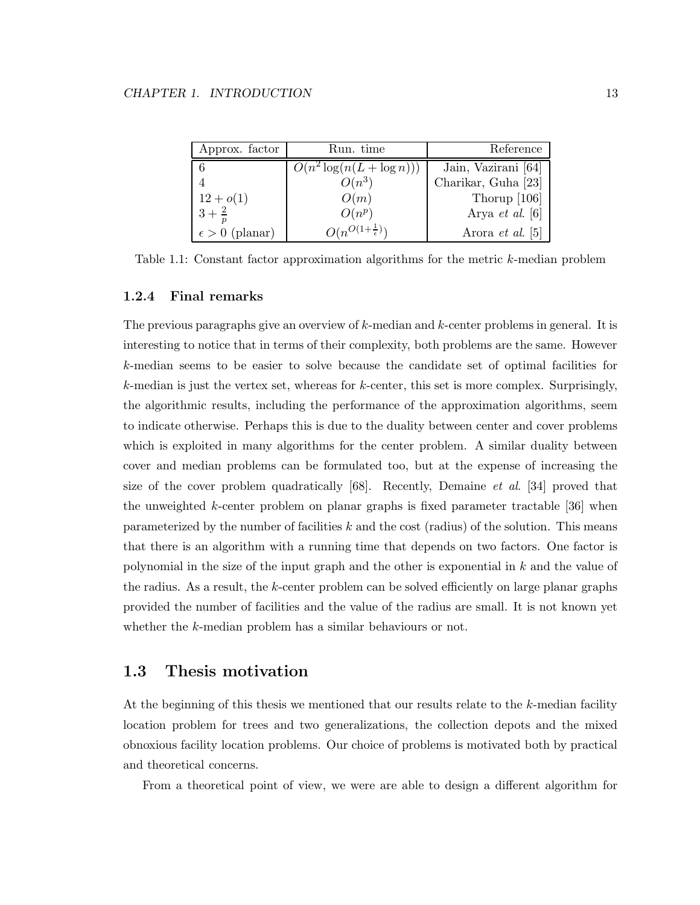| Approx. factor | Run. time | Reference |
|---|---|---|
| 6 | $O(n^2 \log(n(L + \log n)))$ | Jain, Vazirani [64] |
| 4 | $O(n^3)$ | Charikar, Guha [23] |
| $12 + o(1)$ | $O(m)$ | Thorup [106] |
| $3 + \frac{2}{p}$ | $O(n^p)$ | Arya *et al.* [6] |
| $\epsilon > 0$ (planar) | $O(n^{O(1+\frac{1}{\epsilon})})$ | Arora *et al.* [5] |

Table 1.1: Constant factor approximation algorithms for the metric $k$-median problem

### 1.2.4 Final remarks

The previous paragraphs give an overview of $k$-median and $k$-center problems in general. It is interesting to notice that in terms of their complexity, both problems are the same. However $k$-median seems to be easier to solve because the candidate set of optimal facilities for $k$-median is just the vertex set, whereas for $k$-center, this set is more complex. Surprisingly, the algorithmic results, including the performance of the approximation algorithms, seem to indicate otherwise. Perhaps this is due to the duality between center and cover problems which is exploited in many algorithms for the center problem. A similar duality between cover and median problems can be formulated too, but at the expense of increasing the size of the cover problem quadratically [68]. Recently, Demaine *et al*. [34] proved that the unweighted $k$-center problem on planar graphs is fixed parameter tractable [36] when parameterized by the number of facilities $k$ and the cost (radius) of the solution. This means that there is an algorithm with a running time that depends on two factors. One factor is polynomial in the size of the input graph and the other is exponential in $k$ and the value of the radius. As a result, the $k$-center problem can be solved efficiently on large planar graphs provided the number of facilities and the value of the radius are small. It is not known yet whether the $k$-median problem has a similar behaviours or not.

## 1.3 Thesis motivation

At the beginning of this thesis we mentioned that our results relate to the $k$-median facility location problem for trees and two generalizations, the collection depots and the mixed obnoxious facility location problems. Our choice of problems is motivated both by practical and theoretical concerns.

From a theoretical point of view, we were are able to design a different algorithm for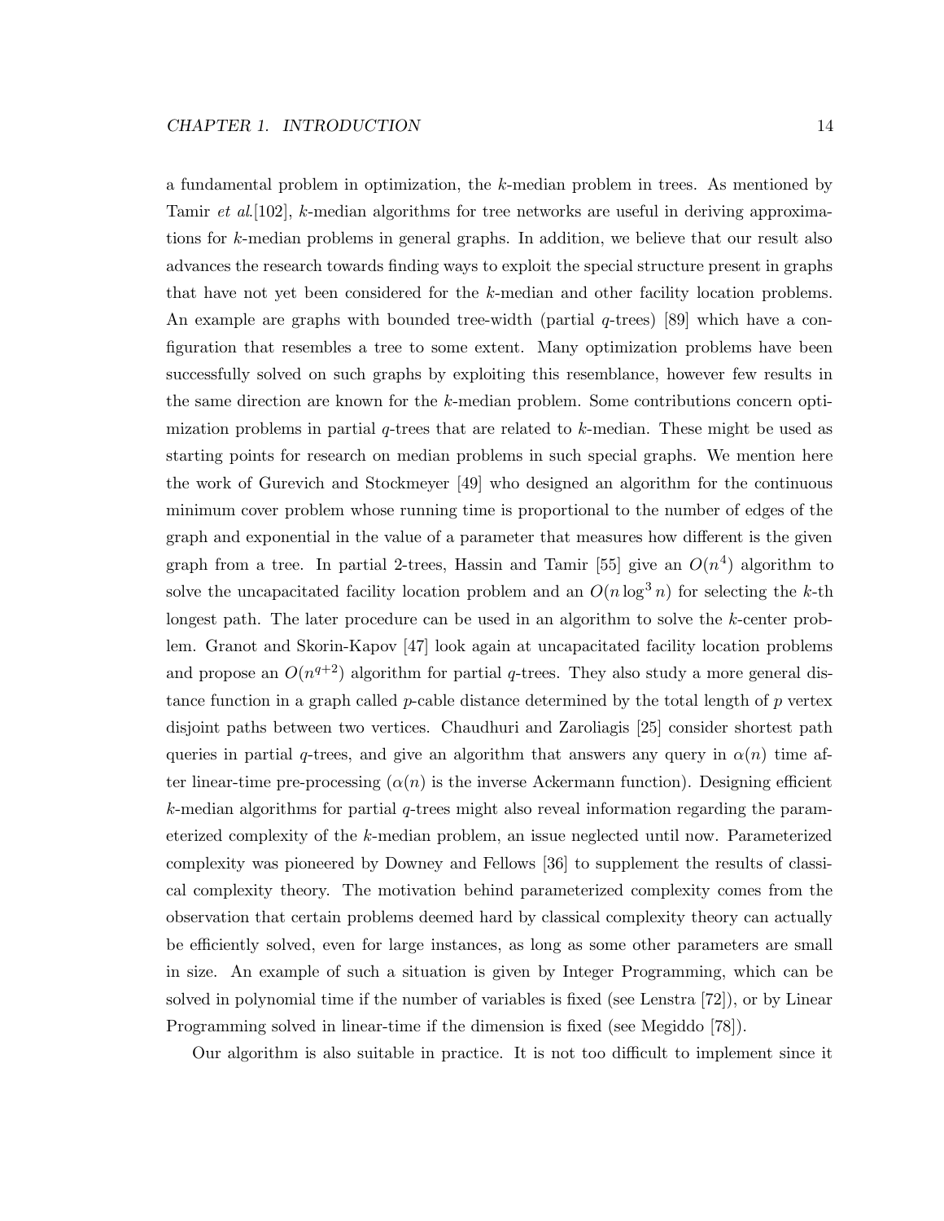a fundamental problem in optimization, the $k$-median problem in trees. As mentioned by Tamir *et al.*[102], $k$-median algorithms for tree networks are useful in deriving approximations for $k$-median problems in general graphs. In addition, we believe that our result also advances the research towards finding ways to exploit the special structure present in graphs that have not yet been considered for the $k$-median and other facility location problems. An example are graphs with bounded tree-width (partial $q$-trees) [89] which have a configuration that resembles a tree to some extent. Many optimization problems have been successfully solved on such graphs by exploiting this resemblance, however few results in the same direction are known for the $k$-median problem. Some contributions concern optimization problems in partial $q$-trees that are related to $k$-median. These might be used as starting points for research on median problems in such special graphs. We mention here the work of Gurevich and Stockmeyer [49] who designed an algorithm for the continuous minimum cover problem whose running time is proportional to the number of edges of the graph and exponential in the value of a parameter that measures how different is the given graph from a tree. In partial 2-trees, Hassin and Tamir [55] give an $O(n^4)$ algorithm to solve the uncapacitated facility location problem and an $O(n \log^3 n)$ for selecting the $k$-th longest path. The later procedure can be used in an algorithm to solve the $k$-center problem. Granot and Skorin-Kapov [47] look again at uncapacitated facility location problems and propose an $O(n^{q+2})$ algorithm for partial $q$-trees. They also study a more general distance function in a graph called $p$-cable distance determined by the total length of $p$ vertex disjoint paths between two vertices. Chaudhuri and Zaroliagis [25] consider shortest path queries in partial $q$-trees, and give an algorithm that answers any query in $\alpha(n)$ time after linear-time pre-processing ($\alpha(n)$ is the inverse Ackermann function). Designing efficient $k$-median algorithms for partial $q$-trees might also reveal information regarding the parameterized complexity of the $k$-median problem, an issue neglected until now. Parameterized complexity was pioneered by Downey and Fellows [36] to supplement the results of classical complexity theory. The motivation behind parameterized complexity comes from the observation that certain problems deemed hard by classical complexity theory can actually be efficiently solved, even for large instances, as long as some other parameters are small in size. An example of such a situation is given by Integer Programming, which can be solved in polynomial time if the number of variables is fixed (see Lenstra [72]), or by Linear Programming solved in linear-time if the dimension is fixed (see Megiddo [78]).

Our algorithm is also suitable in practice. It is not too difficult to implement since it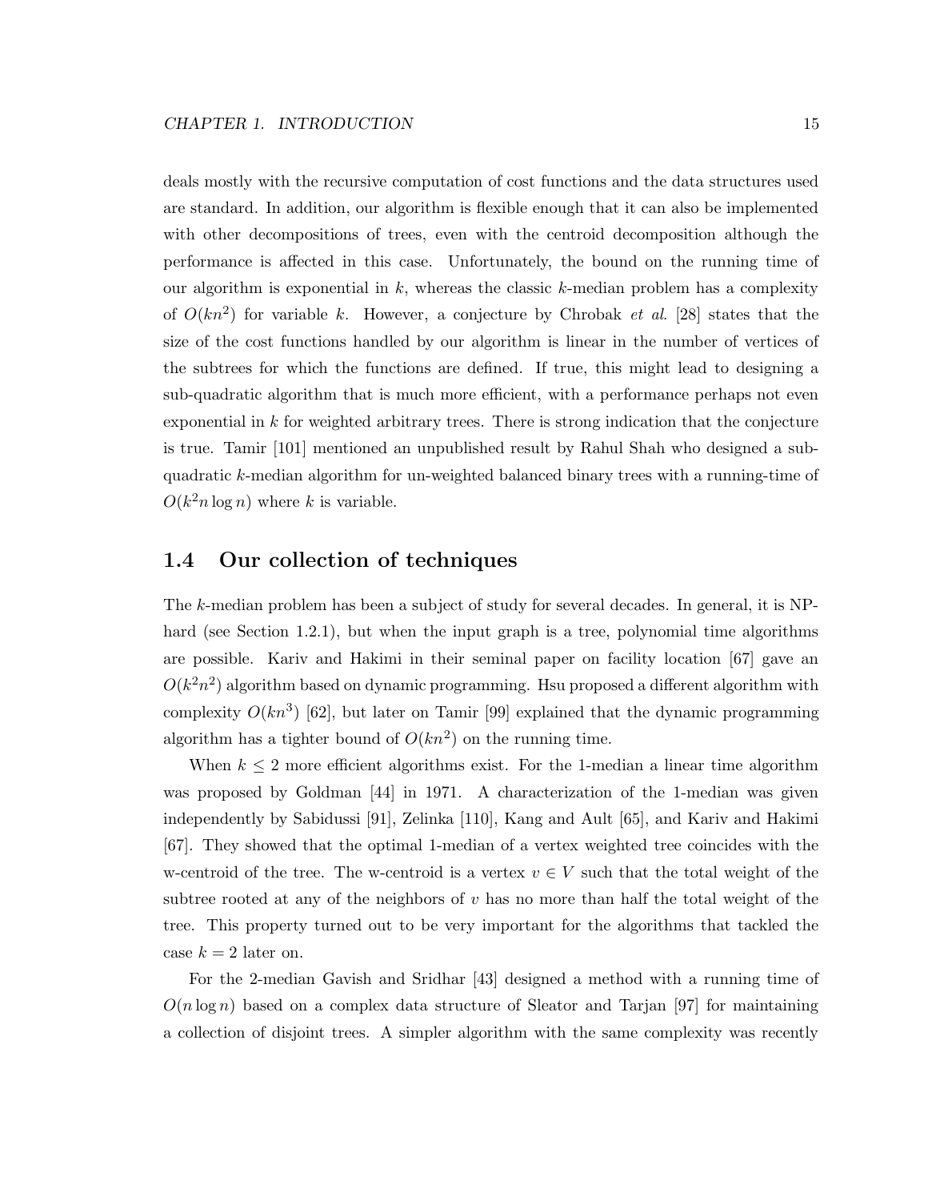deals mostly with the recursive computation of cost functions and the data structures used are standard. In addition, our algorithm is flexible enough that it can also be implemented with other decompositions of trees, even with the centroid decomposition although the performance is affected in this case. Unfortunately, the bound on the running time of our algorithm is exponential in $k$, whereas the classic $k$-median problem has a complexity of $O(kn^2)$ for variable $k$. However, a conjecture by Chrobak *et al*. [28] states that the size of the cost functions handled by our algorithm is linear in the number of vertices of the subtrees for which the functions are defined. If true, this might lead to designing a sub-quadratic algorithm that is much more efficient, with a performance perhaps not even exponential in $k$ for weighted arbitrary trees. There is strong indication that the conjecture is true. Tamir [101] mentioned an unpublished result by Rahul Shah who designed a sub-quadratic $k$-median algorithm for un-weighted balanced binary trees with a running-time of $O(k^2 n \log n)$ where $k$ is variable.

## 1.4 Our collection of techniques

The $k$-median problem has been a subject of study for several decades. In general, it is NP-hard (see Section 1.2.1), but when the input graph is a tree, polynomial time algorithms are possible. Kariv and Hakimi in their seminal paper on facility location [67] gave an $O(k^2n^2)$ algorithm based on dynamic programming. Hsu proposed a different algorithm with complexity $O(kn^3)$ [62], but later on Tamir [99] explained that the dynamic programming algorithm has a tighter bound of $O(kn^2)$ on the running time.

When $k \leq 2$ more efficient algorithms exist. For the 1-median a linear time algorithm was proposed by Goldman [44] in 1971. A characterization of the 1-median was given independently by Sabidussi [91], Zelinka [110], Kang and Ault [65], and Kariv and Hakimi [67]. They showed that the optimal 1-median of a vertex weighted tree coincides with the w-centroid of the tree. The w-centroid is a vertex $v \in V$ such that the total weight of the subtree rooted at any of the neighbors of $v$ has no more than half the total weight of the tree. This property turned out to be very important for the algorithms that tackled the case $k = 2$ later on.

For the 2-median Gavish and Sridhar [43] designed a method with a running time of $O(n \log n)$ based on a complex data structure of Sleator and Tarjan [97] for maintaining a collection of disjoint trees. A simpler algorithm with the same complexity was recently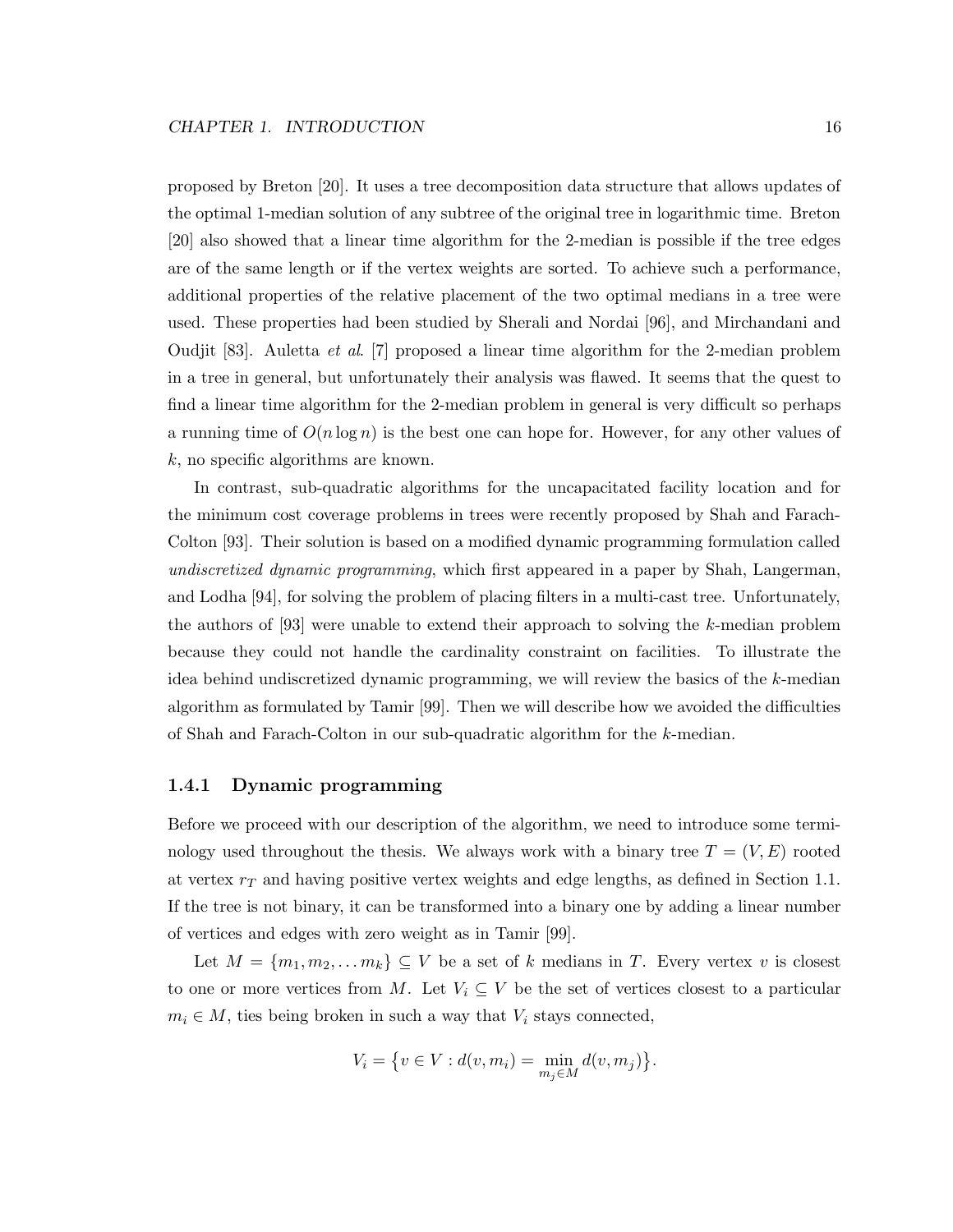proposed by Breton [20]. It uses a tree decomposition data structure that allows updates of the optimal 1-median solution of any subtree of the original tree in logarithmic time. Breton [20] also showed that a linear time algorithm for the 2-median is possible if the tree edges are of the same length or if the vertex weights are sorted. To achieve such a performance, additional properties of the relative placement of the two optimal medians in a tree were used. These properties had been studied by Sherali and Nordai [96], and Mirchandani and Oudjit [83]. Auletta *et al*. [7] proposed a linear time algorithm for the 2-median problem in a tree in general, but unfortunately their analysis was flawed. It seems that the quest to find a linear time algorithm for the 2-median problem in general is very difficult so perhaps a running time of $O(n \log n)$ is the best one can hope for. However, for any other values of $k$, no specific algorithms are known.

In contrast, sub-quadratic algorithms for the uncapacitated facility location and for the minimum cost coverage problems in trees were recently proposed by Shah and Farach-Colton [93]. Their solution is based on a modified dynamic programming formulation called *undiscretized dynamic programming*, which first appeared in a paper by Shah, Langerman, and Lodha [94], for solving the problem of placing filters in a multi-cast tree. Unfortunately, the authors of [93] were unable to extend their approach to solving the $k$-median problem because they could not handle the cardinality constraint on facilities. To illustrate the idea behind undiscretized dynamic programming, we will review the basics of the $k$-median algorithm as formulated by Tamir [99]. Then we will describe how we avoided the difficulties of Shah and Farach-Colton in our sub-quadratic algorithm for the $k$-median.

### 1.4.1 Dynamic programming

Before we proceed with our description of the algorithm, we need to introduce some terminology used throughout the thesis. We always work with a binary tree $T = (V, E)$ rooted at vertex $r_T$ and having positive vertex weights and edge lengths, as defined in Section 1.1. If the tree is not binary, it can be transformed into a binary one by adding a linear number of vertices and edges with zero weight as in Tamir [99].

Let $M = \{m_1, m_2, \ldots m_k\} \subseteq V$ be a set of $k$ medians in $T$. Every vertex $v$ is closest to one or more vertices from $M$. Let $V_i \subseteq V$ be the set of vertices closest to a particular $m_i \in M$, ties being broken in such a way that $V_i$ stays connected,

$$V_i = \big\{v \in V : d(v, m_i) = \min_{m_j \in M} d(v, m_j)\big\}.$$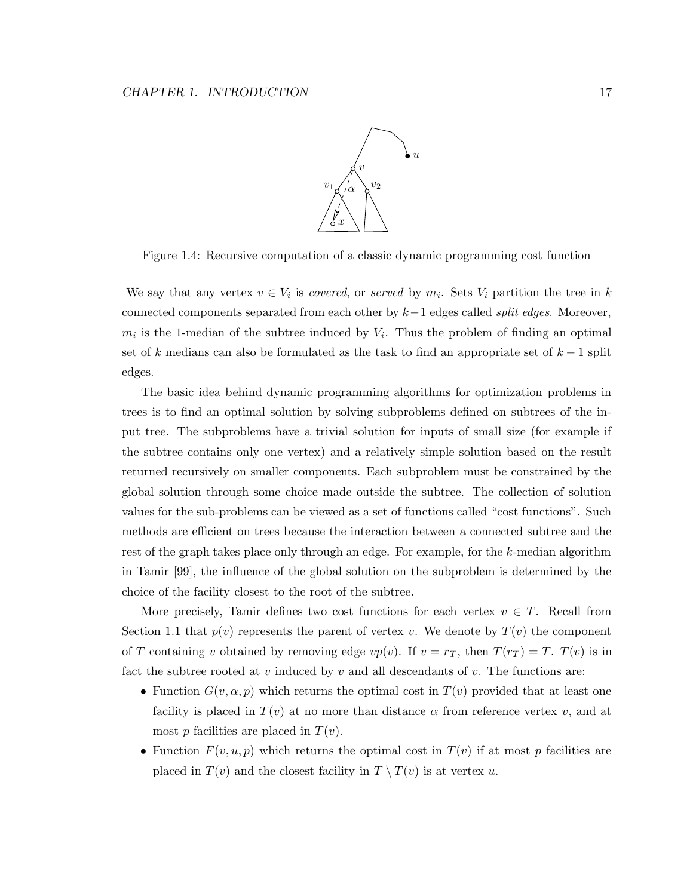Figure 1.4: Recursive computation of a classic dynamic programming cost function

We say that any vertex $v \in V_i$ is *covered*, or *served* by $m_i$. Sets $V_i$ partition the tree in $k$ connected components separated from each other by $k-1$ edges called *split edges*. Moreover, $m_i$ is the 1-median of the subtree induced by $V_i$. Thus the problem of finding an optimal set of $k$ medians can also be formulated as the task to find an appropriate set of $k-1$ split edges.

The basic idea behind dynamic programming algorithms for optimization problems in trees is to find an optimal solution by solving subproblems defined on subtrees of the input tree. The subproblems have a trivial solution for inputs of small size (for example if the subtree contains only one vertex) and a relatively simple solution based on the result returned recursively on smaller components. Each subproblem must be constrained by the global solution through some choice made outside the subtree. The collection of solution values for the sub-problems can be viewed as a set of functions called "cost functions". Such methods are efficient on trees because the interaction between a connected subtree and the rest of the graph takes place only through an edge. For example, for the $k$-median algorithm in Tamir [99], the influence of the global solution on the subproblem is determined by the choice of the facility closest to the root of the subtree.

More precisely, Tamir defines two cost functions for each vertex $v \in T$. Recall from Section 1.1 that $p(v)$ represents the parent of vertex $v$. We denote by $T(v)$ the component of $T$ containing $v$ obtained by removing edge $vp(v)$. If $v = r_T$, then $T(r_T) = T$. $T(v)$ is in fact the subtree rooted at $v$ induced by $v$ and all descendants of $v$. The functions are:

- Function $G(v, \alpha, p)$ which returns the optimal cost in $T(v)$ provided that at least one facility is placed in $T(v)$ at no more than distance $\alpha$ from reference vertex $v$, and at most $p$ facilities are placed in $T(v)$.
- Function $F(v, u, p)$ which returns the optimal cost in $T(v)$ if at most $p$ facilities are placed in $T(v)$ and the closest facility in $T \setminus T(v)$ is at vertex $u$.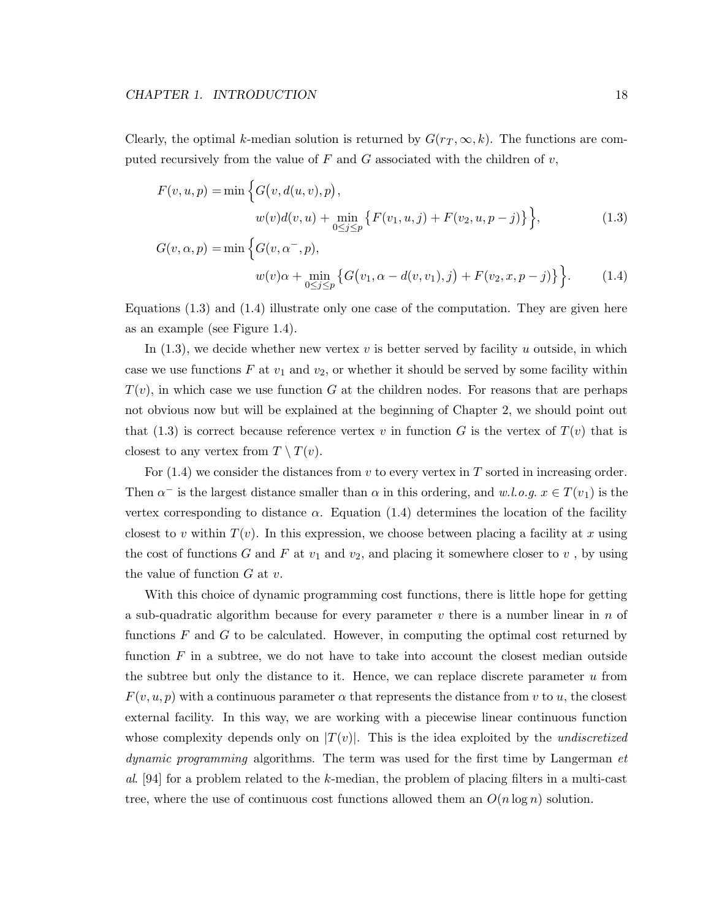Clearly, the optimal $k$-median solution is returned by $G(r_T, \infty, k)$. The functions are computed recursively from the value of $F$ and $G$ associated with the children of $v$,

$$
\begin{aligned}
F(v,u,p) &= \min\Big\{G\big(v, d(u,v), p\big), \\
&\qquad\qquad w(v)d(v,u) + \min_{0\le j\le p}\big\{F(v_1,u,j) + F(v_2,u,p-j)\big\}\Big\}, && (1.3)\\
G(v,\alpha,p) &= \min\Big\{G(v,\alpha^-,p), \\
&\qquad\qquad w(v)\alpha + \min_{0\le j\le p}\big\{G\big(v_1, \alpha - d(v,v_1), j\big) + F(v_2,x,p-j)\big\}\Big\}. && (1.4)
\end{aligned}
$$

Equations (1.3) and (1.4) illustrate only one case of the computation. They are given here as an example (see Figure 1.4).

In (1.3), we decide whether new vertex $v$ is better served by facility $u$ outside, in which case we use functions $F$ at $v_1$ and $v_2$, or whether it should be served by some facility within $T(v)$, in which case we use function $G$ at the children nodes. For reasons that are perhaps not obvious now but will be explained at the beginning of Chapter 2, we should point out that (1.3) is correct because reference vertex $v$ in function $G$ is the vertex of $T(v)$ that is closest to any vertex from $T \setminus T(v)$.

For (1.4) we consider the distances from $v$ to every vertex in $T$ sorted in increasing order. Then $\alpha^-$ is the largest distance smaller than $\alpha$ in this ordering, and *w.l.o.g.* $x \in T(v_1)$ is the vertex corresponding to distance $\alpha$. Equation (1.4) determines the location of the facility closest to $v$ within $T(v)$. In this expression, we choose between placing a facility at $x$ using the cost of functions $G$ and $F$ at $v_1$ and $v_2$, and placing it somewhere closer to $v$ , by using the value of function $G$ at $v$.

With this choice of dynamic programming cost functions, there is little hope for getting a sub-quadratic algorithm because for every parameter $v$ there is a number linear in $n$ of functions $F$ and $G$ to be calculated. However, in computing the optimal cost returned by function $F$ in a subtree, we do not have to take into account the closest median outside the subtree but only the distance to it. Hence, we can replace discrete parameter $u$ from $F(v, u, p)$ with a continuous parameter $\alpha$ that represents the distance from $v$ to $u$, the closest external facility. In this way, we are working with a piecewise linear continuous function whose complexity depends only on $|T(v)|$. This is the idea exploited by the *undiscretized dynamic programming* algorithms. The term was used for the first time by Langerman *et al*. [94] for a problem related to the $k$-median, the problem of placing filters in a multi-cast tree, where the use of continuous cost functions allowed them an $O(n \log n)$ solution.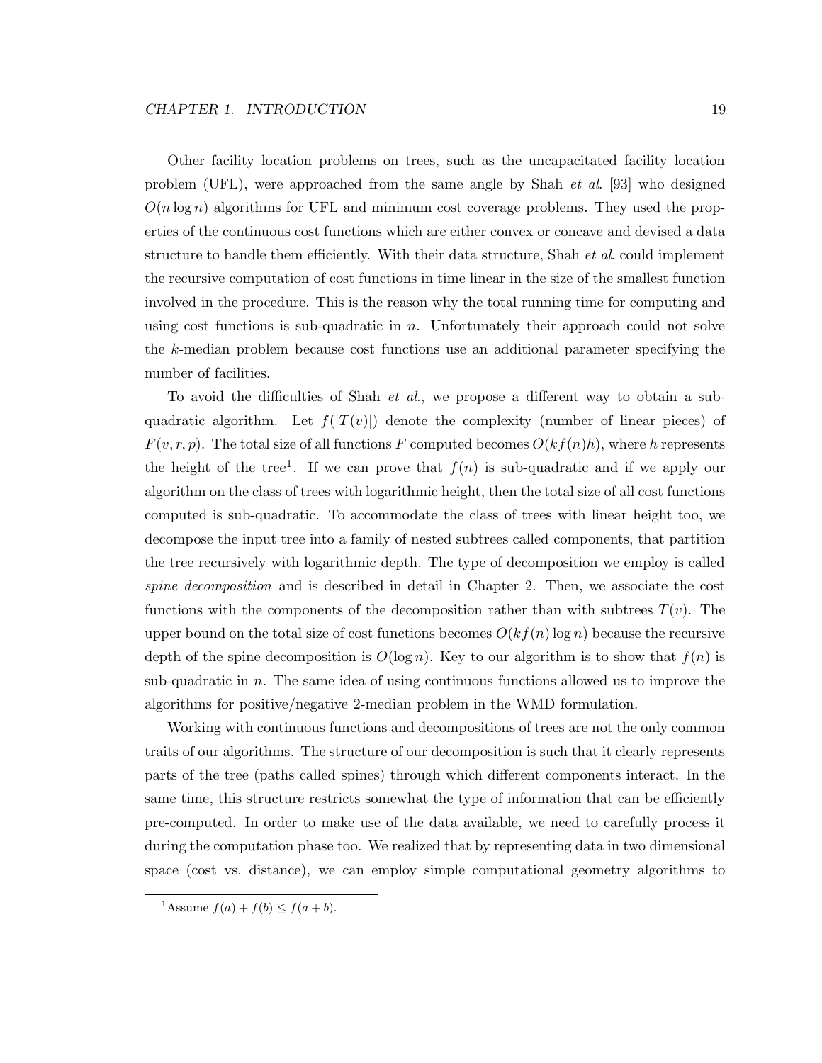Other facility location problems on trees, such as the uncapacitated facility location problem (UFL), were approached from the same angle by Shah *et al.* [93] who designed $O(n \log n)$ algorithms for UFL and minimum cost coverage problems. They used the properties of the continuous cost functions which are either convex or concave and devised a data structure to handle them efficiently. With their data structure, Shah *et al.* could implement the recursive computation of cost functions in time linear in the size of the smallest function involved in the procedure. This is the reason why the total running time for computing and using cost functions is sub-quadratic in $n$. Unfortunately their approach could not solve the $k$-median problem because cost functions use an additional parameter specifying the number of facilities.

To avoid the difficulties of Shah *et al.*, we propose a different way to obtain a sub-quadratic algorithm. Let $f(|T(v)|)$ denote the complexity (number of linear pieces) of $F(v, r, p)$. The total size of all functions $F$ computed becomes $O(kf(n)h)$, where $h$ represents the height of the tree[1]. If we can prove that $f(n)$ is sub-quadratic and if we apply our algorithm on the class of trees with logarithmic height, then the total size of all cost functions computed is sub-quadratic. To accommodate the class of trees with linear height too, we decompose the input tree into a family of nested subtrees called components, that partition the tree recursively with logarithmic depth. The type of decomposition we employ is called *spine decomposition* and is described in detail in Chapter 2. Then, we associate the cost functions with the components of the decomposition rather than with subtrees $T(v)$. The upper bound on the total size of cost functions becomes $O(kf(n) \log n)$ because the recursive depth of the spine decomposition is $O(\log n)$. Key to our algorithm is to show that $f(n)$ is sub-quadratic in $n$. The same idea of using continuous functions allowed us to improve the algorithms for positive/negative 2-median problem in the WMD formulation.

Working with continuous functions and decompositions of trees are not the only common traits of our algorithms. The structure of our decomposition is such that it clearly represents parts of the tree (paths called spines) through which different components interact. In the same time, this structure restricts somewhat the type of information that can be efficiently pre-computed. In order to make use of the data available, we need to carefully process it during the computation phase too. We realized that by representing data in two dimensional space (cost vs. distance), we can employ simple computational geometry algorithms to

[1] Assume $f(a) + f(b) \leq f(a + b)$.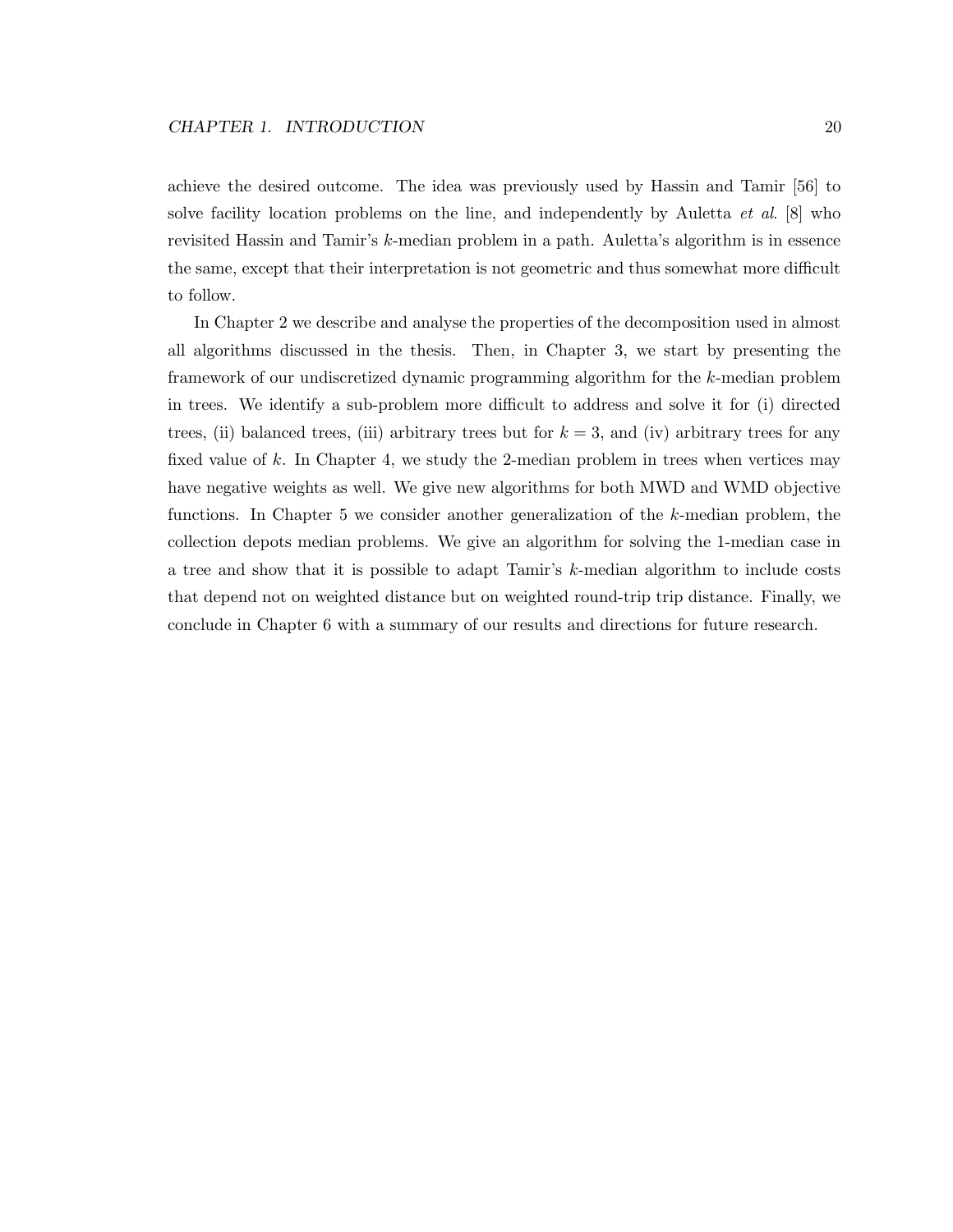achieve the desired outcome. The idea was previously used by Hassin and Tamir [56] to solve facility location problems on the line, and independently by Auletta *et al*. [8] who revisited Hassin and Tamir's $k$-median problem in a path. Auletta's algorithm is in essence the same, except that their interpretation is not geometric and thus somewhat more difficult to follow.

In Chapter 2 we describe and analyse the properties of the decomposition used in almost all algorithms discussed in the thesis. Then, in Chapter 3, we start by presenting the framework of our undiscretized dynamic programming algorithm for the $k$-median problem in trees. We identify a sub-problem more difficult to address and solve it for (i) directed trees, (ii) balanced trees, (iii) arbitrary trees but for $k = 3$, and (iv) arbitrary trees for any fixed value of $k$. In Chapter 4, we study the 2-median problem in trees when vertices may have negative weights as well. We give new algorithms for both MWD and WMD objective functions. In Chapter 5 we consider another generalization of the $k$-median problem, the collection depots median problems. We give an algorithm for solving the 1-median case in a tree and show that it is possible to adapt Tamir's $k$-median algorithm to include costs that depend not on weighted distance but on weighted round-trip trip distance. Finally, we conclude in Chapter 6 with a summary of our results and directions for future research.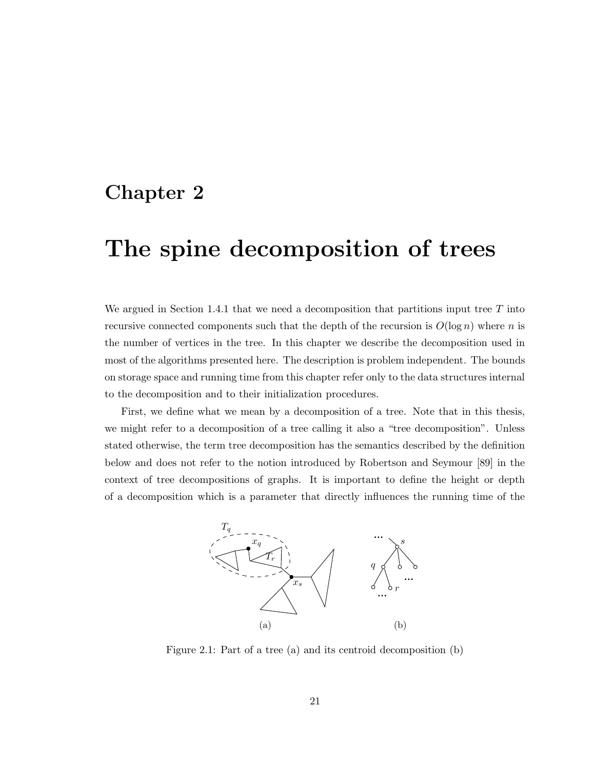# Chapter 2

# The spine decomposition of trees

We argued in Section 1.4.1 that we need a decomposition that partitions input tree $T$ into recursive connected components such that the depth of the recursion is $O(\log n)$ where $n$ is the number of vertices in the tree. In this chapter we describe the decomposition used in most of the algorithms presented here. The description is problem independent. The bounds on storage space and running time from this chapter refer only to the data structures internal to the decomposition and to their initialization procedures.

First, we define what we mean by a decomposition of a tree. Note that in this thesis, we might refer to a decomposition of a tree calling it also a "tree decomposition". Unless stated otherwise, the term tree decomposition has the semantics described by the definition below and does not refer to the notion introduced by Robertson and Seymour [89] in the context of tree decompositions of graphs. It is important to define the height or depth of a decomposition which is a parameter that directly influences the running time of the

Figure 2.1: Part of a tree (a) and its centroid decomposition (b)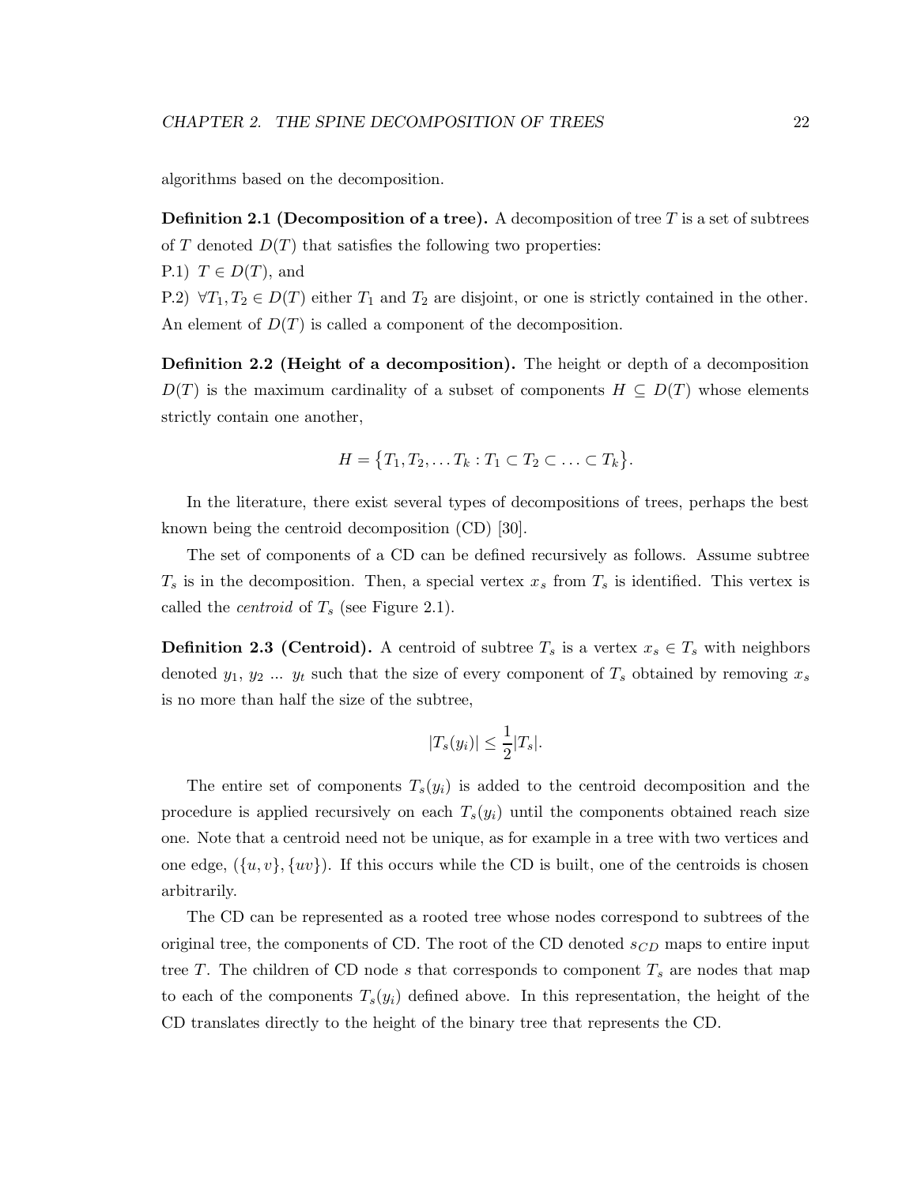algorithms based on the decomposition.

**Definition 2.1 (Decomposition of a tree).** A decomposition of tree $T$ is a set of subtrees of $T$ denoted $D(T)$ that satisfies the following two properties:
P.1) $T \in D(T)$, and
P.2) $\forall T_1, T_2 \in D(T)$ either $T_1$ and $T_2$ are disjoint, or one is strictly contained in the other. An element of $D(T)$ is called a component of the decomposition.

**Definition 2.2 (Height of a decomposition).** The height or depth of a decomposition $D(T)$ is the maximum cardinality of a subset of components $H \subseteq D(T)$ whose elements strictly contain one another,

$$H = \{T_1, T_2, \ldots T_k : T_1 \subset T_2 \subset \ldots \subset T_k\}.$$

In the literature, there exist several types of decompositions of trees, perhaps the best known being the centroid decomposition (CD) [30].

The set of components of a CD can be defined recursively as follows. Assume subtree $T_s$ is in the decomposition. Then, a special vertex $x_s$ from $T_s$ is identified. This vertex is called the *centroid* of $T_s$ (see Figure 2.1).

**Definition 2.3 (Centroid).** A centroid of subtree $T_s$ is a vertex $x_s \in T_s$ with neighbors denoted $y_1$, $y_2$ ... $y_t$ such that the size of every component of $T_s$ obtained by removing $x_s$ is no more than half the size of the subtree,

$$|T_s(y_i)| \leq \frac{1}{2}|T_s|.$$

The entire set of components $T_s(y_i)$ is added to the centroid decomposition and the procedure is applied recursively on each $T_s(y_i)$ until the components obtained reach size one. Note that a centroid need not be unique, as for example in a tree with two vertices and one edge, $(\{u, v\}, \{uv\})$. If this occurs while the CD is built, one of the centroids is chosen arbitrarily.

The CD can be represented as a rooted tree whose nodes correspond to subtrees of the original tree, the components of CD. The root of the CD denoted $s_{CD}$ maps to entire input tree $T$. The children of CD node $s$ that corresponds to component $T_s$ are nodes that map to each of the components $T_s(y_i)$ defined above. In this representation, the height of the CD translates directly to the height of the binary tree that represents the CD.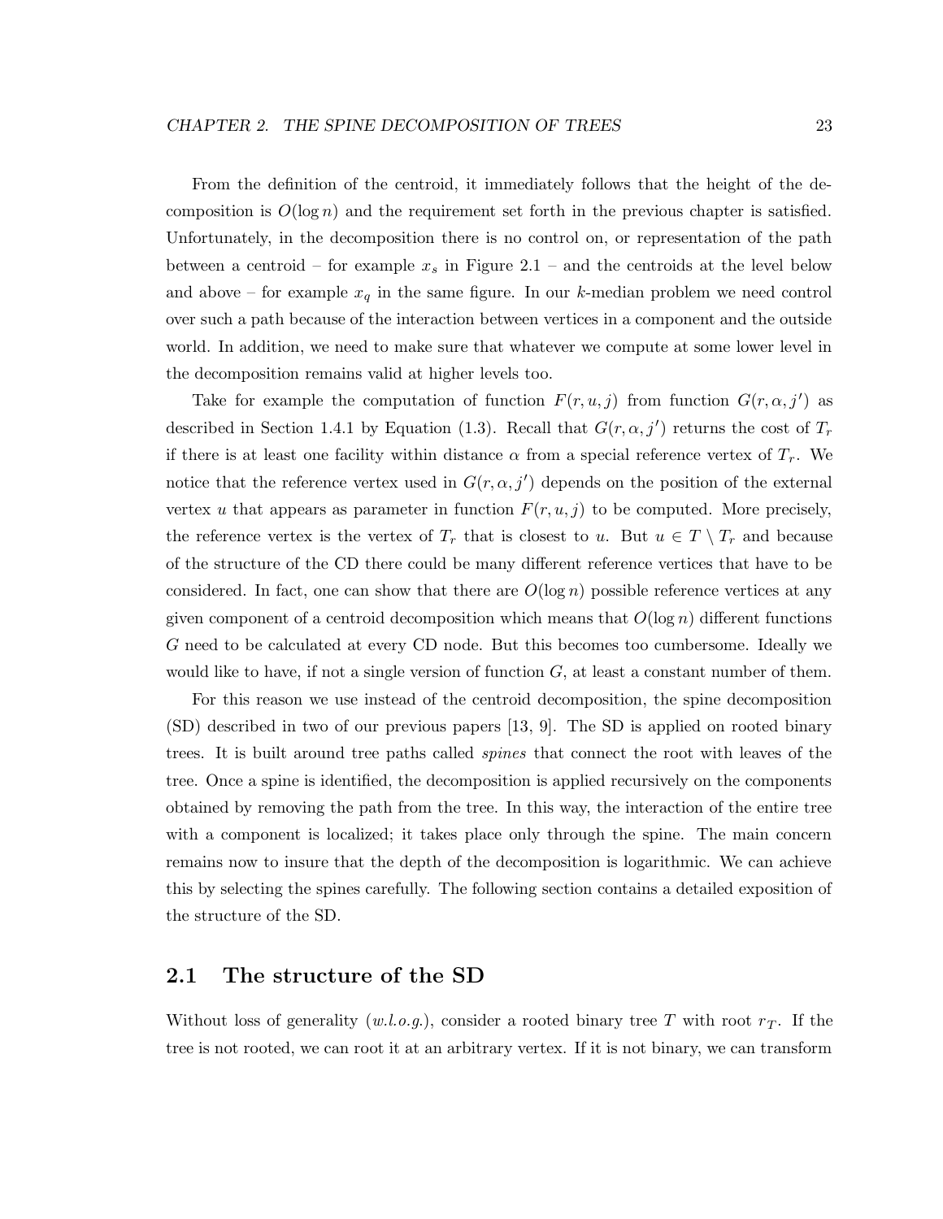From the definition of the centroid, it immediately follows that the height of the decomposition is $O(\log n)$ and the requirement set forth in the previous chapter is satisfied. Unfortunately, in the decomposition there is no control on, or representation of the path between a centroid – for example $x_s$ in Figure 2.1 – and the centroids at the level below and above – for example $x_q$ in the same figure. In our $k$-median problem we need control over such a path because of the interaction between vertices in a component and the outside world. In addition, we need to make sure that whatever we compute at some lower level in the decomposition remains valid at higher levels too.

Take for example the computation of function $F(r, u, j)$ from function $G(r, \alpha, j')$ as described in Section 1.4.1 by Equation (1.3). Recall that $G(r, \alpha, j')$ returns the cost of $T_r$ if there is at least one facility within distance $\alpha$ from a special reference vertex of $T_r$. We notice that the reference vertex used in $G(r, \alpha, j')$ depends on the position of the external vertex $u$ that appears as parameter in function $F(r, u, j)$ to be computed. More precisely, the reference vertex is the vertex of $T_r$ that is closest to $u$. But $u \in T \setminus T_r$ and because of the structure of the CD there could be many different reference vertices that have to be considered. In fact, one can show that there are $O(\log n)$ possible reference vertices at any given component of a centroid decomposition which means that $O(\log n)$ different functions $G$ need to be calculated at every CD node. But this becomes too cumbersome. Ideally we would like to have, if not a single version of function $G$, at least a constant number of them.

For this reason we use instead of the centroid decomposition, the spine decomposition (SD) described in two of our previous papers [13, 9]. The SD is applied on rooted binary trees. It is built around tree paths called *spines* that connect the root with leaves of the tree. Once a spine is identified, the decomposition is applied recursively on the components obtained by removing the path from the tree. In this way, the interaction of the entire tree with a component is localized; it takes place only through the spine. The main concern remains now to insure that the depth of the decomposition is logarithmic. We can achieve this by selecting the spines carefully. The following section contains a detailed exposition of the structure of the SD.

## 2.1 The structure of the SD

Without loss of generality (*w.l.o.g.*), consider a rooted binary tree $T$ with root $r_T$. If the tree is not rooted, we can root it at an arbitrary vertex. If it is not binary, we can transform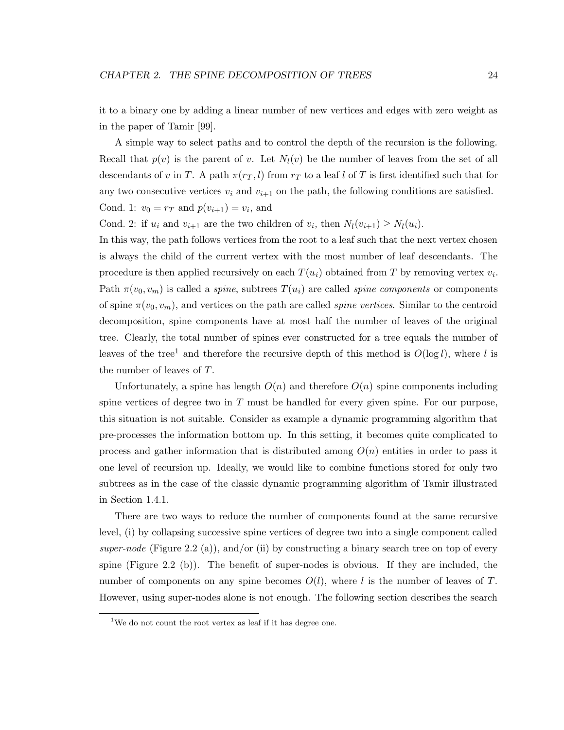it to a binary one by adding a linear number of new vertices and edges with zero weight as in the paper of Tamir [99].

A simple way to select paths and to control the depth of the recursion is the following. Recall that $p(v)$ is the parent of $v$. Let $N_l(v)$ be the number of leaves from the set of all descendants of $v$ in $T$. A path $\pi(r_T, l)$ from $r_T$ to a leaf $l$ of $T$ is first identified such that for any two consecutive vertices $v_i$ and $v_{i+1}$ on the path, the following conditions are satisfied.

Cond. 1: $v_0 = r_T$ and $p(v_{i+1}) = v_i$, and

Cond. 2: if $u_i$ and $v_{i+1}$ are the two children of $v_i$, then $N_l(v_{i+1}) \geq N_l(u_i)$.

In this way, the path follows vertices from the root to a leaf such that the next vertex chosen is always the child of the current vertex with the most number of leaf descendants. The procedure is then applied recursively on each $T(u_i)$ obtained from $T$ by removing vertex $v_i$. Path $\pi(v_0, v_m)$ is called a *spine*, subtrees $T(u_i)$ are called *spine components* or components of spine $\pi(v_0, v_m)$, and vertices on the path are called *spine vertices*. Similar to the centroid decomposition, spine components have at most half the number of leaves of the original tree. Clearly, the total number of spines ever constructed for a tree equals the number of leaves of the tree[1] and therefore the recursive depth of this method is $O(\log l)$, where $l$ is the number of leaves of $T$.

Unfortunately, a spine has length $O(n)$ and therefore $O(n)$ spine components including spine vertices of degree two in $T$ must be handled for every given spine. For our purpose, this situation is not suitable. Consider as example a dynamic programming algorithm that pre-processes the information bottom up. In this setting, it becomes quite complicated to process and gather information that is distributed among $O(n)$ entities in order to pass it one level of recursion up. Ideally, we would like to combine functions stored for only two subtrees as in the case of the classic dynamic programming algorithm of Tamir illustrated in Section 1.4.1.

There are two ways to reduce the number of components found at the same recursive level, (i) by collapsing successive spine vertices of degree two into a single component called *super-node* (Figure 2.2 (a)), and/or (ii) by constructing a binary search tree on top of every spine (Figure 2.2 (b)). The benefit of super-nodes is obvious. If they are included, the number of components on any spine becomes $O(l)$, where $l$ is the number of leaves of $T$. However, using super-nodes alone is not enough. The following section describes the search

[1] We do not count the root vertex as leaf if it has degree one.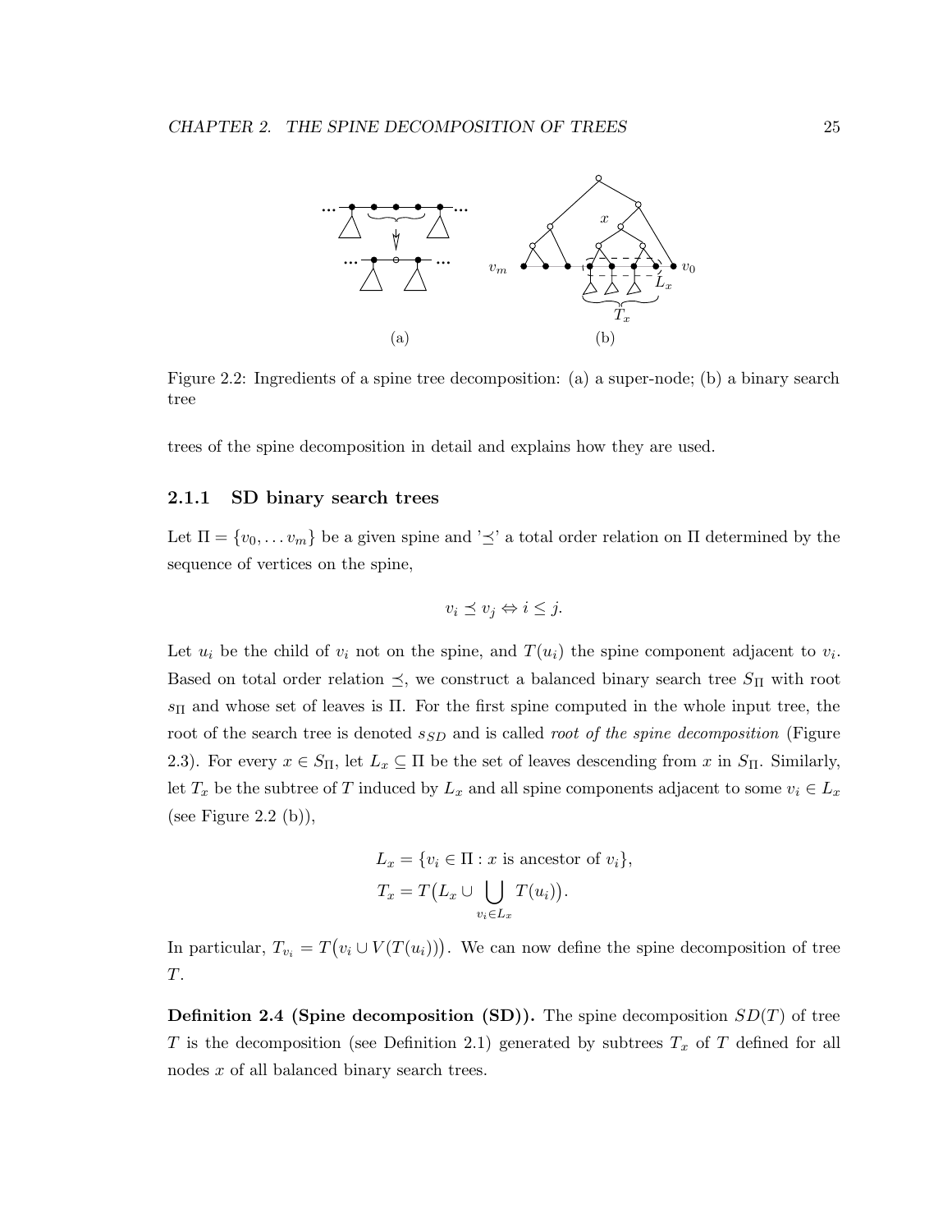Figure 2.2: Ingredients of a spine tree decomposition: (a) a super-node; (b) a binary search tree

trees of the spine decomposition in detail and explains how they are used.

### 2.1.1 SD binary search trees

Let $\Pi = \{v_0, \dots v_m\}$ be a given spine and '$\preceq$' a total order relation on $\Pi$ determined by the sequence of vertices on the spine,

$$v_i \preceq v_j \Leftrightarrow i \leq j.$$

Let $u_i$ be the child of $v_i$ not on the spine, and $T(u_i)$ the spine component adjacent to $v_i$. Based on total order relation $\preceq$, we construct a balanced binary search tree $S_\Pi$ with root $s_\Pi$ and whose set of leaves is $\Pi$. For the first spine computed in the whole input tree, the root of the search tree is denoted $s_{SD}$ and is called *root of the spine decomposition* (Figure 2.3). For every $x \in S_\Pi$, let $L_x \subseteq \Pi$ be the set of leaves descending from $x$ in $S_\Pi$. Similarly, let $T_x$ be the subtree of $T$ induced by $L_x$ and all spine components adjacent to some $v_i \in L_x$ (see Figure 2.2 (b)),

$$L_x = \{v_i \in \Pi : x \text{ is ancestor of } v_i\},$$
$$T_x = T\big(L_x \cup \bigcup_{v_i \in L_x} T(u_i)\big).$$

In particular, $T_{v_i} = T\big(v_i \cup V(T(u_i))\big)$. We can now define the spine decomposition of tree $T$.

**Definition 2.4 (Spine decomposition (SD)).** The spine decomposition $SD(T)$ of tree $T$ is the decomposition (see Definition 2.1) generated by subtrees $T_x$ of $T$ defined for all nodes $x$ of all balanced binary search trees.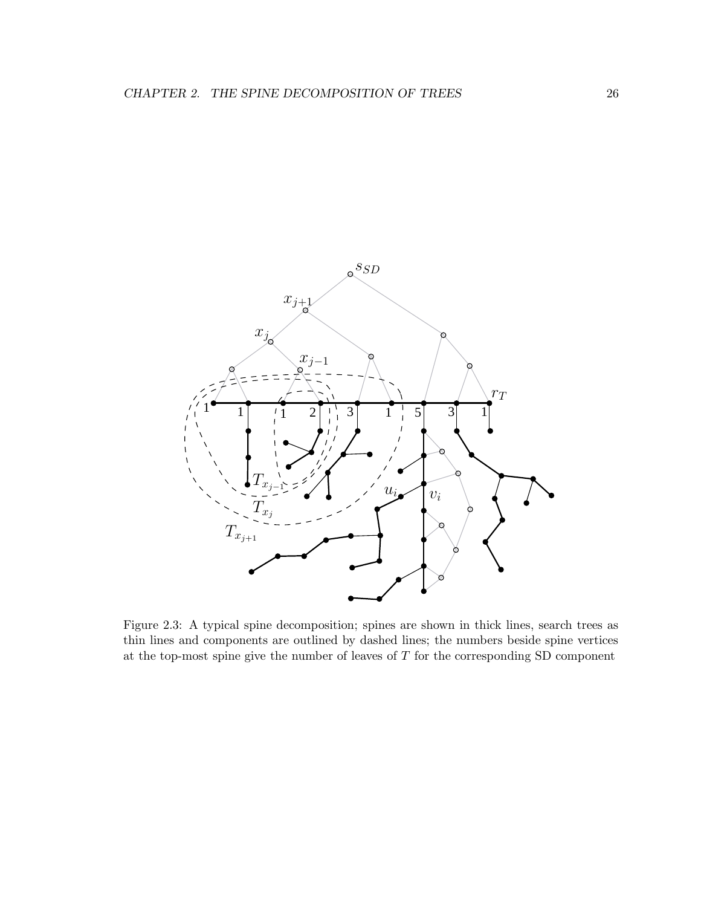Figure 2.3: A typical spine decomposition; spines are shown in thick lines, search trees as thin lines and components are outlined by dashed lines; the numbers beside spine vertices at the top-most spine give the number of leaves of $T$ for the corresponding SD component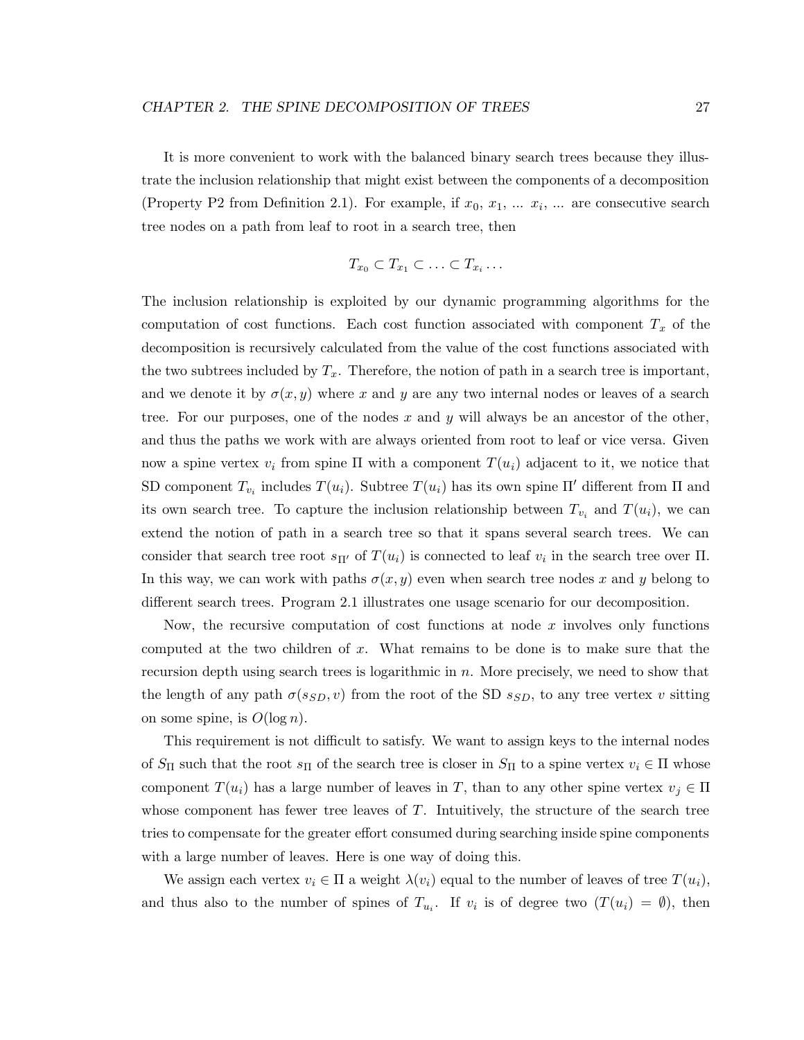It is more convenient to work with the balanced binary search trees because they illustrate the inclusion relationship that might exist between the components of a decomposition (Property P2 from Definition 2.1). For example, if $x_0$, $x_1$, ... $x_i$, ... are consecutive search tree nodes on a path from leaf to root in a search tree, then

$$T_{x_0} \subset T_{x_1} \subset \ldots \subset T_{x_i} \ldots$$

The inclusion relationship is exploited by our dynamic programming algorithms for the computation of cost functions. Each cost function associated with component $T_x$ of the decomposition is recursively calculated from the value of the cost functions associated with the two subtrees included by $T_x$. Therefore, the notion of path in a search tree is important, and we denote it by $\sigma(x, y)$ where $x$ and $y$ are any two internal nodes or leaves of a search tree. For our purposes, one of the nodes $x$ and $y$ will always be an ancestor of the other, and thus the paths we work with are always oriented from root to leaf or vice versa. Given now a spine vertex $v_i$ from spine $\Pi$ with a component $T(u_i)$ adjacent to it, we notice that SD component $T_{v_i}$ includes $T(u_i)$. Subtree $T(u_i)$ has its own spine $\Pi'$ different from $\Pi$ and its own search tree. To capture the inclusion relationship between $T_{v_i}$ and $T(u_i)$, we can extend the notion of path in a search tree so that it spans several search trees. We can consider that search tree root $s_{\Pi'}$ of $T(u_i)$ is connected to leaf $v_i$ in the search tree over $\Pi$. In this way, we can work with paths $\sigma(x, y)$ even when search tree nodes $x$ and $y$ belong to different search trees. Program 2.1 illustrates one usage scenario for our decomposition.

Now, the recursive computation of cost functions at node $x$ involves only functions computed at the two children of $x$. What remains to be done is to make sure that the recursion depth using search trees is logarithmic in $n$. More precisely, we need to show that the length of any path $\sigma(s_{SD}, v)$ from the root of the SD $s_{SD}$, to any tree vertex $v$ sitting on some spine, is $O(\log n)$.

This requirement is not difficult to satisfy. We want to assign keys to the internal nodes of $S_\Pi$ such that the root $s_\Pi$ of the search tree is closer in $S_\Pi$ to a spine vertex $v_i \in \Pi$ whose component $T(u_i)$ has a large number of leaves in $T$, than to any other spine vertex $v_j \in \Pi$ whose component has fewer tree leaves of $T$. Intuitively, the structure of the search tree tries to compensate for the greater effort consumed during searching inside spine components with a large number of leaves. Here is one way of doing this.

We assign each vertex $v_i \in \Pi$ a weight $\lambda(v_i)$ equal to the number of leaves of tree $T(u_i)$, and thus also to the number of spines of $T_{u_i}$. If $v_i$ is of degree two ($T(u_i) = \emptyset$), then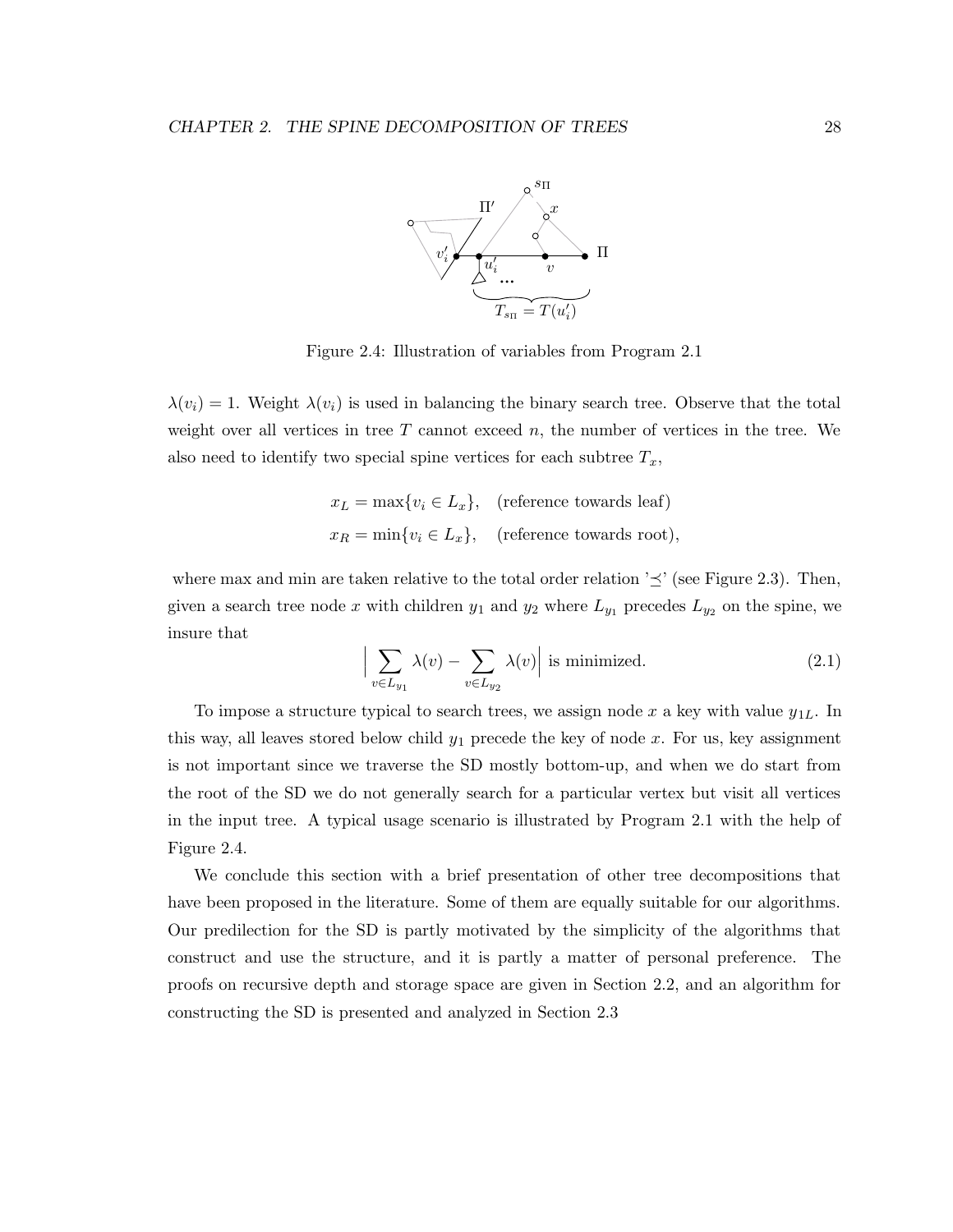Figure 2.4: Illustration of variables from Program 2.1

$\lambda(v_i) = 1$. Weight $\lambda(v_i)$ is used in balancing the binary search tree. Observe that the total weight over all vertices in tree $T$ cannot exceed $n$, the number of vertices in the tree. We also need to identify two special spine vertices for each subtree $T_x$,

$$x_L = \max\{v_i \in L_x\}, \quad \text{(reference towards leaf)}$$

$$x_R = \min\{v_i \in L_x\}, \quad \text{(reference towards root)},$$

where max and min are taken relative to the total order relation '$\preceq$' (see Figure 2.3). Then, given a search tree node $x$ with children $y_1$ and $y_2$ where $L_{y_1}$ precedes $L_{y_2}$ on the spine, we insure that

$$\Big| \sum_{v \in L_{y_1}} \lambda(v) - \sum_{v \in L_{y_2}} \lambda(v) \Big| \text{ is minimized.} \tag{2.1}$$

To impose a structure typical to search trees, we assign node $x$ a key with value $y_{1L}$. In this way, all leaves stored below child $y_1$ precede the key of node $x$. For us, key assignment is not important since we traverse the SD mostly bottom-up, and when we do start from the root of the SD we do not generally search for a particular vertex but visit all vertices in the input tree. A typical usage scenario is illustrated by Program 2.1 with the help of Figure 2.4.

We conclude this section with a brief presentation of other tree decompositions that have been proposed in the literature. Some of them are equally suitable for our algorithms. Our predilection for the SD is partly motivated by the simplicity of the algorithms that construct and use the structure, and it is partly a matter of personal preference. The proofs on recursive depth and storage space are given in Section 2.2, and an algorithm for constructing the SD is presented and analyzed in Section 2.3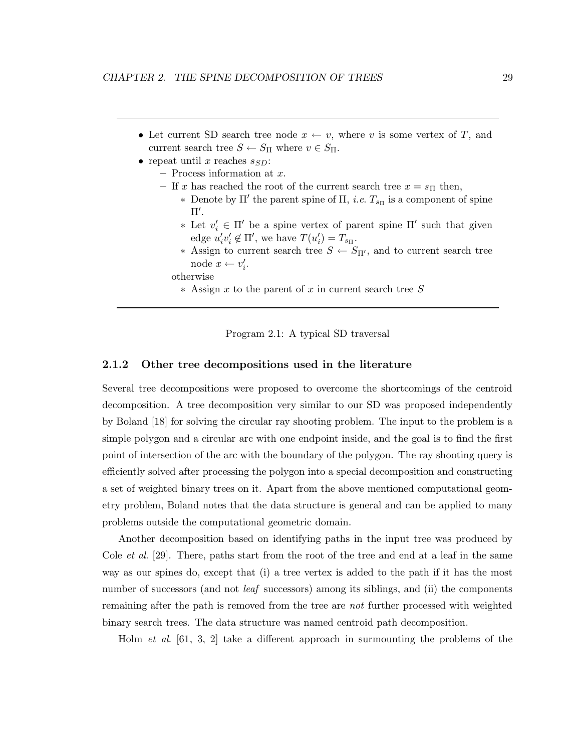- Let current SD search tree node $x \leftarrow v$, where $v$ is some vertex of $T$, and current search tree $S \leftarrow S_\Pi$ where $v \in S_\Pi$.
- repeat until $x$ reaches $s_{SD}$:
  - Process information at $x$.
  - If $x$ has reached the root of the current search tree $x = s_\Pi$ then,
    * Denote by $\Pi'$ the parent spine of $\Pi$, *i.e.* $T_{s_\Pi}$ is a component of spine $\Pi'$.
    * Let $v'_i \in \Pi'$ be a spine vertex of parent spine $\Pi'$ such that given edge $u'_i v'_i \notin \Pi'$, we have $T(u'_i) = T_{s_\Pi}$.
    * Assign to current search tree $S \leftarrow S_{\Pi'}$, and to current search tree node $x \leftarrow v'_i$.

    otherwise
    * Assign $x$ to the parent of $x$ in current search tree $S$

Program 2.1: A typical SD traversal

### 2.1.2 Other tree decompositions used in the literature

Several tree decompositions were proposed to overcome the shortcomings of the centroid decomposition. A tree decomposition very similar to our SD was proposed independently by Boland [18] for solving the circular ray shooting problem. The input to the problem is a simple polygon and a circular arc with one endpoint inside, and the goal is to find the first point of intersection of the arc with the boundary of the polygon. The ray shooting query is efficiently solved after processing the polygon into a special decomposition and constructing a set of weighted binary trees on it. Apart from the above mentioned computational geometry problem, Boland notes that the data structure is general and can be applied to many problems outside the computational geometric domain.

Another decomposition based on identifying paths in the input tree was produced by Cole *et al*. [29]. There, paths start from the root of the tree and end at a leaf in the same way as our spines do, except that (i) a tree vertex is added to the path if it has the most number of successors (and not *leaf* successors) among its siblings, and (ii) the components remaining after the path is removed from the tree are *not* further processed with weighted binary search trees. The data structure was named centroid path decomposition.

Holm *et al*. [61, 3, 2] take a different approach in surmounting the problems of the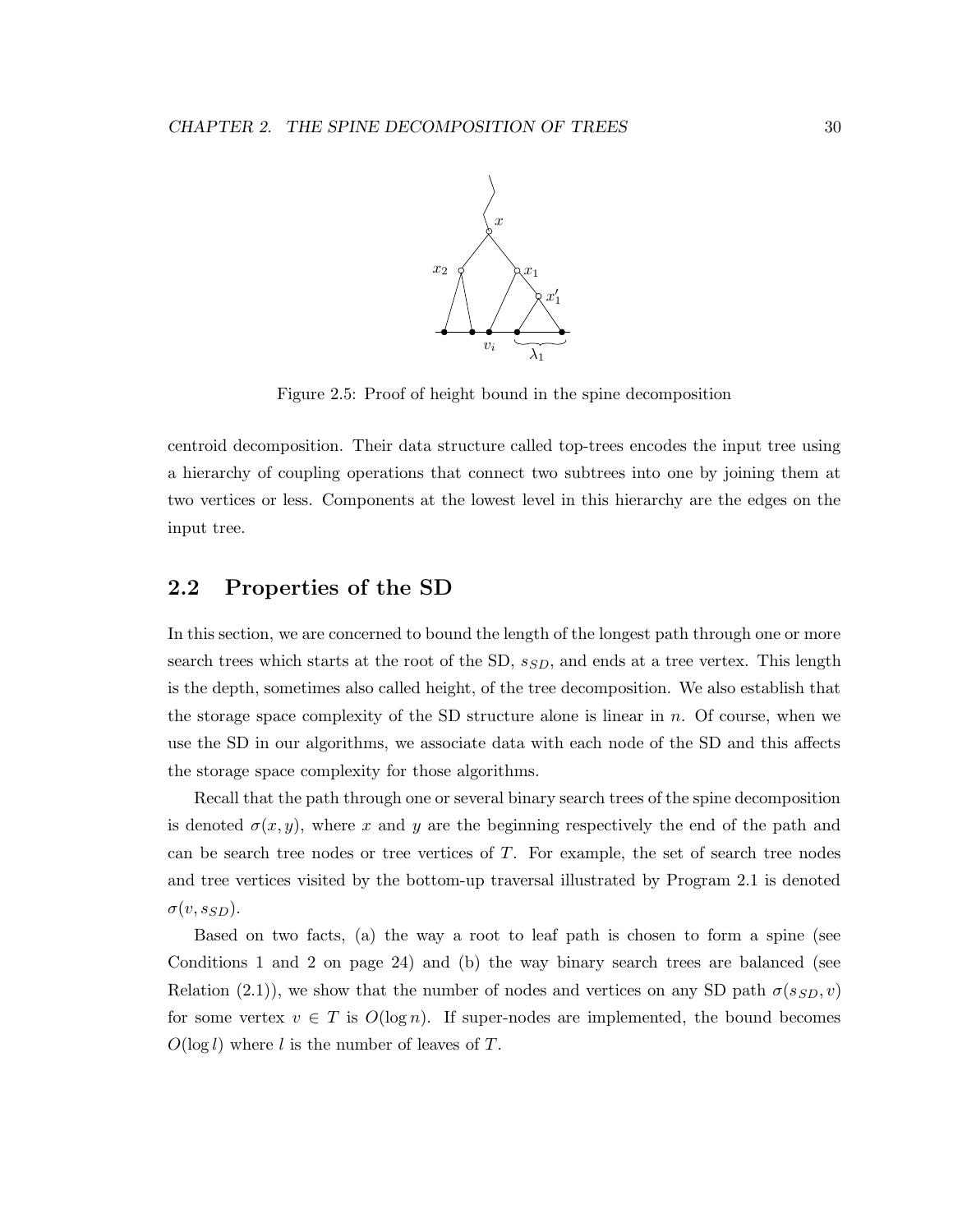Figure 2.5: Proof of height bound in the spine decomposition

centroid decomposition. Their data structure called top-trees encodes the input tree using a hierarchy of coupling operations that connect two subtrees into one by joining them at two vertices or less. Components at the lowest level in this hierarchy are the edges on the input tree.

## 2.2 Properties of the SD

In this section, we are concerned to bound the length of the longest path through one or more search trees which starts at the root of the SD, $s_{SD}$, and ends at a tree vertex. This length is the depth, sometimes also called height, of the tree decomposition. We also establish that the storage space complexity of the SD structure alone is linear in $n$. Of course, when we use the SD in our algorithms, we associate data with each node of the SD and this affects the storage space complexity for those algorithms.

Recall that the path through one or several binary search trees of the spine decomposition is denoted $\sigma(x, y)$, where $x$ and $y$ are the beginning respectively the end of the path and can be search tree nodes or tree vertices of $T$. For example, the set of search tree nodes and tree vertices visited by the bottom-up traversal illustrated by Program 2.1 is denoted $\sigma(v, s_{SD})$.

Based on two facts, (a) the way a root to leaf path is chosen to form a spine (see Conditions 1 and 2 on page 24) and (b) the way binary search trees are balanced (see Relation (2.1)), we show that the number of nodes and vertices on any SD path $\sigma(s_{SD}, v)$ for some vertex $v \in T$ is $O(\log n)$. If super-nodes are implemented, the bound becomes $O(\log l)$ where $l$ is the number of leaves of $T$.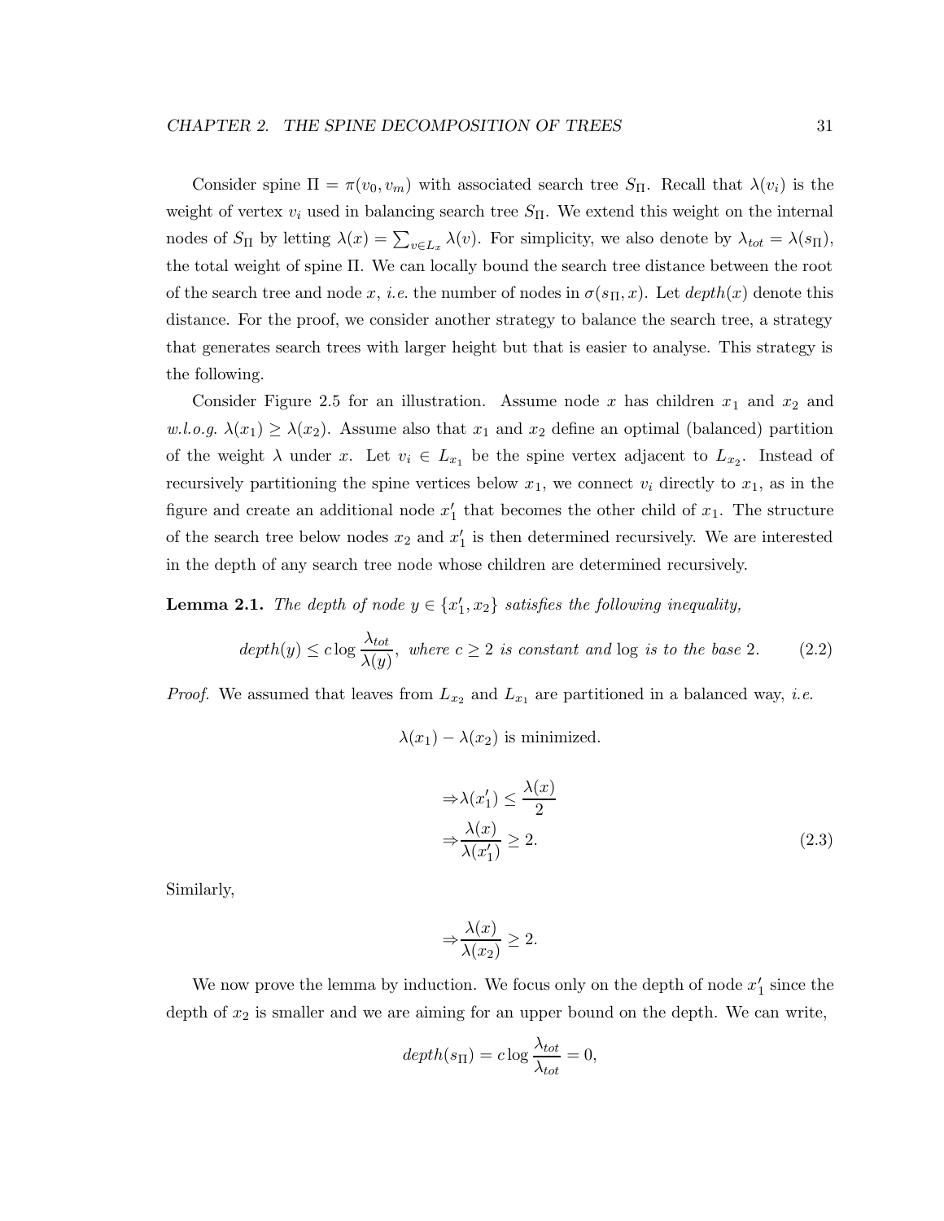Consider spine $\Pi = \pi(v_0, v_m)$ with associated search tree $S_\Pi$. Recall that $\lambda(v_i)$ is the weight of vertex $v_i$ used in balancing search tree $S_\Pi$. We extend this weight on the internal nodes of $S_\Pi$ by letting $\lambda(x) = \sum_{v \in L_x} \lambda(v)$. For simplicity, we also denote by $\lambda_{tot} = \lambda(s_\Pi)$, the total weight of spine $\Pi$. We can locally bound the search tree distance between the root of the search tree and node $x$, *i.e.* the number of nodes in $\sigma(s_\Pi, x)$. Let $depth(x)$ denote this distance. For the proof, we consider another strategy to balance the search tree, a strategy that generates search trees with larger height but that is easier to analyse. This strategy is the following.

Consider Figure 2.5 for an illustration. Assume node $x$ has children $x_1$ and $x_2$ and *w.l.o.g.* $\lambda(x_1) \geq \lambda(x_2)$. Assume also that $x_1$ and $x_2$ define an optimal (balanced) partition of the weight $\lambda$ under $x$. Let $v_i \in L_{x_1}$ be the spine vertex adjacent to $L_{x_2}$. Instead of recursively partitioning the spine vertices below $x_1$, we connect $v_i$ directly to $x_1$, as in the figure and create an additional node $x_1'$ that becomes the other child of $x_1$. The structure of the search tree below nodes $x_2$ and $x_1'$ is then determined recursively. We are interested in the depth of any search tree node whose children are determined recursively.

**Lemma 2.1.** *The depth of node $y \in \{x_1', x_2\}$ satisfies the following inequality,*

$$depth(y) \leq c \log \frac{\lambda_{tot}}{\lambda(y)}, \text{ where } c \geq 2 \text{ is constant and } \log \text{ is to the base } 2. \tag{2.2}$$

*Proof.* We assumed that leaves from $L_{x_2}$ and $L_{x_1}$ are partitioned in a balanced way, *i.e.*

$$\lambda(x_1) - \lambda(x_2) \text{ is minimized.}$$

$$\Rightarrow \lambda(x_1') \leq \frac{\lambda(x)}{2}$$
$$\Rightarrow \frac{\lambda(x)}{\lambda(x_1')} \geq 2. \tag{2.3}$$

Similarly,

$$\Rightarrow \frac{\lambda(x)}{\lambda(x_2)} \geq 2.$$

We now prove the lemma by induction. We focus only on the depth of node $x_1'$ since the depth of $x_2$ is smaller and we are aiming for an upper bound on the depth. We can write,

$$depth(s_\Pi) = c \log \frac{\lambda_{tot}}{\lambda_{tot}} = 0,$$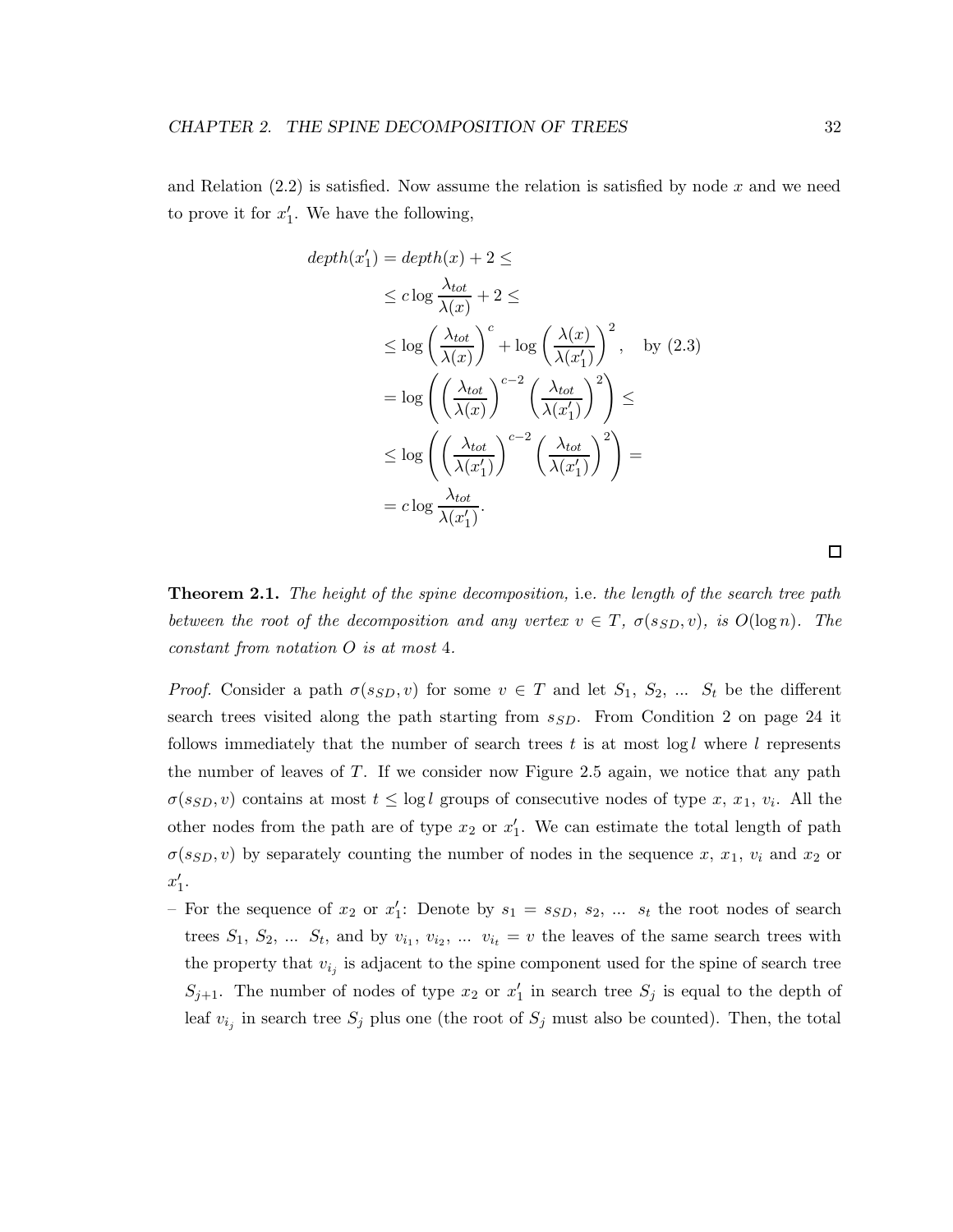and Relation (2.2) is satisfied. Now assume the relation is satisfied by node $x$ and we need to prove it for $x'_1$. We have the following,

$$
\begin{aligned}
depth(x'_1) &= depth(x) + 2 \leq \\
&\leq c \log \frac{\lambda_{tot}}{\lambda(x)} + 2 \leq \\
&\leq \log \left( \frac{\lambda_{tot}}{\lambda(x)} \right)^c + \log \left( \frac{\lambda(x)}{\lambda(x'_1)} \right)^2, \quad \text{by (2.3)} \\
&= \log \left( \left( \frac{\lambda_{tot}}{\lambda(x)} \right)^{c-2} \left( \frac{\lambda_{tot}}{\lambda(x'_1)} \right)^2 \right) \leq \\
&\leq \log \left( \left( \frac{\lambda_{tot}}{\lambda(x'_1)} \right)^{c-2} \left( \frac{\lambda_{tot}}{\lambda(x'_1)} \right)^2 \right) = \\
&= c \log \frac{\lambda_{tot}}{\lambda(x'_1)}.
\end{aligned}
$$

□

**Theorem 2.1.** *The height of the spine decomposition,* i.e. *the length of the search tree path between the root of the decomposition and any vertex $v \in T$, $\sigma(s_{SD}, v)$, is $O(\log n)$. The constant from notation $O$ is at most* 4.

*Proof.* Consider a path $\sigma(s_{SD}, v)$ for some $v \in T$ and let $S_1$, $S_2$, ... $S_t$ be the different search trees visited along the path starting from $s_{SD}$. From Condition 2 on page 24 it follows immediately that the number of search trees $t$ is at most $\log l$ where $l$ represents the number of leaves of $T$. If we consider now Figure 2.5 again, we notice that any path $\sigma(s_{SD}, v)$ contains at most $t \leq \log l$ groups of consecutive nodes of type $x$, $x_1$, $v_i$. All the other nodes from the path are of type $x_2$ or $x'_1$. We can estimate the total length of path $\sigma(s_{SD}, v)$ by separately counting the number of nodes in the sequence $x$, $x_1$, $v_i$ and $x_2$ or $x'_1$.

– For the sequence of $x_2$ or $x'_1$: Denote by $s_1 = s_{SD}$, $s_2$, ... $s_t$ the root nodes of search trees $S_1$, $S_2$, ... $S_t$, and by $v_{i_1}$, $v_{i_2}$, ... $v_{i_t} = v$ the leaves of the same search trees with the property that $v_{i_j}$ is adjacent to the spine component used for the spine of search tree $S_{j+1}$. The number of nodes of type $x_2$ or $x'_1$ in search tree $S_j$ is equal to the depth of leaf $v_{i_j}$ in search tree $S_j$ plus one (the root of $S_j$ must also be counted). Then, the total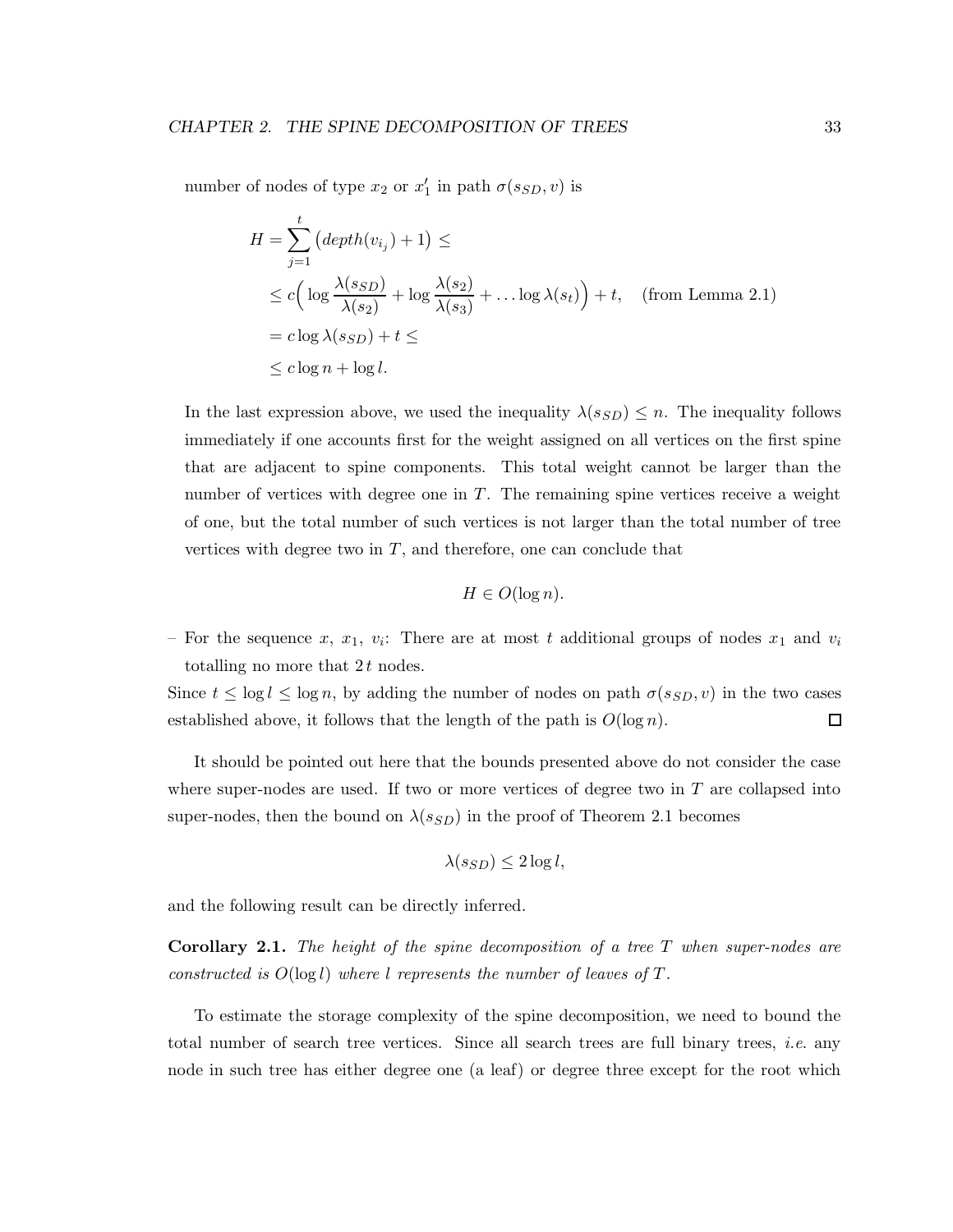number of nodes of type $x_2$ or $x'_1$ in path $\sigma(s_{SD}, v)$ is

$$
\begin{aligned}
H = \sum_{j=1}^{t} \big(depth(v_{i_j}) + 1\big) \leq \\
&\leq c\Big( \log \frac{\lambda(s_{SD})}{\lambda(s_2)} + \log \frac{\lambda(s_2)}{\lambda(s_3)} + \dots \log \lambda(s_t)\Big) + t, \quad \text{(from Lemma 2.1)} \\
&= c \log \lambda(s_{SD}) + t \leq \\
&\leq c \log n + \log l.
\end{aligned}
$$

In the last expression above, we used the inequality $\lambda(s_{SD}) \leq n$. The inequality follows immediately if one accounts first for the weight assigned on all vertices on the first spine that are adjacent to spine components. This total weight cannot be larger than the number of vertices with degree one in $T$. The remaining spine vertices receive a weight of one, but the total number of such vertices is not larger than the total number of tree vertices with degree two in $T$, and therefore, one can conclude that

$$H \in O(\log n).$$

– For the sequence $x$, $x_1$, $v_i$: There are at most $t$ additional groups of nodes $x_1$ and $v_i$ totalling no more that $2\,t$ nodes.

Since $t \leq \log l \leq \log n$, by adding the number of nodes on path $\sigma(s_{SD}, v)$ in the two cases established above, it follows that the length of the path is $O(\log n)$. □

It should be pointed out here that the bounds presented above do not consider the case where super-nodes are used. If two or more vertices of degree two in $T$ are collapsed into super-nodes, then the bound on $\lambda(s_{SD})$ in the proof of Theorem 2.1 becomes

$$\lambda(s_{SD}) \leq 2 \log l,$$

and the following result can be directly inferred.

**Corollary 2.1.** *The height of the spine decomposition of a tree $T$ when super-nodes are constructed is $O(\log l)$ where $l$ represents the number of leaves of $T$.*

To estimate the storage complexity of the spine decomposition, we need to bound the total number of search tree vertices. Since all search trees are full binary trees, *i.e.* any node in such tree has either degree one (a leaf) or degree three except for the root which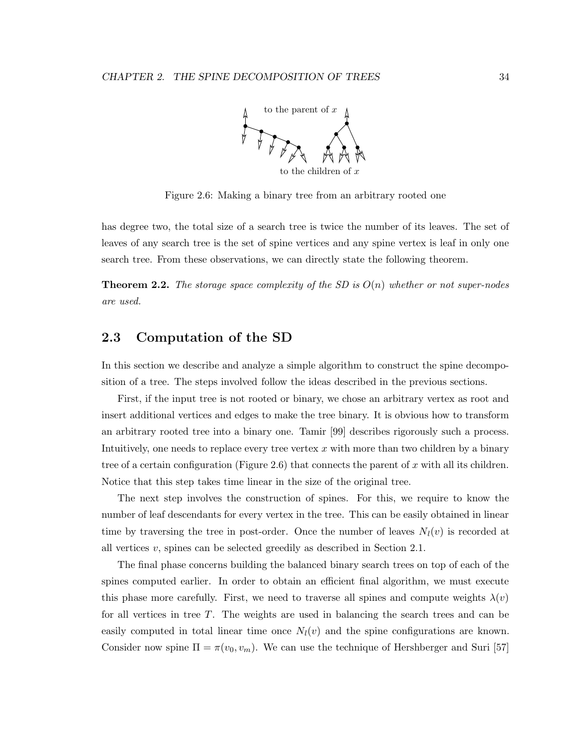to the parent of $x$

to the children of $x$

Figure 2.6: Making a binary tree from an arbitrary rooted one

has degree two, the total size of a search tree is twice the number of its leaves. The set of leaves of any search tree is the set of spine vertices and any spine vertex is leaf in only one search tree. From these observations, we can directly state the following theorem.

**Theorem 2.2.** *The storage space complexity of the SD is $O(n)$ whether or not super-nodes are used.*

## 2.3 Computation of the SD

In this section we describe and analyze a simple algorithm to construct the spine decomposition of a tree. The steps involved follow the ideas described in the previous sections.

First, if the input tree is not rooted or binary, we chose an arbitrary vertex as root and insert additional vertices and edges to make the tree binary. It is obvious how to transform an arbitrary rooted tree into a binary one. Tamir [99] describes rigorously such a process. Intuitively, one needs to replace every tree vertex $x$ with more than two children by a binary tree of a certain configuration (Figure 2.6) that connects the parent of $x$ with all its children. Notice that this step takes time linear in the size of the original tree.

The next step involves the construction of spines. For this, we require to know the number of leaf descendants for every vertex in the tree. This can be easily obtained in linear time by traversing the tree in post-order. Once the number of leaves $N_l(v)$ is recorded at all vertices $v$, spines can be selected greedily as described in Section 2.1.

The final phase concerns building the balanced binary search trees on top of each of the spines computed earlier. In order to obtain an efficient final algorithm, we must execute this phase more carefully. First, we need to traverse all spines and compute weights $\lambda(v)$ for all vertices in tree $T$. The weights are used in balancing the search trees and can be easily computed in total linear time once $N_l(v)$ and the spine configurations are known. Consider now spine $\Pi = \pi(v_0, v_m)$. We can use the technique of Hershberger and Suri [57]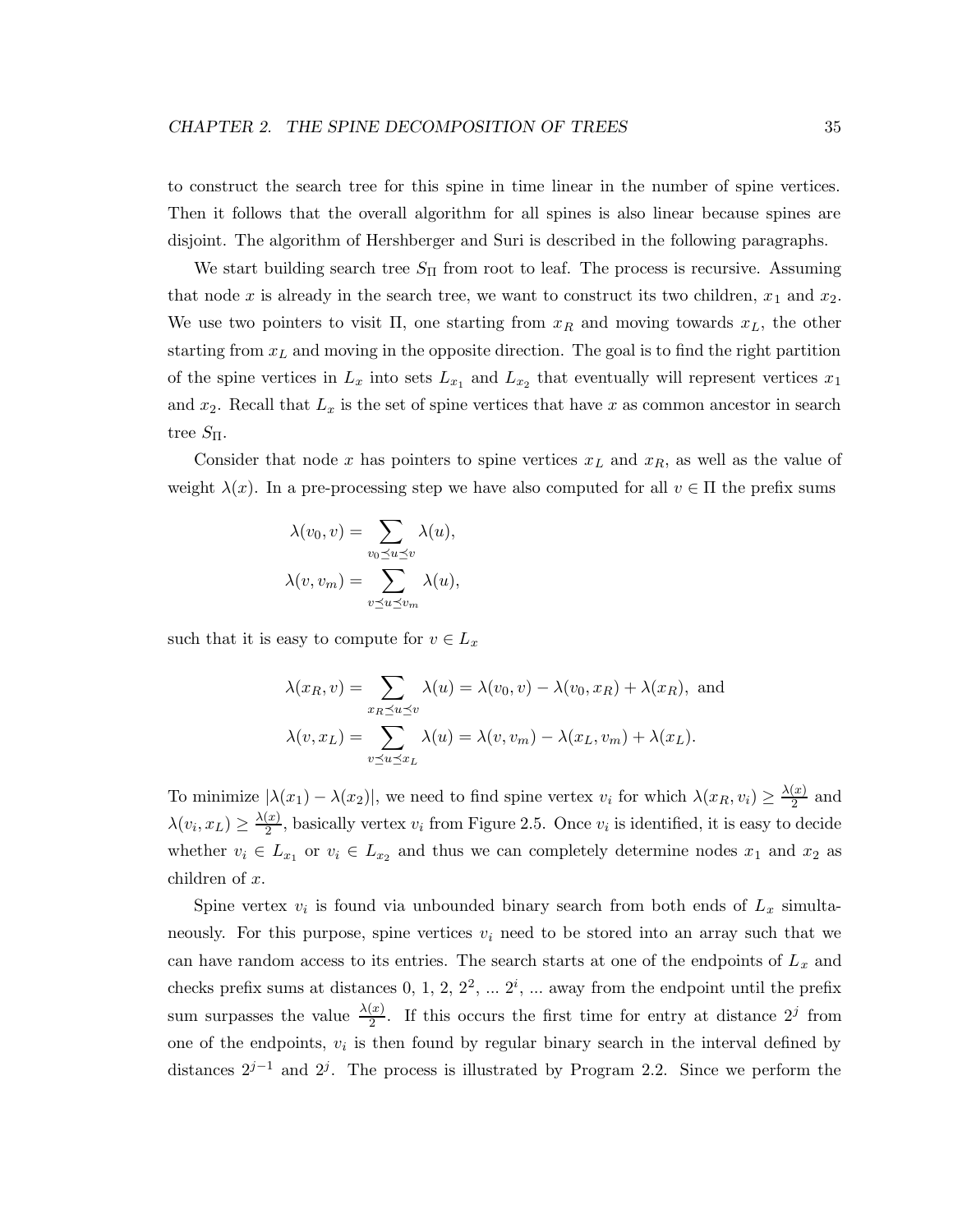to construct the search tree for this spine in time linear in the number of spine vertices. Then it follows that the overall algorithm for all spines is also linear because spines are disjoint. The algorithm of Hershberger and Suri is described in the following paragraphs.

We start building search tree $S_\Pi$ from root to leaf. The process is recursive. Assuming that node $x$ is already in the search tree, we want to construct its two children, $x_1$ and $x_2$. We use two pointers to visit $\Pi$, one starting from $x_R$ and moving towards $x_L$, the other starting from $x_L$ and moving in the opposite direction. The goal is to find the right partition of the spine vertices in $L_x$ into sets $L_{x_1}$ and $L_{x_2}$ that eventually will represent vertices $x_1$ and $x_2$. Recall that $L_x$ is the set of spine vertices that have $x$ as common ancestor in search tree $S_\Pi$.

Consider that node $x$ has pointers to spine vertices $x_L$ and $x_R$, as well as the value of weight $\lambda(x)$. In a pre-processing step we have also computed for all $v \in \Pi$ the prefix sums

$$\lambda(v_0, v) = \sum_{v_0 \preceq u \preceq v} \lambda(u),$$
$$\lambda(v, v_m) = \sum_{v \preceq u \preceq v_m} \lambda(u),$$

such that it is easy to compute for $v \in L_x$

$$\lambda(x_R, v) = \sum_{x_R \preceq u \preceq v} \lambda(u) = \lambda(v_0, v) - \lambda(v_0, x_R) + \lambda(x_R), \text{ and}$$
$$\lambda(v, x_L) = \sum_{v \preceq u \preceq x_L} \lambda(u) = \lambda(v, v_m) - \lambda(x_L, v_m) + \lambda(x_L).$$

To minimize $|\lambda(x_1) - \lambda(x_2)|$, we need to find spine vertex $v_i$ for which $\lambda(x_R, v_i) \geq \frac{\lambda(x)}{2}$ and $\lambda(v_i, x_L) \geq \frac{\lambda(x)}{2}$, basically vertex $v_i$ from Figure 2.5. Once $v_i$ is identified, it is easy to decide whether $v_i \in L_{x_1}$ or $v_i \in L_{x_2}$ and thus we can completely determine nodes $x_1$ and $x_2$ as children of $x$.

Spine vertex $v_i$ is found via unbounded binary search from both ends of $L_x$ simultaneously. For this purpose, spine vertices $v_i$ need to be stored into an array such that we can have random access to its entries. The search starts at one of the endpoints of $L_x$ and checks prefix sums at distances 0, 1, 2, $2^2$, ... $2^i$, ... away from the endpoint until the prefix sum surpasses the value $\frac{\lambda(x)}{2}$. If this occurs the first time for entry at distance $2^j$ from one of the endpoints, $v_i$ is then found by regular binary search in the interval defined by distances $2^{j-1}$ and $2^j$. The process is illustrated by Program 2.2. Since we perform the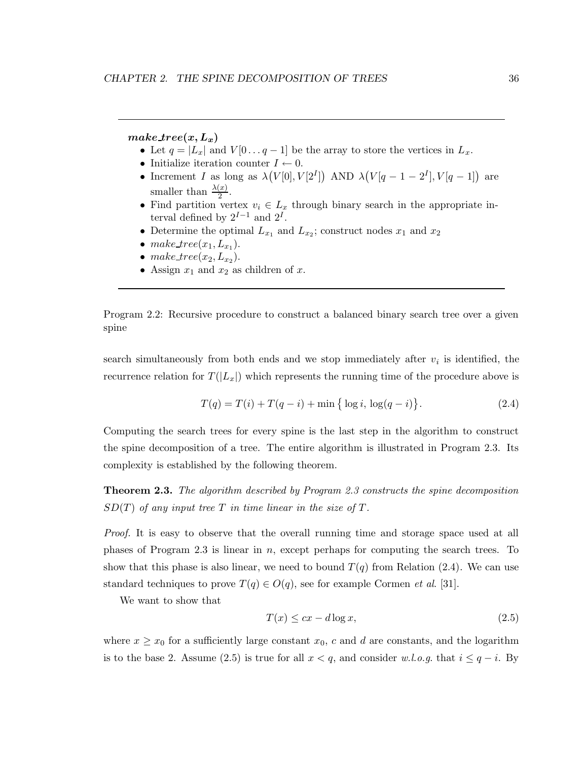---

***make_tree*($x, L_x$)**

- Let $q = |L_x|$ and $V[0 \dots q-1]$ be the array to store the vertices in $L_x$.
- Initialize iteration counter $I \leftarrow 0$.
- Increment $I$ as long as $\lambda\big(V[0], V[2^I]\big)$ AND $\lambda\big(V[q-1-2^I], V[q-1]\big)$ are smaller than $\frac{\lambda(x)}{2}$.
- Find partition vertex $v_i \in L_x$ through binary search in the appropriate interval defined by $2^{I-1}$ and $2^I$.
- Determine the optimal $L_{x_1}$ and $L_{x_2}$; construct nodes $x_1$ and $x_2$
- *make_tree*($x_1, L_{x_1}$).
- *make_tree*($x_2, L_{x_2}$).
- Assign $x_1$ and $x_2$ as children of $x$.

---

Program 2.2: Recursive procedure to construct a balanced binary search tree over a given spine

search simultaneously from both ends and we stop immediately after $v_i$ is identified, the recurrence relation for $T(|L_x|)$ which represents the running time of the procedure above is

$$T(q) = T(i) + T(q-i) + \min\big\{\log i, \log(q-i)\big\}. \tag{2.4}$$

Computing the search trees for every spine is the last step in the algorithm to construct the spine decomposition of a tree. The entire algorithm is illustrated in Program 2.3. Its complexity is established by the following theorem.

**Theorem 2.3.** *The algorithm described by Program 2.3 constructs the spine decomposition $SD(T)$ of any input tree $T$ in time linear in the size of $T$.*

*Proof.* It is easy to observe that the overall running time and storage space used at all phases of Program 2.3 is linear in $n$, except perhaps for computing the search trees. To show that this phase is also linear, we need to bound $T(q)$ from Relation (2.4). We can use standard techniques to prove $T(q) \in O(q)$, see for example Cormen *et al*. [31].

We want to show that

$$T(x) \leq cx - d\log x, \tag{2.5}$$

where $x \geq x_0$ for a sufficiently large constant $x_0$, $c$ and $d$ are constants, and the logarithm is to the base 2. Assume (2.5) is true for all $x < q$, and consider *w.l.o.g.* that $i \leq q - i$. By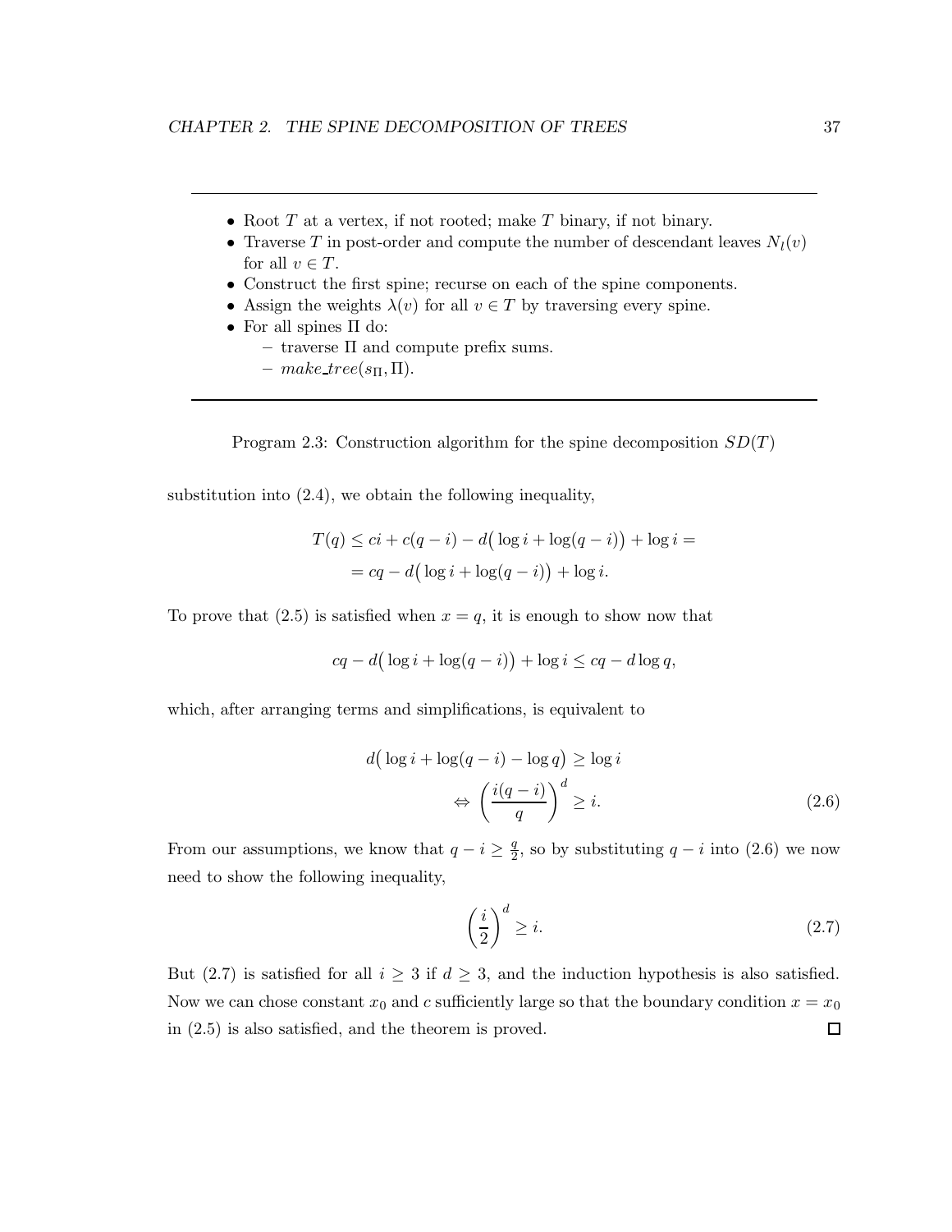---

- Root $T$ at a vertex, if not rooted; make $T$ binary, if not binary.
- Traverse $T$ in post-order and compute the number of descendant leaves $N_l(v)$ for all $v \in T$.
- Construct the first spine; recurse on each of the spine components.
- Assign the weights $\lambda(v)$ for all $v \in T$ by traversing every spine.
- For all spines $\Pi$ do:
  - traverse $\Pi$ and compute prefix sums.
  - $make\_tree(s_\Pi, \Pi)$.

---

Program 2.3: Construction algorithm for the spine decomposition $SD(T)$

substitution into (2.4), we obtain the following inequality,

$$
\begin{aligned}
T(q) &\leq ci + c(q-i) - d\big(\log i + \log(q-i)\big) + \log i = \\
&= cq - d\big(\log i + \log(q-i)\big) + \log i.
\end{aligned}
$$

To prove that (2.5) is satisfied when $x = q$, it is enough to show now that

$$
cq - d\big(\log i + \log(q-i)\big) + \log i \leq cq - d \log q,
$$

which, after arranging terms and simplifications, is equivalent to

$$
\begin{aligned}
d\big(\log i + \log(q-i) - \log q\big) &\geq \log i \\
\Leftrightarrow \left(\frac{i(q-i)}{q}\right)^d &\geq i. \qquad (2.6)
\end{aligned}
$$

From our assumptions, we know that $q - i \geq \frac{q}{2}$, so by substituting $q - i$ into (2.6) we now need to show the following inequality,

$$
\left(\frac{i}{2}\right)^d \geq i. \qquad (2.7)
$$

But (2.7) is satisfied for all $i \geq 3$ if $d \geq 3$, and the induction hypothesis is also satisfied. Now we can chose constant $x_0$ and $c$ sufficiently large so that the boundary condition $x = x_0$ in (2.5) is also satisfied, and the theorem is proved. □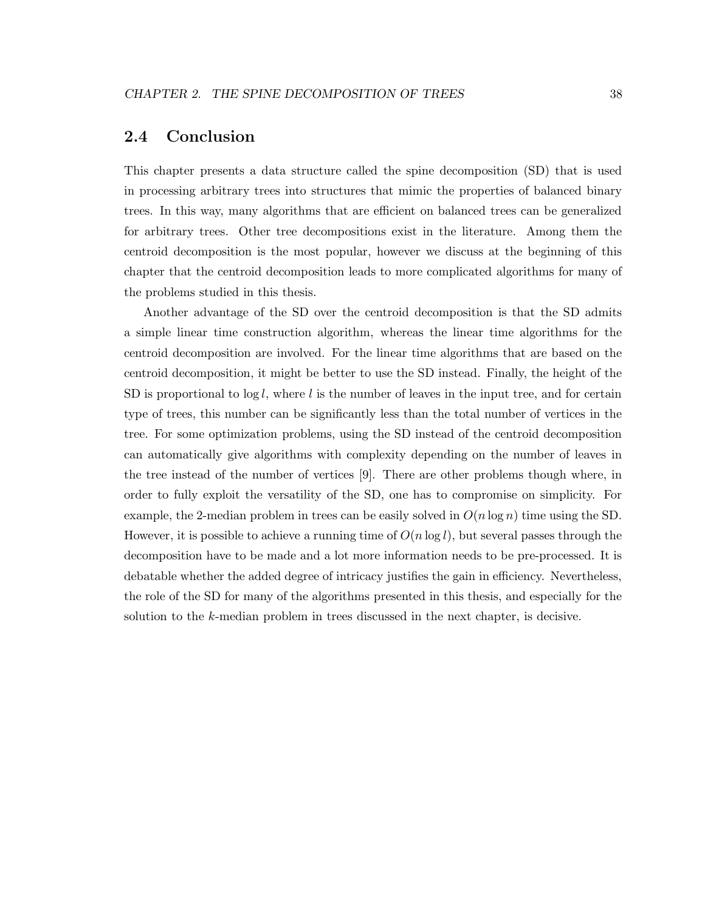## 2.4 Conclusion

This chapter presents a data structure called the spine decomposition (SD) that is used in processing arbitrary trees into structures that mimic the properties of balanced binary trees. In this way, many algorithms that are efficient on balanced trees can be generalized for arbitrary trees. Other tree decompositions exist in the literature. Among them the centroid decomposition is the most popular, however we discuss at the beginning of this chapter that the centroid decomposition leads to more complicated algorithms for many of the problems studied in this thesis.

Another advantage of the SD over the centroid decomposition is that the SD admits a simple linear time construction algorithm, whereas the linear time algorithms for the centroid decomposition are involved. For the linear time algorithms that are based on the centroid decomposition, it might be better to use the SD instead. Finally, the height of the SD is proportional to $\log l$, where $l$ is the number of leaves in the input tree, and for certain type of trees, this number can be significantly less than the total number of vertices in the tree. For some optimization problems, using the SD instead of the centroid decomposition can automatically give algorithms with complexity depending on the number of leaves in the tree instead of the number of vertices [9]. There are other problems though where, in order to fully exploit the versatility of the SD, one has to compromise on simplicity. For example, the 2-median problem in trees can be easily solved in $O(n \log n)$ time using the SD. However, it is possible to achieve a running time of $O(n \log l)$, but several passes through the decomposition have to be made and a lot more information needs to be pre-processed. It is debatable whether the added degree of intricacy justifies the gain in efficiency. Nevertheless, the role of the SD for many of the algorithms presented in this thesis, and especially for the solution to the $k$-median problem in trees discussed in the next chapter, is decisive.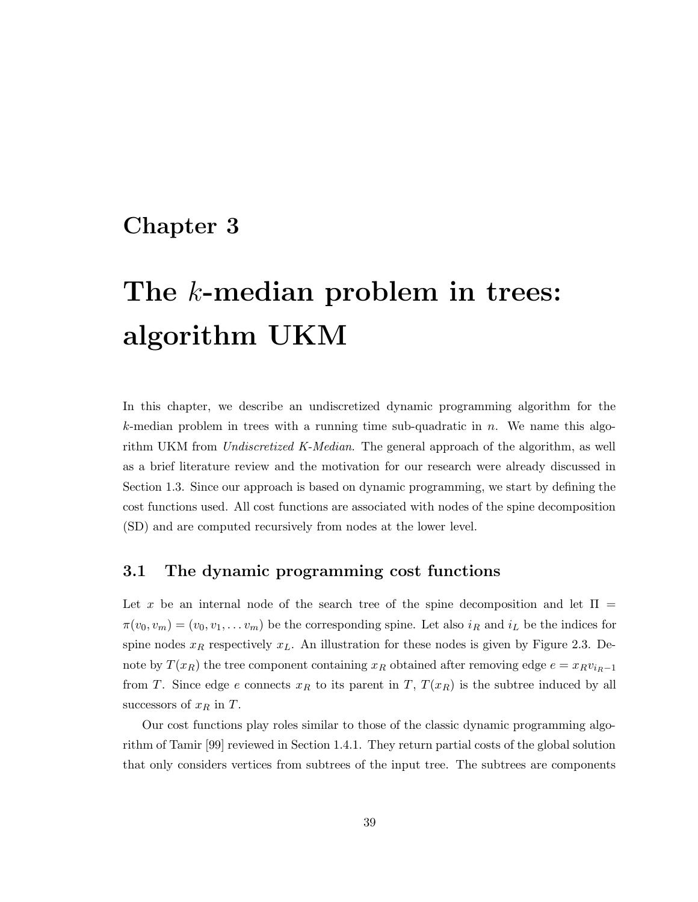# Chapter 3

# The $k$-median problem in trees: algorithm UKM

In this chapter, we describe an undiscretized dynamic programming algorithm for the $k$-median problem in trees with a running time sub-quadratic in $n$. We name this algorithm UKM from *Undiscretized K-Median.* The general approach of the algorithm, as well as a brief literature review and the motivation for our research were already discussed in Section 1.3. Since our approach is based on dynamic programming, we start by defining the cost functions used. All cost functions are associated with nodes of the spine decomposition (SD) and are computed recursively from nodes at the lower level.

## 3.1 The dynamic programming cost functions

Let $x$ be an internal node of the search tree of the spine decomposition and let $\Pi = \pi(v_0, v_m) = (v_0, v_1, \ldots v_m)$ be the corresponding spine. Let also $i_R$ and $i_L$ be the indices for spine nodes $x_R$ respectively $x_L$. An illustration for these nodes is given by Figure 2.3. Denote by $T(x_R)$ the tree component containing $x_R$ obtained after removing edge $e = x_R v_{i_R - 1}$ from $T$. Since edge $e$ connects $x_R$ to its parent in $T$, $T(x_R)$ is the subtree induced by all successors of $x_R$ in $T$.

Our cost functions play roles similar to those of the classic dynamic programming algorithm of Tamir [99] reviewed in Section 1.4.1. They return partial costs of the global solution that only considers vertices from subtrees of the input tree. The subtrees are components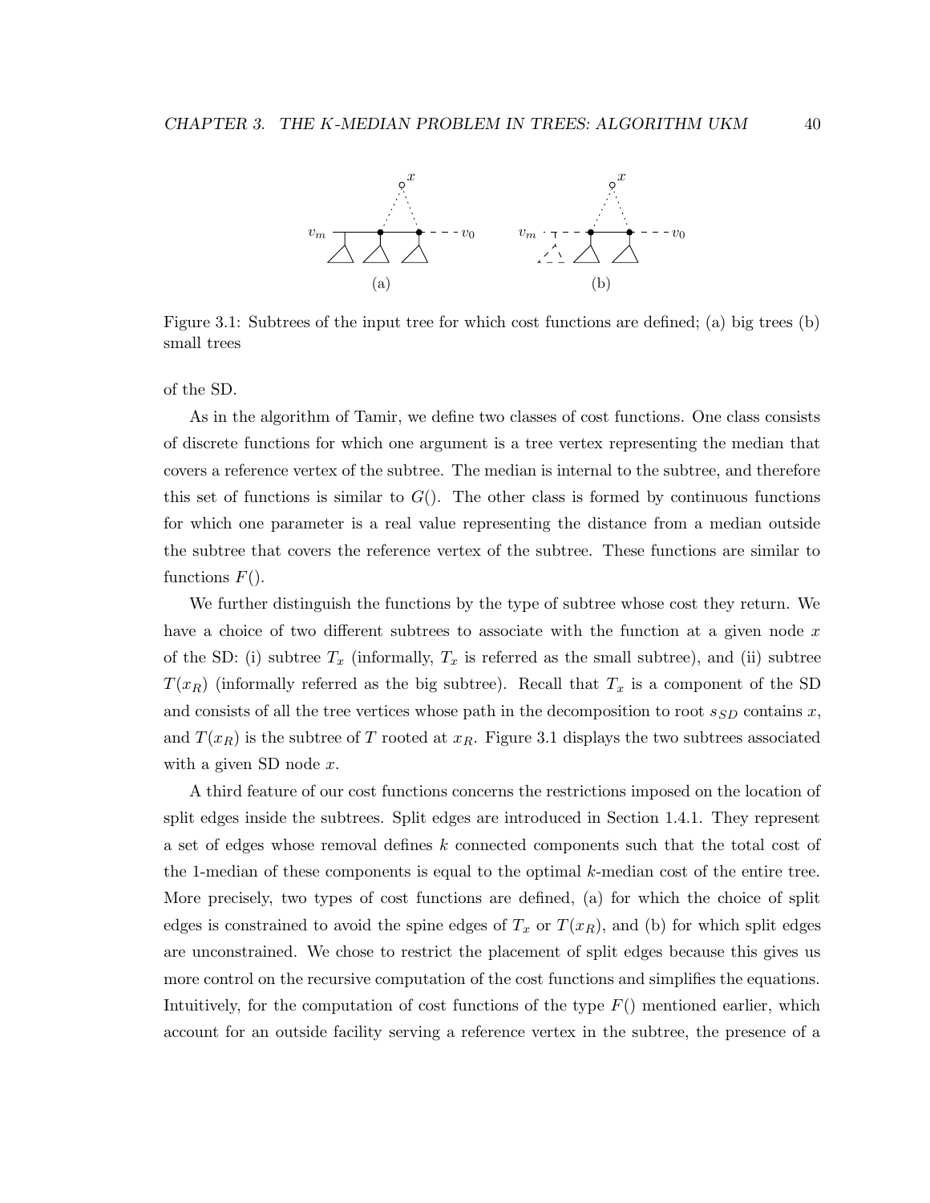Figure 3.1: Subtrees of the input tree for which cost functions are defined; (a) big trees (b) small trees

of the SD.

As in the algorithm of Tamir, we define two classes of cost functions. One class consists of discrete functions for which one argument is a tree vertex representing the median that covers a reference vertex of the subtree. The median is internal to the subtree, and therefore this set of functions is similar to $G()$. The other class is formed by continuous functions for which one parameter is a real value representing the distance from a median outside the subtree that covers the reference vertex of the subtree. These functions are similar to functions $F()$.

We further distinguish the functions by the type of subtree whose cost they return. We have a choice of two different subtrees to associate with the function at a given node $x$ of the SD: (i) subtree $T_x$ (informally, $T_x$ is referred as the small subtree), and (ii) subtree $T(x_R)$ (informally referred as the big subtree). Recall that $T_x$ is a component of the SD and consists of all the tree vertices whose path in the decomposition to root $s_{SD}$ contains $x$, and $T(x_R)$ is the subtree of $T$ rooted at $x_R$. Figure 3.1 displays the two subtrees associated with a given SD node $x$.

A third feature of our cost functions concerns the restrictions imposed on the location of split edges inside the subtrees. Split edges are introduced in Section 1.4.1. They represent a set of edges whose removal defines $k$ connected components such that the total cost of the 1-median of these components is equal to the optimal $k$-median cost of the entire tree. More precisely, two types of cost functions are defined, (a) for which the choice of split edges is constrained to avoid the spine edges of $T_x$ or $T(x_R)$, and (b) for which split edges are unconstrained. We chose to restrict the placement of split edges because this gives us more control on the recursive computation of the cost functions and simplifies the equations. Intuitively, for the computation of cost functions of the type $F()$ mentioned earlier, which account for an outside facility serving a reference vertex in the subtree, the presence of a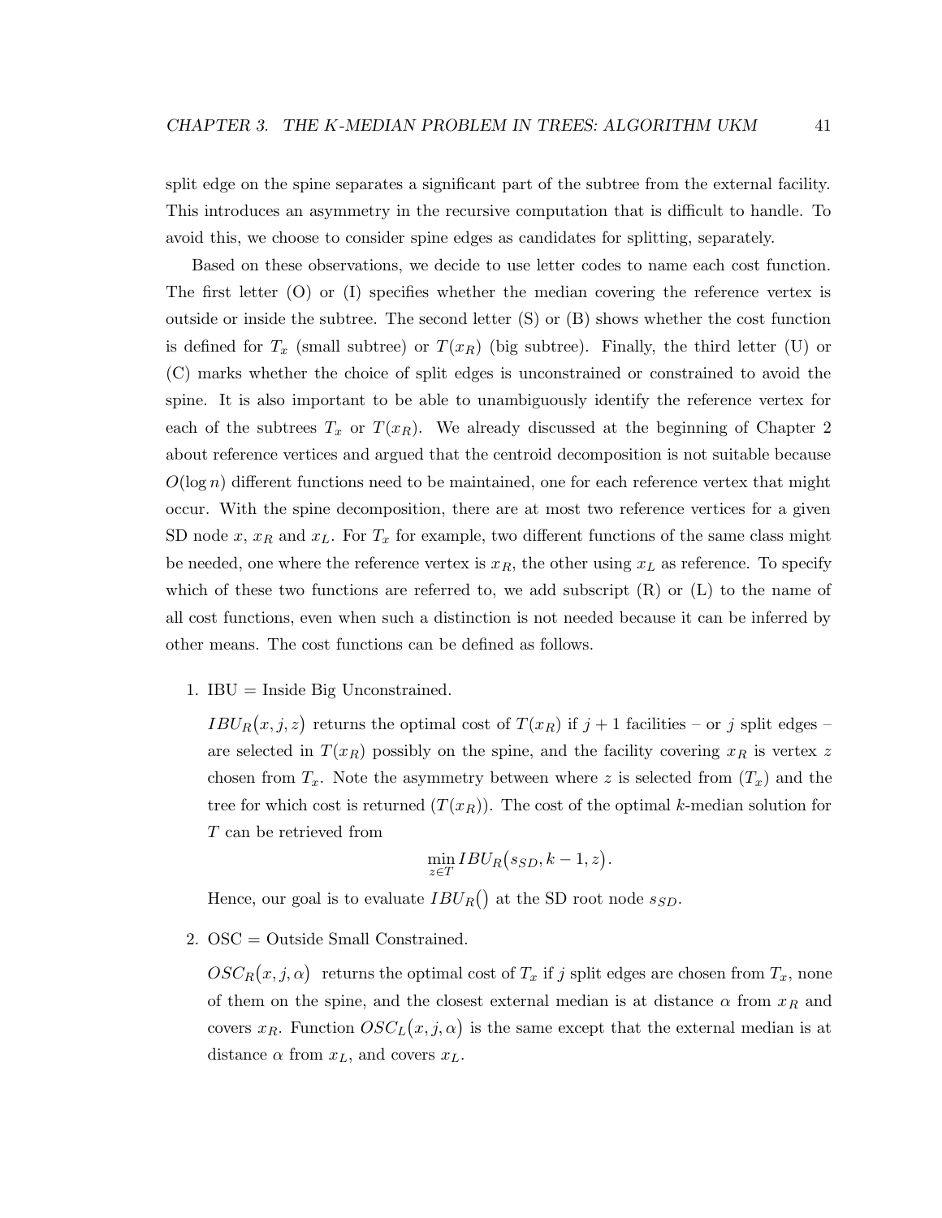split edge on the spine separates a significant part of the subtree from the external facility. This introduces an asymmetry in the recursive computation that is difficult to handle. To avoid this, we choose to consider spine edges as candidates for splitting, separately.

Based on these observations, we decide to use letter codes to name each cost function. The first letter (O) or (I) specifies whether the median covering the reference vertex is outside or inside the subtree. The second letter (S) or (B) shows whether the cost function is defined for $T_x$ (small subtree) or $T(x_R)$ (big subtree). Finally, the third letter (U) or (C) marks whether the choice of split edges is unconstrained or constrained to avoid the spine. It is also important to be able to unambiguously identify the reference vertex for each of the subtrees $T_x$ or $T(x_R)$. We already discussed at the beginning of Chapter 2 about reference vertices and argued that the centroid decomposition is not suitable because $O(\log n)$ different functions need to be maintained, one for each reference vertex that might occur. With the spine decomposition, there are at most two reference vertices for a given SD node $x$, $x_R$ and $x_L$. For $T_x$ for example, two different functions of the same class might be needed, one where the reference vertex is $x_R$, the other using $x_L$ as reference. To specify which of these two functions are referred to, we add subscript (R) or (L) to the name of all cost functions, even when such a distinction is not needed because it can be inferred by other means. The cost functions can be defined as follows.

1. IBU = Inside Big Unconstrained.

   $IBU_R(x, j, z)$ returns the optimal cost of $T(x_R)$ if $j+1$ facilities – or $j$ split edges – are selected in $T(x_R)$ possibly on the spine, and the facility covering $x_R$ is vertex $z$ chosen from $T_x$. Note the asymmetry between where $z$ is selected from $(T_x)$ and the tree for which cost is returned $(T(x_R))$. The cost of the optimal $k$-median solution for $T$ can be retrieved from

   $$\min_{z \in T} IBU_R(s_{SD}, k-1, z).$$

   Hence, our goal is to evaluate $IBU_R()$ at the SD root node $s_{SD}$.

2. OSC = Outside Small Constrained.

   $OSC_R(x, j, \alpha)$ returns the optimal cost of $T_x$ if $j$ split edges are chosen from $T_x$, none of them on the spine, and the closest external median is at distance $\alpha$ from $x_R$ and covers $x_R$. Function $OSC_L(x, j, \alpha)$ is the same except that the external median is at distance $\alpha$ from $x_L$, and covers $x_L$.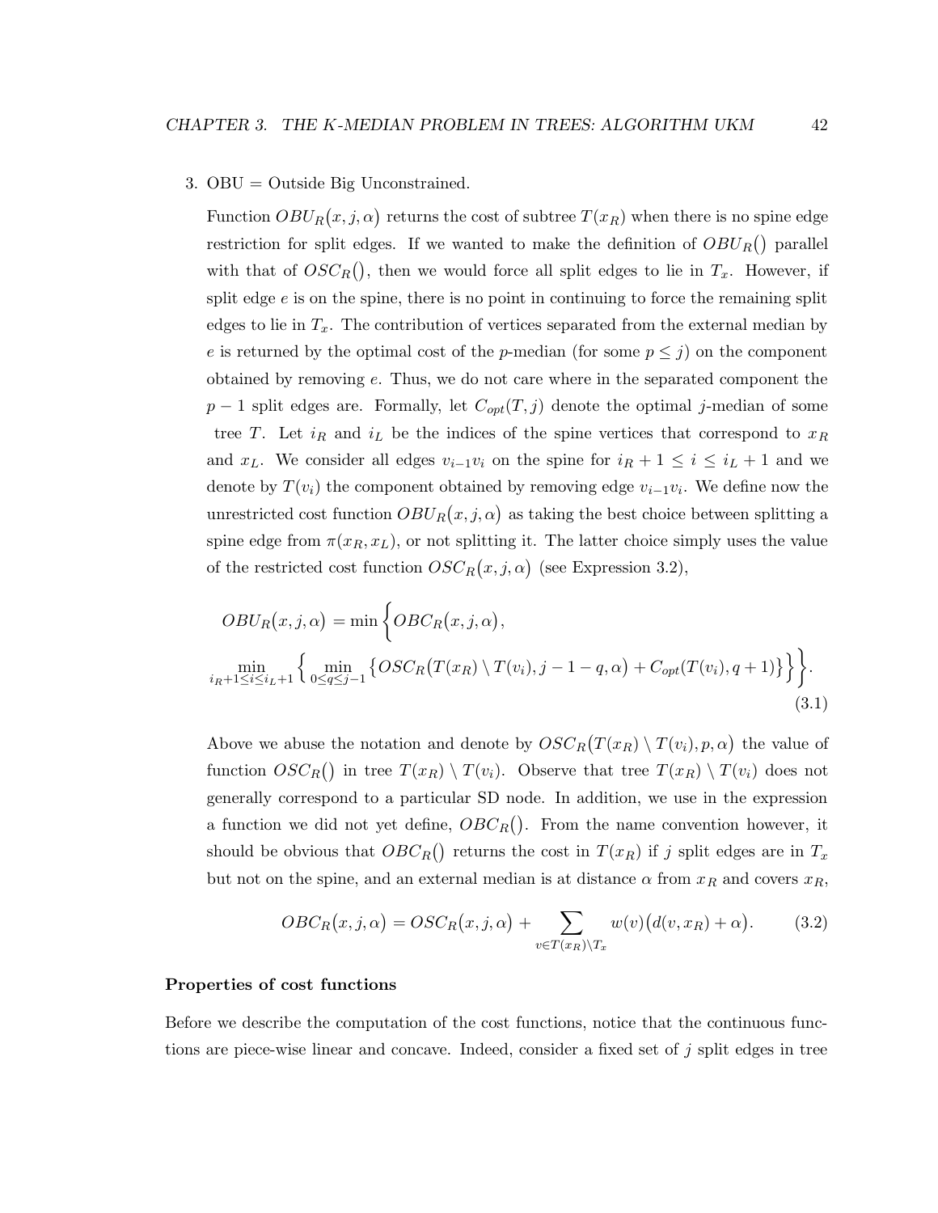3. OBU = Outside Big Unconstrained.

   Function $OBU_R\big(x, j, \alpha\big)$ returns the cost of subtree $T(x_R)$ when there is no spine edge restriction for split edges. If we wanted to make the definition of $OBU_R\big(\big)$ parallel with that of $OSC_R\big(\big)$, then we would force all split edges to lie in $T_x$. However, if split edge $e$ is on the spine, there is no point in continuing to force the remaining split edges to lie in $T_x$. The contribution of vertices separated from the external median by $e$ is returned by the optimal cost of the $p$-median (for some $p \leq j$) on the component obtained by removing $e$. Thus, we do not care where in the separated component the $p-1$ split edges are. Formally, let $C_{opt}(T, j)$ denote the optimal $j$-median of some tree $T$. Let $i_R$ and $i_L$ be the indices of the spine vertices that correspond to $x_R$ and $x_L$. We consider all edges $v_{i-1}v_i$ on the spine for $i_R + 1 \leq i \leq i_L + 1$ and we denote by $T(v_i)$ the component obtained by removing edge $v_{i-1}v_i$. We define now the unrestricted cost function $OBU_R\big(x, j, \alpha\big)$ as taking the best choice between splitting a spine edge from $\pi(x_R, x_L)$, or not splitting it. The latter choice simply uses the value of the restricted cost function $OSC_R\big(x, j, \alpha\big)$ (see Expression 3.2),

$$OBU_R\big(x, j, \alpha\big) = \min\Big\{OBC_R\big(x, j, \alpha\big),$$
$$\min_{i_R+1 \leq i \leq i_L+1} \Big\{ \min_{0 \leq q \leq j-1} \big\{OSC_R\big(T(x_R) \setminus T(v_i), j-1-q, \alpha\big) + C_{opt}(T(v_i), q+1)\big\}\Big\}\Big\}. \tag{3.1}$$

   Above we abuse the notation and denote by $OSC_R\big(T(x_R) \setminus T(v_i), p, \alpha\big)$ the value of function $OSC_R\big(\big)$ in tree $T(x_R) \setminus T(v_i)$. Observe that tree $T(x_R) \setminus T(v_i)$ does not generally correspond to a particular SD node. In addition, we use in the expression a function we did not yet define, $OBC_R\big(\big)$. From the name convention however, it should be obvious that $OBC_R\big(\big)$ returns the cost in $T(x_R)$ if $j$ split edges are in $T_x$ but not on the spine, and an external median is at distance $\alpha$ from $x_R$ and covers $x_R$,

$$OBC_R\big(x, j, \alpha\big) = OSC_R\big(x, j, \alpha\big) + \sum_{v \in T(x_R) \setminus T_x} w(v)\big(d(v, x_R) + \alpha\big). \tag{3.2}$$

#### Properties of cost functions

Before we describe the computation of the cost functions, notice that the continuous functions are piece-wise linear and concave. Indeed, consider a fixed set of $j$ split edges in tree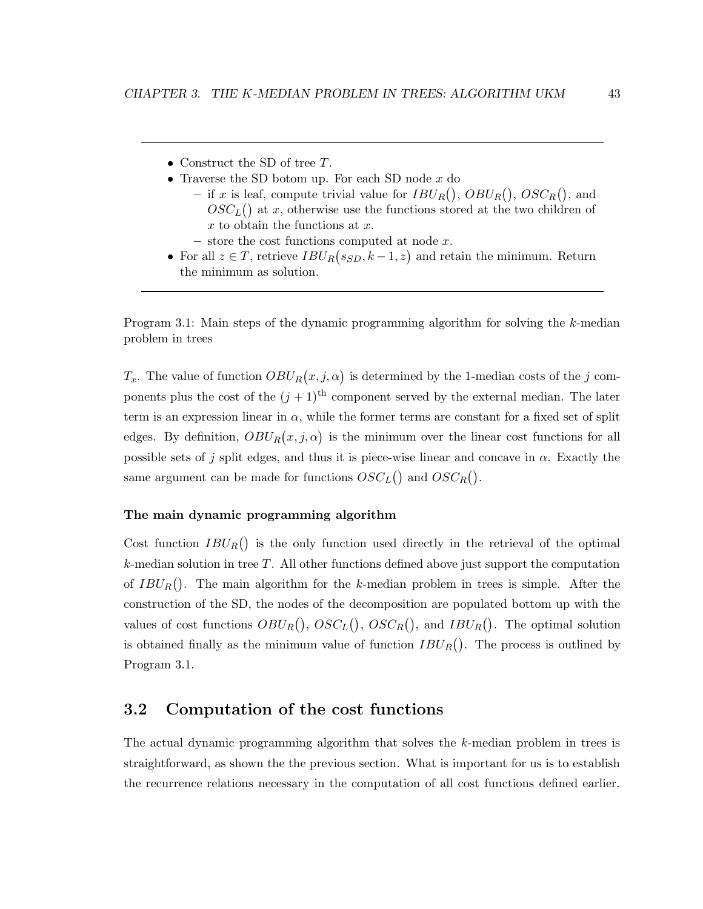---

- Construct the SD of tree $T$.
- Traverse the SD botom up. For each SD node $x$ do
  - if $x$ is leaf, compute trivial value for $IBU_R()$, $OBU_R()$, $OSC_R()$, and $OSC_L()$ at $x$, otherwise use the functions stored at the two children of $x$ to obtain the functions at $x$.
  - store the cost functions computed at node $x$.
- For all $z \in T$, retrieve $IBU_R(s_{SD}, k-1, z)$ and retain the minimum. Return the minimum as solution.

---

Program 3.1: Main steps of the dynamic programming algorithm for solving the $k$-median problem in trees

$T_x$. The value of function $OBU_R(x, j, \alpha)$ is determined by the 1-median costs of the $j$ components plus the cost of the $(j+1)^{\text{th}}$ component served by the external median. The later term is an expression linear in $\alpha$, while the former terms are constant for a fixed set of split edges. By definition, $OBU_R(x, j, \alpha)$ is the minimum over the linear cost functions for all possible sets of $j$ split edges, and thus it is piece-wise linear and concave in $\alpha$. Exactly the same argument can be made for functions $OSC_L()$ and $OSC_R()$.

**The main dynamic programming algorithm**

Cost function $IBU_R()$ is the only function used directly in the retrieval of the optimal $k$-median solution in tree $T$. All other functions defined above just support the computation of $IBU_R()$. The main algorithm for the $k$-median problem in trees is simple. After the construction of the SD, the nodes of the decomposition are populated bottom up with the values of cost functions $OBU_R()$, $OSC_L()$, $OSC_R()$, and $IBU_R()$. The optimal solution is obtained finally as the minimum value of function $IBU_R()$. The process is outlined by Program 3.1.

## 3.2 Computation of the cost functions

The actual dynamic programming algorithm that solves the $k$-median problem in trees is straightforward, as shown the the previous section. What is important for us is to establish the recurrence relations necessary in the computation of all cost functions defined earlier.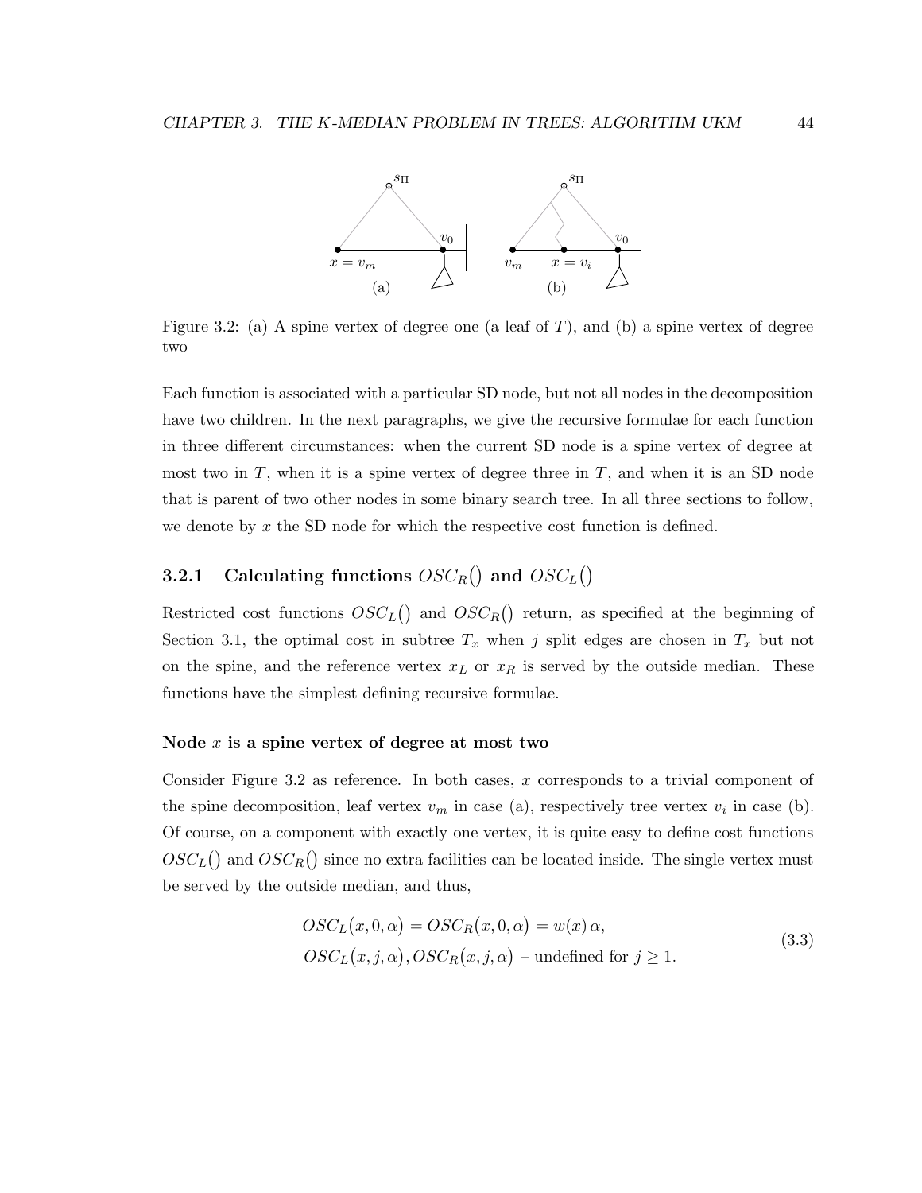Figure 3.2: (a) A spine vertex of degree one (a leaf of $T$), and (b) a spine vertex of degree two

Each function is associated with a particular SD node, but not all nodes in the decomposition have two children. In the next paragraphs, we give the recursive formulae for each function in three different circumstances: when the current SD node is a spine vertex of degree at most two in $T$, when it is a spine vertex of degree three in $T$, and when it is an SD node that is parent of two other nodes in some binary search tree. In all three sections to follow, we denote by $x$ the SD node for which the respective cost function is defined.

### 3.2.1 Calculating functions $OSC_R()$ and $OSC_L()$

Restricted cost functions $OSC_L()$ and $OSC_R()$ return, as specified at the beginning of Section 3.1, the optimal cost in subtree $T_x$ when $j$ split edges are chosen in $T_x$ but not on the spine, and the reference vertex $x_L$ or $x_R$ is served by the outside median. These functions have the simplest defining recursive formulae.

#### Node $x$ is a spine vertex of degree at most two

Consider Figure 3.2 as reference. In both cases, $x$ corresponds to a trivial component of the spine decomposition, leaf vertex $v_m$ in case (a), respectively tree vertex $v_i$ in case (b). Of course, on a component with exactly one vertex, it is quite easy to define cost functions $OSC_L()$ and $OSC_R()$ since no extra facilities can be located inside. The single vertex must be served by the outside median, and thus,

$$
\begin{aligned}
&OSC_L(x, 0, \alpha) = OSC_R(x, 0, \alpha) = w(x)\,\alpha, \\
&OSC_L(x, j, \alpha), OSC_R(x, j, \alpha) \text{ – undefined for } j \geq 1.
\end{aligned}
\tag{3.3}
$$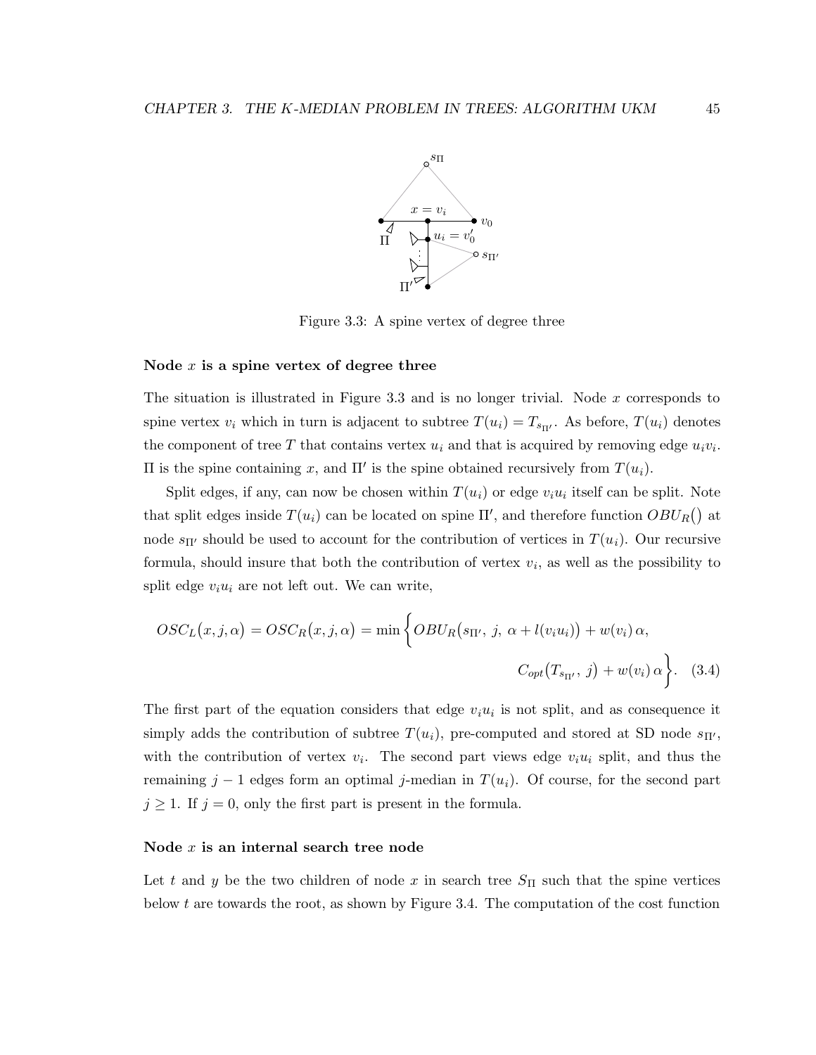Figure 3.3: A spine vertex of degree three

#### Node $x$ is a spine vertex of degree three

The situation is illustrated in Figure 3.3 and is no longer trivial. Node $x$ corresponds to spine vertex $v_i$ which in turn is adjacent to subtree $T(u_i) = T_{s_{\Pi'}}$. As before, $T(u_i)$ denotes the component of tree $T$ that contains vertex $u_i$ and that is acquired by removing edge $u_i v_i$. $\Pi$ is the spine containing $x$, and $\Pi'$ is the spine obtained recursively from $T(u_i)$.

Split edges, if any, can now be chosen within $T(u_i)$ or edge $v_i u_i$ itself can be split. Note that split edges inside $T(u_i)$ can be located on spine $\Pi'$, and therefore function $OBU_R()$ at node $s_{\Pi'}$ should be used to account for the contribution of vertices in $T(u_i)$. Our recursive formula, should insure that both the contribution of vertex $v_i$, as well as the possibility to split edge $v_i u_i$ are not left out. We can write,

$$OSC_L(x, j, \alpha) = OSC_R(x, j, \alpha) = \min \Big\{ OBU_R(s_{\Pi'},\ j,\ \alpha + l(v_i u_i)) + w(v_i)\,\alpha, \\ C_{opt}(T_{s_{\Pi'}},\ j) + w(v_i)\,\alpha \Big\}. \quad (3.4)$$

The first part of the equation considers that edge $v_i u_i$ is not split, and as consequence it simply adds the contribution of subtree $T(u_i)$, pre-computed and stored at SD node $s_{\Pi'}$, with the contribution of vertex $v_i$. The second part views edge $v_i u_i$ split, and thus the remaining $j - 1$ edges form an optimal $j$-median in $T(u_i)$. Of course, for the second part $j \geq 1$. If $j = 0$, only the first part is present in the formula.

#### Node $x$ is an internal search tree node

Let $t$ and $y$ be the two children of node $x$ in search tree $S_\Pi$ such that the spine vertices below $t$ are towards the root, as shown by Figure 3.4. The computation of the cost function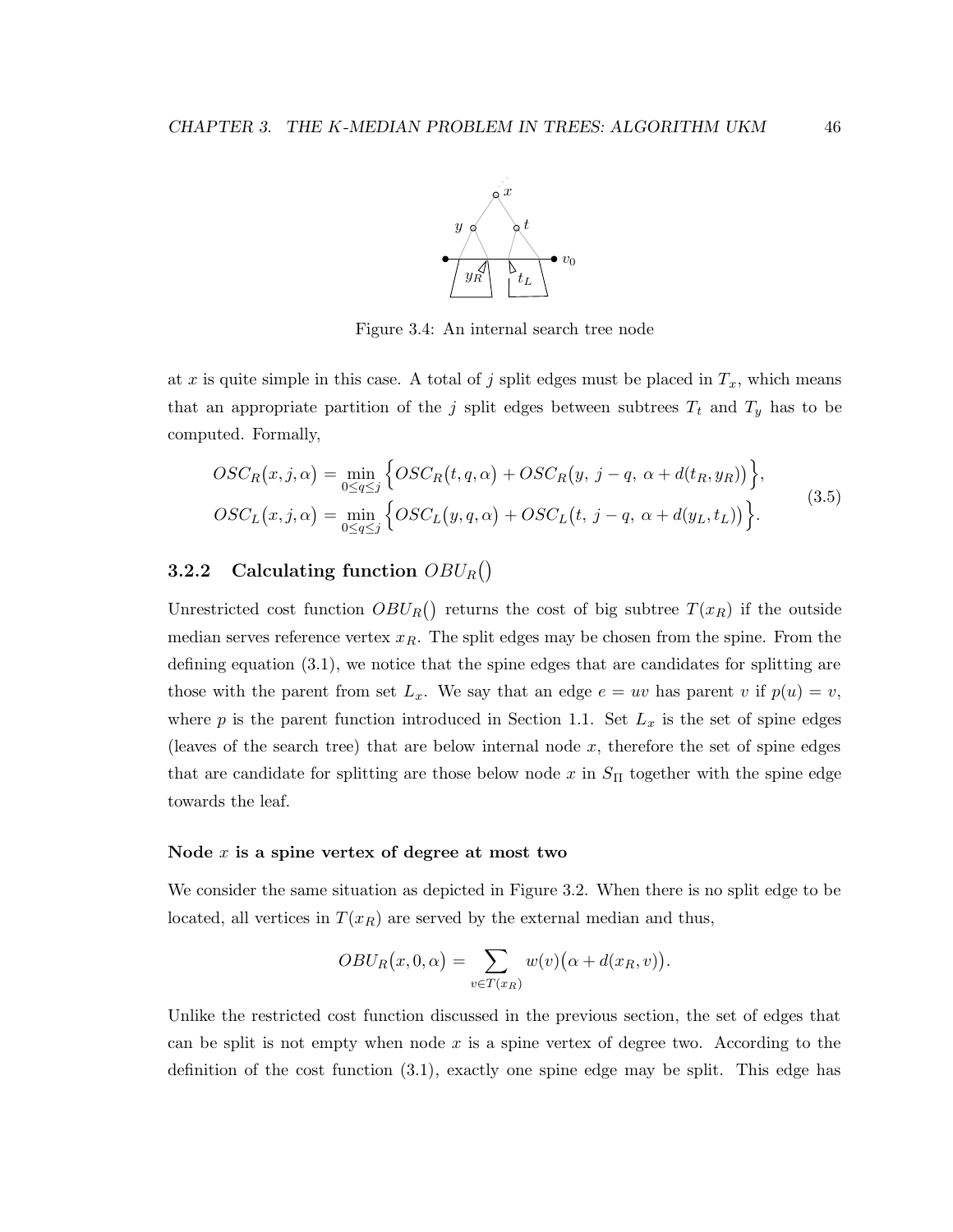Figure 3.4: An internal search tree node

at $x$ is quite simple in this case. A total of $j$ split edges must be placed in $T_x$, which means that an appropriate partition of the $j$ split edges between subtrees $T_t$ and $T_y$ has to be computed. Formally,

$$
\begin{aligned}
OSC_R(x, j, \alpha) &= \min_{0 \le q \le j} \Big\{ OSC_R(t, q, \alpha) + OSC_R\big(y,\ j-q,\ \alpha + d(t_R, y_R)\big) \Big\}, \\
OSC_L(x, j, \alpha) &= \min_{0 \le q \le j} \Big\{ OSC_L(y, q, \alpha) + OSC_L\big(t,\ j-q,\ \alpha + d(y_L, t_L)\big) \Big\}.
\end{aligned}
\tag{3.5}
$$

### 3.2.2 Calculating function $OBU_R()$

Unrestricted cost function $OBU_R()$ returns the cost of big subtree $T(x_R)$ if the outside median serves reference vertex $x_R$. The split edges may be chosen from the spine. From the defining equation (3.1), we notice that the spine edges that are candidates for splitting are those with the parent from set $L_x$. We say that an edge $e = uv$ has parent $v$ if $p(u) = v$, where $p$ is the parent function introduced in Section 1.1. Set $L_x$ is the set of spine edges (leaves of the search tree) that are below internal node $x$, therefore the set of spine edges that are candidate for splitting are those below node $x$ in $S_{\Pi}$ together with the spine edge towards the leaf.

#### Node $x$ is a spine vertex of degree at most two

We consider the same situation as depicted in Figure 3.2. When there is no split edge to be located, all vertices in $T(x_R)$ are served by the external median and thus,

$$
OBU_R(x, 0, \alpha) = \sum_{v \in T(x_R)} w(v)\big(\alpha + d(x_R, v)\big).
$$

Unlike the restricted cost function discussed in the previous section, the set of edges that can be split is not empty when node $x$ is a spine vertex of degree two. According to the definition of the cost function (3.1), exactly one spine edge may be split. This edge has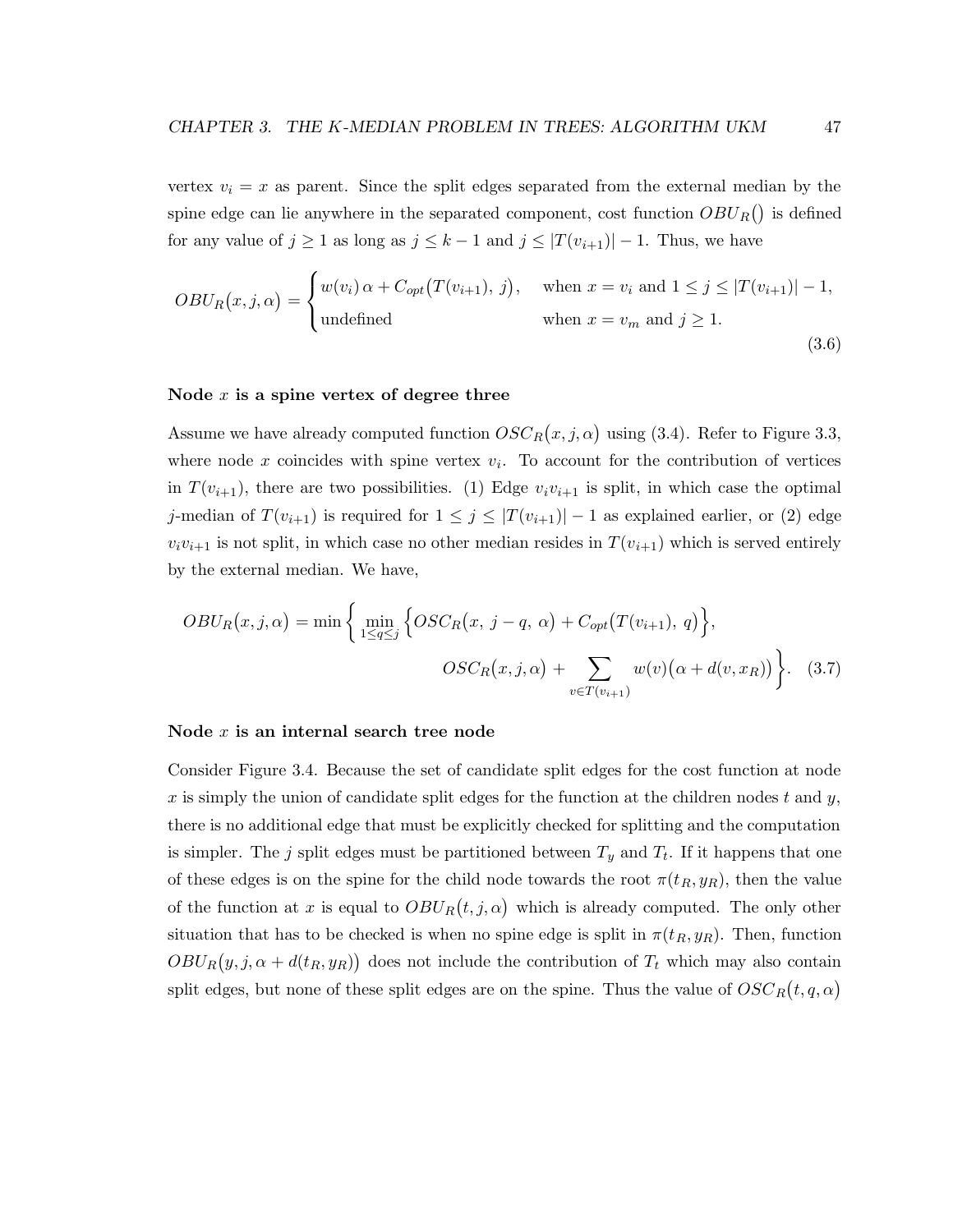vertex $v_i = x$ as parent. Since the split edges separated from the external median by the spine edge can lie anywhere in the separated component, cost function $OBU_R()$ is defined for any value of $j \geq 1$ as long as $j \leq k-1$ and $j \leq |T(v_{i+1})| - 1$. Thus, we have

$$OBU_R\big(x, j, \alpha\big) = \begin{cases} w(v_i)\,\alpha + C_{opt}\big(T(v_{i+1}),\, j\big), & \text{when } x = v_i \text{ and } 1 \leq j \leq |T(v_{i+1})| - 1, \\ \text{undefined} & \text{when } x = v_m \text{ and } j \geq 1. \end{cases} \tag{3.6}$$

**Node $x$ is a spine vertex of degree three**

Assume we have already computed function $OSC_R\big(x, j, \alpha\big)$ using (3.4). Refer to Figure 3.3, where node $x$ coincides with spine vertex $v_i$. To account for the contribution of vertices in $T(v_{i+1})$, there are two possibilities. (1) Edge $v_iv_{i+1}$ is split, in which case the optimal $j$-median of $T(v_{i+1})$ is required for $1 \leq j \leq |T(v_{i+1})| - 1$ as explained earlier, or (2) edge $v_iv_{i+1}$ is not split, in which case no other median resides in $T(v_{i+1})$ which is served entirely by the external median. We have,

$$OBU_R\big(x, j, \alpha\big) = \min\Bigg\{ \min_{1 \leq q \leq j} \Big\{ OSC_R\big(x,\ j-q,\ \alpha\big) + C_{opt}\big(T(v_{i+1}),\ q\big) \Big\}, \\ OSC_R\big(x, j, \alpha\big) + \sum_{v \in T(v_{i+1})} w(v)\big(\alpha + d(v, x_R)\big) \Bigg\}. \tag{3.7}$$

**Node $x$ is an internal search tree node**

Consider Figure 3.4. Because the set of candidate split edges for the cost function at node $x$ is simply the union of candidate split edges for the function at the children nodes $t$ and $y$, there is no additional edge that must be explicitly checked for splitting and the computation is simpler. The $j$ split edges must be partitioned between $T_y$ and $T_t$. If it happens that one of these edges is on the spine for the child node towards the root $\pi(t_R, y_R)$, then the value of the function at $x$ is equal to $OBU_R\big(t, j, \alpha\big)$ which is already computed. The only other situation that has to be checked is when no spine edge is split in $\pi(t_R, y_R)$. Then, function $OBU_R\big(y, j, \alpha + d(t_R, y_R)\big)$ does not include the contribution of $T_t$ which may also contain split edges, but none of these split edges are on the spine. Thus the value of $OSC_R\big(t, q, \alpha\big)$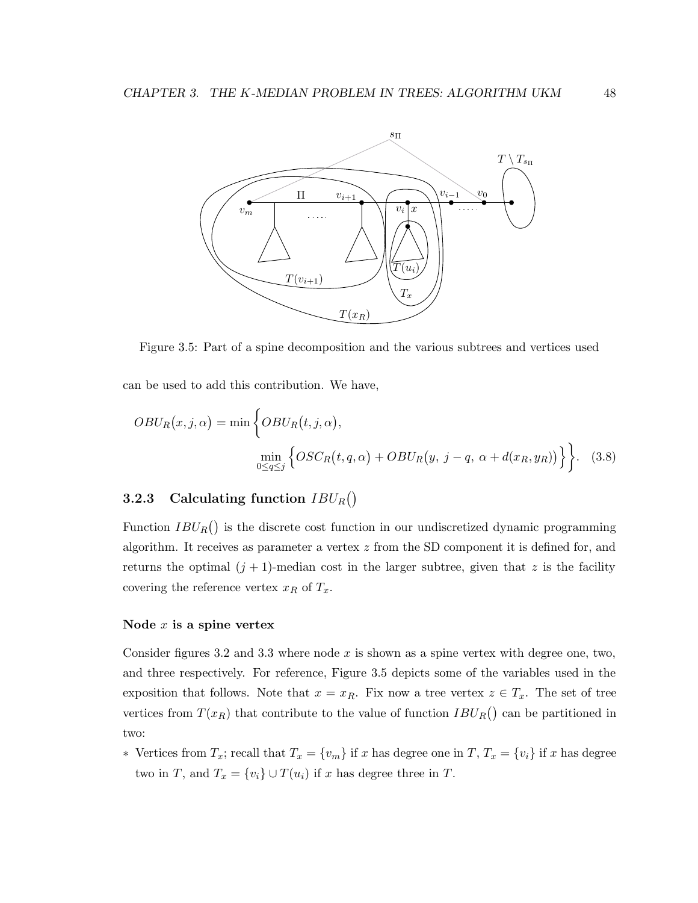Figure 3.5: Part of a spine decomposition and the various subtrees and vertices used

can be used to add this contribution. We have,

$$OBU_R(x, j, \alpha) = \min\Big\{OBU_R(t, j, \alpha), \min_{0 \le q \le j}\Big\{OSC_R(t, q, \alpha) + OBU_R(y,\ j-q,\ \alpha + d(x_R, y_R))\Big\}\Big\}. \quad (3.8)$$

### 3.2.3 Calculating function $IBU_R()$

Function $IBU_R()$ is the discrete cost function in our undiscretized dynamic programming algorithm. It receives as parameter a vertex $z$ from the SD component it is defined for, and returns the optimal $(j+1)$-median cost in the larger subtree, given that $z$ is the facility covering the reference vertex $x_R$ of $T_x$.

#### Node $x$ is a spine vertex

Consider figures 3.2 and 3.3 where node $x$ is shown as a spine vertex with degree one, two, and three respectively. For reference, Figure 3.5 depicts some of the variables used in the exposition that follows. Note that $x = x_R$. Fix now a tree vertex $z \in T_x$. The set of tree vertices from $T(x_R)$ that contribute to the value of function $IBU_R()$ can be partitioned in two:

* Vertices from $T_x$; recall that $T_x = \{v_m\}$ if $x$ has degree one in $T$, $T_x = \{v_i\}$ if $x$ has degree two in $T$, and $T_x = \{v_i\} \cup T(u_i)$ if $x$ has degree three in $T$.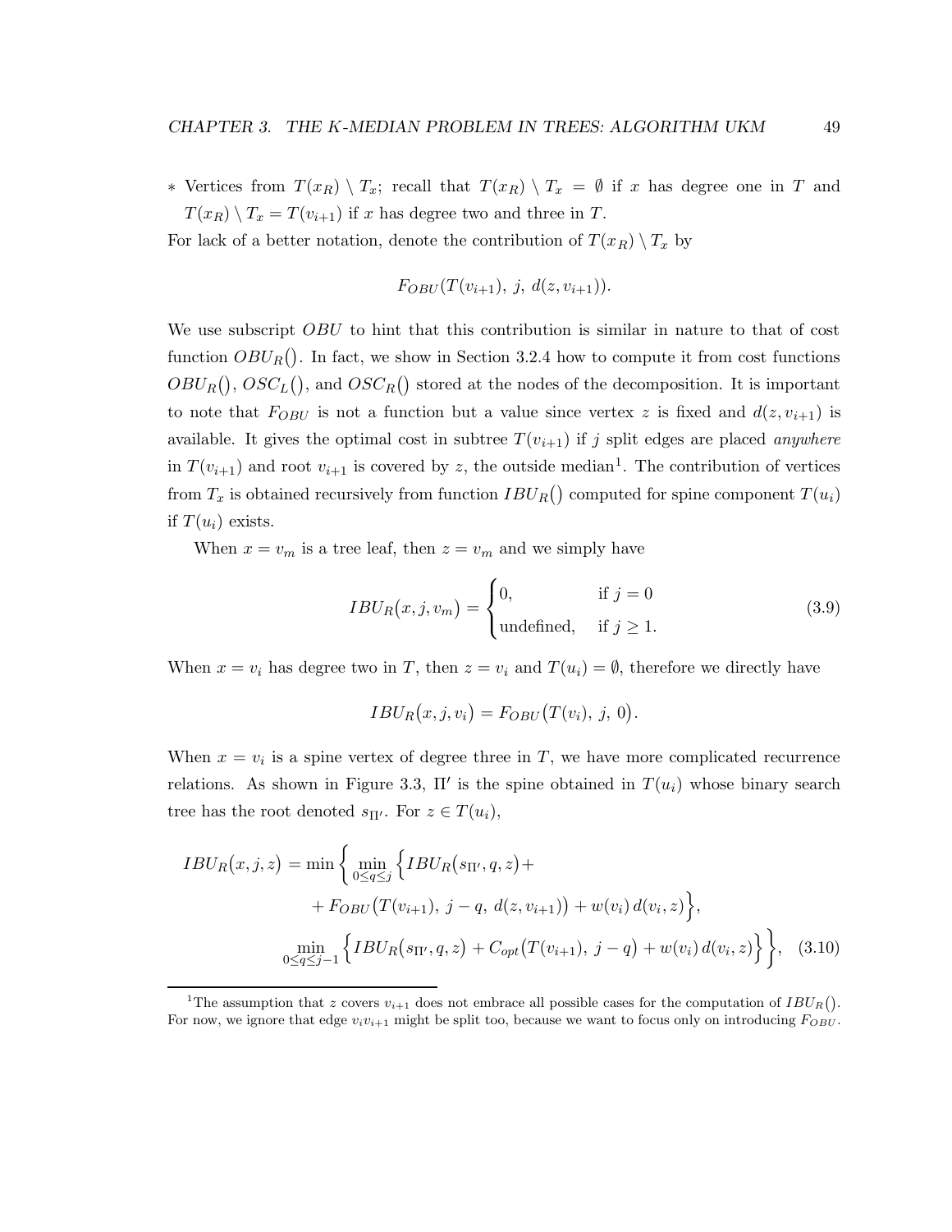∗ Vertices from $T(x_R) \setminus T_x$; recall that $T(x_R) \setminus T_x = \emptyset$ if $x$ has degree one in $T$ and $T(x_R) \setminus T_x = T(v_{i+1})$ if $x$ has degree two and three in $T$.

For lack of a better notation, denote the contribution of $T(x_R) \setminus T_x$ by

$$F_{OBU}(T(v_{i+1}),\ j,\ d(z, v_{i+1})).$$

We use subscript $OBU$ to hint that this contribution is similar in nature to that of cost function $OBU_R()$. In fact, we show in Section 3.2.4 how to compute it from cost functions $OBU_R()$, $OSC_L()$, and $OSC_R()$ stored at the nodes of the decomposition. It is important to note that $F_{OBU}$ is not a function but a value since vertex $z$ is fixed and $d(z, v_{i+1})$ is available. It gives the optimal cost in subtree $T(v_{i+1})$ if $j$ split edges are placed *anywhere* in $T(v_{i+1})$ and root $v_{i+1}$ is covered by $z$, the outside median[1]. The contribution of vertices from $T_x$ is obtained recursively from function $IBU_R()$ computed for spine component $T(u_i)$ if $T(u_i)$ exists.

When $x = v_m$ is a tree leaf, then $z = v_m$ and we simply have

$$IBU_R(x, j, v_m) = \begin{cases} 0, & \text{if } j = 0 \\ \text{undefined}, & \text{if } j \geq 1. \end{cases} \tag{3.9}$$

When $x = v_i$ has degree two in $T$, then $z = v_i$ and $T(u_i) = \emptyset$, therefore we directly have

$$IBU_R(x, j, v_i) = F_{OBU}\big(T(v_i),\ j,\ 0\big).$$

When $x = v_i$ is a spine vertex of degree three in $T$, we have more complicated recurrence relations. As shown in Figure 3.3, $\Pi'$ is the spine obtained in $T(u_i)$ whose binary search tree has the root denoted $s_{\Pi'}$. For $z \in T(u_i)$,

$$\begin{aligned} IBU_R(x, j, z) = \min\Big\{ & \min_{0 \leq q \leq j} \Big\{ IBU_R(s_{\Pi'}, q, z) + \\ & + F_{OBU}\big(T(v_{i+1}),\ j - q,\ d(z, v_{i+1})\big) + w(v_i)\, d(v_i, z) \Big\}, \\ & \min_{0 \leq q \leq j-1} \Big\{ IBU_R(s_{\Pi'}, q, z) + C_{opt}\big(T(v_{i+1}),\ j - q\big) + w(v_i)\, d(v_i, z) \Big\} \Big\}, \end{aligned} \tag{3.10}$$

---

[1] The assumption that $z$ covers $v_{i+1}$ does not embrace all possible cases for the computation of $IBU_R()$. For now, we ignore that edge $v_i v_{i+1}$ might be split too, because we want to focus only on introducing $F_{OBU}$.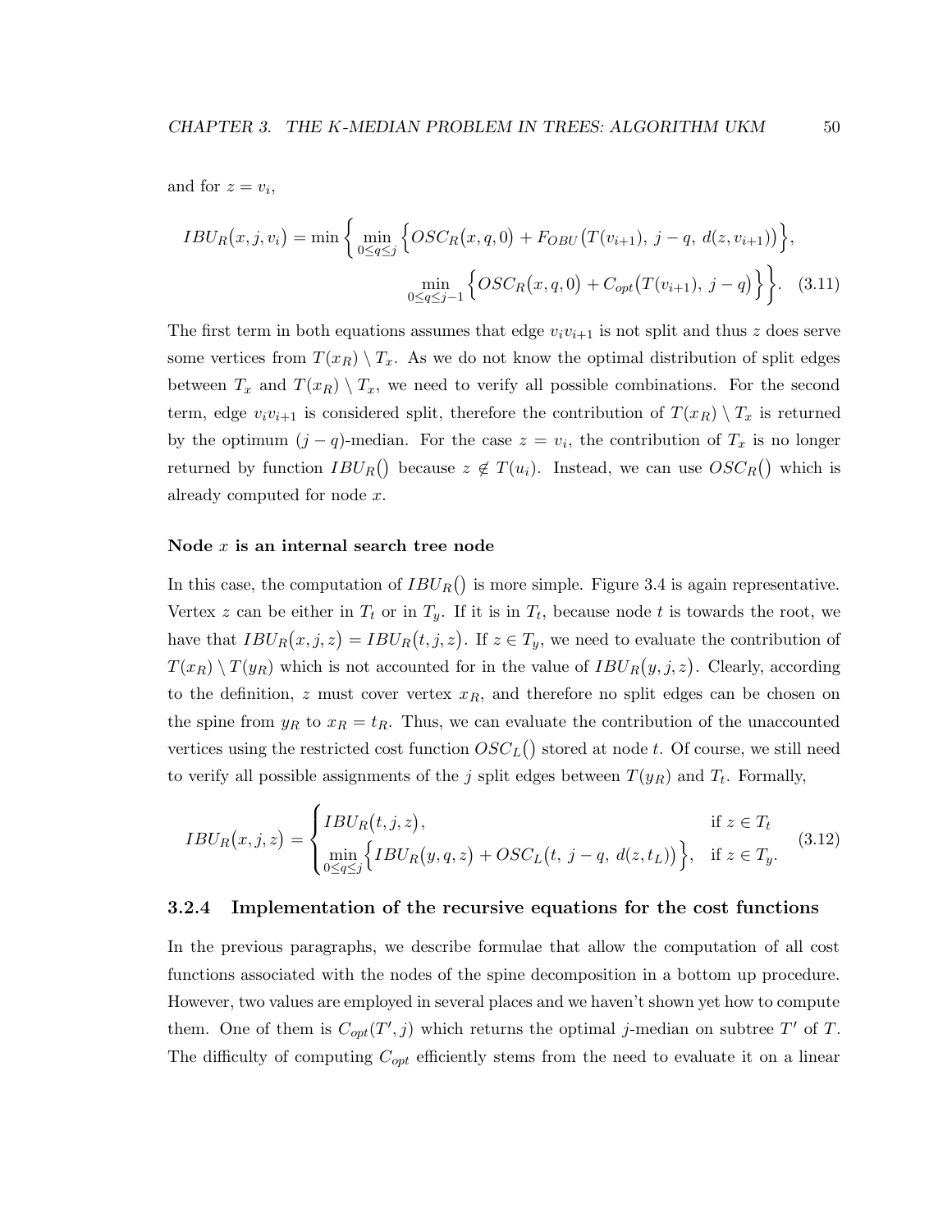and for $z = v_i$,

$$IBU_R\big(x, j, v_i\big) = \min\bigg\{ \min_{0 \le q \le j} \Big\{ OSC_R\big(x, q, 0\big) + F_{OBU}\big(T(v_{i+1}),\ j-q,\ d(z, v_{i+1})\big)\Big\}, \min_{0 \le q \le j-1} \Big\{ OSC_R\big(x, q, 0\big) + C_{opt}\big(T(v_{i+1}),\ j-q\big)\Big\}\bigg\}. \quad (3.11)$$

The first term in both equations assumes that edge $v_iv_{i+1}$ is not split and thus $z$ does serve some vertices from $T(x_R) \setminus T_x$. As we do not know the optimal distribution of split edges between $T_x$ and $T(x_R) \setminus T_x$, we need to verify all possible combinations. For the second term, edge $v_iv_{i+1}$ is considered split, therefore the contribution of $T(x_R) \setminus T_x$ is returned by the optimum $(j-q)$-median. For the case $z = v_i$, the contribution of $T_x$ is no longer returned by function $IBU_R()$ because $z \notin T(u_i)$. Instead, we can use $OSC_R()$ which is already computed for node $x$.

#### Node $x$ is an internal search tree node

In this case, the computation of $IBU_R()$ is more simple. Figure 3.4 is again representative. Vertex $z$ can be either in $T_t$ or in $T_y$. If it is in $T_t$, because node $t$ is towards the root, we have that $IBU_R\big(x, j, z\big) = IBU_R\big(t, j, z\big)$. If $z \in T_y$, we need to evaluate the contribution of $T(x_R) \setminus T(y_R)$ which is not accounted for in the value of $IBU_R\big(y, j, z\big)$. Clearly, according to the definition, $z$ must cover vertex $x_R$, and therefore no split edges can be chosen on the spine from $y_R$ to $x_R = t_R$. Thus, we can evaluate the contribution of the unaccounted vertices using the restricted cost function $OSC_L()$ stored at node $t$. Of course, we still need to verify all possible assignments of the $j$ split edges between $T(y_R)$ and $T_t$. Formally,

$$IBU_R\big(x, j, z\big) = \begin{cases} IBU_R\big(t, j, z\big), & \text{if } z \in T_t \\ \min\limits_{0 \le q \le j} \Big\{ IBU_R\big(y, q, z\big) + OSC_L\big(t,\ j-q,\ d(z, t_L)\big)\Big\}, & \text{if } z \in T_y. \end{cases} \quad (3.12)$$

### 3.2.4 Implementation of the recursive equations for the cost functions

In the previous paragraphs, we describe formulae that allow the computation of all cost functions associated with the nodes of the spine decomposition in a bottom up procedure. However, two values are employed in several places and we haven't shown yet how to compute them. One of them is $C_{opt}(T', j)$ which returns the optimal $j$-median on subtree $T'$ of $T$. The difficulty of computing $C_{opt}$ efficiently stems from the need to evaluate it on a linear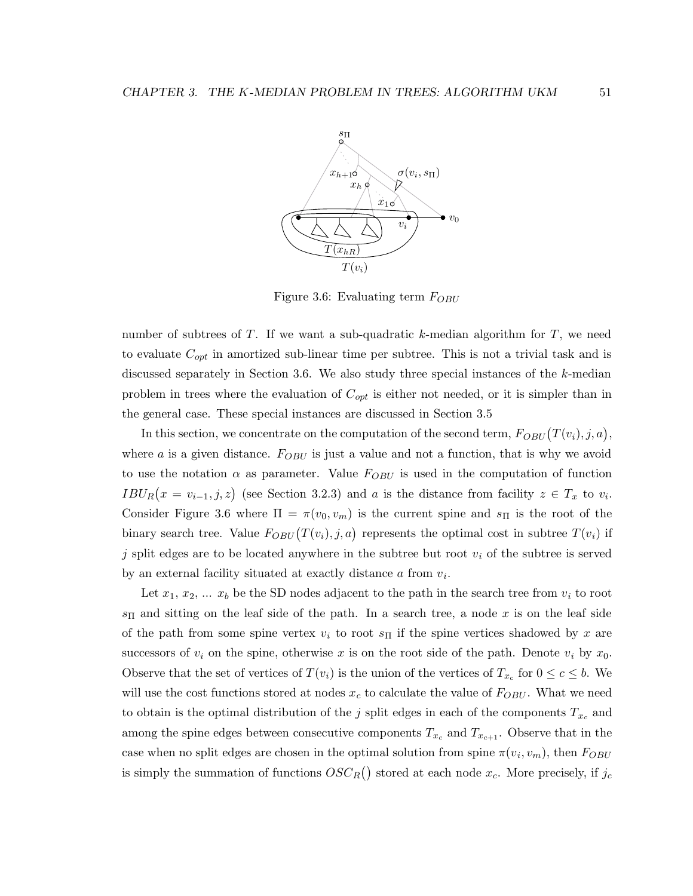Figure 3.6: Evaluating term $F_{OBU}$

number of subtrees of $T$. If we want a sub-quadratic $k$-median algorithm for $T$, we need to evaluate $C_{opt}$ in amortized sub-linear time per subtree. This is not a trivial task and is discussed separately in Section 3.6. We also study three special instances of the $k$-median problem in trees where the evaluation of $C_{opt}$ is either not needed, or it is simpler than in the general case. These special instances are discussed in Section 3.5

In this section, we concentrate on the computation of the second term, $F_{OBU}\big(T(v_i), j, a\big)$, where $a$ is a given distance. $F_{OBU}$ is just a value and not a function, that is why we avoid to use the notation $\alpha$ as parameter. Value $F_{OBU}$ is used in the computation of function $IBU_R\big(x = v_{i-1}, j, z\big)$ (see Section 3.2.3) and $a$ is the distance from facility $z \in T_x$ to $v_i$. Consider Figure 3.6 where $\Pi = \pi(v_0, v_m)$ is the current spine and $s_\Pi$ is the root of the binary search tree. Value $F_{OBU}\big(T(v_i), j, a\big)$ represents the optimal cost in subtree $T(v_i)$ if $j$ split edges are to be located anywhere in the subtree but root $v_i$ of the subtree is served by an external facility situated at exactly distance $a$ from $v_i$.

Let $x_1$, $x_2$, ... $x_b$ be the SD nodes adjacent to the path in the search tree from $v_i$ to root $s_\Pi$ and sitting on the leaf side of the path. In a search tree, a node $x$ is on the leaf side of the path from some spine vertex $v_i$ to root $s_\Pi$ if the spine vertices shadowed by $x$ are successors of $v_i$ on the spine, otherwise $x$ is on the root side of the path. Denote $v_i$ by $x_0$. Observe that the set of vertices of $T(v_i)$ is the union of the vertices of $T_{x_c}$ for $0 \leq c \leq b$. We will use the cost functions stored at nodes $x_c$ to calculate the value of $F_{OBU}$. What we need to obtain is the optimal distribution of the $j$ split edges in each of the components $T_{x_c}$ and among the spine edges between consecutive components $T_{x_c}$ and $T_{x_{c+1}}$. Observe that in the case when no split edges are chosen in the optimal solution from spine $\pi(v_i, v_m)$, then $F_{OBU}$ is simply the summation of functions $OSC_R()$ stored at each node $x_c$. More precisely, if $j_c$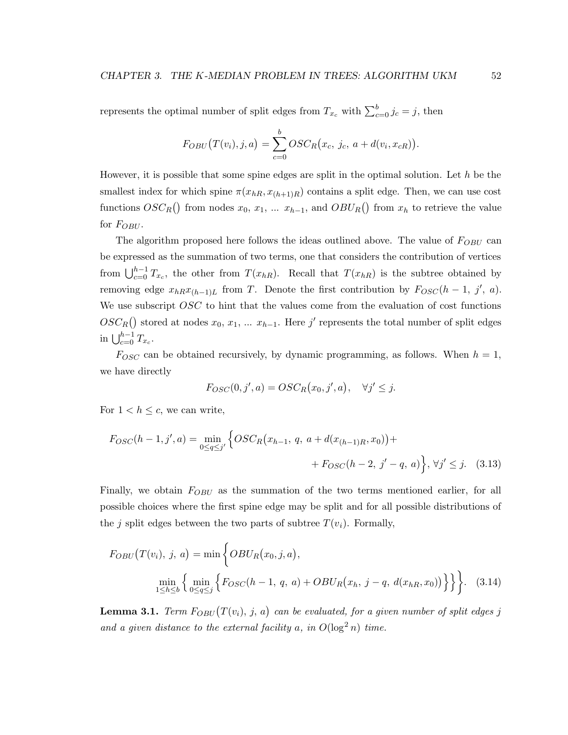represents the optimal number of split edges from $T_{x_c}$ with $\sum_{c=0}^{b} j_c = j$, then

$$F_{OBU}\big(T(v_i), j, a\big) = \sum_{c=0}^{b} OSC_R\big(x_c,\ j_c,\ a + d(v_i, x_{cR})\big).$$

However, it is possible that some spine edges are split in the optimal solution. Let $h$ be the smallest index for which spine $\pi(x_{hR}, x_{(h+1)R})$ contains a split edge. Then, we can use cost functions $OSC_R()$ from nodes $x_0,\ x_1,\ \ldots\ x_{h-1}$, and $OBU_R()$ from $x_h$ to retrieve the value for $F_{OBU}$.

The algorithm proposed here follows the ideas outlined above. The value of $F_{OBU}$ can be expressed as the summation of two terms, one that considers the contribution of vertices from $\bigcup_{c=0}^{h-1} T_{x_c}$, the other from $T(x_{hR})$. Recall that $T(x_{hR})$ is the subtree obtained by removing edge $x_{hR}x_{(h-1)L}$ from $T$. Denote the first contribution by $F_{OSC}(h-1,\ j',\ a)$. We use subscript $OSC$ to hint that the values come from the evaluation of cost functions $OSC_R()$ stored at nodes $x_0,\ x_1,\ \ldots\ x_{h-1}$. Here $j'$ represents the total number of split edges in $\bigcup_{c=0}^{h-1} T_{x_c}$.

$F_{OSC}$ can be obtained recursively, by dynamic programming, as follows. When $h = 1$, we have directly

$$F_{OSC}(0, j', a) = OSC_R\big(x_0, j', a\big), \quad \forall j' \leq j.$$

For $1 < h \leq c$, we can write,

$$F_{OSC}(h-1, j', a) = \min_{0 \leq q \leq j'} \Big\{ OSC_R\big(x_{h-1},\ q,\ a + d(x_{(h-1)R}, x_0)\big) + \\ + F_{OSC}(h-2,\ j'-q,\ a) \Big\},\ \forall j' \leq j. \quad (3.13)$$

Finally, we obtain $F_{OBU}$ as the summation of the two terms mentioned earlier, for all possible choices where the first spine edge may be split and for all possible distributions of the $j$ split edges between the two parts of subtree $T(v_i)$. Formally,

$$F_{OBU}\big(T(v_i),\ j,\ a\big) = \min \Big\{ OBU_R\big(x_0, j, a\big), \\ \min_{1 \leq h \leq b} \Big\{ \min_{0 \leq q \leq j} \Big\{ F_{OSC}(h-1,\ q,\ a) + OBU_R\big(x_h,\ j-q,\ d(x_{hR}, x_0)\big) \Big\} \Big\} \Big\}. \quad (3.14)$$

**Lemma 3.1.** *Term $F_{OBU}\big(T(v_i),\ j,\ a\big)$ can be evaluated, for a given number of split edges $j$ and a given distance to the external facility $a$, in $O(\log^2 n)$ time.*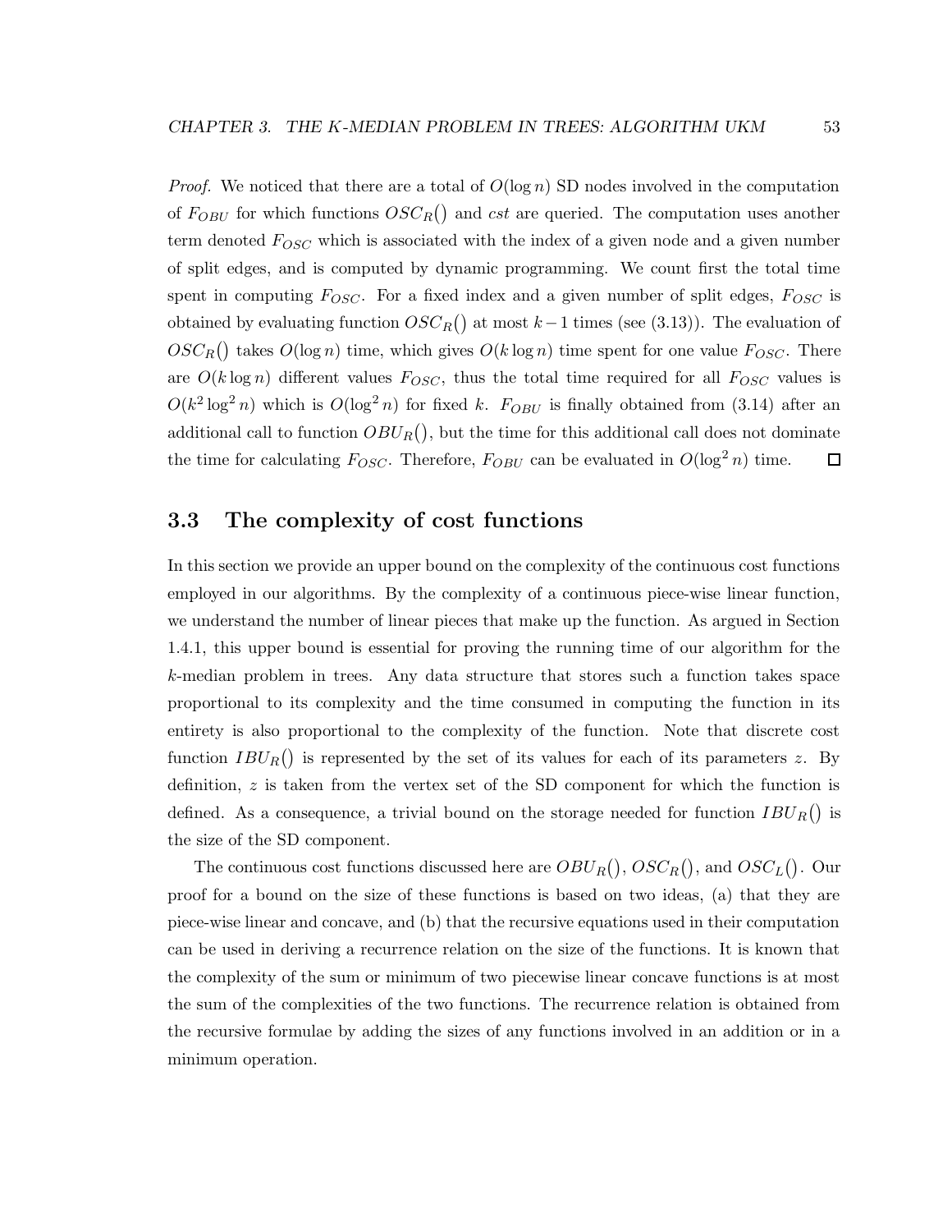*Proof.* We noticed that there are a total of $O(\log n)$ SD nodes involved in the computation of $F_{OBU}$ for which functions $OSC_R()$ and $cst$ are queried. The computation uses another term denoted $F_{OSC}$ which is associated with the index of a given node and a given number of split edges, and is computed by dynamic programming. We count first the total time spent in computing $F_{OSC}$. For a fixed index and a given number of split edges, $F_{OSC}$ is obtained by evaluating function $OSC_R()$ at most $k-1$ times (see (3.13)). The evaluation of $OSC_R()$ takes $O(\log n)$ time, which gives $O(k \log n)$ time spent for one value $F_{OSC}$. There are $O(k \log n)$ different values $F_{OSC}$, thus the total time required for all $F_{OSC}$ values is $O(k^2 \log^2 n)$ which is $O(\log^2 n)$ for fixed $k$. $F_{OBU}$ is finally obtained from (3.14) after an additional call to function $OBU_R()$, but the time for this additional call does not dominate the time for calculating $F_{OSC}$. Therefore, $F_{OBU}$ can be evaluated in $O(\log^2 n)$ time. □

## 3.3 The complexity of cost functions

In this section we provide an upper bound on the complexity of the continuous cost functions employed in our algorithms. By the complexity of a continuous piece-wise linear function, we understand the number of linear pieces that make up the function. As argued in Section 1.4.1, this upper bound is essential for proving the running time of our algorithm for the $k$-median problem in trees. Any data structure that stores such a function takes space proportional to its complexity and the time consumed in computing the function in its entirety is also proportional to the complexity of the function. Note that discrete cost function $IBU_R()$ is represented by the set of its values for each of its parameters $z$. By definition, $z$ is taken from the vertex set of the SD component for which the function is defined. As a consequence, a trivial bound on the storage needed for function $IBU_R()$ is the size of the SD component.

The continuous cost functions discussed here are $OBU_R()$, $OSC_R()$, and $OSC_L()$. Our proof for a bound on the size of these functions is based on two ideas, (a) that they are piece-wise linear and concave, and (b) that the recursive equations used in their computation can be used in deriving a recurrence relation on the size of the functions. It is known that the complexity of the sum or minimum of two piecewise linear concave functions is at most the sum of the complexities of the two functions. The recurrence relation is obtained from the recursive formulae by adding the sizes of any functions involved in an addition or in a minimum operation.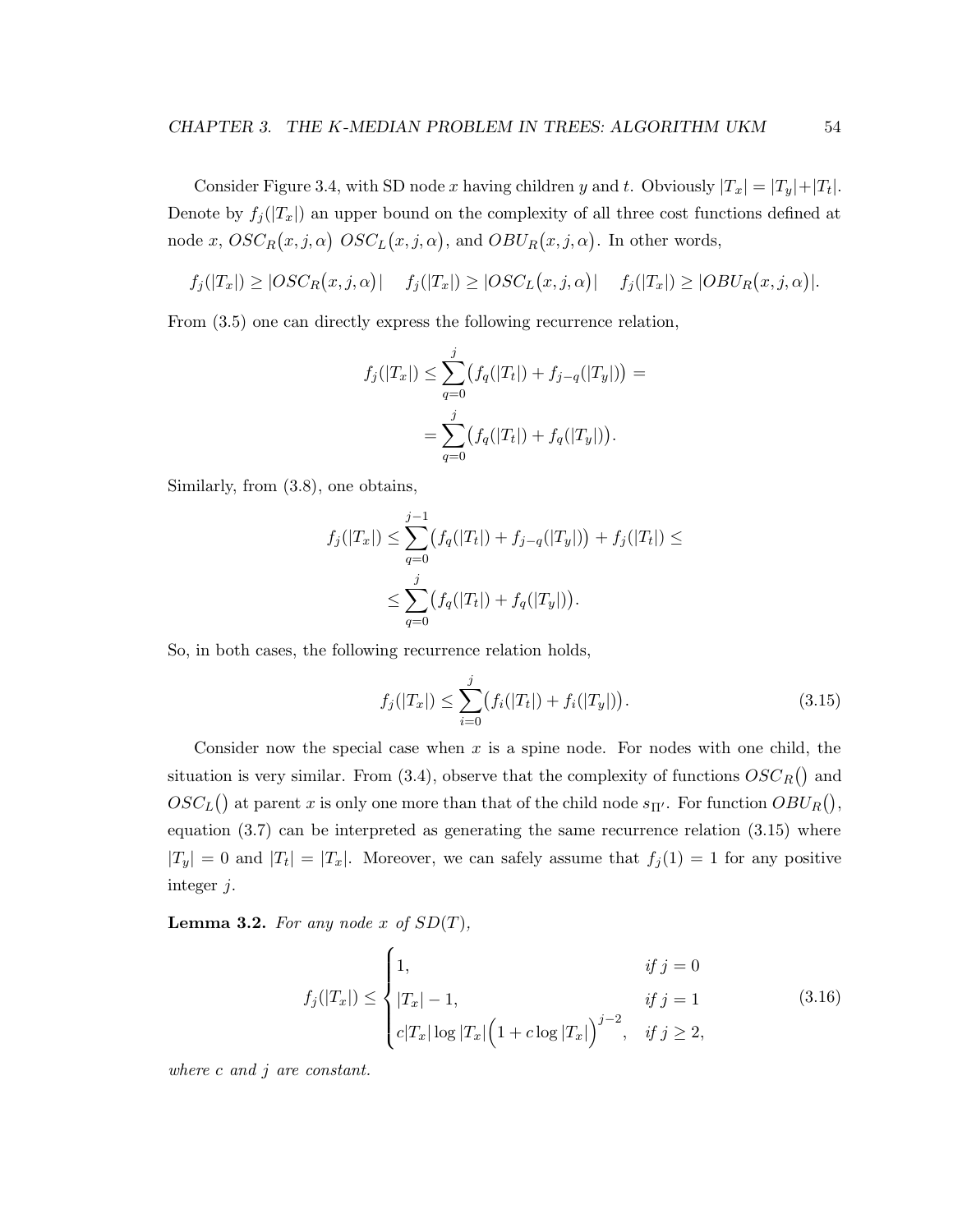Consider Figure 3.4, with SD node $x$ having children $y$ and $t$. Obviously $|T_x| = |T_y| + |T_t|$. Denote by $f_j(|T_x|)$ an upper bound on the complexity of all three cost functions defined at node $x$, $OSC_R\big(x, j, \alpha\big)$ $OSC_L\big(x, j, \alpha\big)$, and $OBU_R\big(x, j, \alpha\big)$. In other words,

$$f_j(|T_x|) \geq |OSC_R\big(x, j, \alpha\big)| \quad f_j(|T_x|) \geq |OSC_L\big(x, j, \alpha\big)| \quad f_j(|T_x|) \geq |OBU_R\big(x, j, \alpha\big)|.$$

From (3.5) one can directly express the following recurrence relation,

$$\begin{aligned} f_j(|T_x|) &\leq \sum_{q=0}^{j} \big(f_q(|T_t|) + f_{j-q}(|T_y|)\big) = \\ &= \sum_{q=0}^{j} \big(f_q(|T_t|) + f_q(|T_y|)\big). \end{aligned}$$

Similarly, from (3.8), one obtains,

$$\begin{aligned} f_j(|T_x|) &\leq \sum_{q=0}^{j-1} \big(f_q(|T_t|) + f_{j-q}(|T_y|)\big) + f_j(|T_t|) \leq \\ &\leq \sum_{q=0}^{j} \big(f_q(|T_t|) + f_q(|T_y|)\big). \end{aligned}$$

So, in both cases, the following recurrence relation holds,

$$f_j(|T_x|) \leq \sum_{i=0}^{j} \big(f_i(|T_t|) + f_i(|T_y|)\big). \tag{3.15}$$

Consider now the special case when $x$ is a spine node. For nodes with one child, the situation is very similar. From (3.4), observe that the complexity of functions $OSC_R\big(\big)$ and $OSC_L\big(\big)$ at parent $x$ is only one more than that of the child node $s_{\Pi'}$. For function $OBU_R\big(\big)$, equation (3.7) can be interpreted as generating the same recurrence relation (3.15) where $|T_y| = 0$ and $|T_t| = |T_x|$. Moreover, we can safely assume that $f_j(1) = 1$ for any positive integer $j$.

**Lemma 3.2.** *For any node $x$ of $SD(T)$,*

$$f_j(|T_x|) \leq \begin{cases} 1, & \text{if } j = 0 \\ |T_x| - 1, & \text{if } j = 1 \\ c|T_x| \log |T_x| \Big(1 + c \log |T_x|\Big)^{j-2}, & \text{if } j \geq 2, \end{cases} \tag{3.16}$$

*where $c$ and $j$ are constant.*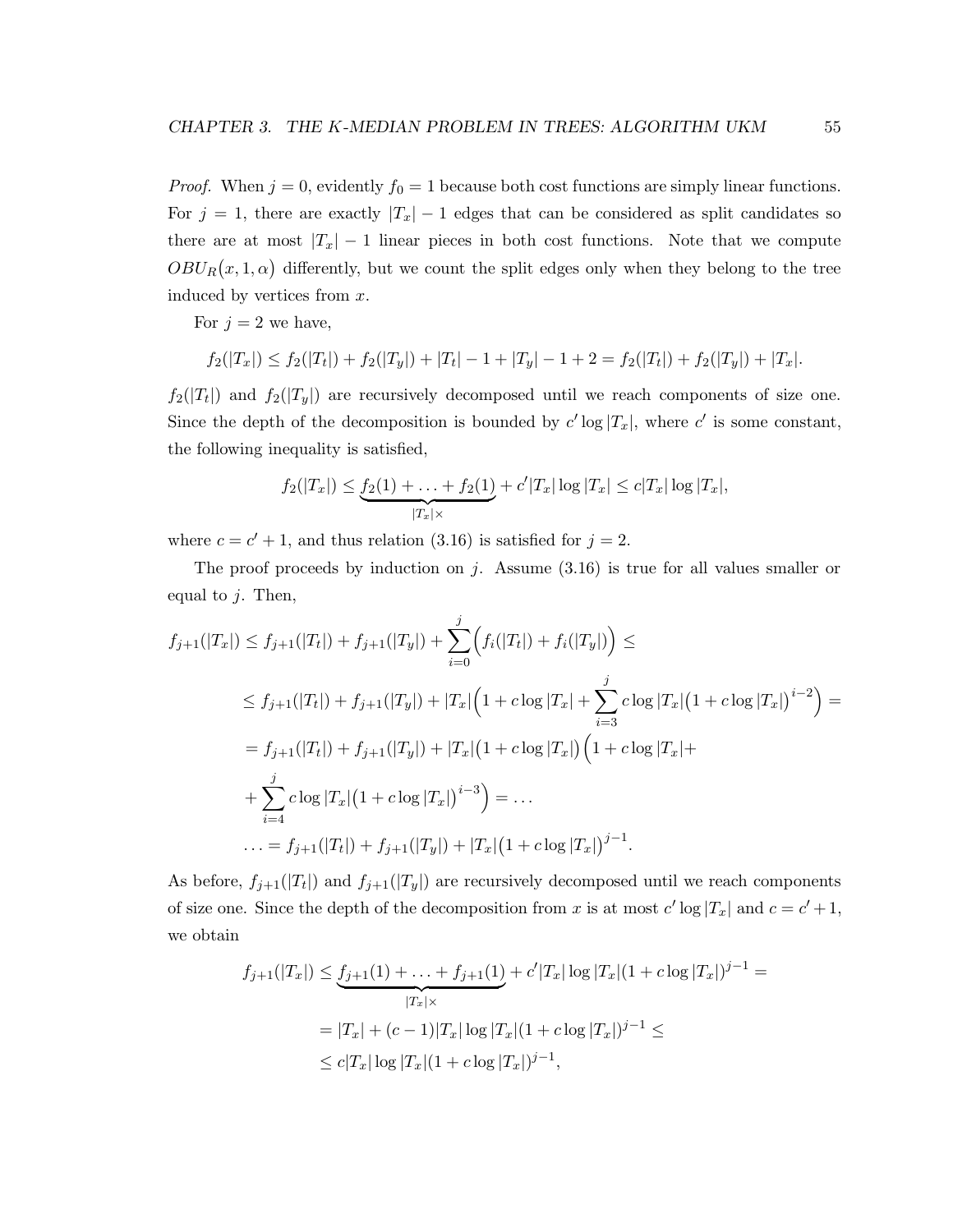*Proof.* When $j = 0$, evidently $f_0 = 1$ because both cost functions are simply linear functions. For $j = 1$, there are exactly $|T_x| - 1$ edges that can be considered as split candidates so there are at most $|T_x| - 1$ linear pieces in both cost functions. Note that we compute $OBU_R\big(x, 1, \alpha\big)$ differently, but we count the split edges only when they belong to the tree induced by vertices from $x$.

For $j = 2$ we have,

$$f_2(|T_x|) \leq f_2(|T_t|) + f_2(|T_y|) + |T_t| - 1 + |T_y| - 1 + 2 = f_2(|T_t|) + f_2(|T_y|) + |T_x|.$$

$f_2(|T_t|)$ and $f_2(|T_y|)$ are recursively decomposed until we reach components of size one. Since the depth of the decomposition is bounded by $c' \log |T_x|$, where $c'$ is some constant, the following inequality is satisfied,

$$f_2(|T_x|) \leq \underbrace{f_2(1) + \ldots + f_2(1)}_{|T_x| \times} + c'|T_x| \log |T_x| \leq c|T_x| \log |T_x|,$$

where $c = c' + 1$, and thus relation (3.16) is satisfied for $j = 2$.

The proof proceeds by induction on $j$. Assume (3.16) is true for all values smaller or equal to $j$. Then,

$$\begin{aligned}
f_{j+1}(|T_x|) &\leq f_{j+1}(|T_t|) + f_{j+1}(|T_y|) + \sum_{i=0}^{j} \Big( f_i(|T_t|) + f_i(|T_y|) \Big) \leq \\
&\leq f_{j+1}(|T_t|) + f_{j+1}(|T_y|) + |T_x| \Big( 1 + c \log |T_x| + \sum_{i=3}^{j} c \log |T_x| \big( 1 + c \log |T_x| \big)^{i-2} \Big) = \\
&= f_{j+1}(|T_t|) + f_{j+1}(|T_y|) + |T_x| \big( 1 + c \log |T_x| \big) \Big( 1 + c \log |T_x| + \\
&+ \sum_{i=4}^{j} c \log |T_x| \big( 1 + c \log |T_x| \big)^{i-3} \Big) = \ldots \\
&\ldots = f_{j+1}(|T_t|) + f_{j+1}(|T_y|) + |T_x| \big( 1 + c \log |T_x| \big)^{j-1}.
\end{aligned}$$

As before, $f_{j+1}(|T_t|)$ and $f_{j+1}(|T_y|)$ are recursively decomposed until we reach components of size one. Since the depth of the decomposition from $x$ is at most $c' \log |T_x|$ and $c = c' + 1$, we obtain

$$\begin{aligned}
f_{j+1}(|T_x|) &\leq \underbrace{f_{j+1}(1) + \ldots + f_{j+1}(1)}_{|T_x| \times} + c'|T_x| \log |T_x| (1 + c \log |T_x|)^{j-1} = \\
&= |T_x| + (c-1)|T_x| \log |T_x| (1 + c \log |T_x|)^{j-1} \leq \\
&\leq c|T_x| \log |T_x| (1 + c \log |T_x|)^{j-1},
\end{aligned}$$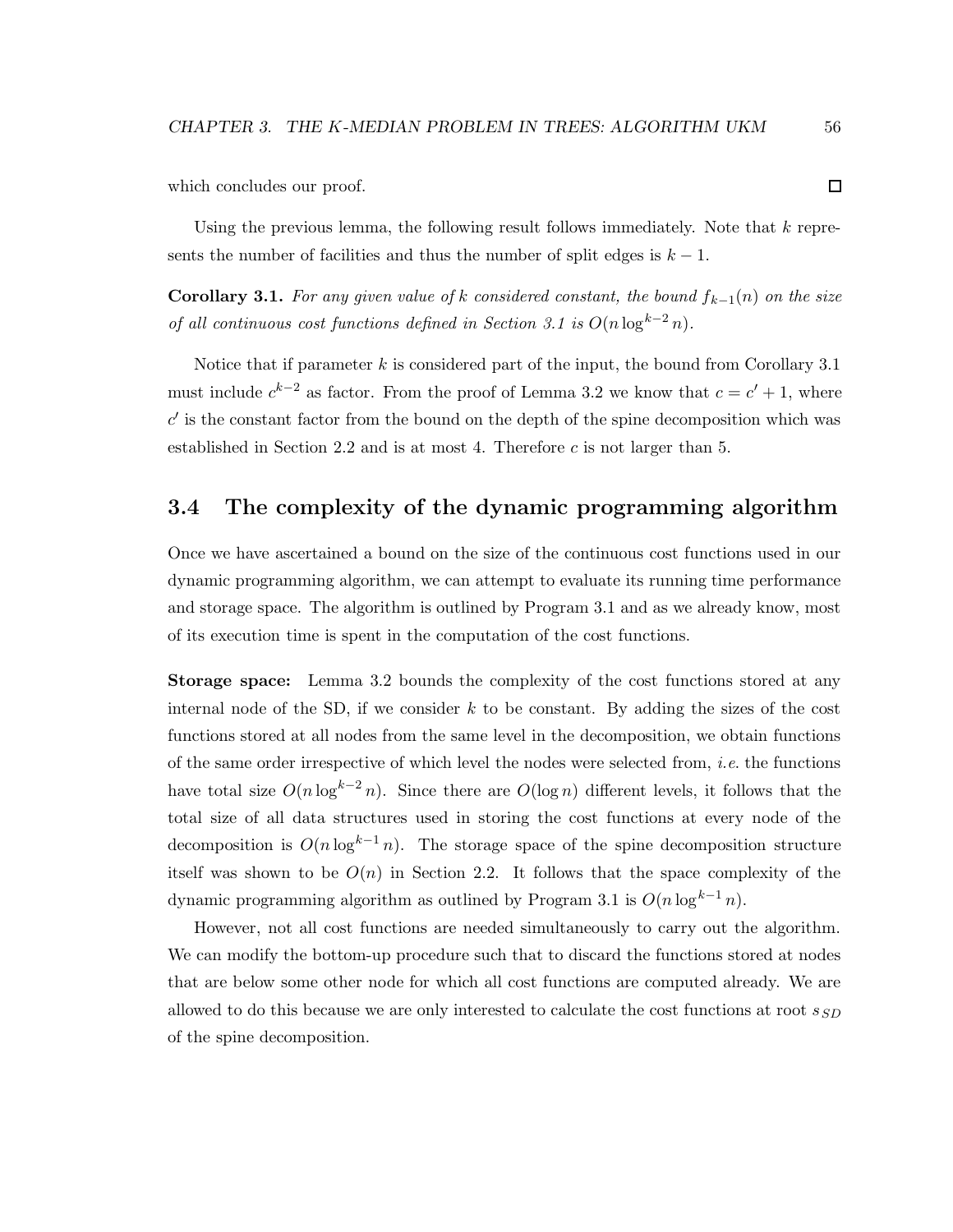which concludes our proof. □

Using the previous lemma, the following result follows immediately. Note that $k$ represents the number of facilities and thus the number of split edges is $k-1$.

**Corollary 3.1.** *For any given value of $k$ considered constant, the bound $f_{k-1}(n)$ on the size of all continuous cost functions defined in Section 3.1 is $O(n \log^{k-2} n)$.*

Notice that if parameter $k$ is considered part of the input, the bound from Corollary 3.1 must include $c^{k-2}$ as factor. From the proof of Lemma 3.2 we know that $c = c' + 1$, where $c'$ is the constant factor from the bound on the depth of the spine decomposition which was established in Section 2.2 and is at most 4. Therefore $c$ is not larger than 5.

## 3.4 The complexity of the dynamic programming algorithm

Once we have ascertained a bound on the size of the continuous cost functions used in our dynamic programming algorithm, we can attempt to evaluate its running time performance and storage space. The algorithm is outlined by Program 3.1 and as we already know, most of its execution time is spent in the computation of the cost functions.

**Storage space:** Lemma 3.2 bounds the complexity of the cost functions stored at any internal node of the SD, if we consider $k$ to be constant. By adding the sizes of the cost functions stored at all nodes from the same level in the decomposition, we obtain functions of the same order irrespective of which level the nodes were selected from, *i.e.* the functions have total size $O(n \log^{k-2} n)$. Since there are $O(\log n)$ different levels, it follows that the total size of all data structures used in storing the cost functions at every node of the decomposition is $O(n \log^{k-1} n)$. The storage space of the spine decomposition structure itself was shown to be $O(n)$ in Section 2.2. It follows that the space complexity of the dynamic programming algorithm as outlined by Program 3.1 is $O(n \log^{k-1} n)$.

However, not all cost functions are needed simultaneously to carry out the algorithm. We can modify the bottom-up procedure such that to discard the functions stored at nodes that are below some other node for which all cost functions are computed already. We are allowed to do this because we are only interested to calculate the cost functions at root $s_{SD}$ of the spine decomposition.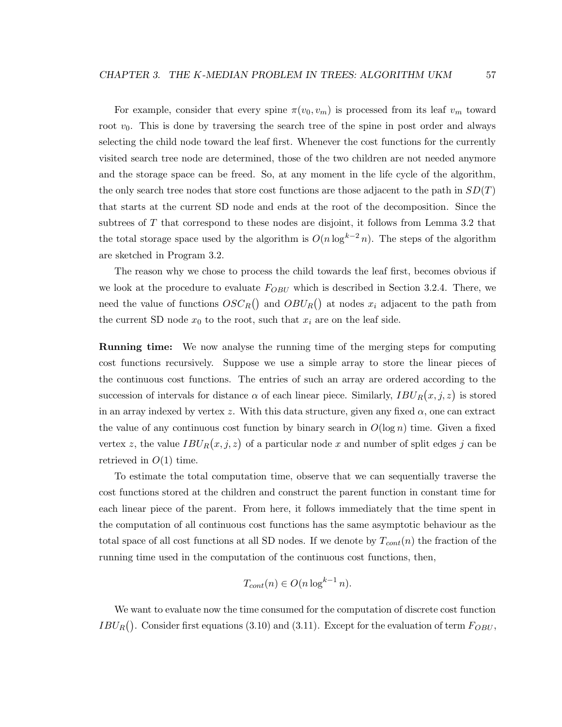For example, consider that every spine $\pi(v_0, v_m)$ is processed from its leaf $v_m$ toward root $v_0$. This is done by traversing the search tree of the spine in post order and always selecting the child node toward the leaf first. Whenever the cost functions for the currently visited search tree node are determined, those of the two children are not needed anymore and the storage space can be freed. So, at any moment in the life cycle of the algorithm, the only search tree nodes that store cost functions are those adjacent to the path in $SD(T)$ that starts at the current SD node and ends at the root of the decomposition. Since the subtrees of $T$ that correspond to these nodes are disjoint, it follows from Lemma 3.2 that the total storage space used by the algorithm is $O(n \log^{k-2} n)$. The steps of the algorithm are sketched in Program 3.2.

The reason why we chose to process the child towards the leaf first, becomes obvious if we look at the procedure to evaluate $F_{OBU}$ which is described in Section 3.2.4. There, we need the value of functions $OSC_R()$ and $OBU_R()$ at nodes $x_i$ adjacent to the path from the current SD node $x_0$ to the root, such that $x_i$ are on the leaf side.

**Running time:** We now analyse the running time of the merging steps for computing cost functions recursively. Suppose we use a simple array to store the linear pieces of the continuous cost functions. The entries of such an array are ordered according to the succession of intervals for distance $\alpha$ of each linear piece. Similarly, $IBU_R(x, j, z)$ is stored in an array indexed by vertex $z$. With this data structure, given any fixed $\alpha$, one can extract the value of any continuous cost function by binary search in $O(\log n)$ time. Given a fixed vertex $z$, the value $IBU_R(x, j, z)$ of a particular node $x$ and number of split edges $j$ can be retrieved in $O(1)$ time.

To estimate the total computation time, observe that we can sequentially traverse the cost functions stored at the children and construct the parent function in constant time for each linear piece of the parent. From here, it follows immediately that the time spent in the computation of all continuous cost functions has the same asymptotic behaviour as the total space of all cost functions at all SD nodes. If we denote by $T_{cont}(n)$ the fraction of the running time used in the computation of the continuous cost functions, then,

$$T_{cont}(n) \in O(n \log^{k-1} n).$$

We want to evaluate now the time consumed for the computation of discrete cost function $IBU_R()$. Consider first equations (3.10) and (3.11). Except for the evaluation of term $F_{OBU}$,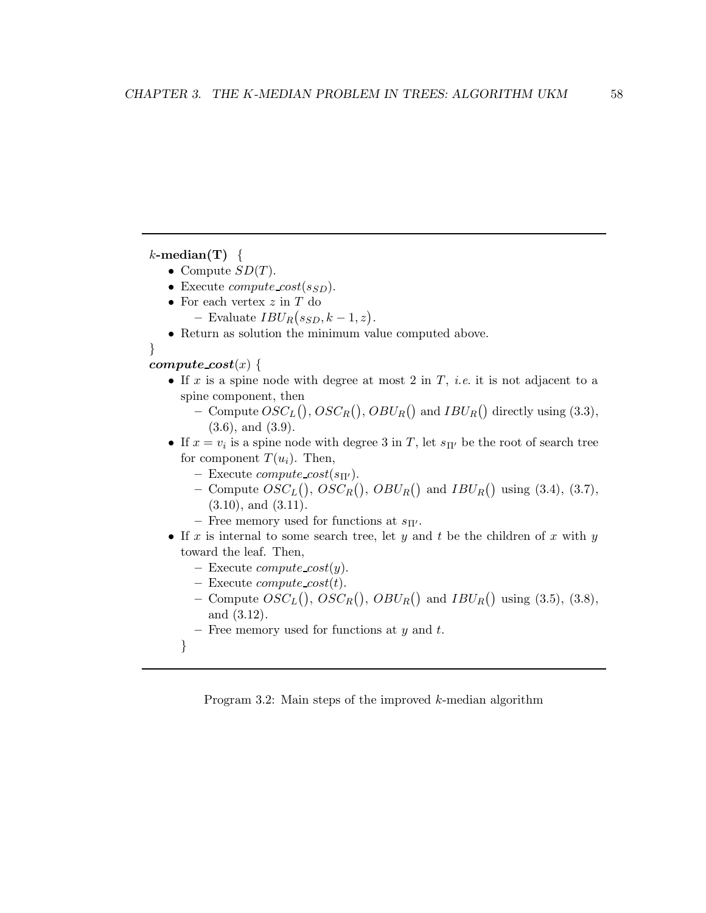---

***k*-median(T)** {

- Compute $SD(T)$.
- Execute *compute_cost*$(s_{SD})$.
- For each vertex $z$ in $T$ do
  - Evaluate $IBU_R\big(s_{SD}, k-1, z\big)$.
- Return as solution the minimum value computed above.

}

***compute_cost***$(x)$ {

- If $x$ is a spine node with degree at most 2 in $T$, *i.e.* it is not adjacent to a spine component, then
  - Compute $OSC_L\big()$, $OSC_R\big()$, $OBU_R\big()$ and $IBU_R\big()$ directly using (3.3), (3.6), and (3.9).
- If $x = v_i$ is a spine node with degree 3 in $T$, let $s_{\Pi'}$ be the root of search tree for component $T(u_i)$. Then,
  - Execute *compute_cost*$(s_{\Pi'})$.
  - Compute $OSC_L\big()$, $OSC_R\big()$, $OBU_R\big()$ and $IBU_R\big()$ using (3.4), (3.7), (3.10), and (3.11).
  - Free memory used for functions at $s_{\Pi'}$.
- If $x$ is internal to some search tree, let $y$ and $t$ be the children of $x$ with $y$ toward the leaf. Then,
  - Execute *compute_cost*$(y)$.
  - Execute *compute_cost*$(t)$.
  - Compute $OSC_L\big()$, $OSC_R\big()$, $OBU_R\big()$ and $IBU_R\big()$ using (3.5), (3.8), and (3.12).
  - Free memory used for functions at $y$ and $t$.

}

---

Program 3.2: Main steps of the improved $k$-median algorithm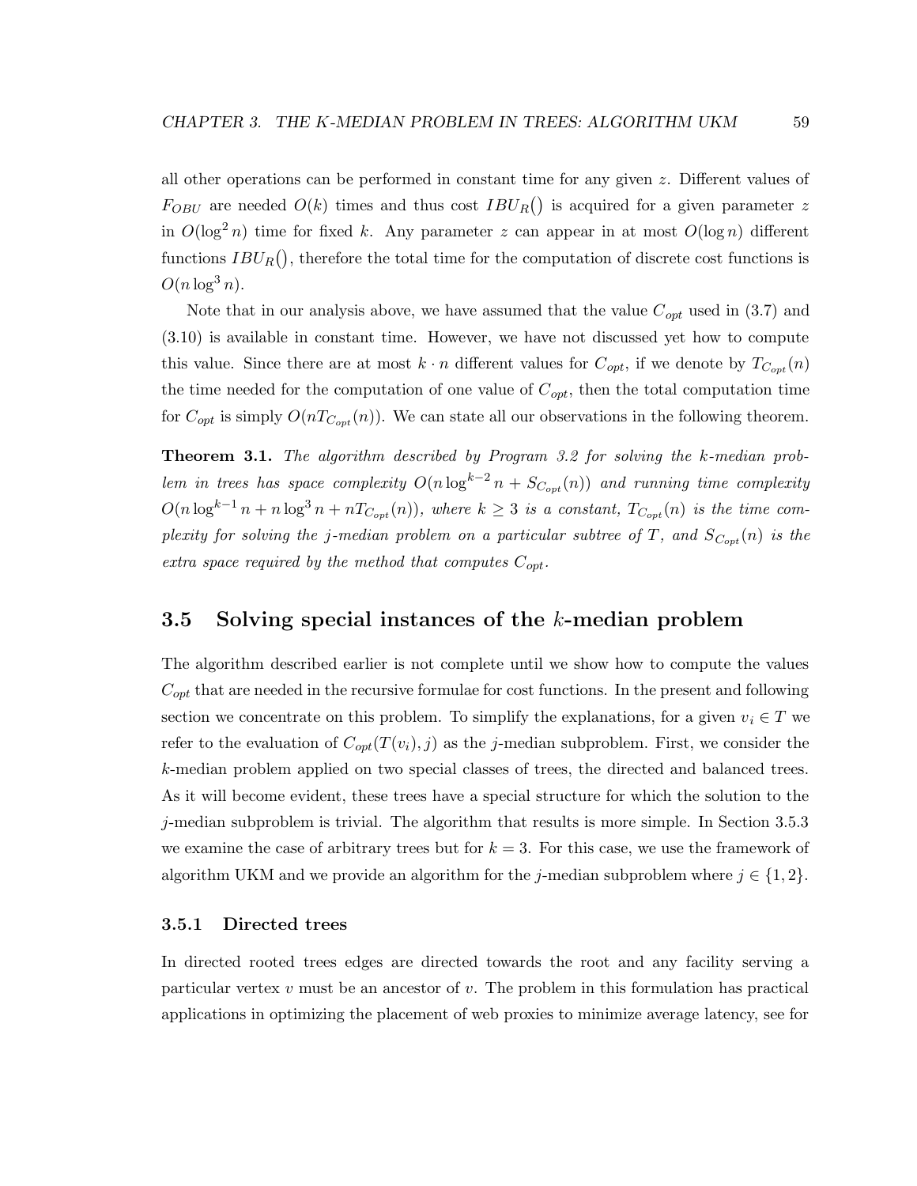all other operations can be performed in constant time for any given $z$. Different values of $F_{OBU}$ are needed $O(k)$ times and thus cost $IBU_R()$ is acquired for a given parameter $z$ in $O(\log^2 n)$ time for fixed $k$. Any parameter $z$ can appear in at most $O(\log n)$ different functions $IBU_R()$, therefore the total time for the computation of discrete cost functions is $O(n \log^3 n)$.

Note that in our analysis above, we have assumed that the value $C_{opt}$ used in (3.7) and (3.10) is available in constant time. However, we have not discussed yet how to compute this value. Since there are at most $k \cdot n$ different values for $C_{opt}$, if we denote by $T_{C_{opt}}(n)$ the time needed for the computation of one value of $C_{opt}$, then the total computation time for $C_{opt}$ is simply $O(nT_{C_{opt}}(n))$. We can state all our observations in the following theorem.

**Theorem 3.1.** *The algorithm described by Program 3.2 for solving the $k$-median problem in trees has space complexity $O(n \log^{k-2} n + S_{C_{opt}}(n))$ and running time complexity $O(n \log^{k-1} n + n \log^3 n + nT_{C_{opt}}(n))$, where $k \geq 3$ is a constant, $T_{C_{opt}}(n)$ is the time complexity for solving the $j$-median problem on a particular subtree of $T$, and $S_{C_{opt}}(n)$ is the extra space required by the method that computes $C_{opt}$.*

## 3.5 Solving special instances of the $k$-median problem

The algorithm described earlier is not complete until we show how to compute the values $C_{opt}$ that are needed in the recursive formulae for cost functions. In the present and following section we concentrate on this problem. To simplify the explanations, for a given $v_i \in T$ we refer to the evaluation of $C_{opt}(T(v_i), j)$ as the $j$-median subproblem. First, we consider the $k$-median problem applied on two special classes of trees, the directed and balanced trees. As it will become evident, these trees have a special structure for which the solution to the $j$-median subproblem is trivial. The algorithm that results is more simple. In Section 3.5.3 we examine the case of arbitrary trees but for $k = 3$. For this case, we use the framework of algorithm UKM and we provide an algorithm for the $j$-median subproblem where $j \in \{1, 2\}$.

### 3.5.1 Directed trees

In directed rooted trees edges are directed towards the root and any facility serving a particular vertex $v$ must be an ancestor of $v$. The problem in this formulation has practical applications in optimizing the placement of web proxies to minimize average latency, see for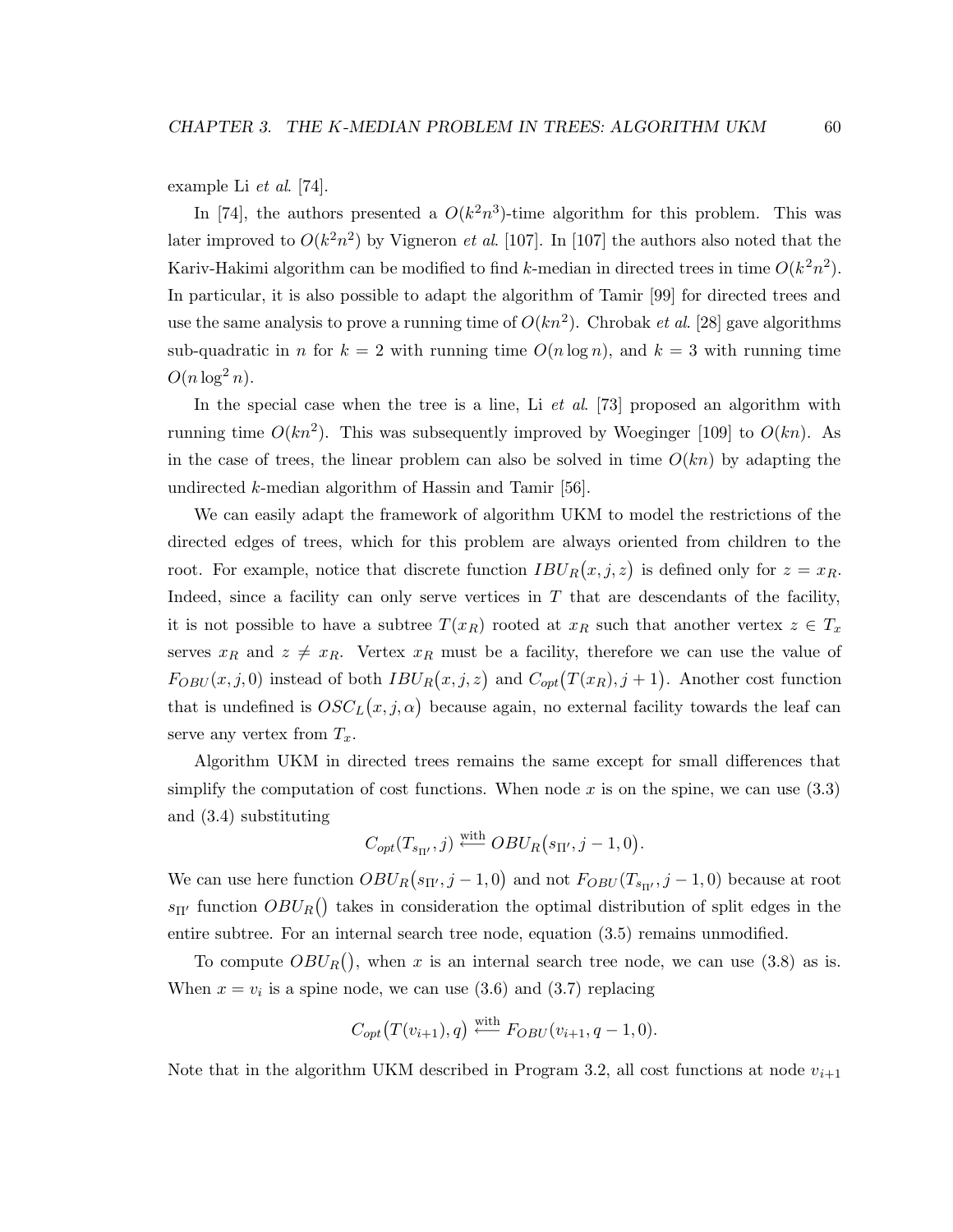example Li *et al*. [74].

In [74], the authors presented a $O(k^2n^3)$-time algorithm for this problem. This was later improved to $O(k^2n^2)$ by Vigneron *et al*. [107]. In [107] the authors also noted that the Kariv-Hakimi algorithm can be modified to find $k$-median in directed trees in time $O(k^2n^2)$. In particular, it is also possible to adapt the algorithm of Tamir [99] for directed trees and use the same analysis to prove a running time of $O(kn^2)$. Chrobak *et al*. [28] gave algorithms sub-quadratic in $n$ for $k = 2$ with running time $O(n \log n)$, and $k = 3$ with running time $O(n \log^2 n)$.

In the special case when the tree is a line, Li *et al*. [73] proposed an algorithm with running time $O(kn^2)$. This was subsequently improved by Woeginger [109] to $O(kn)$. As in the case of trees, the linear problem can also be solved in time $O(kn)$ by adapting the undirected $k$-median algorithm of Hassin and Tamir [56].

We can easily adapt the framework of algorithm UKM to model the restrictions of the directed edges of trees, which for this problem are always oriented from children to the root. For example, notice that discrete function $IBU_R\big(x, j, z\big)$ is defined only for $z = x_R$. Indeed, since a facility can only serve vertices in $T$ that are descendants of the facility, it is not possible to have a subtree $T(x_R)$ rooted at $x_R$ such that another vertex $z \in T_x$ serves $x_R$ and $z \neq x_R$. Vertex $x_R$ must be a facility, therefore we can use the value of $F_{OBU}(x, j, 0)$ instead of both $IBU_R\big(x, j, z\big)$ and $C_{opt}\big(T(x_R), j + 1\big)$. Another cost function that is undefined is $OSC_L\big(x, j, \alpha\big)$ because again, no external facility towards the leaf can serve any vertex from $T_x$.

Algorithm UKM in directed trees remains the same except for small differences that simplify the computation of cost functions. When node $x$ is on the spine, we can use (3.3) and (3.4) substituting

$$C_{opt}(T_{s_{\Pi'}}, j) \xleftarrow{\text{with}} OBU_R\big(s_{\Pi'}, j - 1, 0\big).$$

We can use here function $OBU_R\big(s_{\Pi'}, j - 1, 0\big)$ and not $F_{OBU}(T_{s_{\Pi'}}, j - 1, 0)$ because at root $s_{\Pi'}$ function $OBU_R\big(\big)$ takes in consideration the optimal distribution of split edges in the entire subtree. For an internal search tree node, equation (3.5) remains unmodified.

To compute $OBU_R\big(\big)$, when $x$ is an internal search tree node, we can use (3.8) as is. When $x = v_i$ is a spine node, we can use (3.6) and (3.7) replacing

$$C_{opt}\big(T(v_{i+1}), q\big) \xleftarrow{\text{with}} F_{OBU}(v_{i+1}, q - 1, 0).$$

Note that in the algorithm UKM described in Program 3.2, all cost functions at node $v_{i+1}$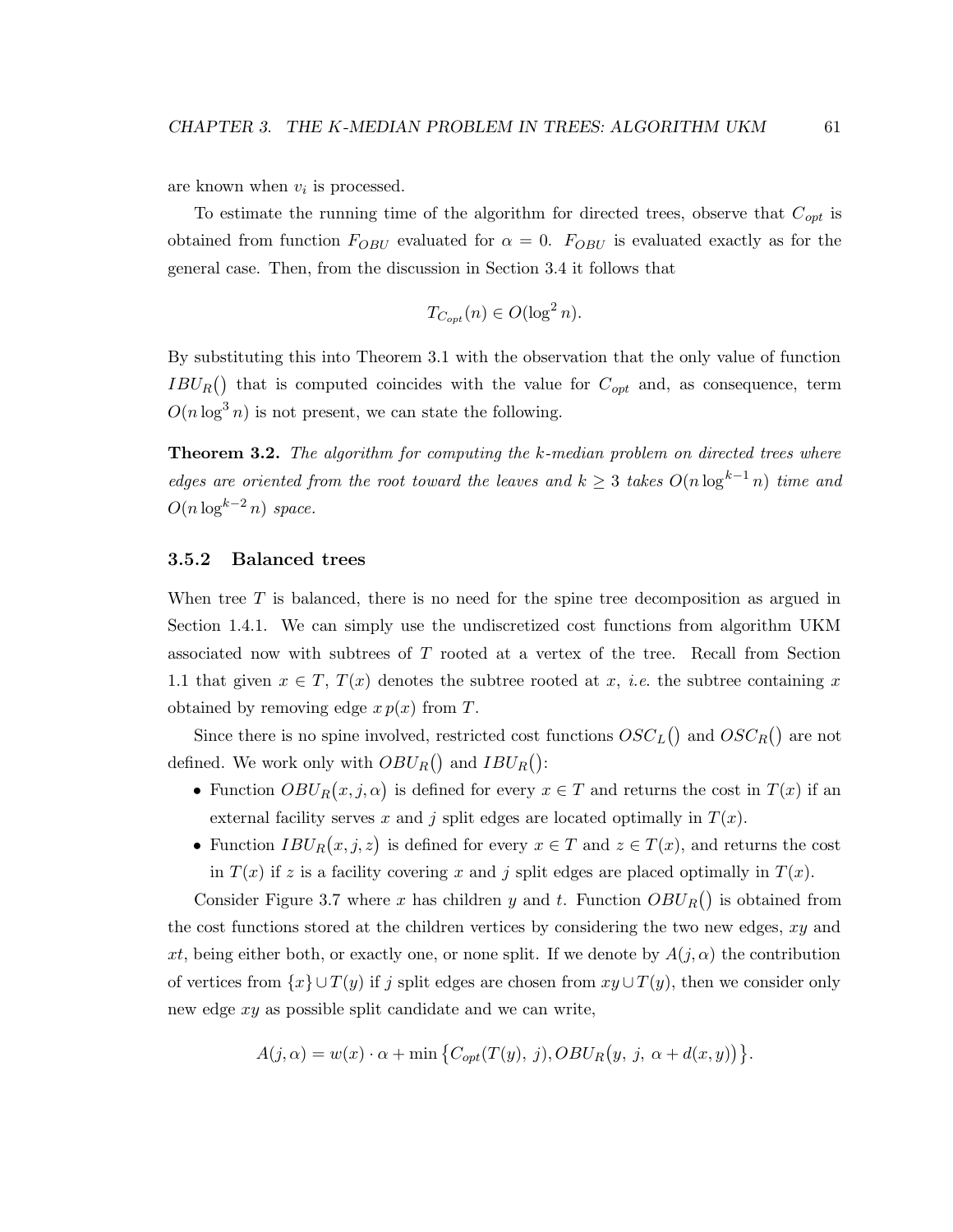are known when $v_i$ is processed.

To estimate the running time of the algorithm for directed trees, observe that $C_{opt}$ is obtained from function $F_{OBU}$ evaluated for $\alpha = 0$. $F_{OBU}$ is evaluated exactly as for the general case. Then, from the discussion in Section 3.4 it follows that

$$T_{C_{opt}}(n) \in O(\log^2 n).$$

By substituting this into Theorem 3.1 with the observation that the only value of function $IBU_R()$ that is computed coincides with the value for $C_{opt}$ and, as consequence, term $O(n \log^3 n)$ is not present, we can state the following.

**Theorem 3.2.** *The algorithm for computing the k-median problem on directed trees where edges are oriented from the root toward the leaves and $k \geq 3$ takes $O(n \log^{k-1} n)$ time and $O(n \log^{k-2} n)$ space.*

### 3.5.2 Balanced trees

When tree $T$ is balanced, there is no need for the spine tree decomposition as argued in Section 1.4.1. We can simply use the undiscretized cost functions from algorithm UKM associated now with subtrees of $T$ rooted at a vertex of the tree. Recall from Section 1.1 that given $x \in T$, $T(x)$ denotes the subtree rooted at $x$, *i.e.* the subtree containing $x$ obtained by removing edge $x\,p(x)$ from $T$.

Since there is no spine involved, restricted cost functions $OSC_L()$ and $OSC_R()$ are not defined. We work only with $OBU_R()$ and $IBU_R()$:

- Function $OBU_R(x, j, \alpha)$ is defined for every $x \in T$ and returns the cost in $T(x)$ if an external facility serves $x$ and $j$ split edges are located optimally in $T(x)$.
- Function $IBU_R(x, j, z)$ is defined for every $x \in T$ and $z \in T(x)$, and returns the cost in $T(x)$ if $z$ is a facility covering $x$ and $j$ split edges are placed optimally in $T(x)$.

Consider Figure 3.7 where $x$ has children $y$ and $t$. Function $OBU_R()$ is obtained from the cost functions stored at the children vertices by considering the two new edges, $xy$ and $xt$, being either both, or exactly one, or none split. If we denote by $A(j, \alpha)$ the contribution of vertices from $\{x\} \cup T(y)$ if $j$ split edges are chosen from $xy \cup T(y)$, then we consider only new edge $xy$ as possible split candidate and we can write,

$$A(j, \alpha) = w(x) \cdot \alpha + \min\{C_{opt}(T(y),\ j), OBU_R(y,\ j,\ \alpha + d(x, y))\}.$$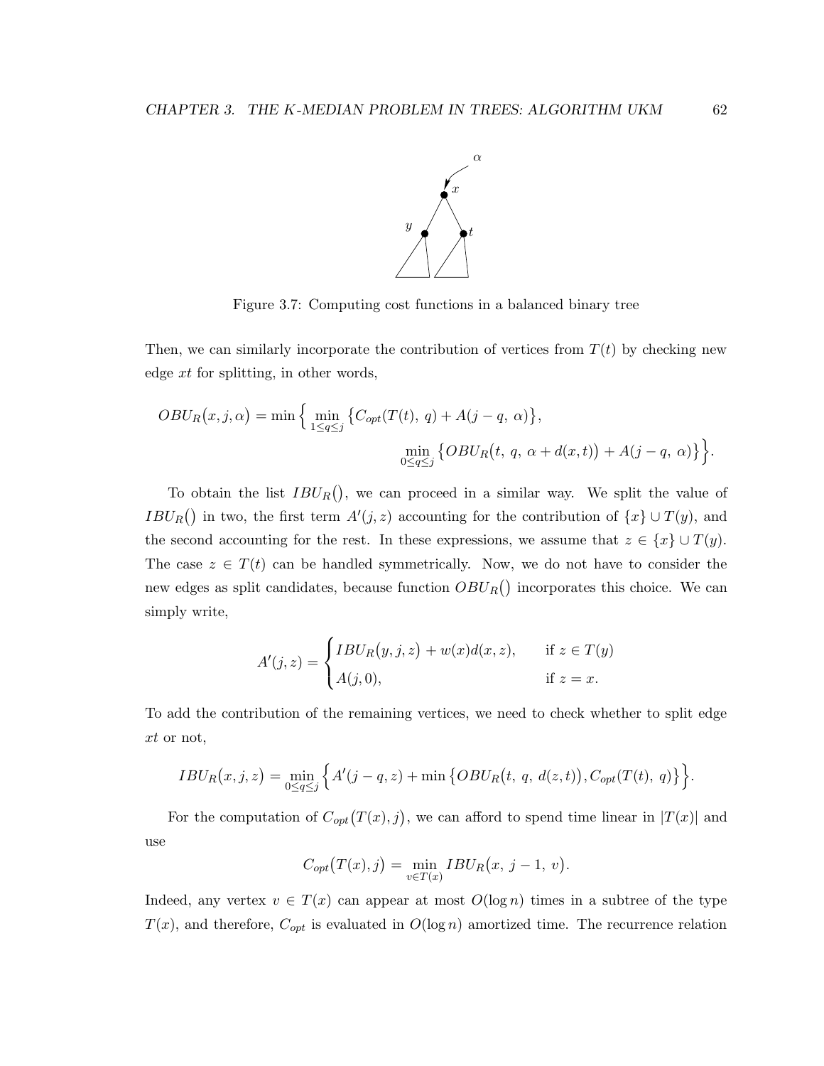Figure 3.7: Computing cost functions in a balanced binary tree

Then, we can similarly incorporate the contribution of vertices from $T(t)$ by checking new edge $xt$ for splitting, in other words,

$$OBU_R\big(x, j, \alpha\big) = \min\Big\{ \min_{1 \le q \le j} \big\{C_{opt}(T(t),\ q) + A(j-q,\ \alpha)\big\}, \\ \min_{0 \le q \le j} \big\{OBU_R\big(t,\ q,\ \alpha + d(x,t)\big) + A(j-q,\ \alpha)\big\}\Big\}.$$

To obtain the list $IBU_R\big()$, we can proceed in a similar way. We split the value of $IBU_R\big()$ in two, the first term $A'(j,z)$ accounting for the contribution of $\{x\} \cup T(y)$, and the second accounting for the rest. In these expressions, we assume that $z \in \{x\} \cup T(y)$. The case $z \in T(t)$ can be handled symmetrically. Now, we do not have to consider the new edges as split candidates, because function $OBU_R\big()$ incorporates this choice. We can simply write,

$$A'(j,z) = \begin{cases} IBU_R\big(y, j, z\big) + w(x)d(x,z), & \text{if } z \in T(y) \\ A(j,0), & \text{if } z = x. \end{cases}$$

To add the contribution of the remaining vertices, we need to check whether to split edge $xt$ or not,

$$IBU_R\big(x, j, z\big) = \min_{0 \le q \le j} \Big\{ A'(j-q, z) + \min\big\{OBU_R\big(t,\ q,\ d(z,t)\big), C_{opt}(T(t),\ q)\big\}\Big\}.$$

For the computation of $C_{opt}\big(T(x), j\big)$, we can afford to spend time linear in $|T(x)|$ and use

$$C_{opt}\big(T(x), j\big) = \min_{v \in T(x)} IBU_R\big(x,\ j-1,\ v\big).$$

Indeed, any vertex $v \in T(x)$ can appear at most $O(\log n)$ times in a subtree of the type $T(x)$, and therefore, $C_{opt}$ is evaluated in $O(\log n)$ amortized time. The recurrence relation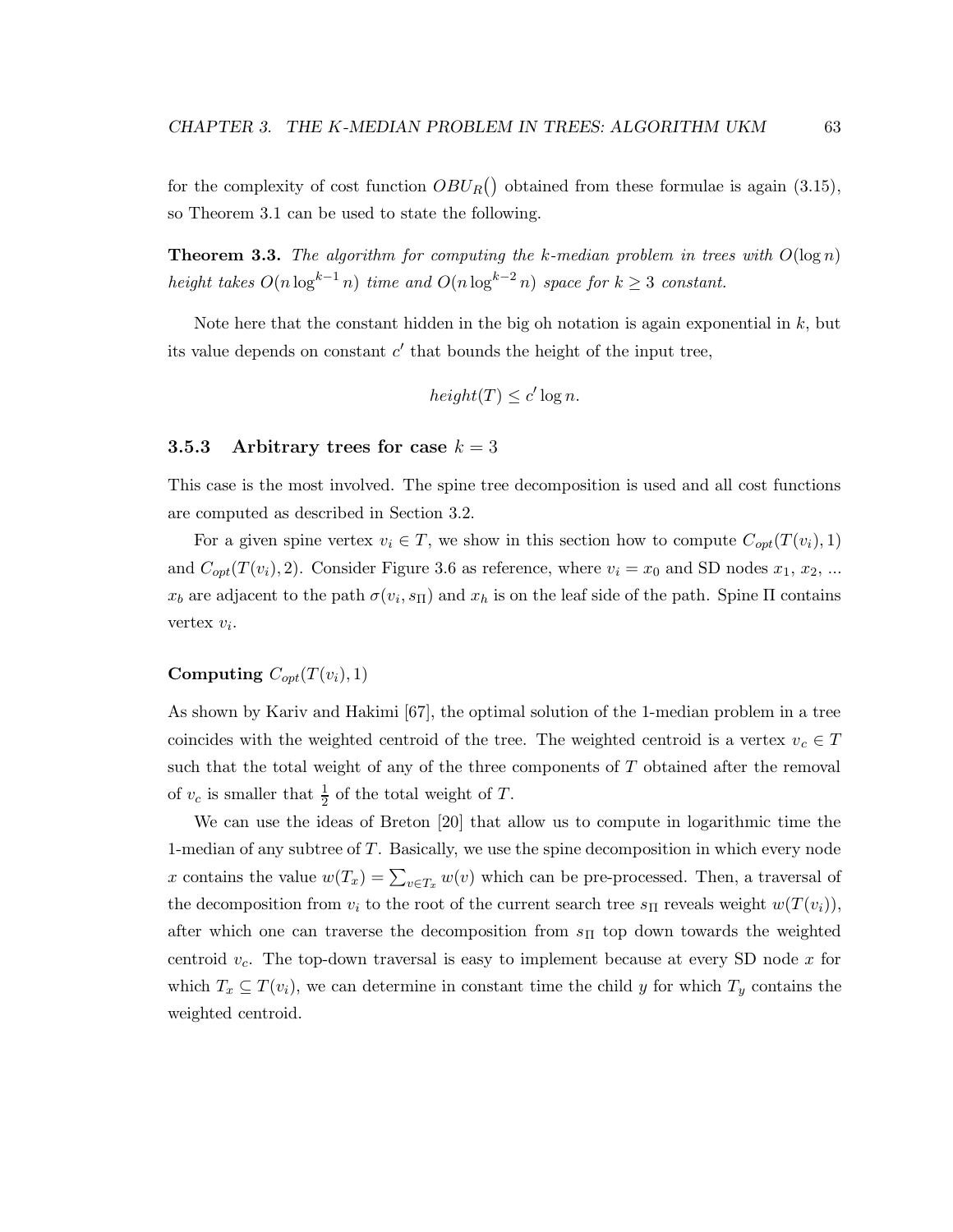for the complexity of cost function $OBU_R()$ obtained from these formulae is again (3.15), so Theorem 3.1 can be used to state the following.

**Theorem 3.3.** *The algorithm for computing the k-median problem in trees with $O(\log n)$ height takes $O(n \log^{k-1} n)$ time and $O(n \log^{k-2} n)$ space for $k \geq 3$ constant.*

Note here that the constant hidden in the big oh notation is again exponential in $k$, but its value depends on constant $c'$ that bounds the height of the input tree,

$$height(T) \leq c' \log n.$$

### 3.5.3 Arbitrary trees for case $k = 3$

This case is the most involved. The spine tree decomposition is used and all cost functions are computed as described in Section 3.2.

For a given spine vertex $v_i \in T$, we show in this section how to compute $C_{opt}(T(v_i), 1)$ and $C_{opt}(T(v_i), 2)$. Consider Figure 3.6 as reference, where $v_i = x_0$ and SD nodes $x_1$, $x_2$, ... $x_b$ are adjacent to the path $\sigma(v_i, s_\Pi)$ and $x_h$ is on the leaf side of the path. Spine $\Pi$ contains vertex $v_i$.

#### Computing $C_{opt}(T(v_i), 1)$

As shown by Kariv and Hakimi [67], the optimal solution of the 1-median problem in a tree coincides with the weighted centroid of the tree. The weighted centroid is a vertex $v_c \in T$ such that the total weight of any of the three components of $T$ obtained after the removal of $v_c$ is smaller that $\frac{1}{2}$ of the total weight of $T$.

We can use the ideas of Breton [20] that allow us to compute in logarithmic time the 1-median of any subtree of $T$. Basically, we use the spine decomposition in which every node $x$ contains the value $w(T_x) = \sum_{v \in T_x} w(v)$ which can be pre-processed. Then, a traversal of the decomposition from $v_i$ to the root of the current search tree $s_\Pi$ reveals weight $w(T(v_i))$, after which one can traverse the decomposition from $s_\Pi$ top down towards the weighted centroid $v_c$. The top-down traversal is easy to implement because at every SD node $x$ for which $T_x \subseteq T(v_i)$, we can determine in constant time the child $y$ for which $T_y$ contains the weighted centroid.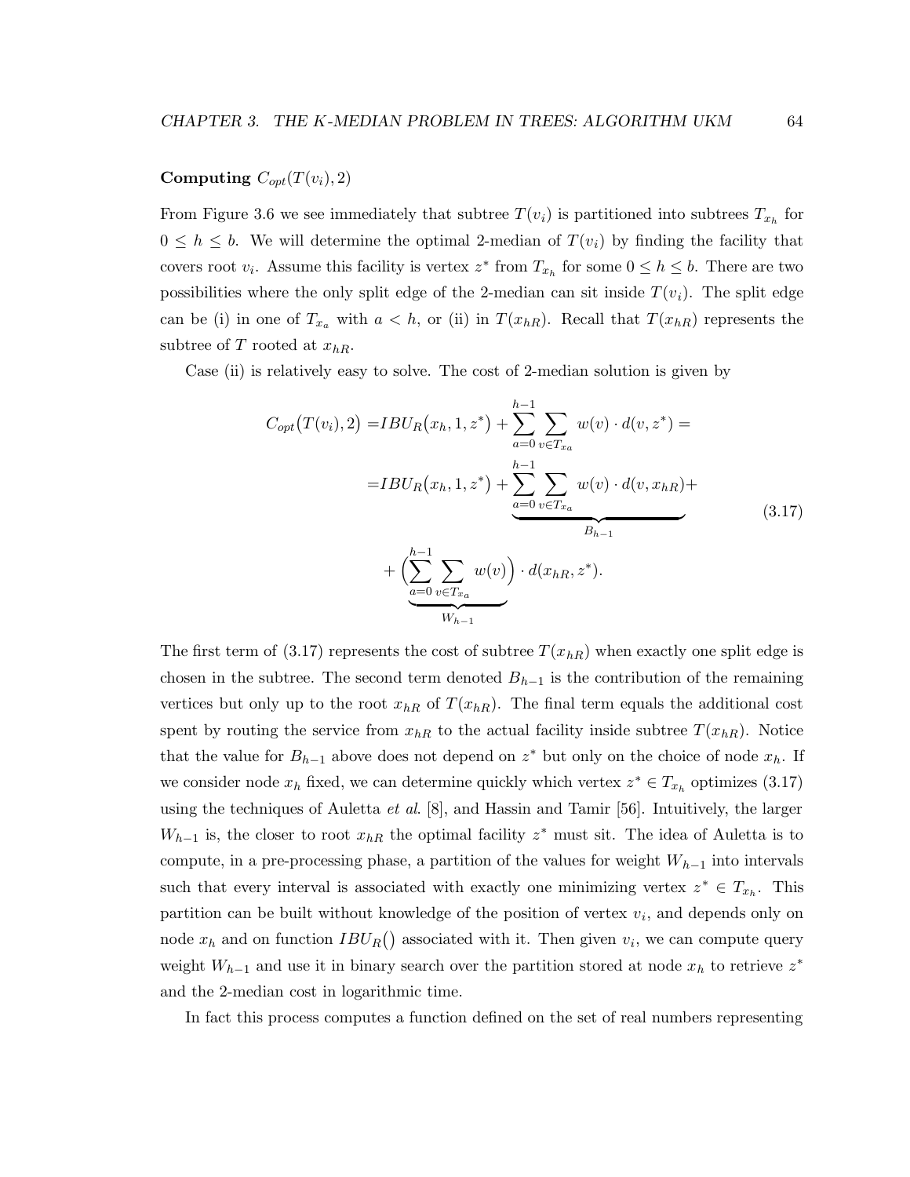**Computing $C_{opt}(T(v_i), 2)$**

From Figure 3.6 we see immediately that subtree $T(v_i)$ is partitioned into subtrees $T_{x_h}$ for $0 \leq h \leq b$. We will determine the optimal 2-median of $T(v_i)$ by finding the facility that covers root $v_i$. Assume this facility is vertex $z^*$ from $T_{x_h}$ for some $0 \leq h \leq b$. There are two possibilities where the only split edge of the 2-median can sit inside $T(v_i)$. The split edge can be (i) in one of $T_{x_a}$ with $a < h$, or (ii) in $T(x_{hR})$. Recall that $T(x_{hR})$ represents the subtree of $T$ rooted at $x_{hR}$.

Case (ii) is relatively easy to solve. The cost of 2-median solution is given by

$$
\begin{aligned}
C_{opt}\big(T(v_i), 2\big) =& IBU_R\big(x_h, 1, z^*\big) + \sum_{a=0}^{h-1} \sum_{v \in T_{x_a}} w(v) \cdot d(v, z^*) = \\
=& IBU_R\big(x_h, 1, z^*\big) + \underbrace{\sum_{a=0}^{h-1} \sum_{v \in T_{x_a}} w(v) \cdot d(v, x_{hR})}_{B_{h-1}} + \\
&+ \underbrace{\Big(\sum_{a=0}^{h-1} \sum_{v \in T_{x_a}} w(v)\Big)}_{W_{h-1}} \cdot d(x_{hR}, z^*).
\end{aligned}
\tag{3.17}
$$

The first term of (3.17) represents the cost of subtree $T(x_{hR})$ when exactly one split edge is chosen in the subtree. The second term denoted $B_{h-1}$ is the contribution of the remaining vertices but only up to the root $x_{hR}$ of $T(x_{hR})$. The final term equals the additional cost spent by routing the service from $x_{hR}$ to the actual facility inside subtree $T(x_{hR})$. Notice that the value for $B_{h-1}$ above does not depend on $z^*$ but only on the choice of node $x_h$. If we consider node $x_h$ fixed, we can determine quickly which vertex $z^* \in T_{x_h}$ optimizes (3.17) using the techniques of Auletta *et al*. [8], and Hassin and Tamir [56]. Intuitively, the larger $W_{h-1}$ is, the closer to root $x_{hR}$ the optimal facility $z^*$ must sit. The idea of Auletta is to compute, in a pre-processing phase, a partition of the values for weight $W_{h-1}$ into intervals such that every interval is associated with exactly one minimizing vertex $z^* \in T_{x_h}$. This partition can be built without knowledge of the position of vertex $v_i$, and depends only on node $x_h$ and on function $IBU_R()$ associated with it. Then given $v_i$, we can compute query weight $W_{h-1}$ and use it in binary search over the partition stored at node $x_h$ to retrieve $z^*$ and the 2-median cost in logarithmic time.

In fact this process computes a function defined on the set of real numbers representing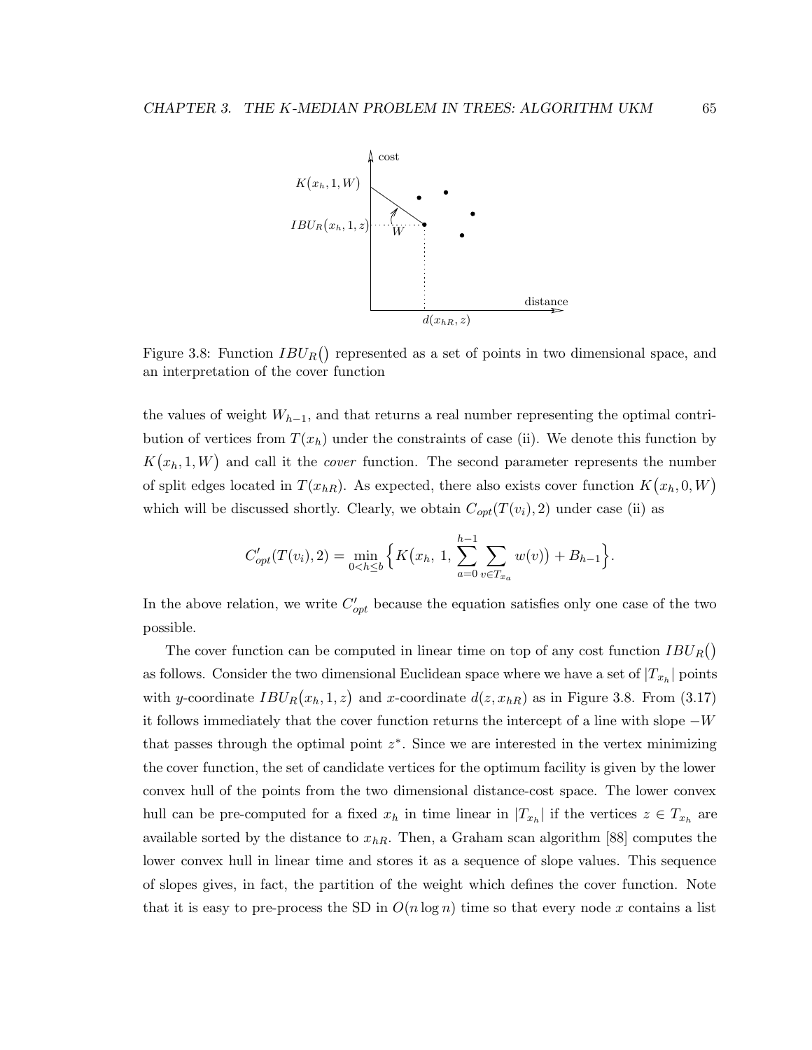Figure 3.8: Function $IBU_R()$ represented as a set of points in two dimensional space, and an interpretation of the cover function

the values of weight $W_{h-1}$, and that returns a real number representing the optimal contribution of vertices from $T(x_h)$ under the constraints of case (ii). We denote this function by $K(x_h, 1, W)$ and call it the *cover* function. The second parameter represents the number of split edges located in $T(x_{hR})$. As expected, there also exists cover function $K(x_h, 0, W)$ which will be discussed shortly. Clearly, we obtain $C_{opt}(T(v_i), 2)$ under case (ii) as

$$C'_{opt}(T(v_i), 2) = \min_{0<h\leq b} \Big\{ K\big(x_h,\ 1,\ \sum_{a=0}^{h-1} \sum_{v \in T_{x_a}} w(v)\big) + B_{h-1} \Big\}.$$

In the above relation, we write $C'_{opt}$ because the equation satisfies only one case of the two possible.

The cover function can be computed in linear time on top of any cost function $IBU_R()$ as follows. Consider the two dimensional Euclidean space where we have a set of $|T_{x_h}|$ points with $y$-coordinate $IBU_R(x_h, 1, z)$ and $x$-coordinate $d(z, x_{hR})$ as in Figure 3.8. From (3.17) it follows immediately that the cover function returns the intercept of a line with slope $-W$ that passes through the optimal point $z^*$. Since we are interested in the vertex minimizing the cover function, the set of candidate vertices for the optimum facility is given by the lower convex hull of the points from the two dimensional distance-cost space. The lower convex hull can be pre-computed for a fixed $x_h$ in time linear in $|T_{x_h}|$ if the vertices $z \in T_{x_h}$ are available sorted by the distance to $x_{hR}$. Then, a Graham scan algorithm [88] computes the lower convex hull in linear time and stores it as a sequence of slope values. This sequence of slopes gives, in fact, the partition of the weight which defines the cover function. Note that it is easy to pre-process the SD in $O(n \log n)$ time so that every node $x$ contains a list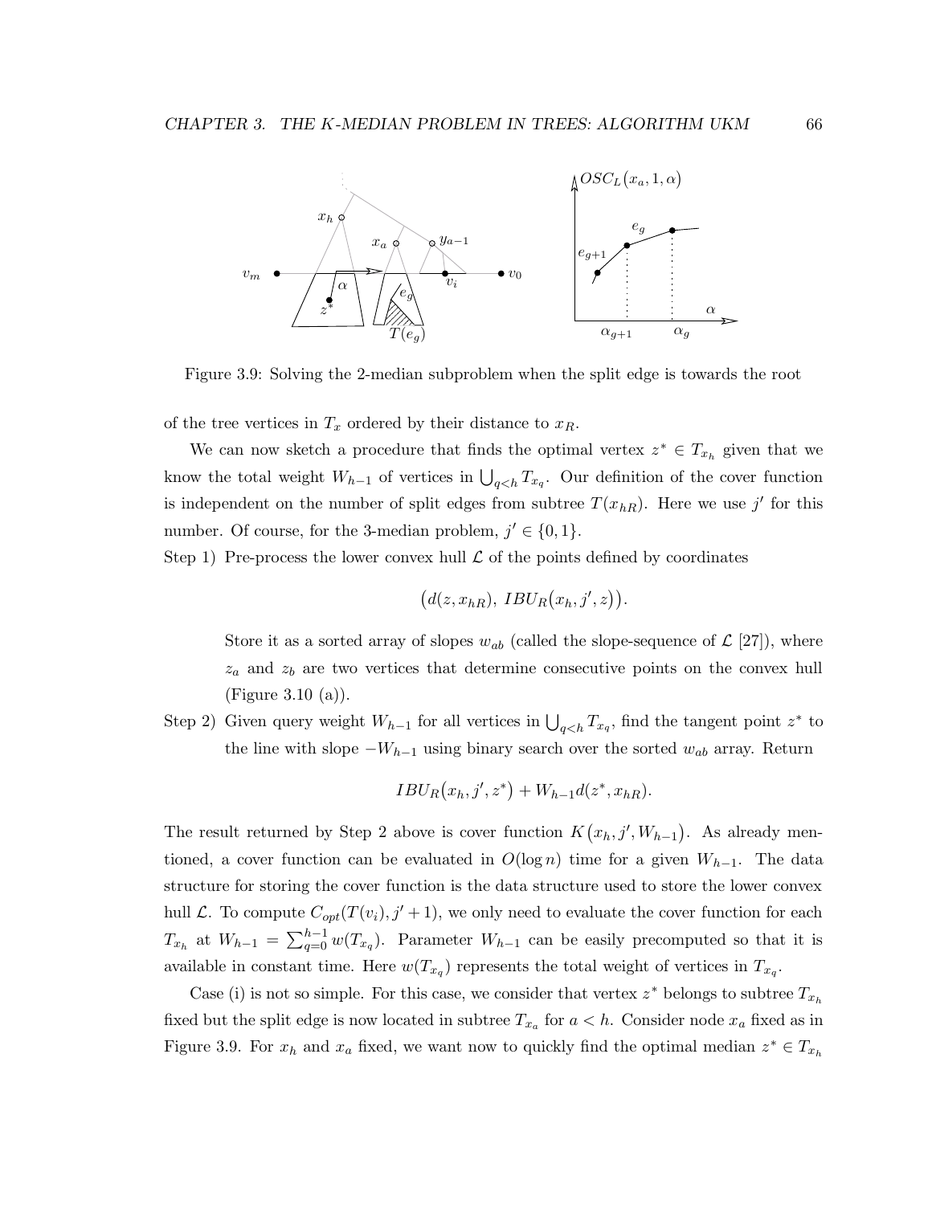Figure 3.9: Solving the 2-median subproblem when the split edge is towards the root

of the tree vertices in $T_x$ ordered by their distance to $x_R$.

We can now sketch a procedure that finds the optimal vertex $z^* \in T_{x_h}$ given that we know the total weight $W_{h-1}$ of vertices in $\bigcup_{q<h} T_{x_q}$. Our definition of the cover function is independent on the number of split edges from subtree $T(x_{hR})$. Here we use $j'$ for this number. Of course, for the 3-median problem, $j' \in \{0, 1\}$.

Step 1) Pre-process the lower convex hull $\mathcal{L}$ of the points defined by coordinates

$$\big(d(z, x_{hR}),\ IBU_R(x_h, j', z)\big).$$

Store it as a sorted array of slopes $w_{ab}$ (called the slope-sequence of $\mathcal{L}$ [27]), where $z_a$ and $z_b$ are two vertices that determine consecutive points on the convex hull (Figure 3.10 (a)).

Step 2) Given query weight $W_{h-1}$ for all vertices in $\bigcup_{q<h} T_{x_q}$, find the tangent point $z^*$ to the line with slope $-W_{h-1}$ using binary search over the sorted $w_{ab}$ array. Return

$$IBU_R(x_h, j', z^*) + W_{h-1} d(z^*, x_{hR}).$$

The result returned by Step 2 above is cover function $K(x_h, j', W_{h-1})$. As already mentioned, a cover function can be evaluated in $O(\log n)$ time for a given $W_{h-1}$. The data structure for storing the cover function is the data structure used to store the lower convex hull $\mathcal{L}$. To compute $C_{opt}(T(v_i), j'+1)$, we only need to evaluate the cover function for each $T_{x_h}$ at $W_{h-1} = \sum_{q=0}^{h-1} w(T_{x_q})$. Parameter $W_{h-1}$ can be easily precomputed so that it is available in constant time. Here $w(T_{x_q})$ represents the total weight of vertices in $T_{x_q}$.

Case (i) is not so simple. For this case, we consider that vertex $z^*$ belongs to subtree $T_{x_h}$ fixed but the split edge is now located in subtree $T_{x_a}$ for $a < h$. Consider node $x_a$ fixed as in Figure 3.9. For $x_h$ and $x_a$ fixed, we want now to quickly find the optimal median $z^* \in T_{x_h}$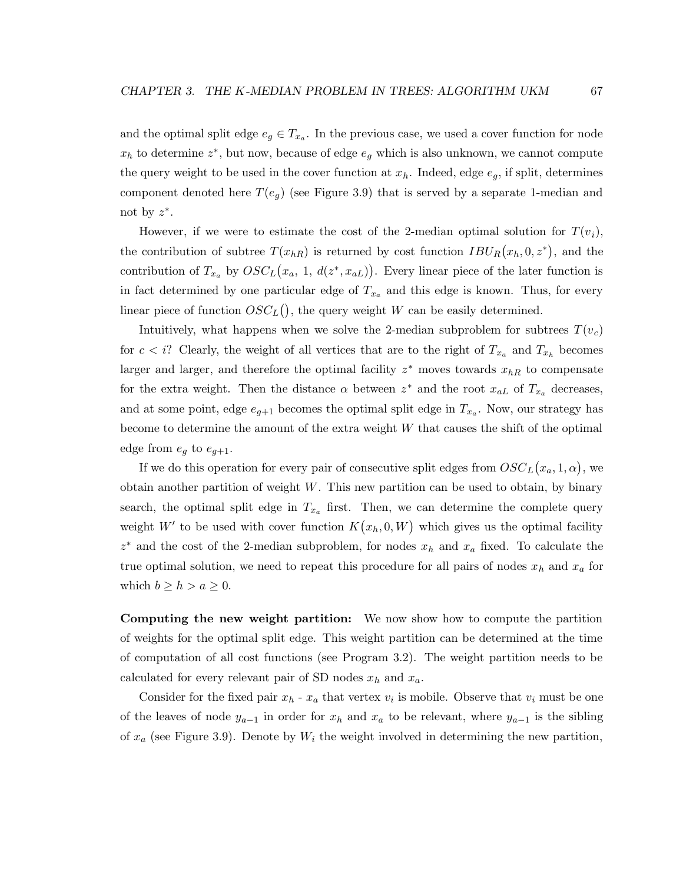and the optimal split edge $e_g \in T_{x_a}$. In the previous case, we used a cover function for node $x_h$ to determine $z^*$, but now, because of edge $e_g$ which is also unknown, we cannot compute the query weight to be used in the cover function at $x_h$. Indeed, edge $e_g$, if split, determines component denoted here $T(e_g)$ (see Figure 3.9) that is served by a separate 1-median and not by $z^*$.

However, if we were to estimate the cost of the 2-median optimal solution for $T(v_i)$, the contribution of subtree $T(x_{hR})$ is returned by cost function $IBU_R\big(x_h, 0, z^*\big)$, and the contribution of $T_{x_a}$ by $OSC_L\big(x_a,\ 1,\ d(z^*, x_{aL})\big)$. Every linear piece of the later function is in fact determined by one particular edge of $T_{x_a}$ and this edge is known. Thus, for every linear piece of function $OSC_L\big()$, the query weight $W$ can be easily determined.

Intuitively, what happens when we solve the 2-median subproblem for subtrees $T(v_c)$ for $c < i$? Clearly, the weight of all vertices that are to the right of $T_{x_a}$ and $T_{x_h}$ becomes larger and larger, and therefore the optimal facility $z^*$ moves towards $x_{hR}$ to compensate for the extra weight. Then the distance $\alpha$ between $z^*$ and the root $x_{aL}$ of $T_{x_a}$ decreases, and at some point, edge $e_{g+1}$ becomes the optimal split edge in $T_{x_a}$. Now, our strategy has become to determine the amount of the extra weight $W$ that causes the shift of the optimal edge from $e_g$ to $e_{g+1}$.

If we do this operation for every pair of consecutive split edges from $OSC_L\big(x_a, 1, \alpha\big)$, we obtain another partition of weight $W$. This new partition can be used to obtain, by binary search, the optimal split edge in $T_{x_a}$ first. Then, we can determine the complete query weight $W'$ to be used with cover function $K\big(x_h, 0, W\big)$ which gives us the optimal facility $z^*$ and the cost of the 2-median subproblem, for nodes $x_h$ and $x_a$ fixed. To calculate the true optimal solution, we need to repeat this procedure for all pairs of nodes $x_h$ and $x_a$ for which $b \geq h > a \geq 0$.

**Computing the new weight partition:** We now show how to compute the partition of weights for the optimal split edge. This weight partition can be determined at the time of computation of all cost functions (see Program 3.2). The weight partition needs to be calculated for every relevant pair of SD nodes $x_h$ and $x_a$.

Consider for the fixed pair $x_h$ - $x_a$ that vertex $v_i$ is mobile. Observe that $v_i$ must be one of the leaves of node $y_{a-1}$ in order for $x_h$ and $x_a$ to be relevant, where $y_{a-1}$ is the sibling of $x_a$ (see Figure 3.9). Denote by $W_i$ the weight involved in determining the new partition,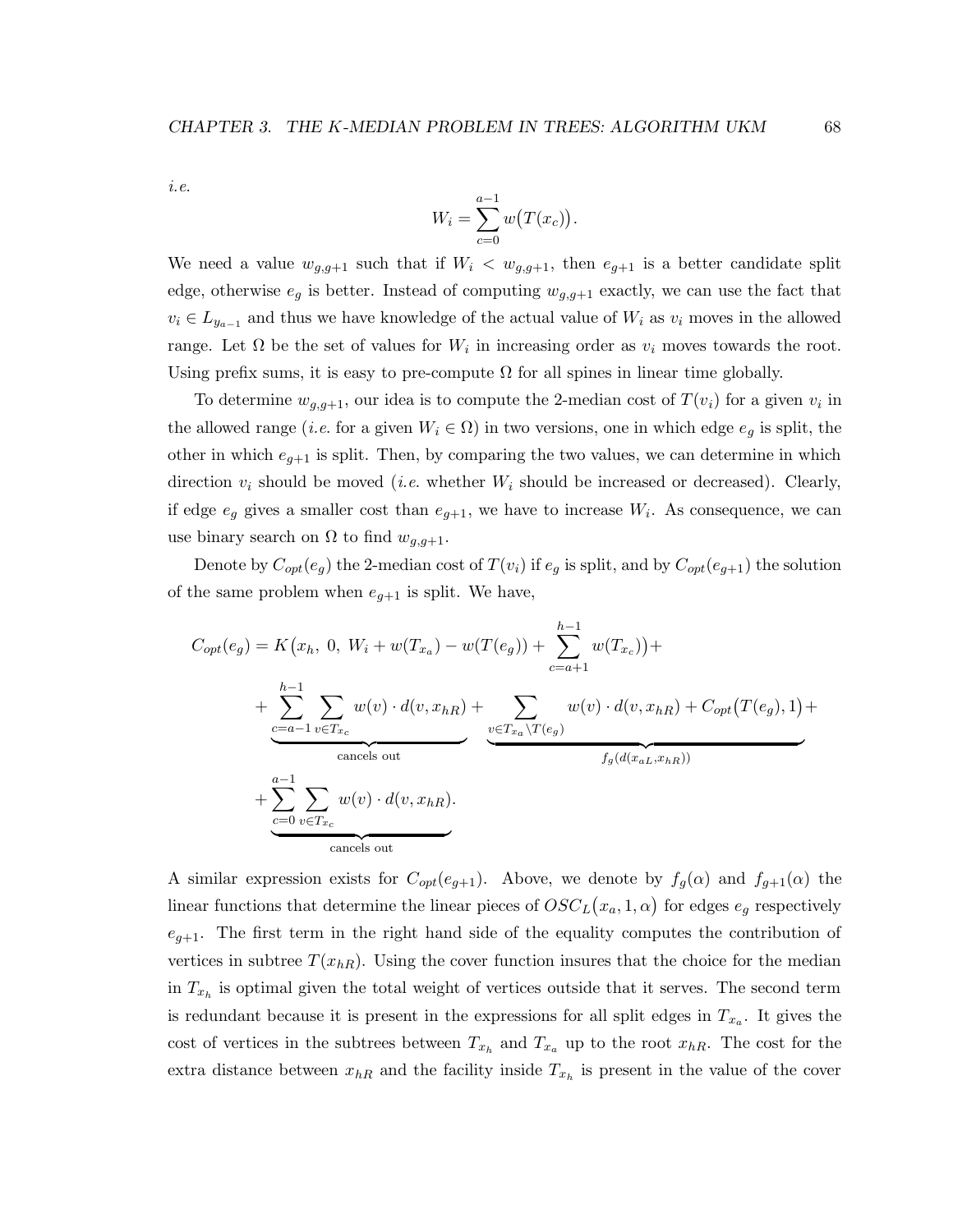*i.e.*

$$W_i = \sum_{c=0}^{a-1} w\big(T(x_c)\big).$$

We need a value $w_{g,g+1}$ such that if $W_i < w_{g,g+1}$, then $e_{g+1}$ is a better candidate split edge, otherwise $e_g$ is better. Instead of computing $w_{g,g+1}$ exactly, we can use the fact that $v_i \in L_{y_{a-1}}$ and thus we have knowledge of the actual value of $W_i$ as $v_i$ moves in the allowed range. Let $\Omega$ be the set of values for $W_i$ in increasing order as $v_i$ moves towards the root. Using prefix sums, it is easy to pre-compute $\Omega$ for all spines in linear time globally.

To determine $w_{g,g+1}$, our idea is to compute the 2-median cost of $T(v_i)$ for a given $v_i$ in the allowed range (*i.e.* for a given $W_i \in \Omega$) in two versions, one in which edge $e_g$ is split, the other in which $e_{g+1}$ is split. Then, by comparing the two values, we can determine in which direction $v_i$ should be moved (*i.e.* whether $W_i$ should be increased or decreased). Clearly, if edge $e_g$ gives a smaller cost than $e_{g+1}$, we have to increase $W_i$. As consequence, we can use binary search on $\Omega$ to find $w_{g,g+1}$.

Denote by $C_{opt}(e_g)$ the 2-median cost of $T(v_i)$ if $e_g$ is split, and by $C_{opt}(e_{g+1})$ the solution of the same problem when $e_{g+1}$ is split. We have,

$$\begin{aligned}
C_{opt}(e_g) = {} & K\big(x_h,\ 0,\ W_i + w(T_{x_a}) - w(T(e_g)) + \sum_{c=a+1}^{h-1} w(T_{x_c})\big) + \\
& + \underbrace{\sum_{c=a-1}^{h-1} \sum_{v \in T_{x_c}} w(v) \cdot d(v, x_{hR})}_{\text{cancels out}} + \underbrace{\sum_{v \in T_{x_a} \setminus T(e_g)} w(v) \cdot d(v, x_{hR}) + C_{opt}\big(T(e_g), 1\big)}_{f_g(d(x_{aL}, x_{hR}))} + \\
& + \underbrace{\sum_{c=0}^{a-1} \sum_{v \in T_{x_c}} w(v) \cdot d(v, x_{hR})}_{\text{cancels out}}.
\end{aligned}$$

A similar expression exists for $C_{opt}(e_{g+1})$. Above, we denote by $f_g(\alpha)$ and $f_{g+1}(\alpha)$ the linear functions that determine the linear pieces of $OSC_L\big(x_a, 1, \alpha\big)$ for edges $e_g$ respectively $e_{g+1}$. The first term in the right hand side of the equality computes the contribution of vertices in subtree $T(x_{hR})$. Using the cover function insures that the choice for the median in $T_{x_h}$ is optimal given the total weight of vertices outside that it serves. The second term is redundant because it is present in the expressions for all split edges in $T_{x_a}$. It gives the cost of vertices in the subtrees between $T_{x_h}$ and $T_{x_a}$ up to the root $x_{hR}$. The cost for the extra distance between $x_{hR}$ and the facility inside $T_{x_h}$ is present in the value of the cover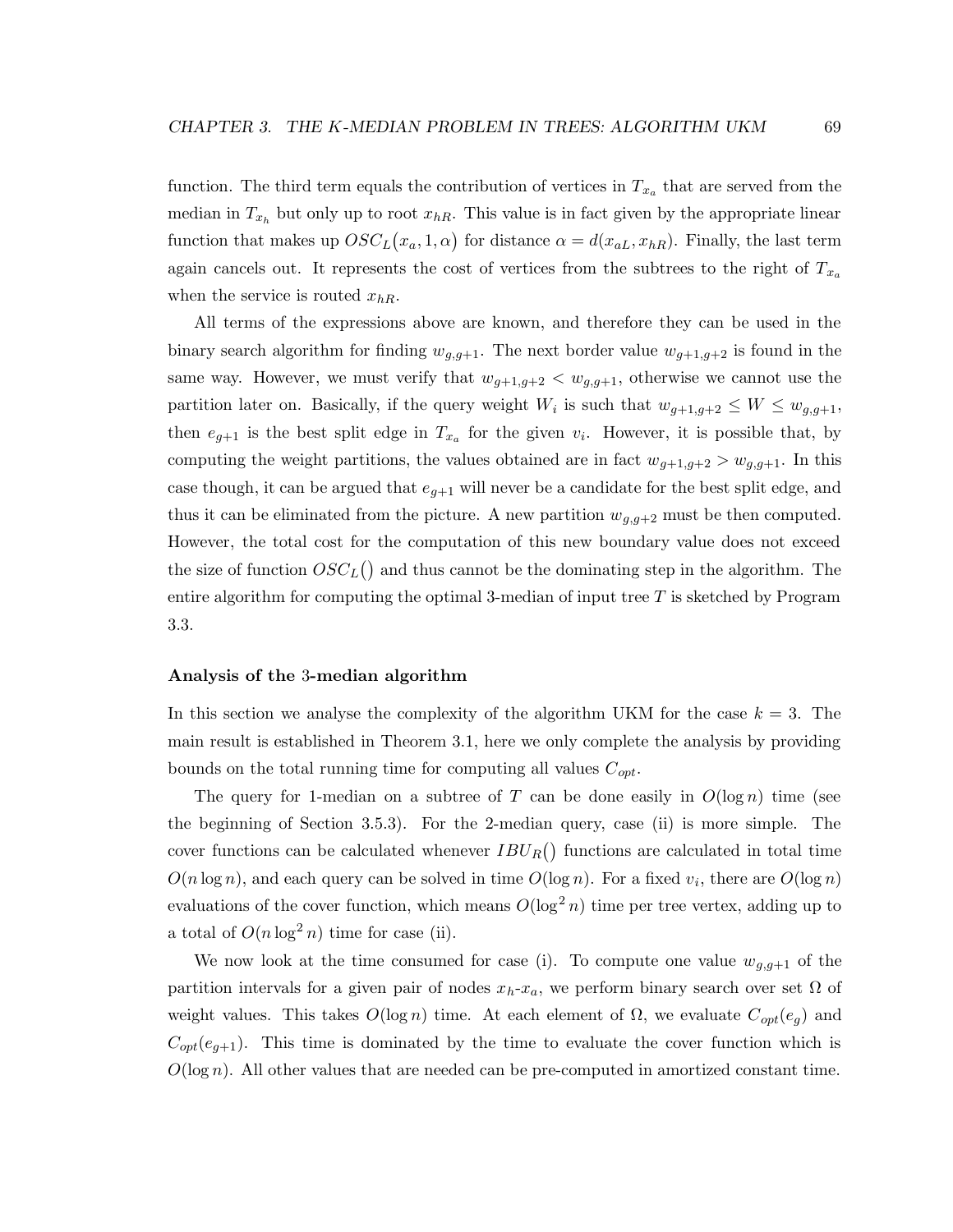function. The third term equals the contribution of vertices in $T_{x_a}$ that are served from the median in $T_{x_h}$ but only up to root $x_{hR}$. This value is in fact given by the appropriate linear function that makes up $OSC_L(x_a, 1, \alpha)$ for distance $\alpha = d(x_{aL}, x_{hR})$. Finally, the last term again cancels out. It represents the cost of vertices from the subtrees to the right of $T_{x_a}$ when the service is routed $x_{hR}$.

All terms of the expressions above are known, and therefore they can be used in the binary search algorithm for finding $w_{g,g+1}$. The next border value $w_{g+1,g+2}$ is found in the same way. However, we must verify that $w_{g+1,g+2} < w_{g,g+1}$, otherwise we cannot use the partition later on. Basically, if the query weight $W_i$ is such that $w_{g+1,g+2} \leq W \leq w_{g,g+1}$, then $e_{g+1}$ is the best split edge in $T_{x_a}$ for the given $v_i$. However, it is possible that, by computing the weight partitions, the values obtained are in fact $w_{g+1,g+2} > w_{g,g+1}$. In this case though, it can be argued that $e_{g+1}$ will never be a candidate for the best split edge, and thus it can be eliminated from the picture. A new partition $w_{g,g+2}$ must be then computed. However, the total cost for the computation of this new boundary value does not exceed the size of function $OSC_L()$ and thus cannot be the dominating step in the algorithm. The entire algorithm for computing the optimal 3-median of input tree $T$ is sketched by Program 3.3.

#### Analysis of the 3-median algorithm

In this section we analyse the complexity of the algorithm UKM for the case $k = 3$. The main result is established in Theorem 3.1, here we only complete the analysis by providing bounds on the total running time for computing all values $C_{opt}$.

The query for 1-median on a subtree of $T$ can be done easily in $O(\log n)$ time (see the beginning of Section 3.5.3). For the 2-median query, case (ii) is more simple. The cover functions can be calculated whenever $IBU_R()$ functions are calculated in total time $O(n \log n)$, and each query can be solved in time $O(\log n)$. For a fixed $v_i$, there are $O(\log n)$ evaluations of the cover function, which means $O(\log^2 n)$ time per tree vertex, adding up to a total of $O(n \log^2 n)$ time for case (ii).

We now look at the time consumed for case (i). To compute one value $w_{g,g+1}$ of the partition intervals for a given pair of nodes $x_h$-$x_a$, we perform binary search over set $\Omega$ of weight values. This takes $O(\log n)$ time. At each element of $\Omega$, we evaluate $C_{opt}(e_g)$ and $C_{opt}(e_{g+1})$. This time is dominated by the time to evaluate the cover function which is $O(\log n)$. All other values that are needed can be pre-computed in amortized constant time.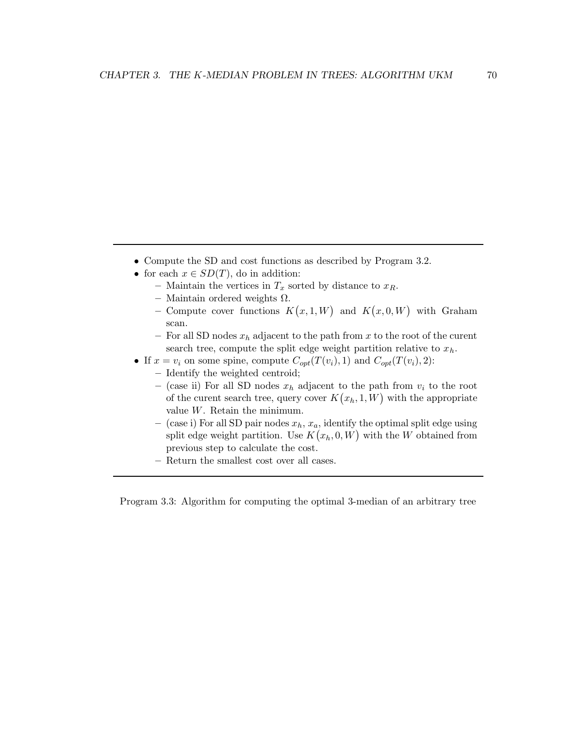---

- Compute the SD and cost functions as described by Program 3.2.
- for each $x \in SD(T)$, do in addition:
  - Maintain the vertices in $T_x$ sorted by distance to $x_R$.
  - Maintain ordered weights $\Omega$.
  - Compute cover functions $K\big(x, 1, W\big)$ and $K\big(x, 0, W\big)$ with Graham scan.
  - For all SD nodes $x_h$ adjacent to the path from $x$ to the root of the curent search tree, compute the split edge weight partition relative to $x_h$.
- If $x = v_i$ on some spine, compute $C_{opt}(T(v_i), 1)$ and $C_{opt}(T(v_i), 2)$:
  - Identify the weighted centroid;
  - (case ii) For all SD nodes $x_h$ adjacent to the path from $v_i$ to the root of the curent search tree, query cover $K\big(x_h, 1, W\big)$ with the appropriate value $W$. Retain the minimum.
  - (case i) For all SD pair nodes $x_h$, $x_a$, identify the optimal split edge using split edge weight partition. Use $K\big(x_h, 0, W\big)$ with the $W$ obtained from previous step to calculate the cost.
  - Return the smallest cost over all cases.

---

Program 3.3: Algorithm for computing the optimal 3-median of an arbitrary tree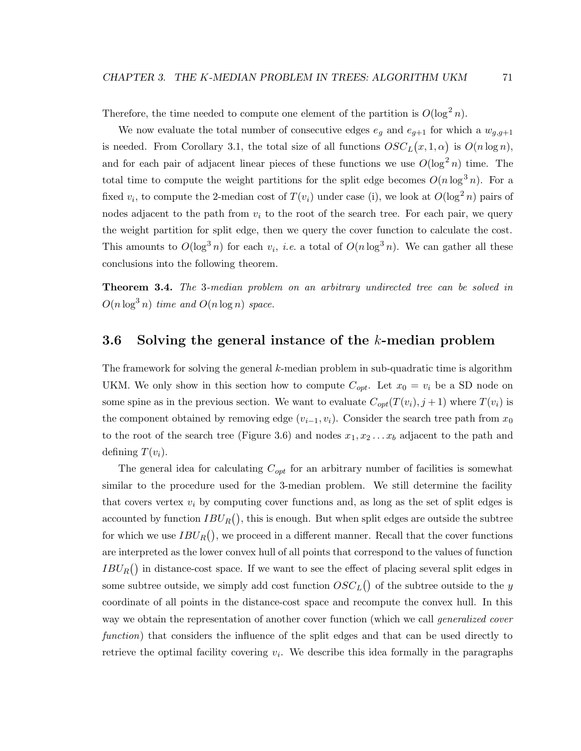Therefore, the time needed to compute one element of the partition is $O(\log^2 n)$.

We now evaluate the total number of consecutive edges $e_g$ and $e_{g+1}$ for which a $w_{g,g+1}$ is needed. From Corollary 3.1, the total size of all functions $OSC_L(x, 1, \alpha)$ is $O(n \log n)$, and for each pair of adjacent linear pieces of these functions we use $O(\log^2 n)$ time. The total time to compute the weight partitions for the split edge becomes $O(n \log^3 n)$. For a fixed $v_i$, to compute the 2-median cost of $T(v_i)$ under case (i), we look at $O(\log^2 n)$ pairs of nodes adjacent to the path from $v_i$ to the root of the search tree. For each pair, we query the weight partition for split edge, then we query the cover function to calculate the cost. This amounts to $O(\log^3 n)$ for each $v_i$, *i.e.* a total of $O(n \log^3 n)$. We can gather all these conclusions into the following theorem.

**Theorem 3.4.** *The 3-median problem on an arbitrary undirected tree can be solved in $O(n \log^3 n)$ time and $O(n \log n)$ space.*

## 3.6 Solving the general instance of the $k$-median problem

The framework for solving the general $k$-median problem in sub-quadratic time is algorithm UKM. We only show in this section how to compute $C_{opt}$. Let $x_0 = v_i$ be a SD node on some spine as in the previous section. We want to evaluate $C_{opt}(T(v_i), j + 1)$ where $T(v_i)$ is the component obtained by removing edge $(v_{i-1}, v_i)$. Consider the search tree path from $x_0$ to the root of the search tree (Figure 3.6) and nodes $x_1, x_2 \ldots x_b$ adjacent to the path and defining $T(v_i)$.

The general idea for calculating $C_{opt}$ for an arbitrary number of facilities is somewhat similar to the procedure used for the 3-median problem. We still determine the facility that covers vertex $v_i$ by computing cover functions and, as long as the set of split edges is accounted by function $IBU_R()$, this is enough. But when split edges are outside the subtree for which we use $IBU_R()$, we proceed in a different manner. Recall that the cover functions are interpreted as the lower convex hull of all points that correspond to the values of function $IBU_R()$ in distance-cost space. If we want to see the effect of placing several split edges in some subtree outside, we simply add cost function $OSC_L()$ of the subtree outside to the $y$ coordinate of all points in the distance-cost space and recompute the convex hull. In this way we obtain the representation of another cover function (which we call *generalized cover function*) that considers the influence of the split edges and that can be used directly to retrieve the optimal facility covering $v_i$. We describe this idea formally in the paragraphs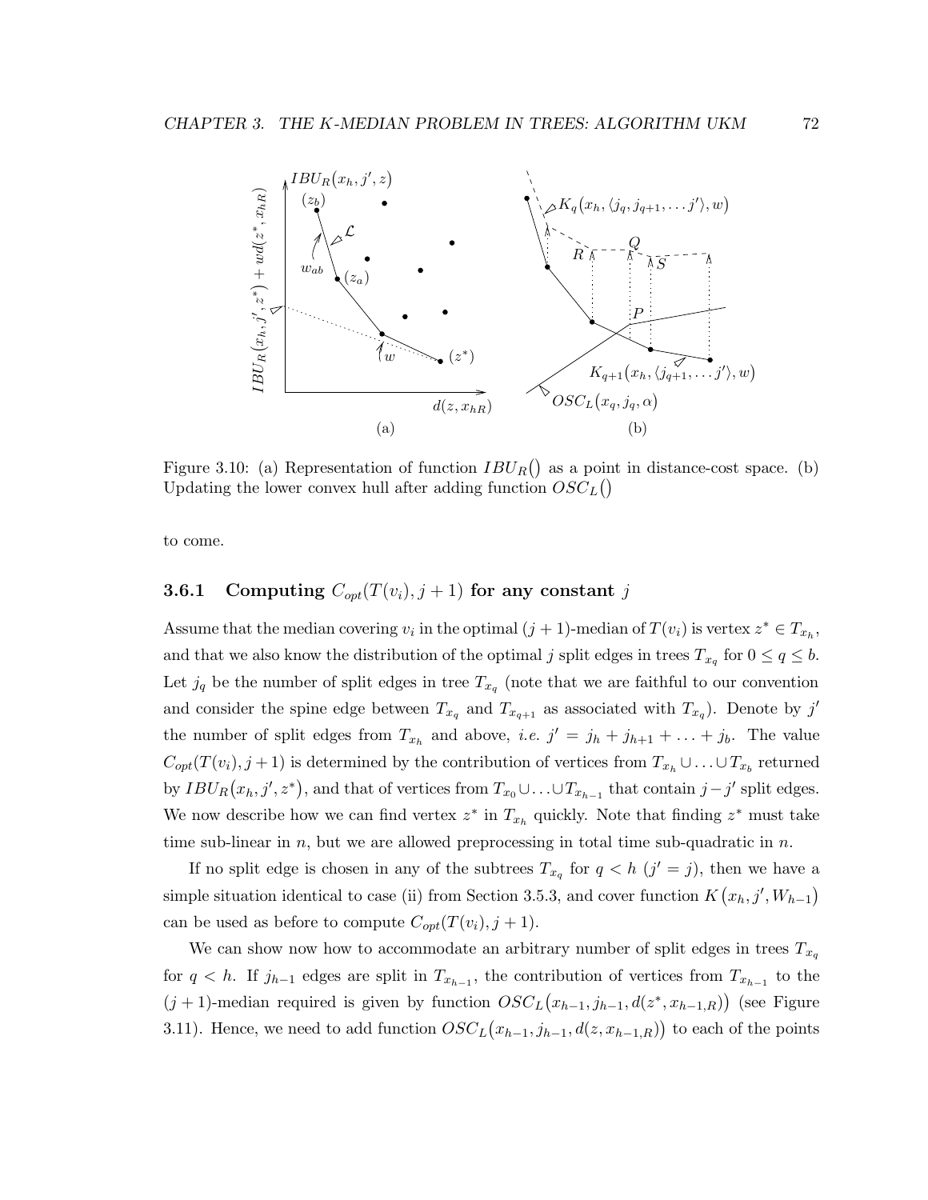Figure 3.10: (a) Representation of function $IBU_R()$ as a point in distance-cost space. (b) Updating the lower convex hull after adding function $OSC_L()$

to come.

### 3.6.1 Computing $C_{opt}(T(v_i), j+1)$ for any constant $j$

Assume that the median covering $v_i$ in the optimal $(j+1)$-median of $T(v_i)$ is vertex $z^* \in T_{x_h}$, and that we also know the distribution of the optimal $j$ split edges in trees $T_{x_q}$ for $0 \le q \le b$. Let $j_q$ be the number of split edges in tree $T_{x_q}$ (note that we are faithful to our convention and consider the spine edge between $T_{x_q}$ and $T_{x_{q+1}}$ as associated with $T_{x_q}$). Denote by $j'$ the number of split edges from $T_{x_h}$ and above, *i.e.* $j' = j_h + j_{h+1} + \ldots + j_b$. The value $C_{opt}(T(v_i), j+1)$ is determined by the contribution of vertices from $T_{x_h} \cup \ldots \cup T_{x_b}$ returned by $IBU_R(x_h, j', z^*)$, and that of vertices from $T_{x_0} \cup \ldots \cup T_{x_{h-1}}$ that contain $j - j'$ split edges. We now describe how we can find vertex $z^*$ in $T_{x_h}$ quickly. Note that finding $z^*$ must take time sub-linear in $n$, but we are allowed preprocessing in total time sub-quadratic in $n$.

If no split edge is chosen in any of the subtrees $T_{x_q}$ for $q < h$ ($j' = j$), then we have a simple situation identical to case (ii) from Section 3.5.3, and cover function $K(x_h, j', W_{h-1})$ can be used as before to compute $C_{opt}(T(v_i), j+1)$.

We can show now how to accommodate an arbitrary number of split edges in trees $T_{x_q}$ for $q < h$. If $j_{h-1}$ edges are split in $T_{x_{h-1}}$, the contribution of vertices from $T_{x_{h-1}}$ to the $(j+1)$-median required is given by function $OSC_L(x_{h-1}, j_{h-1}, d(z^*, x_{h-1,R}))$ (see Figure 3.11). Hence, we need to add function $OSC_L(x_{h-1}, j_{h-1}, d(z, x_{h-1,R}))$ to each of the points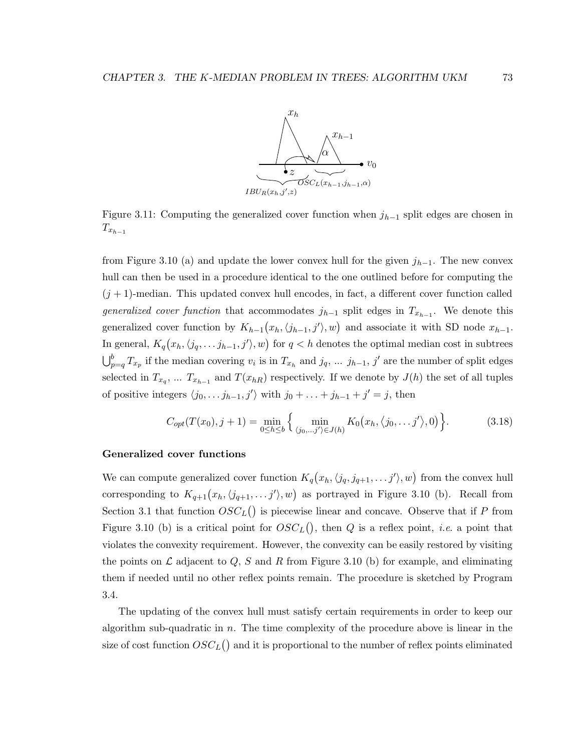Figure 3.11: Computing the generalized cover function when $j_{h-1}$ split edges are chosen in $T_{x_{h-1}}$

from Figure 3.10 (a) and update the lower convex hull for the given $j_{h-1}$. The new convex hull can then be used in a procedure identical to the one outlined before for computing the $(j+1)$-median. This updated convex hull encodes, in fact, a different cover function called *generalized cover function* that accommodates $j_{h-1}$ split edges in $T_{x_{h-1}}$. We denote this generalized cover function by $K_{h-1}(x_h, \langle j_{h-1}, j' \rangle, w)$ and associate it with SD node $x_{h-1}$. In general, $K_q(x_h, \langle j_q, \dots j_{h-1}, j' \rangle, w)$ for $q < h$ denotes the optimal median cost in subtrees $\bigcup_{p=q}^{b} T_{x_p}$ if the median covering $v_i$ is in $T_{x_h}$ and $j_q$, ... $j_{h-1}$, $j'$ are the number of split edges selected in $T_{x_q}$, ... $T_{x_{h-1}}$ and $T(x_{hR})$ respectively. If we denote by $J(h)$ the set of all tuples of positive integers $\langle j_0, \dots j_{h-1}, j' \rangle$ with $j_0 + \dots + j_{h-1} + j' = j$, then

$$C_{opt}(T(x_0), j+1) = \min_{0 \le h \le b} \Big\{ \min_{\langle j_0, \dots j' \rangle \in J(h)} K_0(x_h, \langle j_0, \dots j' \rangle, 0) \Big\}. \tag{3.18}$$

**Generalized cover functions**

We can compute generalized cover function $K_q(x_h, \langle j_q, j_{q+1}, \dots j' \rangle, w)$ from the convex hull corresponding to $K_{q+1}(x_h, \langle j_{q+1}, \dots j' \rangle, w)$ as portrayed in Figure 3.10 (b). Recall from Section 3.1 that function $OSC_L()$ is piecewise linear and concave. Observe that if $P$ from Figure 3.10 (b) is a critical point for $OSC_L()$, then $Q$ is a reflex point, *i.e.* a point that violates the convexity requirement. However, the convexity can be easily restored by visiting the points on $\mathcal{L}$ adjacent to $Q$, $S$ and $R$ from Figure 3.10 (b) for example, and eliminating them if needed until no other reflex points remain. The procedure is sketched by Program 3.4.

The updating of the convex hull must satisfy certain requirements in order to keep our algorithm sub-quadratic in $n$. The time complexity of the procedure above is linear in the size of cost function $OSC_L()$ and it is proportional to the number of reflex points eliminated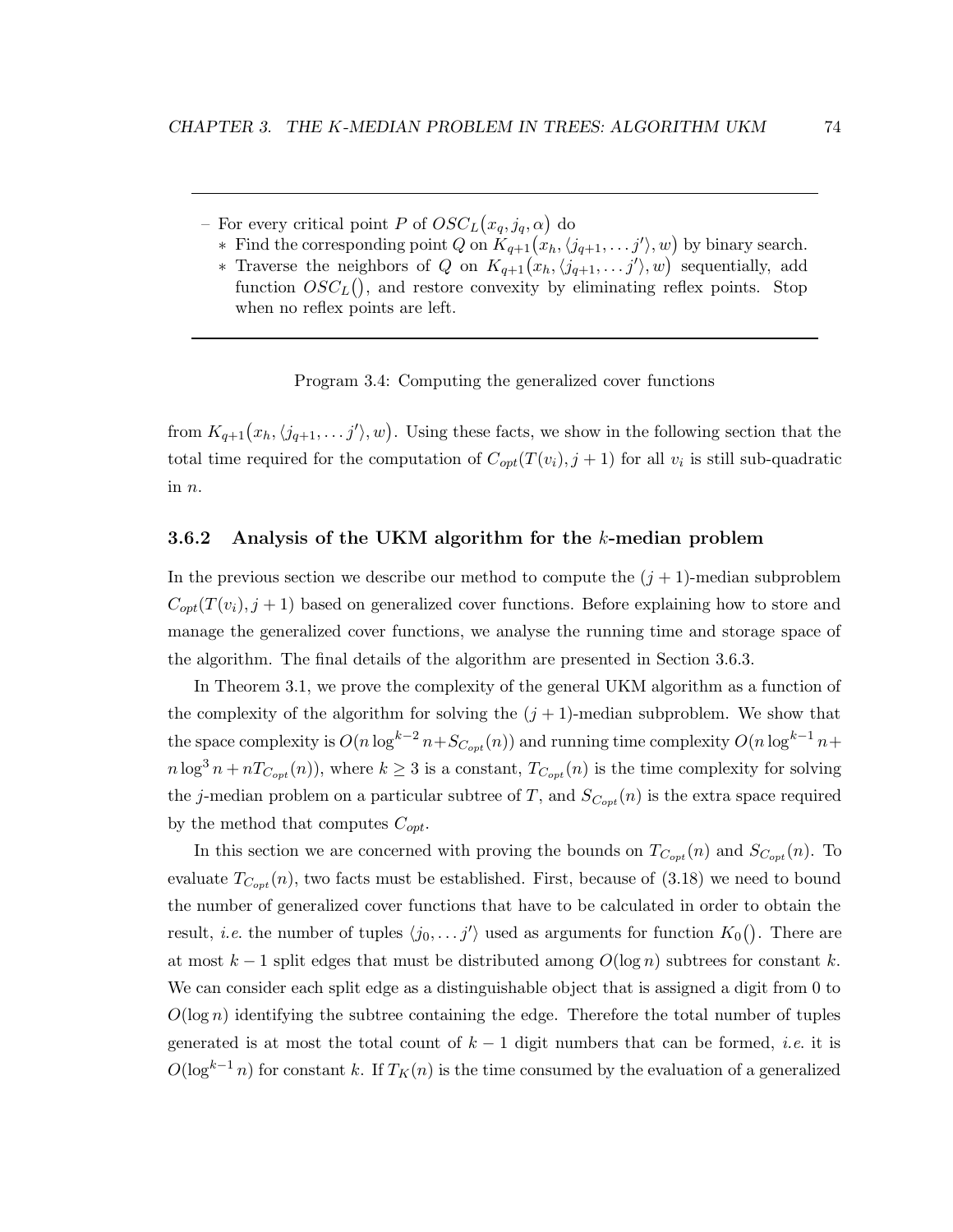- For every critical point $P$ of $OSC_L(x_q, j_q, \alpha)$ do
  - Find the corresponding point $Q$ on $K_{q+1}(x_h, \langle j_{q+1}, \dots j' \rangle, w)$ by binary search.
  - Traverse the neighbors of $Q$ on $K_{q+1}(x_h, \langle j_{q+1}, \dots j' \rangle, w)$ sequentially, add function $OSC_L()$, and restore convexity by eliminating reflex points. Stop when no reflex points are left.

Program 3.4: Computing the generalized cover functions

from $K_{q+1}(x_h, \langle j_{q+1}, \dots j' \rangle, w)$. Using these facts, we show in the following section that the total time required for the computation of $C_{opt}(T(v_i), j+1)$ for all $v_i$ is still sub-quadratic in $n$.

### 3.6.2 Analysis of the UKM algorithm for the $k$-median problem

In the previous section we describe our method to compute the $(j+1)$-median subproblem $C_{opt}(T(v_i), j+1)$ based on generalized cover functions. Before explaining how to store and manage the generalized cover functions, we analyse the running time and storage space of the algorithm. The final details of the algorithm are presented in Section 3.6.3.

In Theorem 3.1, we prove the complexity of the general UKM algorithm as a function of the complexity of the algorithm for solving the $(j+1)$-median subproblem. We show that the space complexity is $O(n \log^{k-2} n + S_{C_{opt}}(n))$ and running time complexity $O(n \log^{k-1} n + n \log^3 n + nT_{C_{opt}}(n))$, where $k \geq 3$ is a constant, $T_{C_{opt}}(n)$ is the time complexity for solving the $j$-median problem on a particular subtree of $T$, and $S_{C_{opt}}(n)$ is the extra space required by the method that computes $C_{opt}$.

In this section we are concerned with proving the bounds on $T_{C_{opt}}(n)$ and $S_{C_{opt}}(n)$. To evaluate $T_{C_{opt}}(n)$, two facts must be established. First, because of (3.18) we need to bound the number of generalized cover functions that have to be calculated in order to obtain the result, *i.e.* the number of tuples $\langle j_0, \dots j' \rangle$ used as arguments for function $K_0()$. There are at most $k-1$ split edges that must be distributed among $O(\log n)$ subtrees for constant $k$. We can consider each split edge as a distinguishable object that is assigned a digit from 0 to $O(\log n)$ identifying the subtree containing the edge. Therefore the total number of tuples generated is at most the total count of $k-1$ digit numbers that can be formed, *i.e.* it is $O(\log^{k-1} n)$ for constant $k$. If $T_K(n)$ is the time consumed by the evaluation of a generalized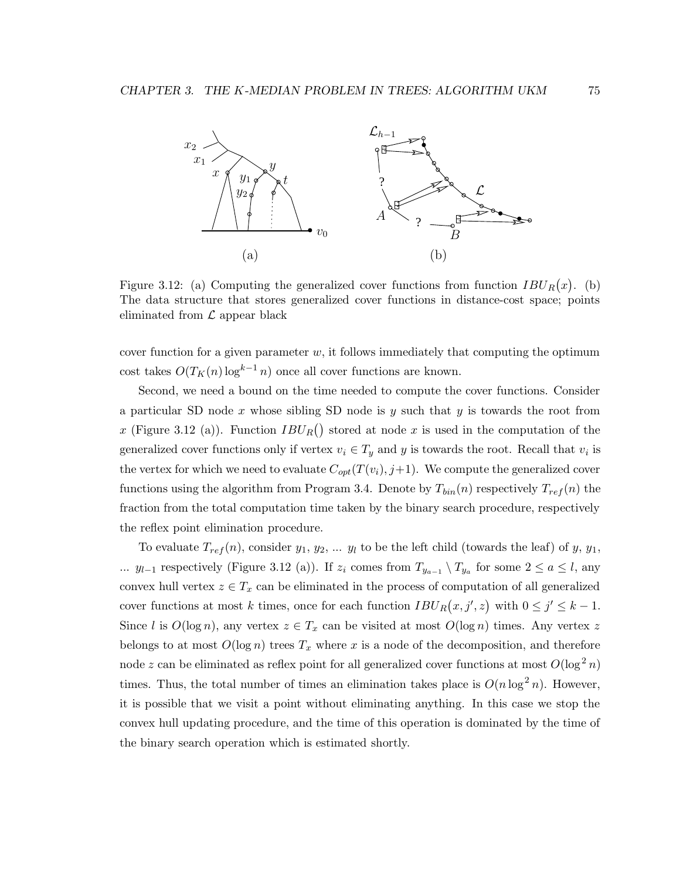Figure 3.12: (a) Computing the generalized cover functions from function $IBU_R(x)$. (b) The data structure that stores generalized cover functions in distance-cost space; points eliminated from $\mathcal{L}$ appear black

cover function for a given parameter $w$, it follows immediately that computing the optimum cost takes $O(T_K(n) \log^{k-1} n)$ once all cover functions are known.

Second, we need a bound on the time needed to compute the cover functions. Consider a particular SD node $x$ whose sibling SD node is $y$ such that $y$ is towards the root from $x$ (Figure 3.12 (a)). Function $IBU_R()$ stored at node $x$ is used in the computation of the generalized cover functions only if vertex $v_i \in T_y$ and $y$ is towards the root. Recall that $v_i$ is the vertex for which we need to evaluate $C_{opt}(T(v_i), j{+}1)$. We compute the generalized cover functions using the algorithm from Program 3.4. Denote by $T_{bin}(n)$ respectively $T_{ref}(n)$ the fraction from the total computation time taken by the binary search procedure, respectively the reflex point elimination procedure.

To evaluate $T_{ref}(n)$, consider $y_1$, $y_2$, ... $y_l$ to be the left child (towards the leaf) of $y$, $y_1$, ... $y_{l-1}$ respectively (Figure 3.12 (a)). If $z_i$ comes from $T_{y_{a-1}} \setminus T_{y_a}$ for some $2 \leq a \leq l$, any convex hull vertex $z \in T_x$ can be eliminated in the process of computation of all generalized cover functions at most $k$ times, once for each function $IBU_R(x, j', z)$ with $0 \leq j' \leq k-1$. Since $l$ is $O(\log n)$, any vertex $z \in T_x$ can be visited at most $O(\log n)$ times. Any vertex $z$ belongs to at most $O(\log n)$ trees $T_x$ where $x$ is a node of the decomposition, and therefore node $z$ can be eliminated as reflex point for all generalized cover functions at most $O(\log^2 n)$ times. Thus, the total number of times an elimination takes place is $O(n \log^2 n)$. However, it is possible that we visit a point without eliminating anything. In this case we stop the convex hull updating procedure, and the time of this operation is dominated by the time of the binary search operation which is estimated shortly.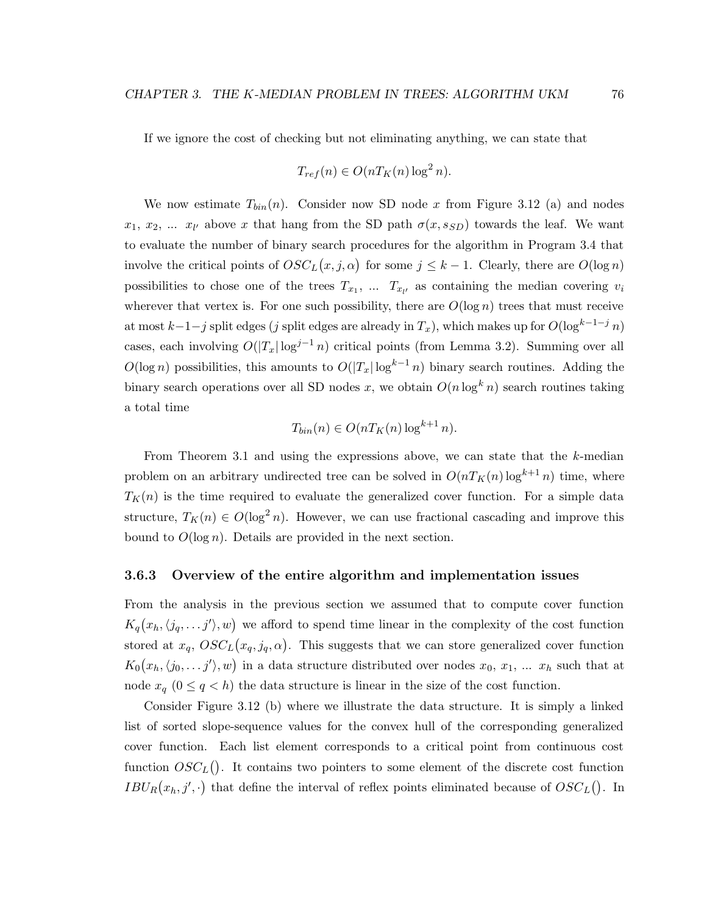If we ignore the cost of checking but not eliminating anything, we can state that

$$T_{ref}(n) \in O(nT_K(n) \log^2 n).$$

We now estimate $T_{bin}(n)$. Consider now SD node $x$ from Figure 3.12 (a) and nodes $x_1, x_2, \ldots x_{l'}$ above $x$ that hang from the SD path $\sigma(x, s_{SD})$ towards the leaf. We want to evaluate the number of binary search procedures for the algorithm in Program 3.4 that involve the critical points of $OSC_L\big(x, j, \alpha\big)$ for some $j \leq k-1$. Clearly, there are $O(\log n)$ possibilities to chose one of the trees $T_{x_1}, \ldots T_{x_{l'}}$ as containing the median covering $v_i$ wherever that vertex is. For one such possibility, there are $O(\log n)$ trees that must receive at most $k-1-j$ split edges ($j$ split edges are already in $T_x$), which makes up for $O(\log^{k-1-j} n)$ cases, each involving $O(|T_x| \log^{j-1} n)$ critical points (from Lemma 3.2). Summing over all $O(\log n)$ possibilities, this amounts to $O(|T_x| \log^{k-1} n)$ binary search routines. Adding the binary search operations over all SD nodes $x$, we obtain $O(n \log^k n)$ search routines taking a total time

$$T_{bin}(n) \in O(nT_K(n) \log^{k+1} n).$$

From Theorem 3.1 and using the expressions above, we can state that the $k$-median problem on an arbitrary undirected tree can be solved in $O(nT_K(n) \log^{k+1} n)$ time, where $T_K(n)$ is the time required to evaluate the generalized cover function. For a simple data structure, $T_K(n) \in O(\log^2 n)$. However, we can use fractional cascading and improve this bound to $O(\log n)$. Details are provided in the next section.

### 3.6.3 Overview of the entire algorithm and implementation issues

From the analysis in the previous section we assumed that to compute cover function $K_q\big(x_h, \langle j_q, \ldots j' \rangle, w\big)$ we afford to spend time linear in the complexity of the cost function stored at $x_q$, $OSC_L\big(x_q, j_q, \alpha\big)$. This suggests that we can store generalized cover function $K_0\big(x_h, \langle j_0, \ldots j' \rangle, w\big)$ in a data structure distributed over nodes $x_0, x_1, \ldots x_h$ such that at node $x_q$ ($0 \leq q < h$) the data structure is linear in the size of the cost function.

Consider Figure 3.12 (b) where we illustrate the data structure. It is simply a linked list of sorted slope-sequence values for the convex hull of the corresponding generalized cover function. Each list element corresponds to a critical point from continuous cost function $OSC_L\big(\big)$. It contains two pointers to some element of the discrete cost function $IBU_R\big(x_h, j', \cdot\big)$ that define the interval of reflex points eliminated because of $OSC_L\big(\big)$. In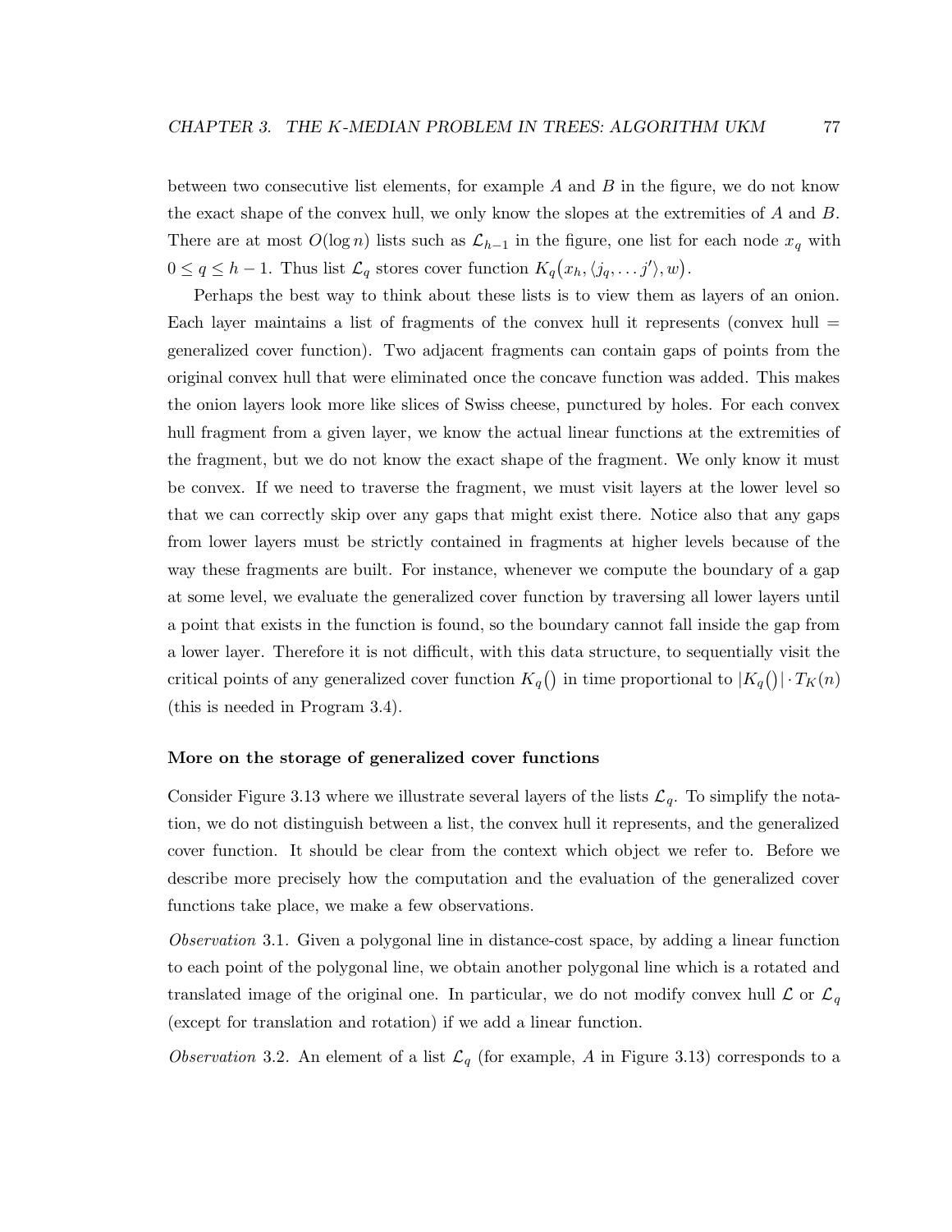between two consecutive list elements, for example $A$ and $B$ in the figure, we do not know the exact shape of the convex hull, we only know the slopes at the extremities of $A$ and $B$. There are at most $O(\log n)$ lists such as $\mathcal{L}_{h-1}$ in the figure, one list for each node $x_q$ with $0 \leq q \leq h-1$. Thus list $\mathcal{L}_q$ stores cover function $K_q\big(x_h, \langle j_q, \ldots j' \rangle, w\big)$.

Perhaps the best way to think about these lists is to view them as layers of an onion. Each layer maintains a list of fragments of the convex hull it represents (convex hull = generalized cover function). Two adjacent fragments can contain gaps of points from the original convex hull that were eliminated once the concave function was added. This makes the onion layers look more like slices of Swiss cheese, punctured by holes. For each convex hull fragment from a given layer, we know the actual linear functions at the extremities of the fragment, but we do not know the exact shape of the fragment. We only know it must be convex. If we need to traverse the fragment, we must visit layers at the lower level so that we can correctly skip over any gaps that might exist there. Notice also that any gaps from lower layers must be strictly contained in fragments at higher levels because of the way these fragments are built. For instance, whenever we compute the boundary of a gap at some level, we evaluate the generalized cover function by traversing all lower layers until a point that exists in the function is found, so the boundary cannot fall inside the gap from a lower layer. Therefore it is not difficult, with this data structure, to sequentially visit the critical points of any generalized cover function $K_q()$ in time proportional to $|K_q()| \cdot T_K(n)$ (this is needed in Program 3.4).

### More on the storage of generalized cover functions

Consider Figure 3.13 where we illustrate several layers of the lists $\mathcal{L}_q$. To simplify the notation, we do not distinguish between a list, the convex hull it represents, and the generalized cover function. It should be clear from the context which object we refer to. Before we describe more precisely how the computation and the evaluation of the generalized cover functions take place, we make a few observations.

*Observation* 3.1. Given a polygonal line in distance-cost space, by adding a linear function to each point of the polygonal line, we obtain another polygonal line which is a rotated and translated image of the original one. In particular, we do not modify convex hull $\mathcal{L}$ or $\mathcal{L}_q$ (except for translation and rotation) if we add a linear function.

*Observation* 3.2. An element of a list $\mathcal{L}_q$ (for example, $A$ in Figure 3.13) corresponds to a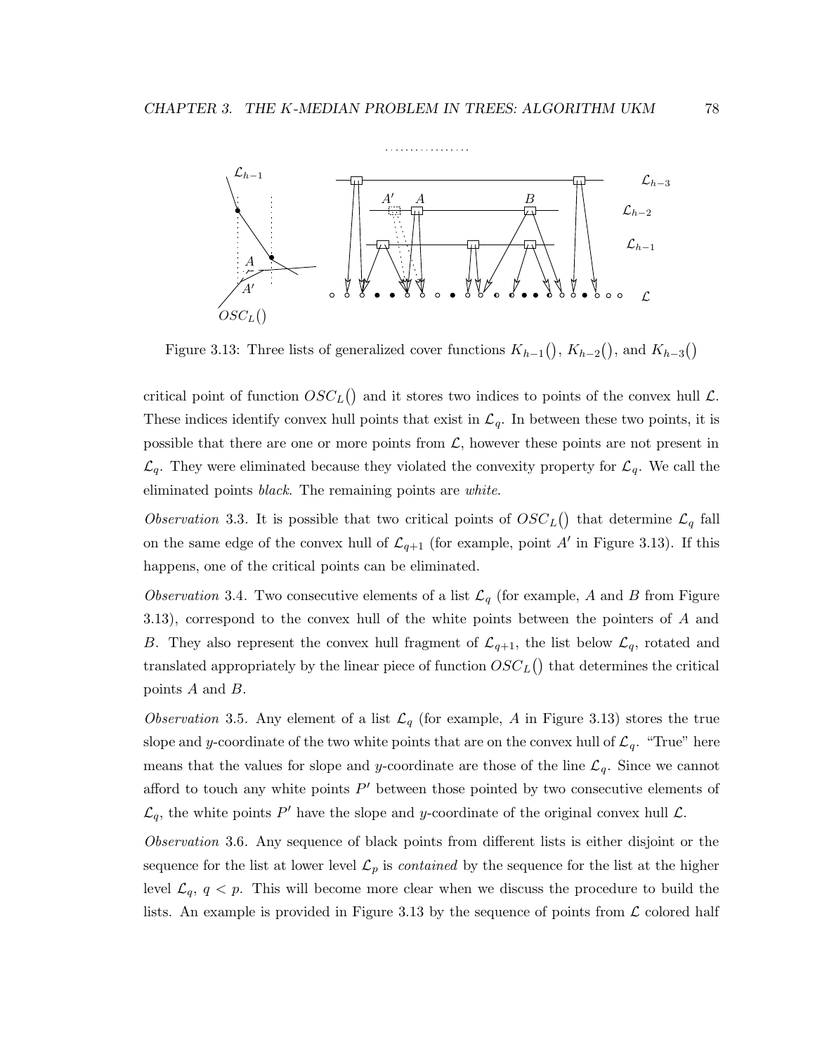Figure 3.13: Three lists of generalized cover functions $K_{h-1}()$, $K_{h-2}()$, and $K_{h-3}()$

critical point of function $OSC_L()$ and it stores two indices to points of the convex hull $\mathcal{L}$. These indices identify convex hull points that exist in $\mathcal{L}_q$. In between these two points, it is possible that there are one or more points from $\mathcal{L}$, however these points are not present in $\mathcal{L}_q$. They were eliminated because they violated the convexity property for $\mathcal{L}_q$. We call the eliminated points *black*. The remaining points are *white*.

*Observation* 3.3. It is possible that two critical points of $OSC_L()$ that determine $\mathcal{L}_q$ fall on the same edge of the convex hull of $\mathcal{L}_{q+1}$ (for example, point $A'$ in Figure 3.13). If this happens, one of the critical points can be eliminated.

*Observation* 3.4. Two consecutive elements of a list $\mathcal{L}_q$ (for example, $A$ and $B$ from Figure 3.13), correspond to the convex hull of the white points between the pointers of $A$ and $B$. They also represent the convex hull fragment of $\mathcal{L}_{q+1}$, the list below $\mathcal{L}_q$, rotated and translated appropriately by the linear piece of function $OSC_L()$ that determines the critical points $A$ and $B$.

*Observation* 3.5. Any element of a list $\mathcal{L}_q$ (for example, $A$ in Figure 3.13) stores the true slope and $y$-coordinate of the two white points that are on the convex hull of $\mathcal{L}_q$. "True" here means that the values for slope and $y$-coordinate are those of the line $\mathcal{L}_q$. Since we cannot afford to touch any white points $P'$ between those pointed by two consecutive elements of $\mathcal{L}_q$, the white points $P'$ have the slope and $y$-coordinate of the original convex hull $\mathcal{L}$.

*Observation* 3.6. Any sequence of black points from different lists is either disjoint or the sequence for the list at lower level $\mathcal{L}_p$ is *contained* by the sequence for the list at the higher level $\mathcal{L}_q$, $q < p$. This will become more clear when we discuss the procedure to build the lists. An example is provided in Figure 3.13 by the sequence of points from $\mathcal{L}$ colored half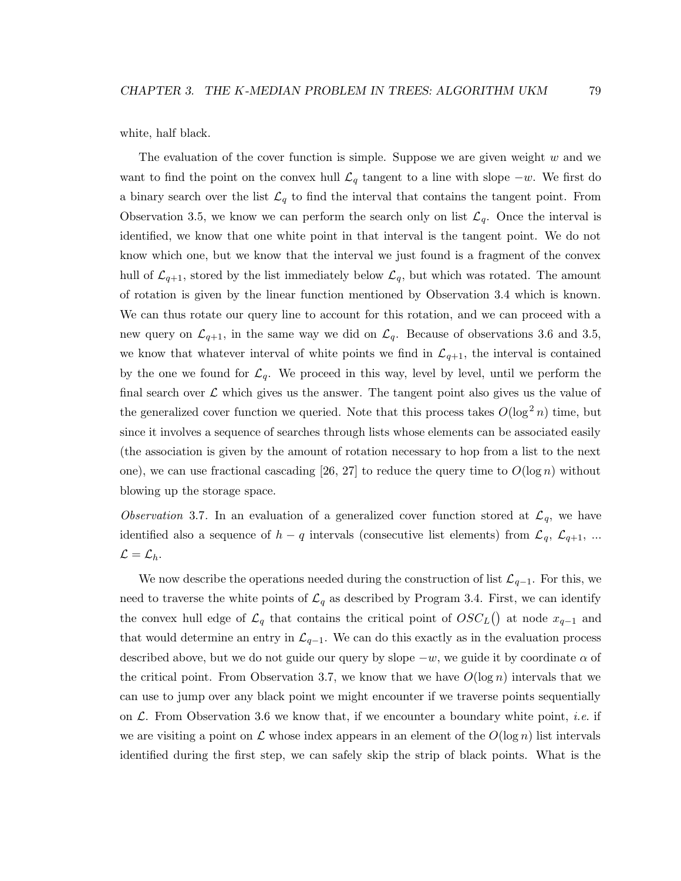white, half black.

The evaluation of the cover function is simple. Suppose we are given weight $w$ and we want to find the point on the convex hull $\mathcal{L}_q$ tangent to a line with slope $-w$. We first do a binary search over the list $\mathcal{L}_q$ to find the interval that contains the tangent point. From Observation 3.5, we know we can perform the search only on list $\mathcal{L}_q$. Once the interval is identified, we know that one white point in that interval is the tangent point. We do not know which one, but we know that the interval we just found is a fragment of the convex hull of $\mathcal{L}_{q+1}$, stored by the list immediately below $\mathcal{L}_q$, but which was rotated. The amount of rotation is given by the linear function mentioned by Observation 3.4 which is known. We can thus rotate our query line to account for this rotation, and we can proceed with a new query on $\mathcal{L}_{q+1}$, in the same way we did on $\mathcal{L}_q$. Because of observations 3.6 and 3.5, we know that whatever interval of white points we find in $\mathcal{L}_{q+1}$, the interval is contained by the one we found for $\mathcal{L}_q$. We proceed in this way, level by level, until we perform the final search over $\mathcal{L}$ which gives us the answer. The tangent point also gives us the value of the generalized cover function we queried. Note that this process takes $O(\log^2 n)$ time, but since it involves a sequence of searches through lists whose elements can be associated easily (the association is given by the amount of rotation necessary to hop from a list to the next one), we can use fractional cascading [26, 27] to reduce the query time to $O(\log n)$ without blowing up the storage space.

*Observation* 3.7. In an evaluation of a generalized cover function stored at $\mathcal{L}_q$, we have identified also a sequence of $h - q$ intervals (consecutive list elements) from $\mathcal{L}_q$, $\mathcal{L}_{q+1}$, ... $\mathcal{L} = \mathcal{L}_h$.

We now describe the operations needed during the construction of list $\mathcal{L}_{q-1}$. For this, we need to traverse the white points of $\mathcal{L}_q$ as described by Program 3.4. First, we can identify the convex hull edge of $\mathcal{L}_q$ that contains the critical point of $OSC_L()$ at node $x_{q-1}$ and that would determine an entry in $\mathcal{L}_{q-1}$. We can do this exactly as in the evaluation process described above, but we do not guide our query by slope $-w$, we guide it by coordinate $\alpha$ of the critical point. From Observation 3.7, we know that we have $O(\log n)$ intervals that we can use to jump over any black point we might encounter if we traverse points sequentially on $\mathcal{L}$. From Observation 3.6 we know that, if we encounter a boundary white point, *i.e.* if we are visiting a point on $\mathcal{L}$ whose index appears in an element of the $O(\log n)$ list intervals identified during the first step, we can safely skip the strip of black points. What is the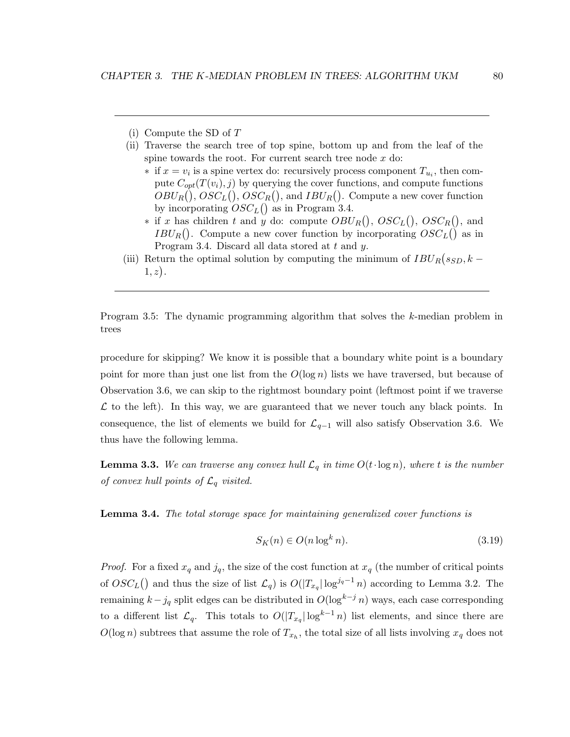---

(i) Compute the SD of $T$

(ii) Traverse the search tree of top spine, bottom up and from the leaf of the spine towards the root. For current search tree node $x$ do:
   * if $x = v_i$ is a spine vertex do: recursively process component $T_{u_i}$, then compute $C_{opt}(T(v_i), j)$ by querying the cover functions, and compute functions $OBU_R()$, $OSC_L()$, $OSC_R()$, and $IBU_R()$. Compute a new cover function by incorporating $OSC_L()$ as in Program 3.4.
   * if $x$ has children $t$ and $y$ do: compute $OBU_R()$, $OSC_L()$, $OSC_R()$, and $IBU_R()$. Compute a new cover function by incorporating $OSC_L()$ as in Program 3.4. Discard all data stored at $t$ and $y$.

(iii) Return the optimal solution by computing the minimum of $IBU_R(s_{SD}, k-1, z)$.

---

Program 3.5: The dynamic programming algorithm that solves the $k$-median problem in trees

procedure for skipping? We know it is possible that a boundary white point is a boundary point for more than just one list from the $O(\log n)$ lists we have traversed, but because of Observation 3.6, we can skip to the rightmost boundary point (leftmost point if we traverse $\mathcal{L}$ to the left). In this way, we are guaranteed that we never touch any black points. In consequence, the list of elements we build for $\mathcal{L}_{q-1}$ will also satisfy Observation 3.6. We thus have the following lemma.

**Lemma 3.3.** *We can traverse any convex hull $\mathcal{L}_q$ in time $O(t \cdot \log n)$, where $t$ is the number of convex hull points of $\mathcal{L}_q$ visited.*

**Lemma 3.4.** *The total storage space for maintaining generalized cover functions is*

$$S_K(n) \in O(n \log^k n). \tag{3.19}$$

*Proof.* For a fixed $x_q$ and $j_q$, the size of the cost function at $x_q$ (the number of critical points of $OSC_L()$ and thus the size of list $\mathcal{L}_q$) is $O(|T_{x_q}| \log^{j_q - 1} n)$ according to Lemma 3.2. The remaining $k - j_q$ split edges can be distributed in $O(\log^{k-j} n)$ ways, each case corresponding to a different list $\mathcal{L}_q$. This totals to $O(|T_{x_q}| \log^{k-1} n)$ list elements, and since there are $O(\log n)$ subtrees that assume the role of $T_{x_h}$, the total size of all lists involving $x_q$ does not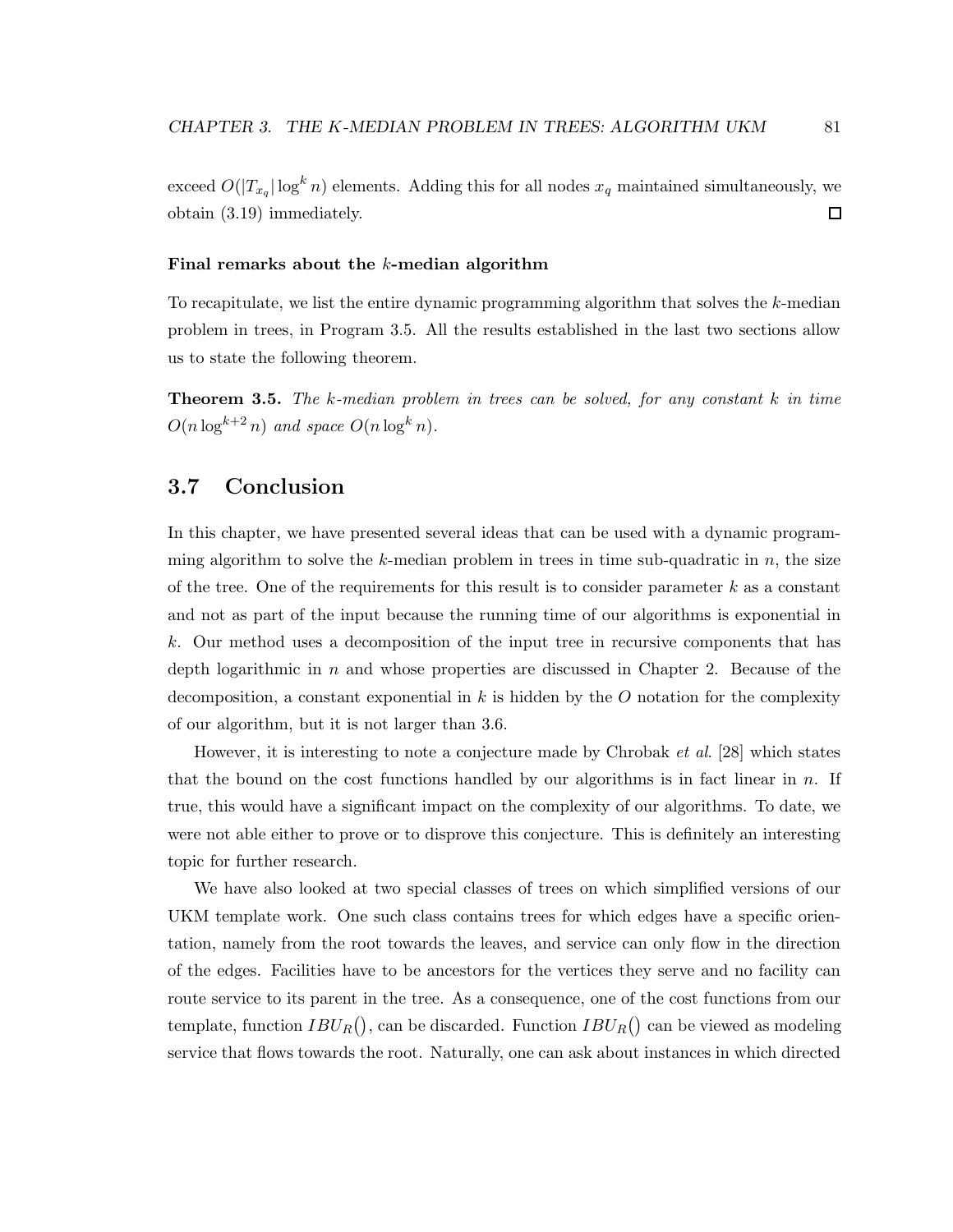exceed $O(|T_{x_q}| \log^k n)$ elements. Adding this for all nodes $x_q$ maintained simultaneously, we obtain (3.19) immediately. □

#### Final remarks about the $k$-median algorithm

To recapitulate, we list the entire dynamic programming algorithm that solves the $k$-median problem in trees, in Program 3.5. All the results established in the last two sections allow us to state the following theorem.

**Theorem 3.5.** *The $k$-median problem in trees can be solved, for any constant $k$ in time $O(n \log^{k+2} n)$ and space $O(n \log^k n)$.*

## 3.7 Conclusion

In this chapter, we have presented several ideas that can be used with a dynamic programming algorithm to solve the $k$-median problem in trees in time sub-quadratic in $n$, the size of the tree. One of the requirements for this result is to consider parameter $k$ as a constant and not as part of the input because the running time of our algorithms is exponential in $k$. Our method uses a decomposition of the input tree in recursive components that has depth logarithmic in $n$ and whose properties are discussed in Chapter 2. Because of the decomposition, a constant exponential in $k$ is hidden by the $O$ notation for the complexity of our algorithm, but it is not larger than 3.6.

However, it is interesting to note a conjecture made by Chrobak *et al*. [28] which states that the bound on the cost functions handled by our algorithms is in fact linear in $n$. If true, this would have a significant impact on the complexity of our algorithms. To date, we were not able either to prove or to disprove this conjecture. This is definitely an interesting topic for further research.

We have also looked at two special classes of trees on which simplified versions of our UKM template work. One such class contains trees for which edges have a specific orientation, namely from the root towards the leaves, and service can only flow in the direction of the edges. Facilities have to be ancestors for the vertices they serve and no facility can route service to its parent in the tree. As a consequence, one of the cost functions from our template, function $IBU_R()$, can be discarded. Function $IBU_R()$ can be viewed as modeling service that flows towards the root. Naturally, one can ask about instances in which directed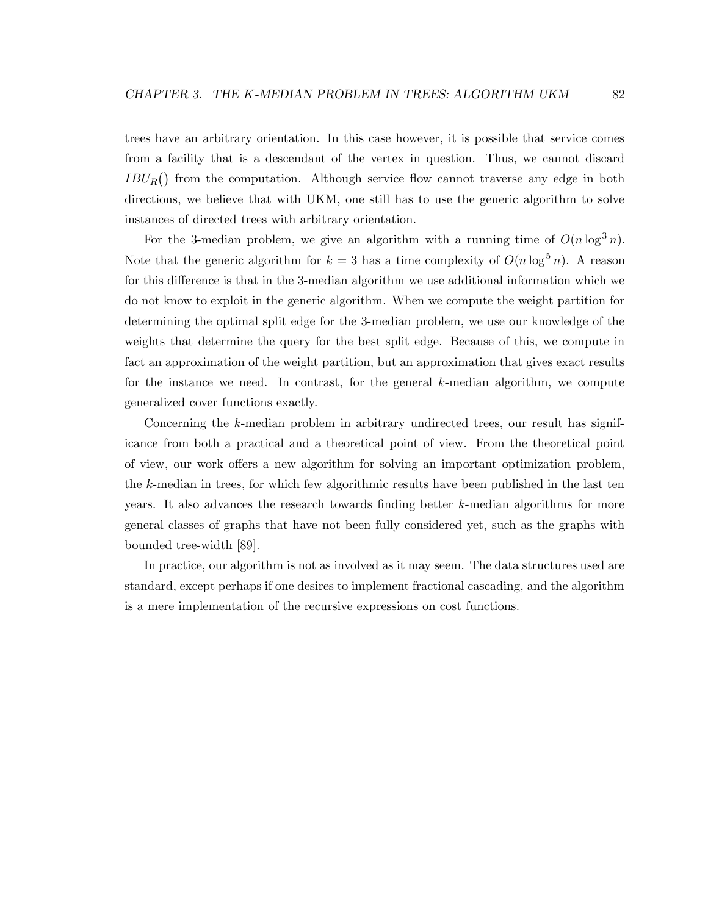trees have an arbitrary orientation. In this case however, it is possible that service comes from a facility that is a descendant of the vertex in question. Thus, we cannot discard $IBU_R()$ from the computation. Although service flow cannot traverse any edge in both directions, we believe that with UKM, one still has to use the generic algorithm to solve instances of directed trees with arbitrary orientation.

For the 3-median problem, we give an algorithm with a running time of $O(n \log^3 n)$. Note that the generic algorithm for $k = 3$ has a time complexity of $O(n \log^5 n)$. A reason for this difference is that in the 3-median algorithm we use additional information which we do not know to exploit in the generic algorithm. When we compute the weight partition for determining the optimal split edge for the 3-median problem, we use our knowledge of the weights that determine the query for the best split edge. Because of this, we compute in fact an approximation of the weight partition, but an approximation that gives exact results for the instance we need. In contrast, for the general $k$-median algorithm, we compute generalized cover functions exactly.

Concerning the $k$-median problem in arbitrary undirected trees, our result has significance from both a practical and a theoretical point of view. From the theoretical point of view, our work offers a new algorithm for solving an important optimization problem, the $k$-median in trees, for which few algorithmic results have been published in the last ten years. It also advances the research towards finding better $k$-median algorithms for more general classes of graphs that have not been fully considered yet, such as the graphs with bounded tree-width [89].

In practice, our algorithm is not as involved as it may seem. The data structures used are standard, except perhaps if one desires to implement fractional cascading, and the algorithm is a mere implementation of the recursive expressions on cost functions.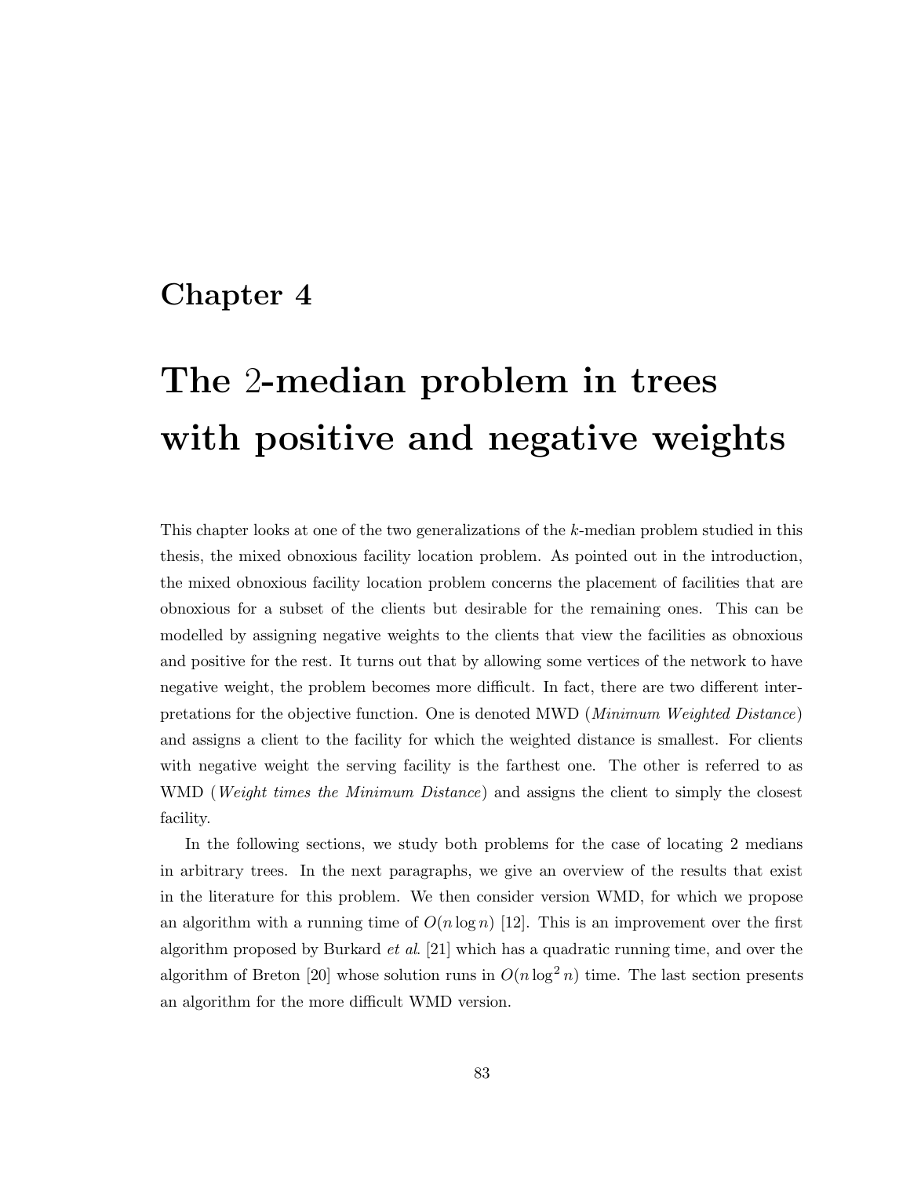# Chapter 4

# The 2-median problem in trees with positive and negative weights

This chapter looks at one of the two generalizations of the $k$-median problem studied in this thesis, the mixed obnoxious facility location problem. As pointed out in the introduction, the mixed obnoxious facility location problem concerns the placement of facilities that are obnoxious for a subset of the clients but desirable for the remaining ones. This can be modelled by assigning negative weights to the clients that view the facilities as obnoxious and positive for the rest. It turns out that by allowing some vertices of the network to have negative weight, the problem becomes more difficult. In fact, there are two different interpretations for the objective function. One is denoted MWD (*Minimum Weighted Distance*) and assigns a client to the facility for which the weighted distance is smallest. For clients with negative weight the serving facility is the farthest one. The other is referred to as WMD (*Weight times the Minimum Distance*) and assigns the client to simply the closest facility.

In the following sections, we study both problems for the case of locating 2 medians in arbitrary trees. In the next paragraphs, we give an overview of the results that exist in the literature for this problem. We then consider version WMD, for which we propose an algorithm with a running time of $O(n \log n)$ [12]. This is an improvement over the first algorithm proposed by Burkard *et al.* [21] which has a quadratic running time, and over the algorithm of Breton [20] whose solution runs in $O(n \log^2 n)$ time. The last section presents an algorithm for the more difficult WMD version.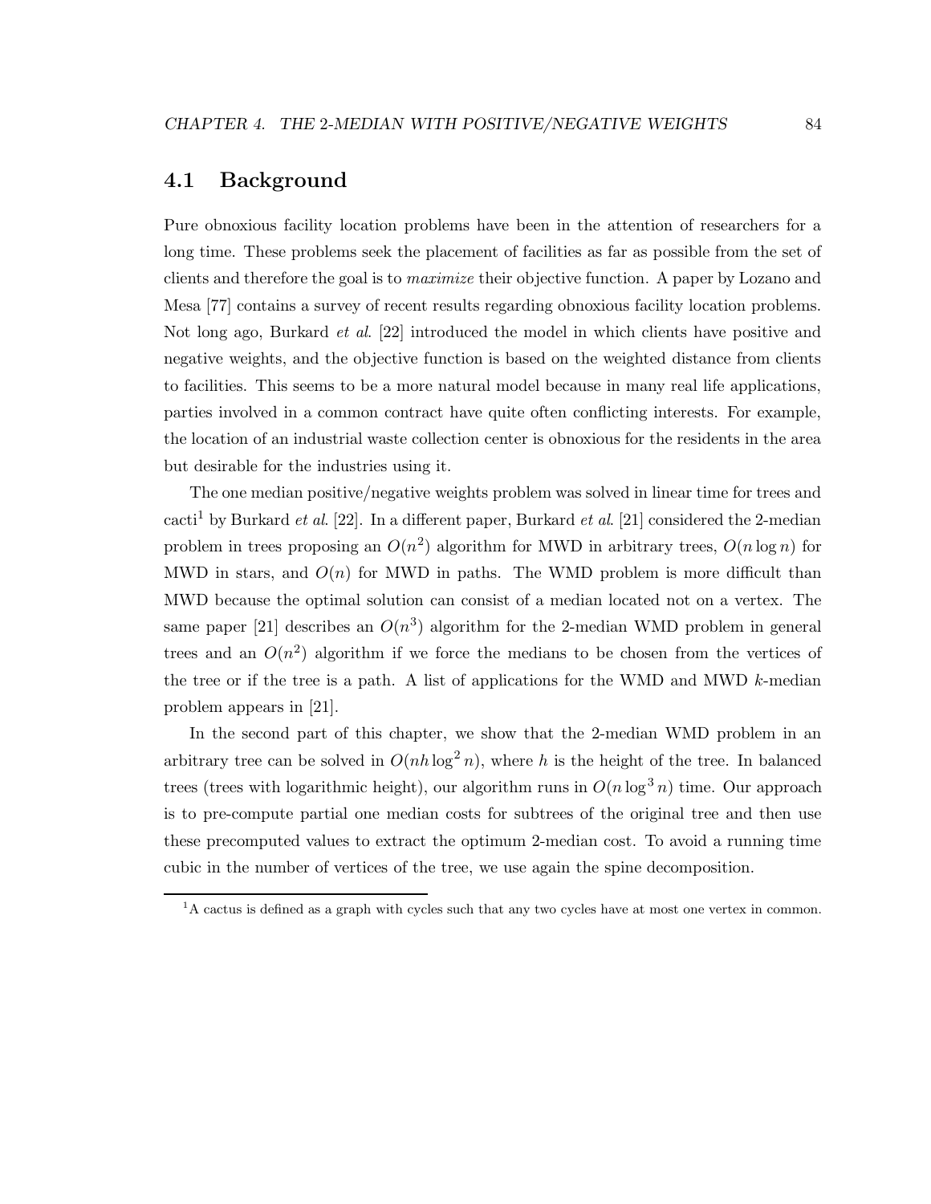## 4.1 Background

Pure obnoxious facility location problems have been in the attention of researchers for a long time. These problems seek the placement of facilities as far as possible from the set of clients and therefore the goal is to *maximize* their objective function. A paper by Lozano and Mesa [77] contains a survey of recent results regarding obnoxious facility location problems. Not long ago, Burkard *et al*. [22] introduced the model in which clients have positive and negative weights, and the objective function is based on the weighted distance from clients to facilities. This seems to be a more natural model because in many real life applications, parties involved in a common contract have quite often conflicting interests. For example, the location of an industrial waste collection center is obnoxious for the residents in the area but desirable for the industries using it.

The one median positive/negative weights problem was solved in linear time for trees and cacti[1] by Burkard *et al*. [22]. In a different paper, Burkard *et al*. [21] considered the 2-median problem in trees proposing an $O(n^2)$ algorithm for MWD in arbitrary trees, $O(n \log n)$ for MWD in stars, and $O(n)$ for MWD in paths. The WMD problem is more difficult than MWD because the optimal solution can consist of a median located not on a vertex. The same paper [21] describes an $O(n^3)$ algorithm for the 2-median WMD problem in general trees and an $O(n^2)$ algorithm if we force the medians to be chosen from the vertices of the tree or if the tree is a path. A list of applications for the WMD and MWD $k$-median problem appears in [21].

In the second part of this chapter, we show that the 2-median WMD problem in an arbitrary tree can be solved in $O(nh \log^2 n)$, where $h$ is the height of the tree. In balanced trees (trees with logarithmic height), our algorithm runs in $O(n \log^3 n)$ time. Our approach is to pre-compute partial one median costs for subtrees of the original tree and then use these precomputed values to extract the optimum 2-median cost. To avoid a running time cubic in the number of vertices of the tree, we use again the spine decomposition.

[1] A cactus is defined as a graph with cycles such that any two cycles have at most one vertex in common.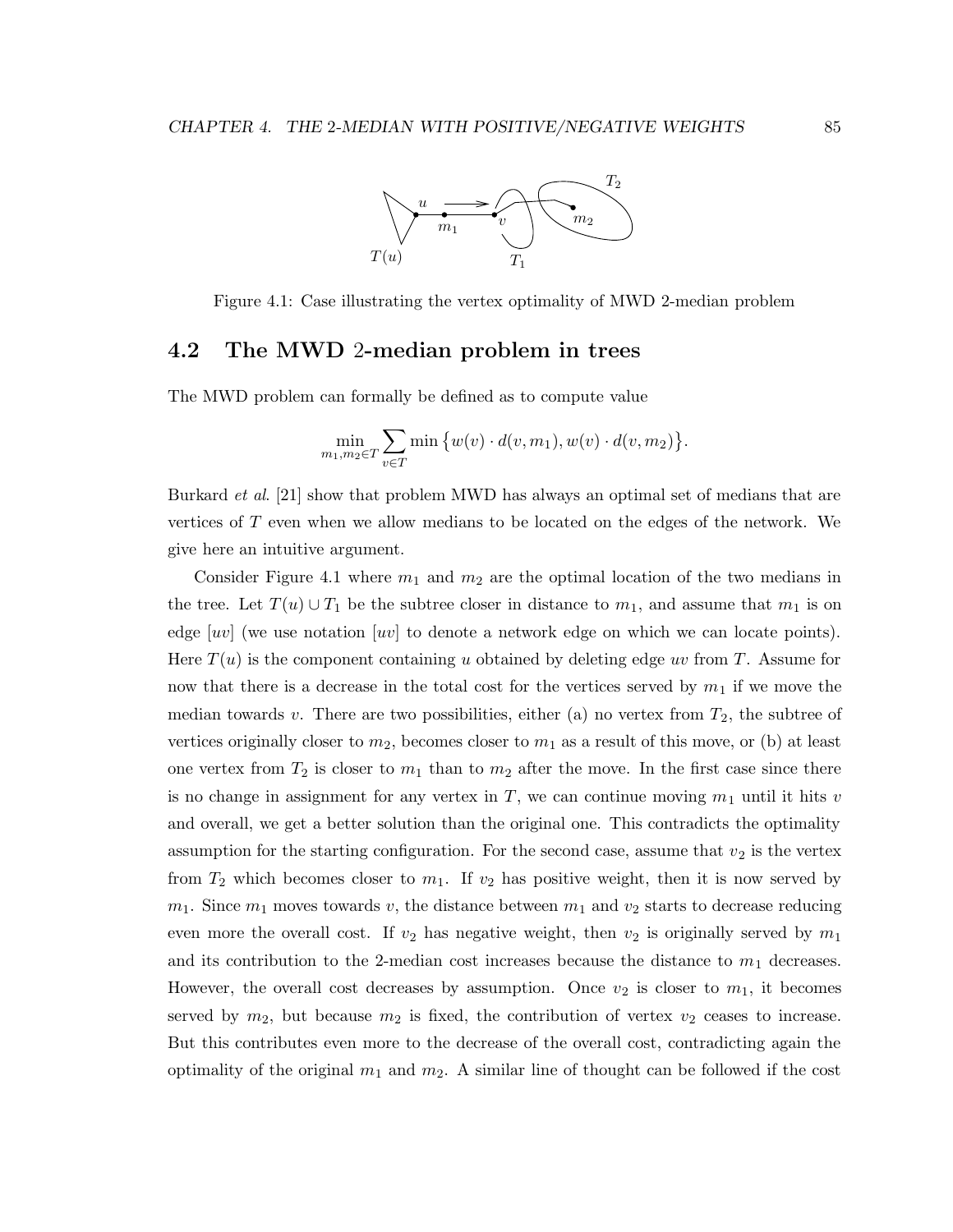Figure 4.1: Case illustrating the vertex optimality of MWD 2-median problem

## 4.2 The MWD 2-median problem in trees

The MWD problem can formally be defined as to compute value

$$\min_{m_1, m_2 \in T} \sum_{v \in T} \min \{ w(v) \cdot d(v, m_1), w(v) \cdot d(v, m_2) \}.$$

Burkard *et al*. [21] show that problem MWD has always an optimal set of medians that are vertices of $T$ even when we allow medians to be located on the edges of the network. We give here an intuitive argument.

Consider Figure 4.1 where $m_1$ and $m_2$ are the optimal location of the two medians in the tree. Let $T(u) \cup T_1$ be the subtree closer in distance to $m_1$, and assume that $m_1$ is on edge $[uv]$ (we use notation $[uv]$ to denote a network edge on which we can locate points). Here $T(u)$ is the component containing $u$ obtained by deleting edge $uv$ from $T$. Assume for now that there is a decrease in the total cost for the vertices served by $m_1$ if we move the median towards $v$. There are two possibilities, either (a) no vertex from $T_2$, the subtree of vertices originally closer to $m_2$, becomes closer to $m_1$ as a result of this move, or (b) at least one vertex from $T_2$ is closer to $m_1$ than to $m_2$ after the move. In the first case since there is no change in assignment for any vertex in $T$, we can continue moving $m_1$ until it hits $v$ and overall, we get a better solution than the original one. This contradicts the optimality assumption for the starting configuration. For the second case, assume that $v_2$ is the vertex from $T_2$ which becomes closer to $m_1$. If $v_2$ has positive weight, then it is now served by $m_1$. Since $m_1$ moves towards $v$, the distance between $m_1$ and $v_2$ starts to decrease reducing even more the overall cost. If $v_2$ has negative weight, then $v_2$ is originally served by $m_1$ and its contribution to the 2-median cost increases because the distance to $m_1$ decreases. However, the overall cost decreases by assumption. Once $v_2$ is closer to $m_1$, it becomes served by $m_2$, but because $m_2$ is fixed, the contribution of vertex $v_2$ ceases to increase. But this contributes even more to the decrease of the overall cost, contradicting again the optimality of the original $m_1$ and $m_2$. A similar line of thought can be followed if the cost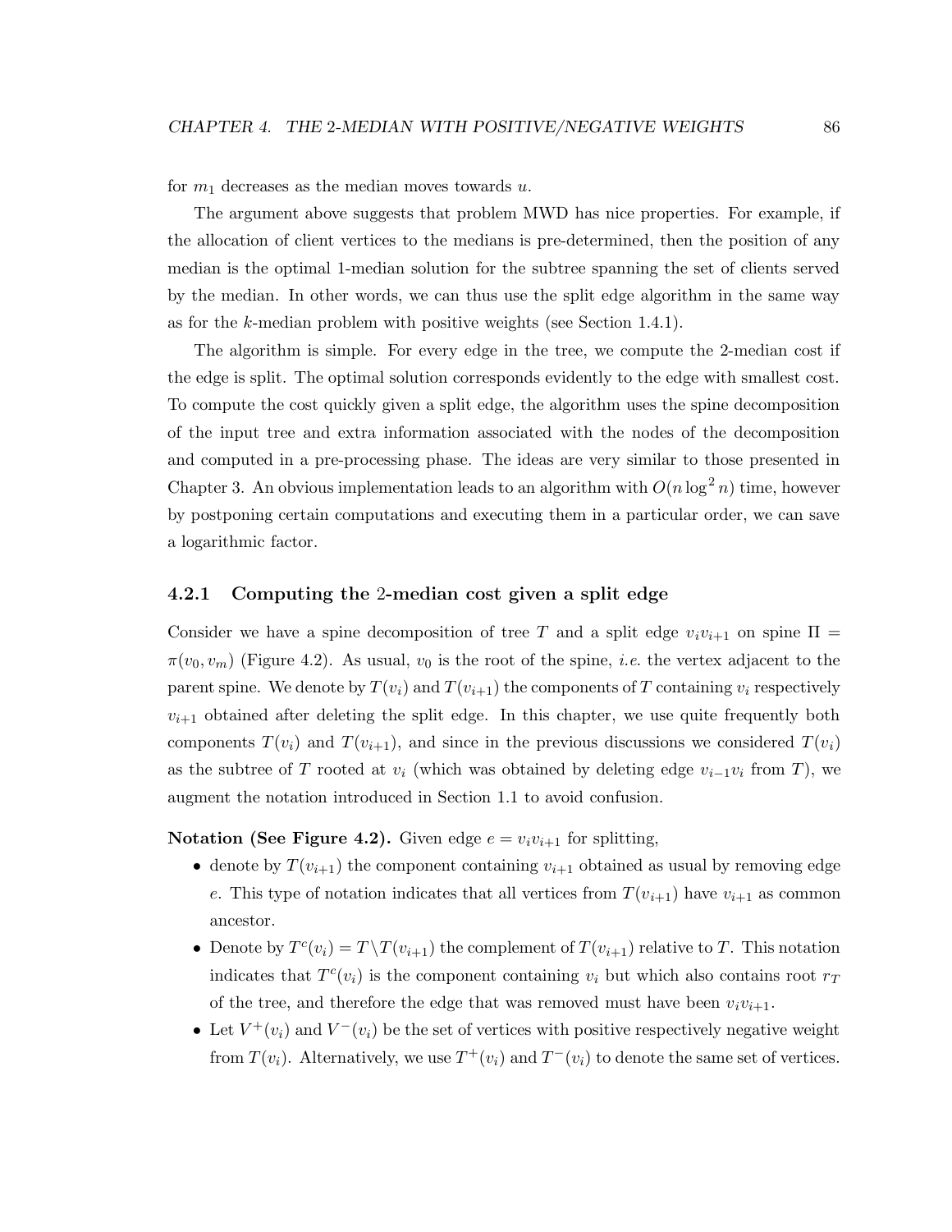for $m_1$ decreases as the median moves towards $u$.

The argument above suggests that problem MWD has nice properties. For example, if the allocation of client vertices to the medians is pre-determined, then the position of any median is the optimal 1-median solution for the subtree spanning the set of clients served by the median. In other words, we can thus use the split edge algorithm in the same way as for the $k$-median problem with positive weights (see Section 1.4.1).

The algorithm is simple. For every edge in the tree, we compute the 2-median cost if the edge is split. The optimal solution corresponds evidently to the edge with smallest cost. To compute the cost quickly given a split edge, the algorithm uses the spine decomposition of the input tree and extra information associated with the nodes of the decomposition and computed in a pre-processing phase. The ideas are very similar to those presented in Chapter 3. An obvious implementation leads to an algorithm with $O(n \log^2 n)$ time, however by postponing certain computations and executing them in a particular order, we can save a logarithmic factor.

### 4.2.1 Computing the 2-median cost given a split edge

Consider we have a spine decomposition of tree $T$ and a split edge $v_i v_{i+1}$ on spine $\Pi = \pi(v_0, v_m)$ (Figure 4.2). As usual, $v_0$ is the root of the spine, *i.e.* the vertex adjacent to the parent spine. We denote by $T(v_i)$ and $T(v_{i+1})$ the components of $T$ containing $v_i$ respectively $v_{i+1}$ obtained after deleting the split edge. In this chapter, we use quite frequently both components $T(v_i)$ and $T(v_{i+1})$, and since in the previous discussions we considered $T(v_i)$ as the subtree of $T$ rooted at $v_i$ (which was obtained by deleting edge $v_{i-1}v_i$ from $T$), we augment the notation introduced in Section 1.1 to avoid confusion.

**Notation (See Figure 4.2).** Given edge $e = v_i v_{i+1}$ for splitting,

- denote by $T(v_{i+1})$ the component containing $v_{i+1}$ obtained as usual by removing edge $e$. This type of notation indicates that all vertices from $T(v_{i+1})$ have $v_{i+1}$ as common ancestor.
- Denote by $T^c(v_i) = T \backslash T(v_{i+1})$ the complement of $T(v_{i+1})$ relative to $T$. This notation indicates that $T^c(v_i)$ is the component containing $v_i$ but which also contains root $r_T$ of the tree, and therefore the edge that was removed must have been $v_i v_{i+1}$.
- Let $V^+(v_i)$ and $V^-(v_i)$ be the set of vertices with positive respectively negative weight from $T(v_i)$. Alternatively, we use $T^+(v_i)$ and $T^-(v_i)$ to denote the same set of vertices.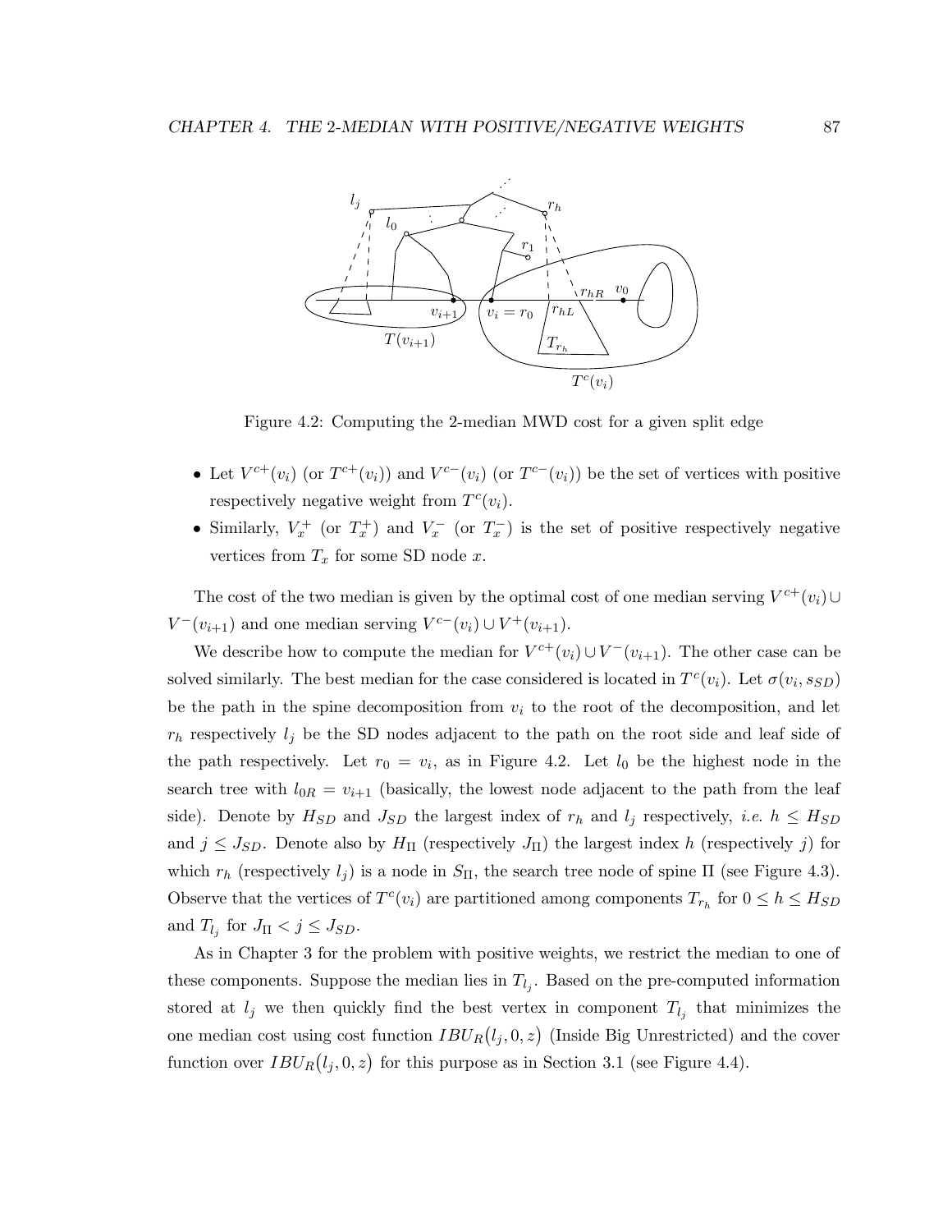Figure 4.2: Computing the 2-median MWD cost for a given split edge

- Let $V^{c+}(v_i)$ (or $T^{c+}(v_i)$) and $V^{c-}(v_i)$ (or $T^{c-}(v_i)$) be the set of vertices with positive respectively negative weight from $T^c(v_i)$.
- Similarly, $V_x^+$ (or $T_x^+$) and $V_x^-$ (or $T_x^-$) is the set of positive respectively negative vertices from $T_x$ for some SD node $x$.

The cost of the two median is given by the optimal cost of one median serving $V^{c+}(v_i) \cup V^-(v_{i+1})$ and one median serving $V^{c-}(v_i) \cup V^+(v_{i+1})$.

We describe how to compute the median for $V^{c+}(v_i) \cup V^-(v_{i+1})$. The other case can be solved similarly. The best median for the case considered is located in $T^c(v_i)$. Let $\sigma(v_i, s_{SD})$ be the path in the spine decomposition from $v_i$ to the root of the decomposition, and let $r_h$ respectively $l_j$ be the SD nodes adjacent to the path on the root side and leaf side of the path respectively. Let $r_0 = v_i$, as in Figure 4.2. Let $l_0$ be the highest node in the search tree with $l_{0R} = v_{i+1}$ (basically, the lowest node adjacent to the path from the leaf side). Denote by $H_{SD}$ and $J_{SD}$ the largest index of $r_h$ and $l_j$ respectively, *i.e.* $h \leq H_{SD}$ and $j \leq J_{SD}$. Denote also by $H_\Pi$ (respectively $J_\Pi$) the largest index $h$ (respectively $j$) for which $r_h$ (respectively $l_j$) is a node in $S_\Pi$, the search tree node of spine $\Pi$ (see Figure 4.3). Observe that the vertices of $T^c(v_i)$ are partitioned among components $T_{r_h}$ for $0 \leq h \leq H_{SD}$ and $T_{l_j}$ for $J_\Pi < j \leq J_{SD}$.

As in Chapter 3 for the problem with positive weights, we restrict the median to one of these components. Suppose the median lies in $T_{l_j}$. Based on the pre-computed information stored at $l_j$ we then quickly find the best vertex in component $T_{l_j}$ that minimizes the one median cost using cost function $IBU_R(l_j, 0, z)$ (Inside Big Unrestricted) and the cover function over $IBU_R(l_j, 0, z)$ for this purpose as in Section 3.1 (see Figure 4.4).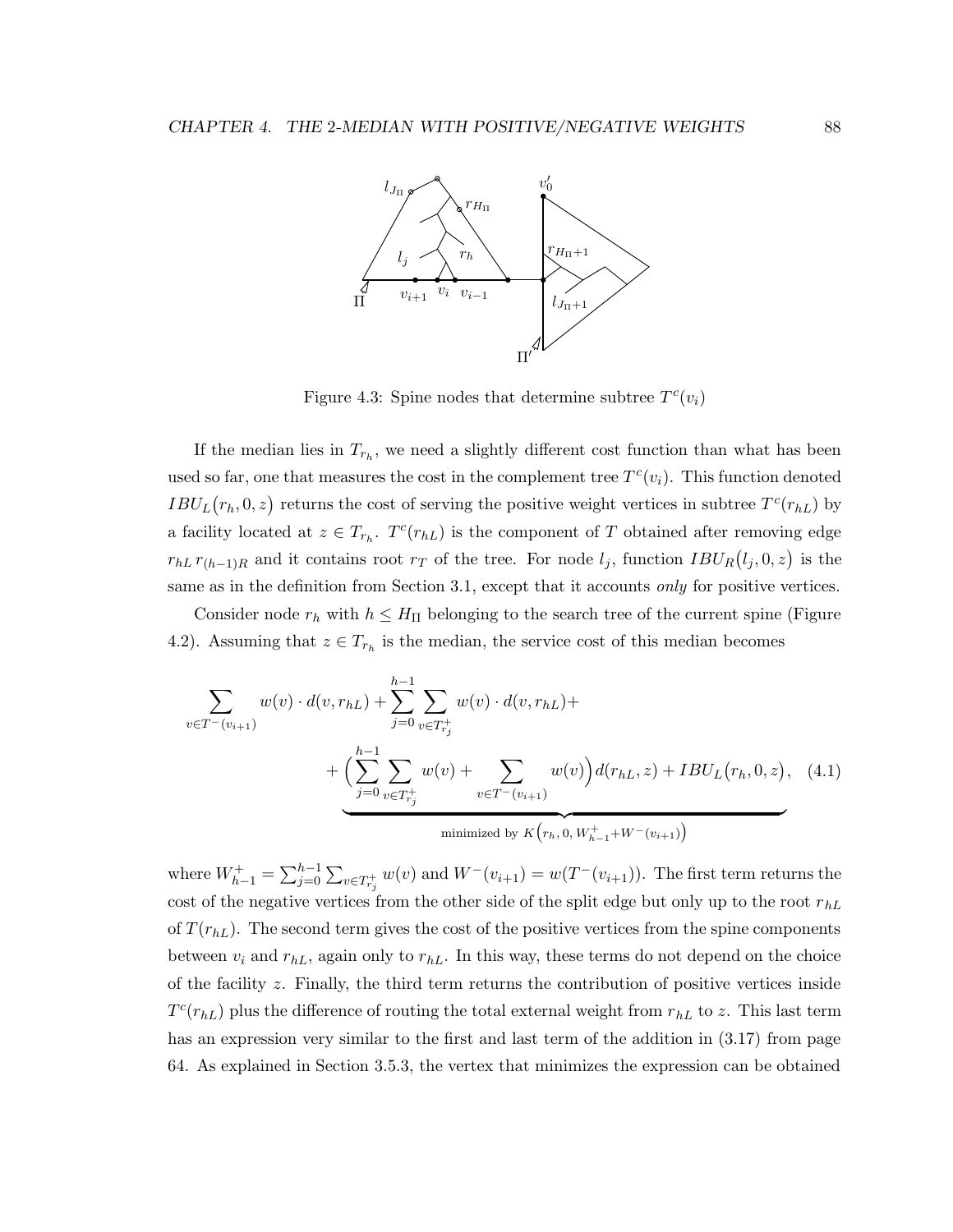Figure 4.3: Spine nodes that determine subtree $T^c(v_i)$

If the median lies in $T_{r_h}$, we need a slightly different cost function than what has been used so far, one that measures the cost in the complement tree $T^c(v_i)$. This function denoted $IBU_L\big(r_h, 0, z\big)$ returns the cost of serving the positive weight vertices in subtree $T^c(r_{hL})$ by a facility located at $z \in T_{r_h}$. $T^c(r_{hL})$ is the component of $T$ obtained after removing edge $r_{hL}\, r_{(h-1)R}$ and it contains root $r_T$ of the tree. For node $l_j$, function $IBU_R\big(l_j, 0, z\big)$ is the same as in the definition from Section 3.1, except that it accounts *only* for positive vertices.

Consider node $r_h$ with $h \leq H_\Pi$ belonging to the search tree of the current spine (Figure 4.2). Assuming that $z \in T_{r_h}$ is the median, the service cost of this median becomes

$$\sum_{v \in T^-(v_{i+1})} w(v) \cdot d(v, r_{hL}) + \sum_{j=0}^{h-1} \sum_{v \in T^+_{r_j}} w(v) \cdot d(v, r_{hL}) + \\ + \underbrace{\Big( \sum_{j=0}^{h-1} \sum_{v \in T^+_{r_j}} w(v) + \sum_{v \in T^-(v_{i+1})} w(v) \Big) d(r_{hL}, z) + IBU_L\big(r_h, 0, z\big)}_{\text{minimized by } K\left(r_h,\, 0,\, W^+_{h-1} + W^-(v_{i+1})\right)}, \quad (4.1)$$

where $W^+_{h-1} = \sum_{j=0}^{h-1} \sum_{v \in T^+_{r_j}} w(v)$ and $W^-(v_{i+1}) = w(T^-(v_{i+1}))$. The first term returns the cost of the negative vertices from the other side of the split edge but only up to the root $r_{hL}$ of $T(r_{hL})$. The second term gives the cost of the positive vertices from the spine components between $v_i$ and $r_{hL}$, again only to $r_{hL}$. In this way, these terms do not depend on the choice of the facility $z$. Finally, the third term returns the contribution of positive vertices inside $T^c(r_{hL})$ plus the difference of routing the total external weight from $r_{hL}$ to $z$. This last term has an expression very similar to the first and last term of the addition in (3.17) from page 64. As explained in Section 3.5.3, the vertex that minimizes the expression can be obtained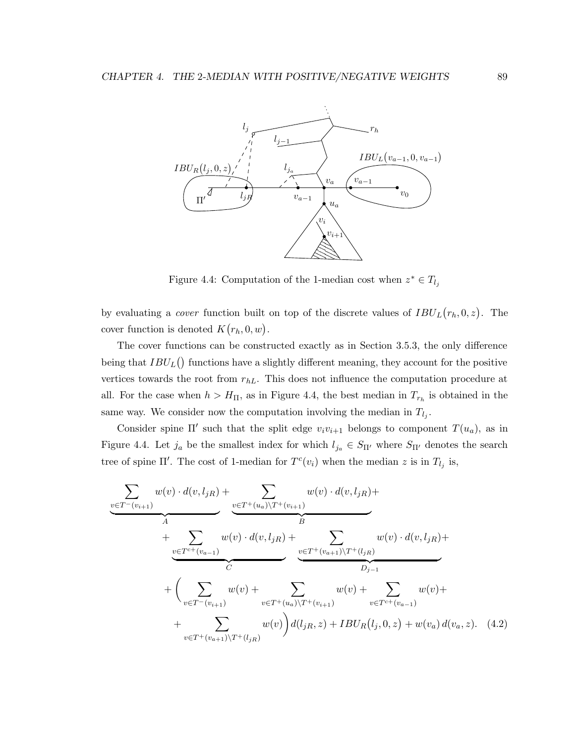Figure 4.4: Computation of the 1-median cost when $z^* \in T_{l_j}$

by evaluating a *cover* function built on top of the discrete values of $IBU_L\big(r_h, 0, z\big)$. The cover function is denoted $K\big(r_h, 0, w\big)$.

The cover functions can be constructed exactly as in Section 3.5.3, the only difference being that $IBU_L()$ functions have a slightly different meaning, they account for the positive vertices towards the root from $r_{hL}$. This does not influence the computation procedure at all. For the case when $h > H_\Pi$, as in Figure 4.4, the best median in $T_{r_h}$ is obtained in the same way. We consider now the computation involving the median in $T_{l_j}$.

Consider spine $\Pi'$ such that the split edge $v_i v_{i+1}$ belongs to component $T(u_a)$, as in Figure 4.4. Let $j_a$ be the smallest index for which $l_{j_a} \in S_{\Pi'}$ where $S_{\Pi'}$ denotes the search tree of spine $\Pi'$. The cost of 1-median for $T^c(v_i)$ when the median $z$ is in $T_{l_j}$ is,

$$
\begin{aligned}
&\underbrace{\sum_{v \in T^-(v_{i+1})} w(v) \cdot d(v, l_{jR})}_{A} + \underbrace{\sum_{v \in T^+(u_a) \setminus T^+(v_{i+1})} w(v) \cdot d(v, l_{jR})}_{B} + \\
&\qquad + \underbrace{\sum_{v \in T^{c+}(v_{a-1})} w(v) \cdot d(v, l_{jR})}_{C} + \underbrace{\sum_{v \in T^+(v_{a+1}) \setminus T^+(l_{jR})} w(v) \cdot d(v, l_{jR})}_{D_{j-1}} + \\
&\qquad + \Bigg( \sum_{v \in T^-(v_{i+1})} w(v) + \sum_{v \in T^+(u_a) \setminus T^+(v_{i+1})} w(v) + \sum_{v \in T^{c+}(v_{a-1})} w(v) + \\
&\qquad + \sum_{v \in T^+(v_{a+1}) \setminus T^+(l_{jR})} w(v) \Bigg) d(l_{jR}, z) + IBU_R\big(l_j, 0, z\big) + w(v_a)\, d(v_a, z). \quad (4.2)
\end{aligned}
$$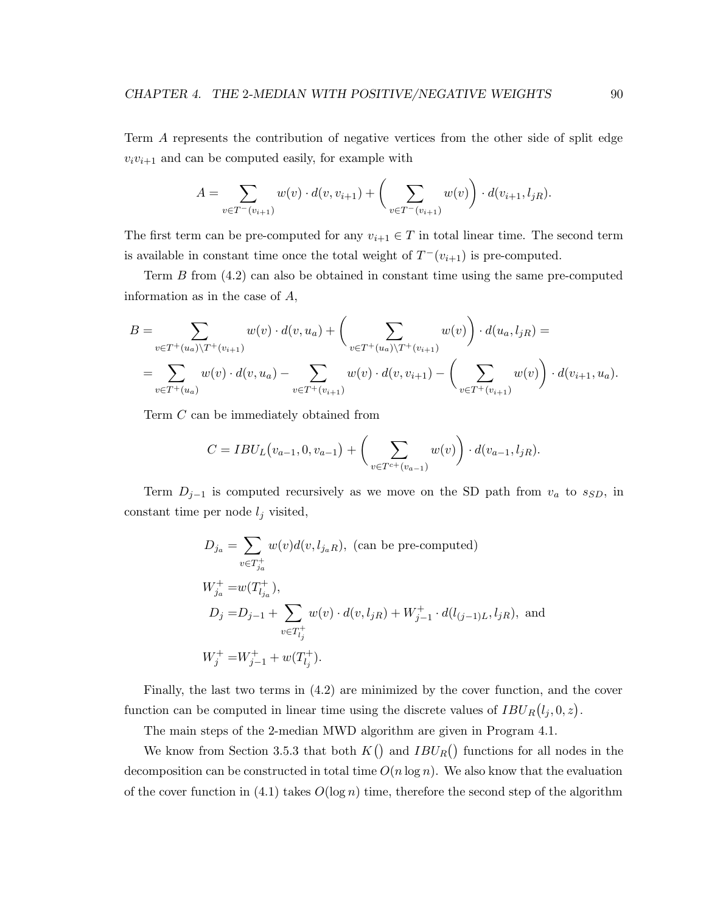Term $A$ represents the contribution of negative vertices from the other side of split edge $v_i v_{i+1}$ and can be computed easily, for example with

$$A = \sum_{v \in T^-(v_{i+1})} w(v) \cdot d(v, v_{i+1}) + \left( \sum_{v \in T^-(v_{i+1})} w(v) \right) \cdot d(v_{i+1}, l_{jR}).$$

The first term can be pre-computed for any $v_{i+1} \in T$ in total linear time. The second term is available in constant time once the total weight of $T^-(v_{i+1})$ is pre-computed.

Term $B$ from (4.2) can also be obtained in constant time using the same pre-computed information as in the case of $A$,

$$\begin{aligned}
B = & \sum_{v \in T^+(u_a) \setminus T^+(v_{i+1})} w(v) \cdot d(v, u_a) + \left( \sum_{v \in T^+(u_a) \setminus T^+(v_{i+1})} w(v) \right) \cdot d(u_a, l_{jR}) = \\
= & \sum_{v \in T^+(u_a)} w(v) \cdot d(v, u_a) - \sum_{v \in T^+(v_{i+1})} w(v) \cdot d(v, v_{i+1}) - \left( \sum_{v \in T^+(v_{i+1})} w(v) \right) \cdot d(v_{i+1}, u_a).
\end{aligned}$$

Term $C$ can be immediately obtained from

$$C = IBU_L\big(v_{a-1}, 0, v_{a-1}\big) + \left( \sum_{v \in T^{c+}(v_{a-1})} w(v) \right) \cdot d(v_{a-1}, l_{jR}).$$

Term $D_{j-1}$ is computed recursively as we move on the SD path from $v_a$ to $s_{SD}$, in constant time per node $l_j$ visited,

$$\begin{aligned}
D_{j_a} = & \sum_{v \in T^+_{j_a}} w(v) d(v, l_{j_a R}), \text{ (can be pre-computed)} \\
W^+_{j_a} = & w(T^+_{l_{j_a}}), \\
D_j = & D_{j-1} + \sum_{v \in T^+_{l_j}} w(v) \cdot d(v, l_{jR}) + W^+_{j-1} \cdot d(l_{(j-1)L}, l_{jR}), \text{ and} \\
W^+_j = & W^+_{j-1} + w(T^+_{l_j}).
\end{aligned}$$

Finally, the last two terms in (4.2) are minimized by the cover function, and the cover function can be computed in linear time using the discrete values of $IBU_R\big(l_j, 0, z\big)$.

The main steps of the 2-median MWD algorithm are given in Program 4.1.

We know from Section 3.5.3 that both $K\big()$ and $IBU_R\big()$ functions for all nodes in the decomposition can be constructed in total time $O(n \log n)$. We also know that the evaluation of the cover function in (4.1) takes $O(\log n)$ time, therefore the second step of the algorithm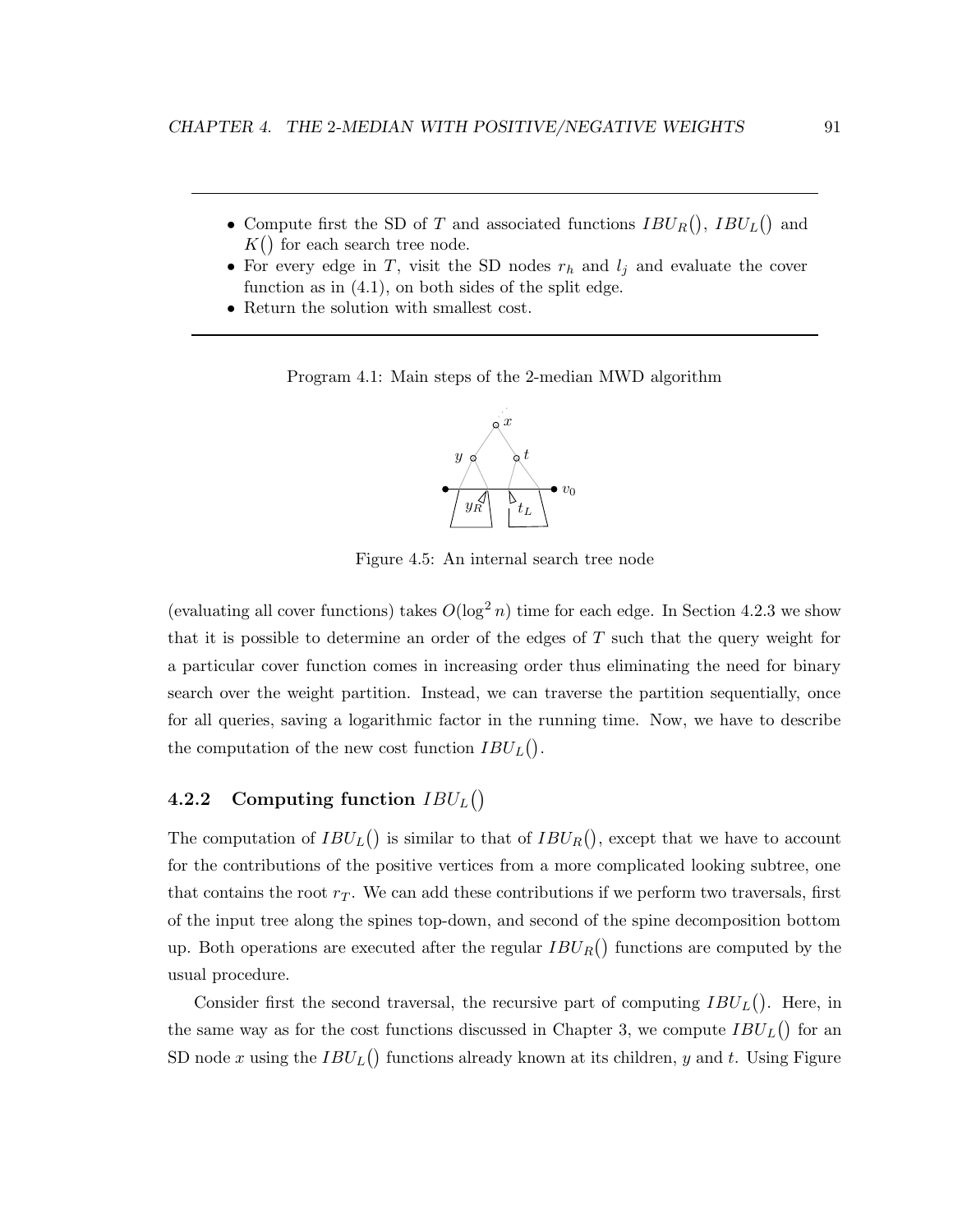- Compute first the SD of $T$ and associated functions $IBU_R()$, $IBU_L()$ and $K()$ for each search tree node.
- For every edge in $T$, visit the SD nodes $r_h$ and $l_j$ and evaluate the cover function as in (4.1), on both sides of the split edge.
- Return the solution with smallest cost.

Program 4.1: Main steps of the 2-median MWD algorithm

Figure 4.5: An internal search tree node

(evaluating all cover functions) takes $O(\log^2 n)$ time for each edge. In Section 4.2.3 we show that it is possible to determine an order of the edges of $T$ such that the query weight for a particular cover function comes in increasing order thus eliminating the need for binary search over the weight partition. Instead, we can traverse the partition sequentially, once for all queries, saving a logarithmic factor in the running time. Now, we have to describe the computation of the new cost function $IBU_L()$.

### 4.2.2 Computing function $IBU_L()$

The computation of $IBU_L()$ is similar to that of $IBU_R()$, except that we have to account for the contributions of the positive vertices from a more complicated looking subtree, one that contains the root $r_T$. We can add these contributions if we perform two traversals, first of the input tree along the spines top-down, and second of the spine decomposition bottom up. Both operations are executed after the regular $IBU_R()$ functions are computed by the usual procedure.

Consider first the second traversal, the recursive part of computing $IBU_L()$. Here, in the same way as for the cost functions discussed in Chapter 3, we compute $IBU_L()$ for an SD node $x$ using the $IBU_L()$ functions already known at its children, $y$ and $t$. Using Figure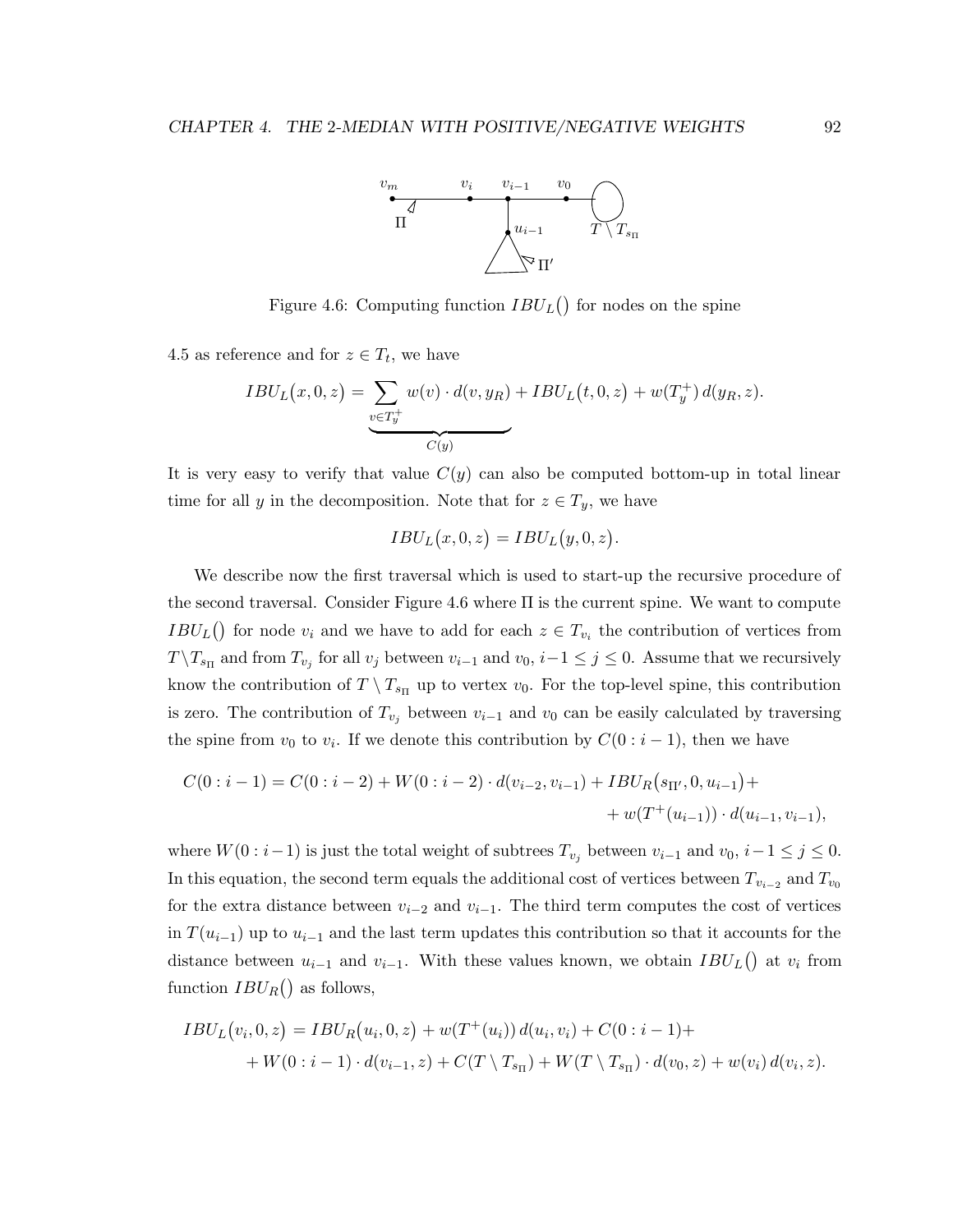Figure 4.6: Computing function $IBU_L()$ for nodes on the spine

4.5 as reference and for $z \in T_t$, we have

$$IBU_L(x, 0, z) = \underbrace{\sum_{v \in T_y^+} w(v) \cdot d(v, y_R)}_{C(y)} + IBU_L(t, 0, z) + w(T_y^+)\, d(y_R, z).$$

It is very easy to verify that value $C(y)$ can also be computed bottom-up in total linear time for all $y$ in the decomposition. Note that for $z \in T_y$, we have

$$IBU_L(x, 0, z) = IBU_L(y, 0, z).$$

We describe now the first traversal which is used to start-up the recursive procedure of the second traversal. Consider Figure 4.6 where $\Pi$ is the current spine. We want to compute $IBU_L()$ for node $v_i$ and we have to add for each $z \in T_{v_i}$ the contribution of vertices from $T \setminus T_{s_\Pi}$ and from $T_{v_j}$ for all $v_j$ between $v_{i-1}$ and $v_0$, $i-1 \le j \le 0$. Assume that we recursively know the contribution of $T \setminus T_{s_\Pi}$ up to vertex $v_0$. For the top-level spine, this contribution is zero. The contribution of $T_{v_j}$ between $v_{i-1}$ and $v_0$ can be easily calculated by traversing the spine from $v_0$ to $v_i$. If we denote this contribution by $C(0 : i-1)$, then we have

$$\begin{aligned} C(0 : i-1) = C(0 : i-2) + W(0 : i-2) \cdot d(v_{i-2}, v_{i-1}) + IBU_R(s_{\Pi'}, 0, u_{i-1}) + \\ + w(T^+(u_{i-1})) \cdot d(u_{i-1}, v_{i-1}), \end{aligned}$$

where $W(0 : i-1)$ is just the total weight of subtrees $T_{v_j}$ between $v_{i-1}$ and $v_0$, $i-1 \le j \le 0$. In this equation, the second term equals the additional cost of vertices between $T_{v_{i-2}}$ and $T_{v_0}$ for the extra distance between $v_{i-2}$ and $v_{i-1}$. The third term computes the cost of vertices in $T(u_{i-1})$ up to $u_{i-1}$ and the last term updates this contribution so that it accounts for the distance between $u_{i-1}$ and $v_{i-1}$. With these values known, we obtain $IBU_L()$ at $v_i$ from function $IBU_R()$ as follows,

$$\begin{aligned} IBU_L(v_i, 0, z) = IBU_R(u_i, 0, z) + w(T^+(u_i))\, d(u_i, v_i) + C(0 : i-1) + \\ + W(0 : i-1) \cdot d(v_{i-1}, z) + C(T \setminus T_{s_\Pi}) + W(T \setminus T_{s_\Pi}) \cdot d(v_0, z) + w(v_i)\, d(v_i, z). \end{aligned}$$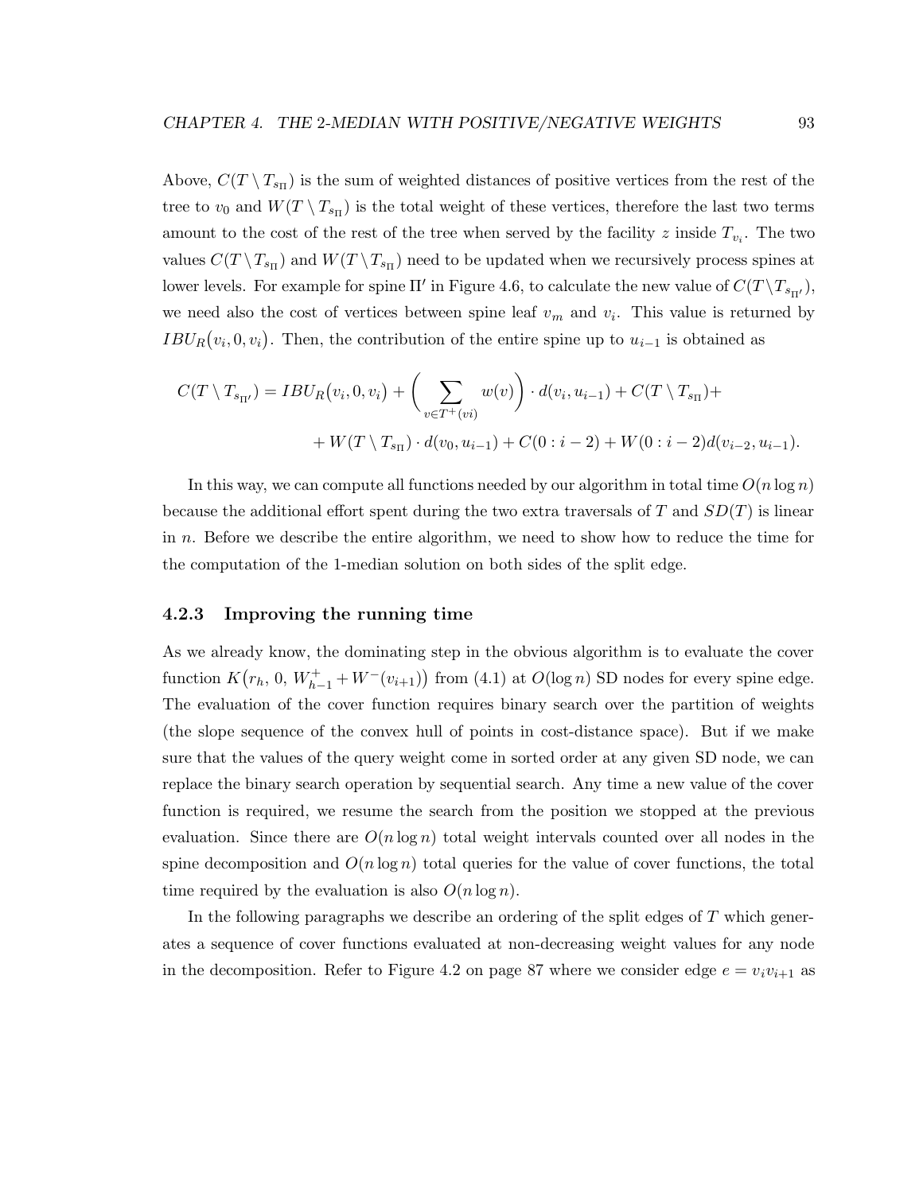Above, $C(T \setminus T_{s_\Pi})$ is the sum of weighted distances of positive vertices from the rest of the tree to $v_0$ and $W(T \setminus T_{s_\Pi})$ is the total weight of these vertices, therefore the last two terms amount to the cost of the rest of the tree when served by the facility $z$ inside $T_{v_i}$. The two values $C(T \setminus T_{s_\Pi})$ and $W(T \setminus T_{s_\Pi})$ need to be updated when we recursively process spines at lower levels. For example for spine $\Pi'$ in Figure 4.6, to calculate the new value of $C(T \setminus T_{s_{\Pi'}})$, we need also the cost of vertices between spine leaf $v_m$ and $v_i$. This value is returned by $IBU_R(v_i, 0, v_i)$. Then, the contribution of the entire spine up to $u_{i-1}$ is obtained as

$$C(T \setminus T_{s_{\Pi'}}) = IBU_R(v_i, 0, v_i) + \left( \sum_{v \in T^+(vi)} w(v) \right) \cdot d(v_i, u_{i-1}) + C(T \setminus T_{s_\Pi}) +$$
$$+ W(T \setminus T_{s_\Pi}) \cdot d(v_0, u_{i-1}) + C(0 : i-2) + W(0 : i-2) d(v_{i-2}, u_{i-1}).$$

In this way, we can compute all functions needed by our algorithm in total time $O(n \log n)$ because the additional effort spent during the two extra traversals of $T$ and $SD(T)$ is linear in $n$. Before we describe the entire algorithm, we need to show how to reduce the time for the computation of the 1-median solution on both sides of the split edge.

### 4.2.3 Improving the running time

As we already know, the dominating step in the obvious algorithm is to evaluate the cover function $K\big(r_h,\, 0,\, W^+_{h-1} + W^-(v_{i+1})\big)$ from (4.1) at $O(\log n)$ SD nodes for every spine edge. The evaluation of the cover function requires binary search over the partition of weights (the slope sequence of the convex hull of points in cost-distance space). But if we make sure that the values of the query weight come in sorted order at any given SD node, we can replace the binary search operation by sequential search. Any time a new value of the cover function is required, we resume the search from the position we stopped at the previous evaluation. Since there are $O(n \log n)$ total weight intervals counted over all nodes in the spine decomposition and $O(n \log n)$ total queries for the value of cover functions, the total time required by the evaluation is also $O(n \log n)$.

In the following paragraphs we describe an ordering of the split edges of $T$ which generates a sequence of cover functions evaluated at non-decreasing weight values for any node in the decomposition. Refer to Figure 4.2 on page 87 where we consider edge $e = v_i v_{i+1}$ as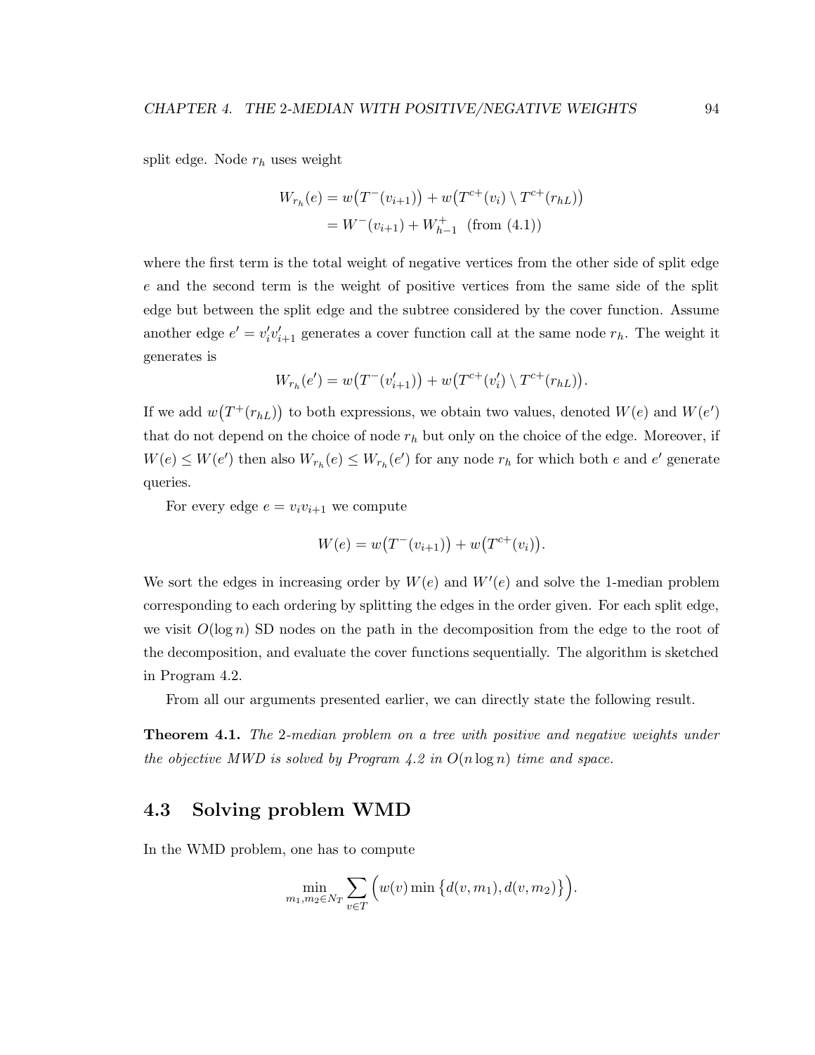split edge. Node $r_h$ uses weight

$$W_{r_h}(e) = w\big(T^-(v_{i+1})\big) + w\big(T^{c+}(v_i) \setminus T^{c+}(r_{hL})\big)$$
$$= W^-(v_{i+1}) + W^+_{h-1} \ \ \text{(from (4.1))}$$

where the first term is the total weight of negative vertices from the other side of split edge $e$ and the second term is the weight of positive vertices from the same side of the split edge but between the split edge and the subtree considered by the cover function. Assume another edge $e' = v'_i v'_{i+1}$ generates a cover function call at the same node $r_h$. The weight it generates is

$$W_{r_h}(e') = w\big(T^-(v'_{i+1})\big) + w\big(T^{c+}(v'_i) \setminus T^{c+}(r_{hL})\big).$$

If we add $w\big(T^+(r_{hL})\big)$ to both expressions, we obtain two values, denoted $W(e)$ and $W(e')$ that do not depend on the choice of node $r_h$ but only on the choice of the edge. Moreover, if $W(e) \leq W(e')$ then also $W_{r_h}(e) \leq W_{r_h}(e')$ for any node $r_h$ for which both $e$ and $e'$ generate queries.

For every edge $e = v_i v_{i+1}$ we compute

$$W(e) = w\big(T^-(v_{i+1})\big) + w\big(T^{c+}(v_i)\big).$$

We sort the edges in increasing order by $W(e)$ and $W'(e)$ and solve the 1-median problem corresponding to each ordering by splitting the edges in the order given. For each split edge, we visit $O(\log n)$ SD nodes on the path in the decomposition from the edge to the root of the decomposition, and evaluate the cover functions sequentially. The algorithm is sketched in Program 4.2.

From all our arguments presented earlier, we can directly state the following result.

**Theorem 4.1.** *The 2-median problem on a tree with positive and negative weights under the objective MWD is solved by Program 4.2 in $O(n \log n)$ time and space.*

## 4.3 Solving problem WMD

In the WMD problem, one has to compute

$$\min_{m_1, m_2 \in N_T} \sum_{v \in T} \Big( w(v) \min \big\{ d(v, m_1), d(v, m_2) \big\} \Big).$$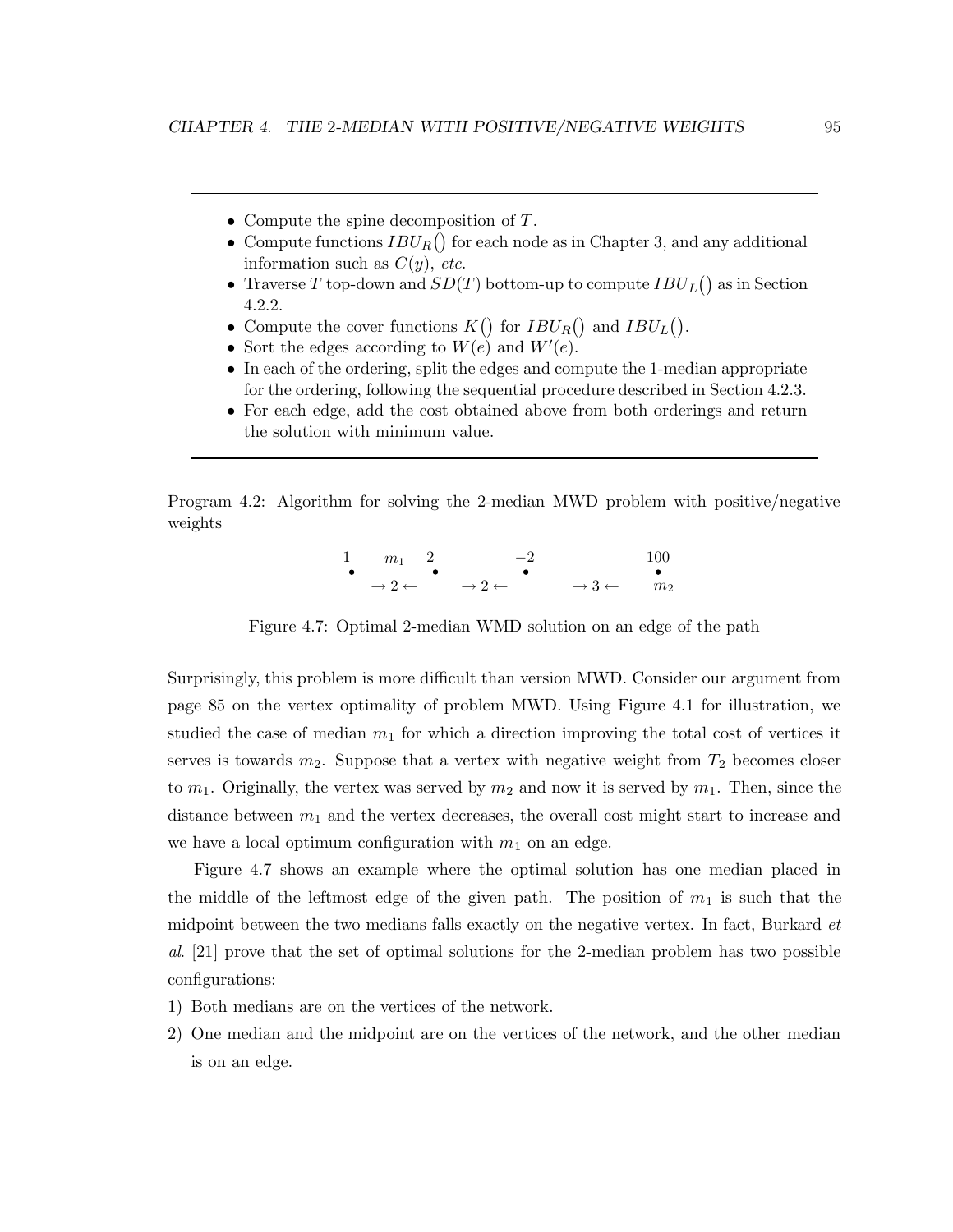- Compute the spine decomposition of $T$.
- Compute functions $IBU_R()$ for each node as in Chapter 3, and any additional information such as $C(y)$, *etc.*
- Traverse $T$ top-down and $SD(T)$ bottom-up to compute $IBU_L()$ as in Section 4.2.2.
- Compute the cover functions $K()$ for $IBU_R()$ and $IBU_L()$.
- Sort the edges according to $W(e)$ and $W'(e)$.
- In each of the ordering, split the edges and compute the 1-median appropriate for the ordering, following the sequential procedure described in Section 4.2.3.
- For each edge, add the cost obtained above from both orderings and return the solution with minimum value.

Program 4.2: Algorithm for solving the 2-median MWD problem with positive/negative weights

Figure 4.7: Optimal 2-median WMD solution on an edge of the path

Surprisingly, this problem is more difficult than version MWD. Consider our argument from page 85 on the vertex optimality of problem MWD. Using Figure 4.1 for illustration, we studied the case of median $m_1$ for which a direction improving the total cost of vertices it serves is towards $m_2$. Suppose that a vertex with negative weight from $T_2$ becomes closer to $m_1$. Originally, the vertex was served by $m_2$ and now it is served by $m_1$. Then, since the distance between $m_1$ and the vertex decreases, the overall cost might start to increase and we have a local optimum configuration with $m_1$ on an edge.

Figure 4.7 shows an example where the optimal solution has one median placed in the middle of the leftmost edge of the given path. The position of $m_1$ is such that the midpoint between the two medians falls exactly on the negative vertex. In fact, Burkard *et al*. [21] prove that the set of optimal solutions for the 2-median problem has two possible configurations:

1) Both medians are on the vertices of the network.
2) One median and the midpoint are on the vertices of the network, and the other median is on an edge.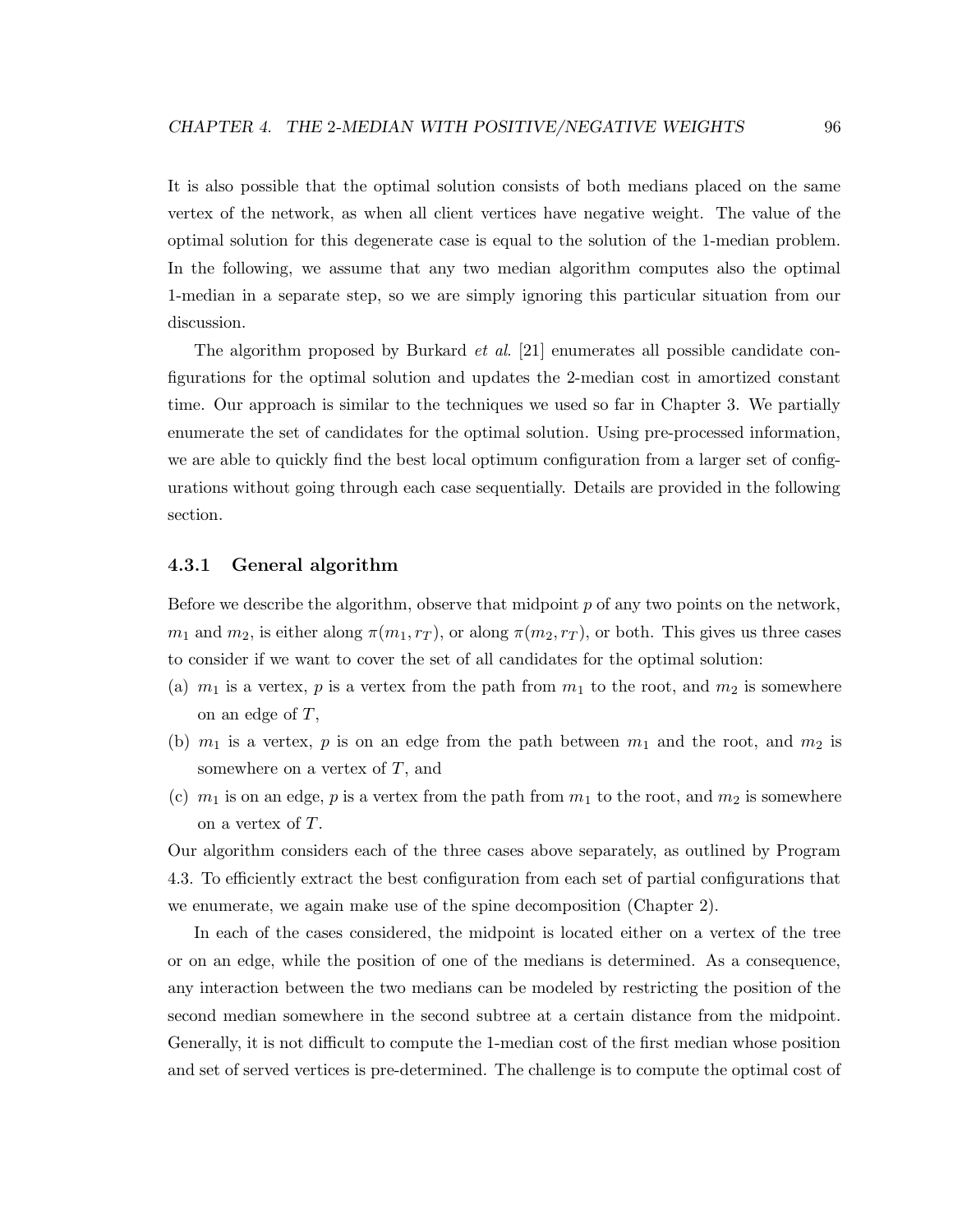It is also possible that the optimal solution consists of both medians placed on the same vertex of the network, as when all client vertices have negative weight. The value of the optimal solution for this degenerate case is equal to the solution of the 1-median problem. In the following, we assume that any two median algorithm computes also the optimal 1-median in a separate step, so we are simply ignoring this particular situation from our discussion.

The algorithm proposed by Burkard *et al*. [21] enumerates all possible candidate configurations for the optimal solution and updates the 2-median cost in amortized constant time. Our approach is similar to the techniques we used so far in Chapter 3. We partially enumerate the set of candidates for the optimal solution. Using pre-processed information, we are able to quickly find the best local optimum configuration from a larger set of configurations without going through each case sequentially. Details are provided in the following section.

### 4.3.1 General algorithm

Before we describe the algorithm, observe that midpoint $p$ of any two points on the network, $m_1$ and $m_2$, is either along $\pi(m_1, r_T)$, or along $\pi(m_2, r_T)$, or both. This gives us three cases to consider if we want to cover the set of all candidates for the optimal solution:

(a) $m_1$ is a vertex, $p$ is a vertex from the path from $m_1$ to the root, and $m_2$ is somewhere on an edge of $T$,

(b) $m_1$ is a vertex, $p$ is on an edge from the path between $m_1$ and the root, and $m_2$ is somewhere on a vertex of $T$, and

(c) $m_1$ is on an edge, $p$ is a vertex from the path from $m_1$ to the root, and $m_2$ is somewhere on a vertex of $T$.

Our algorithm considers each of the three cases above separately, as outlined by Program 4.3. To efficiently extract the best configuration from each set of partial configurations that we enumerate, we again make use of the spine decomposition (Chapter 2).

In each of the cases considered, the midpoint is located either on a vertex of the tree or on an edge, while the position of one of the medians is determined. As a consequence, any interaction between the two medians can be modeled by restricting the position of the second median somewhere in the second subtree at a certain distance from the midpoint. Generally, it is not difficult to compute the 1-median cost of the first median whose position and set of served vertices is pre-determined. The challenge is to compute the optimal cost of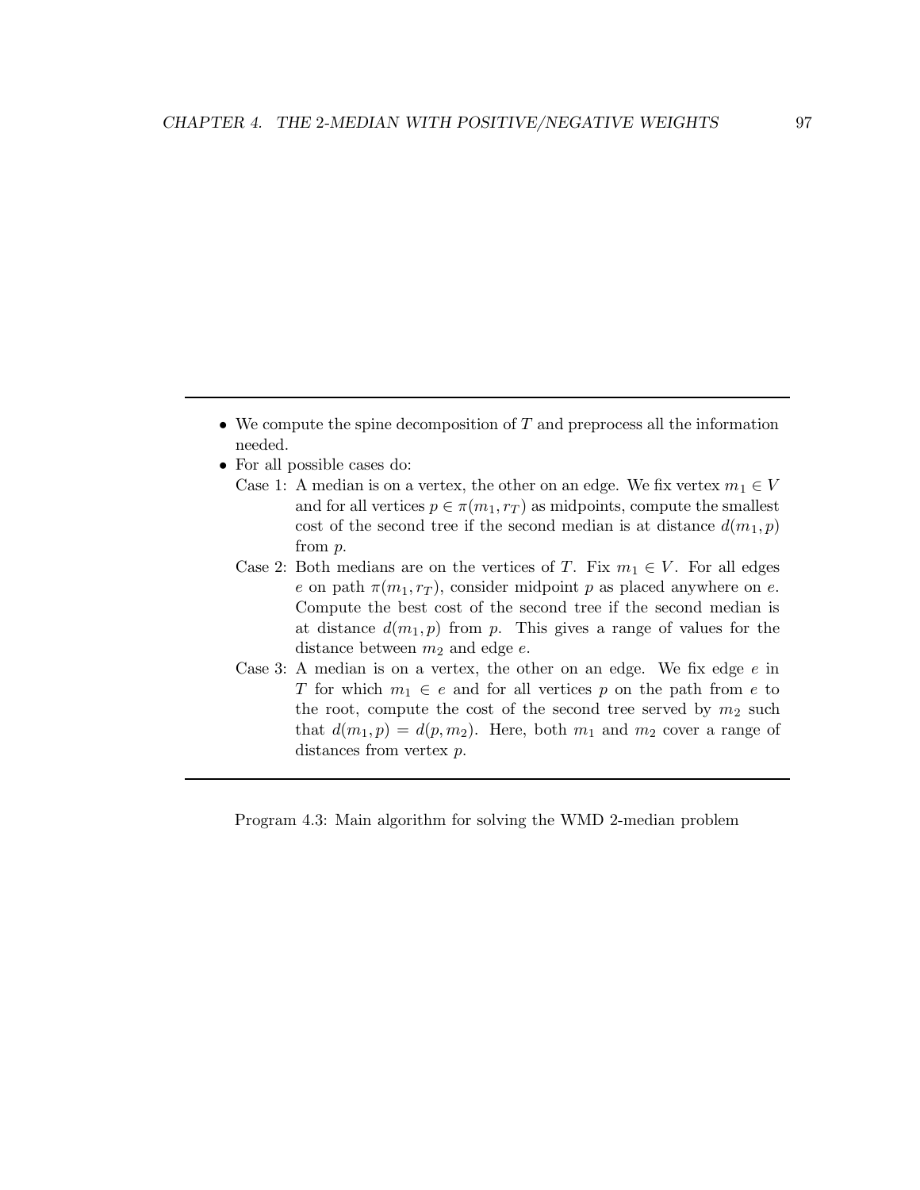---

- We compute the spine decomposition of $T$ and preprocess all the information needed.
- For all possible cases do:

  Case 1: A median is on a vertex, the other on an edge. We fix vertex $m_1 \in V$ and for all vertices $p \in \pi(m_1, r_T)$ as midpoints, compute the smallest cost of the second tree if the second median is at distance $d(m_1, p)$ from $p$.

  Case 2: Both medians are on the vertices of $T$. Fix $m_1 \in V$. For all edges $e$ on path $\pi(m_1, r_T)$, consider midpoint $p$ as placed anywhere on $e$. Compute the best cost of the second tree if the second median is at distance $d(m_1, p)$ from $p$. This gives a range of values for the distance between $m_2$ and edge $e$.

  Case 3: A median is on a vertex, the other on an edge. We fix edge $e$ in $T$ for which $m_1 \in e$ and for all vertices $p$ on the path from $e$ to the root, compute the cost of the second tree served by $m_2$ such that $d(m_1, p) = d(p, m_2)$. Here, both $m_1$ and $m_2$ cover a range of distances from vertex $p$.

---

Program 4.3: Main algorithm for solving the WMD 2-median problem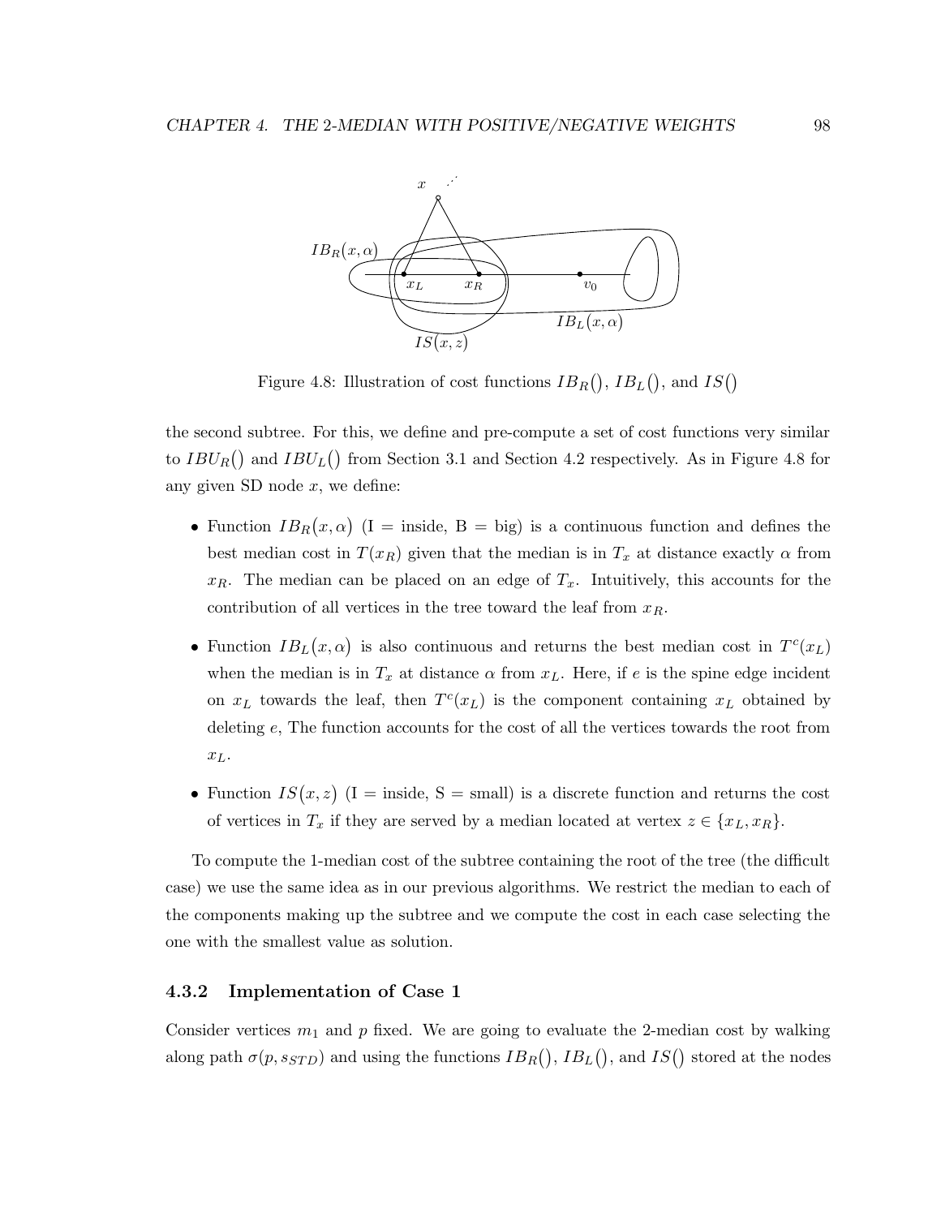Figure 4.8: Illustration of cost functions $IB_R()$, $IB_L()$, and $IS()$

the second subtree. For this, we define and pre-compute a set of cost functions very similar to $IBU_R()$ and $IBU_L()$ from Section 3.1 and Section 4.2 respectively. As in Figure 4.8 for any given SD node $x$, we define:

- Function $IB_R(x, \alpha)$ (I = inside, B = big) is a continuous function and defines the best median cost in $T(x_R)$ given that the median is in $T_x$ at distance exactly $\alpha$ from $x_R$. The median can be placed on an edge of $T_x$. Intuitively, this accounts for the contribution of all vertices in the tree toward the leaf from $x_R$.

- Function $IB_L(x, \alpha)$ is also continuous and returns the best median cost in $T^c(x_L)$ when the median is in $T_x$ at distance $\alpha$ from $x_L$. Here, if $e$ is the spine edge incident on $x_L$ towards the leaf, then $T^c(x_L)$ is the component containing $x_L$ obtained by deleting $e$, The function accounts for the cost of all the vertices towards the root from $x_L$.

- Function $IS(x, z)$ (I = inside, S = small) is a discrete function and returns the cost of vertices in $T_x$ if they are served by a median located at vertex $z \in \{x_L, x_R\}$.

To compute the 1-median cost of the subtree containing the root of the tree (the difficult case) we use the same idea as in our previous algorithms. We restrict the median to each of the components making up the subtree and we compute the cost in each case selecting the one with the smallest value as solution.

### 4.3.2 Implementation of Case 1

Consider vertices $m_1$ and $p$ fixed. We are going to evaluate the 2-median cost by walking along path $\sigma(p, s_{STD})$ and using the functions $IB_R()$, $IB_L()$, and $IS()$ stored at the nodes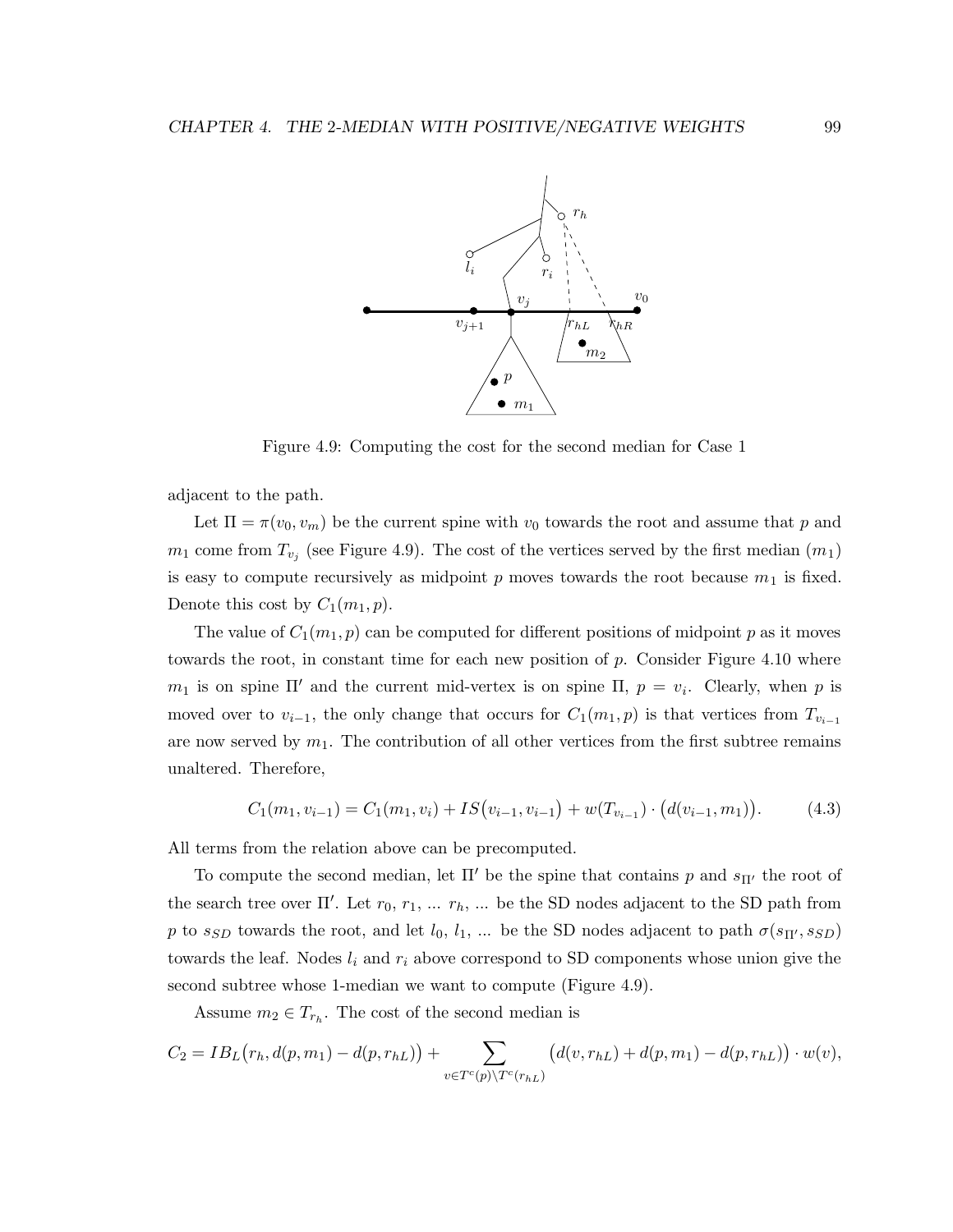Figure 4.9: Computing the cost for the second median for Case 1

adjacent to the path.

Let $\Pi = \pi(v_0, v_m)$ be the current spine with $v_0$ towards the root and assume that $p$ and $m_1$ come from $T_{v_j}$ (see Figure 4.9). The cost of the vertices served by the first median ($m_1$) is easy to compute recursively as midpoint $p$ moves towards the root because $m_1$ is fixed. Denote this cost by $C_1(m_1, p)$.

The value of $C_1(m_1, p)$ can be computed for different positions of midpoint $p$ as it moves towards the root, in constant time for each new position of $p$. Consider Figure 4.10 where $m_1$ is on spine $\Pi'$ and the current mid-vertex is on spine $\Pi$, $p = v_i$. Clearly, when $p$ is moved over to $v_{i-1}$, the only change that occurs for $C_1(m_1, p)$ is that vertices from $T_{v_{i-1}}$ are now served by $m_1$. The contribution of all other vertices from the first subtree remains unaltered. Therefore,

$$C_1(m_1, v_{i-1}) = C_1(m_1, v_i) + IS\big(v_{i-1}, v_{i-1}\big) + w(T_{v_{i-1}}) \cdot \big(d(v_{i-1}, m_1)\big). \tag{4.3}$$

All terms from the relation above can be precomputed.

To compute the second median, let $\Pi'$ be the spine that contains $p$ and $s_{\Pi'}$ the root of the search tree over $\Pi'$. Let $r_0, r_1, \ldots\ r_h, \ldots$ be the SD nodes adjacent to the SD path from $p$ to $s_{SD}$ towards the root, and let $l_0, l_1, \ldots$ be the SD nodes adjacent to path $\sigma(s_{\Pi'}, s_{SD})$ towards the leaf. Nodes $l_i$ and $r_i$ above correspond to SD components whose union give the second subtree whose 1-median we want to compute (Figure 4.9).

Assume $m_2 \in T_{r_h}$. The cost of the second median is

$$C_2 = IB_L\big(r_h, d(p, m_1) - d(p, r_{hL})\big) + \sum_{v \in T^c(p) \setminus T^c(r_{hL})} \big(d(v, r_{hL}) + d(p, m_1) - d(p, r_{hL})\big) \cdot w(v),$$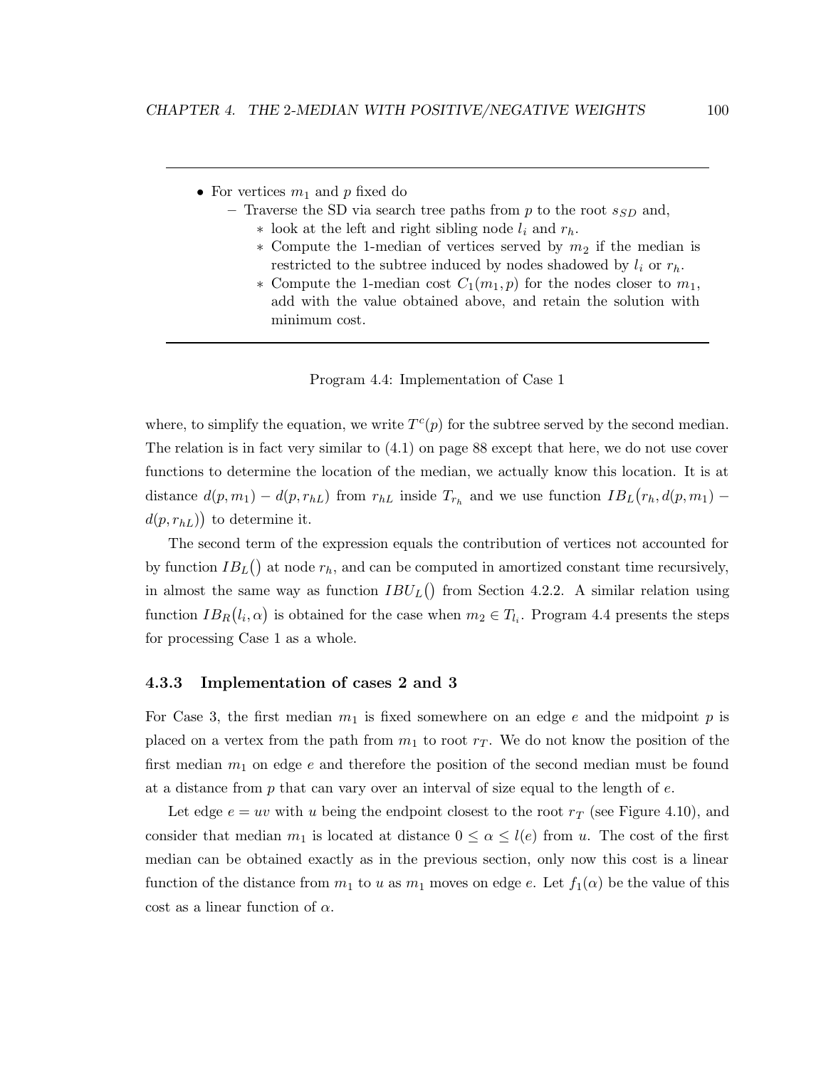- For vertices $m_1$ and $p$ fixed do
  - Traverse the SD via search tree paths from $p$ to the root $s_{SD}$ and,
    - look at the left and right sibling node $l_i$ and $r_h$.
    - Compute the 1-median of vertices served by $m_2$ if the median is restricted to the subtree induced by nodes shadowed by $l_i$ or $r_h$.
    - Compute the 1-median cost $C_1(m_1, p)$ for the nodes closer to $m_1$, add with the value obtained above, and retain the solution with minimum cost.

Program 4.4: Implementation of Case 1

where, to simplify the equation, we write $T^c(p)$ for the subtree served by the second median. The relation is in fact very similar to (4.1) on page 88 except that here, we do not use cover functions to determine the location of the median, we actually know this location. It is at distance $d(p, m_1) - d(p, r_{hL})$ from $r_{hL}$ inside $T_{r_h}$ and we use function $IB_L\big(r_h, d(p, m_1) - d(p, r_{hL})\big)$ to determine it.

The second term of the expression equals the contribution of vertices not accounted for by function $IB_L()$ at node $r_h$, and can be computed in amortized constant time recursively, in almost the same way as function $IBU_L()$ from Section 4.2.2. A similar relation using function $IB_R\big(l_i, \alpha\big)$ is obtained for the case when $m_2 \in T_{l_i}$. Program 4.4 presents the steps for processing Case 1 as a whole.

### 4.3.3 Implementation of cases 2 and 3

For Case 3, the first median $m_1$ is fixed somewhere on an edge $e$ and the midpoint $p$ is placed on a vertex from the path from $m_1$ to root $r_T$. We do not know the position of the first median $m_1$ on edge $e$ and therefore the position of the second median must be found at a distance from $p$ that can vary over an interval of size equal to the length of $e$.

Let edge $e = uv$ with $u$ being the endpoint closest to the root $r_T$ (see Figure 4.10), and consider that median $m_1$ is located at distance $0 \leq \alpha \leq l(e)$ from $u$. The cost of the first median can be obtained exactly as in the previous section, only now this cost is a linear function of the distance from $m_1$ to $u$ as $m_1$ moves on edge $e$. Let $f_1(\alpha)$ be the value of this cost as a linear function of $\alpha$.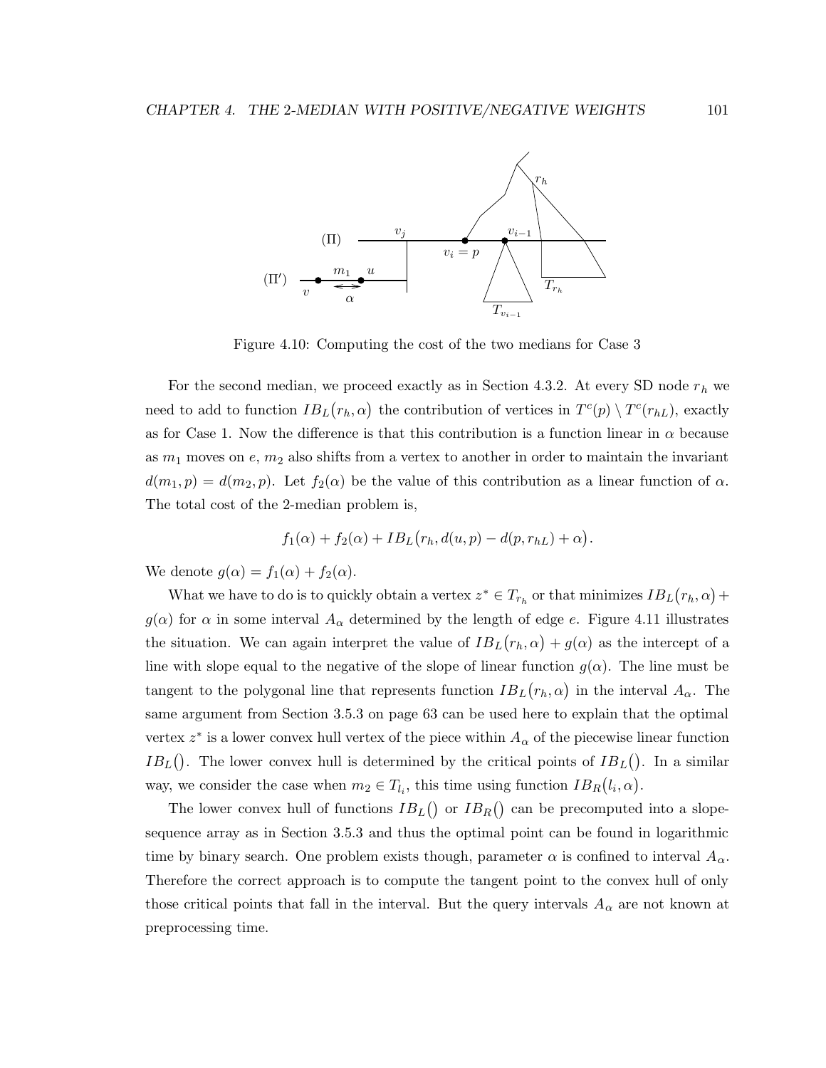Figure 4.10: Computing the cost of the two medians for Case 3

For the second median, we proceed exactly as in Section 4.3.2. At every SD node $r_h$ we need to add to function $IB_L\big(r_h, \alpha\big)$ the contribution of vertices in $T^c(p) \setminus T^c(r_{hL})$, exactly as for Case 1. Now the difference is that this contribution is a function linear in $\alpha$ because as $m_1$ moves on $e$, $m_2$ also shifts from a vertex to another in order to maintain the invariant $d(m_1, p) = d(m_2, p)$. Let $f_2(\alpha)$ be the value of this contribution as a linear function of $\alpha$. The total cost of the 2-median problem is,

$$f_1(\alpha) + f_2(\alpha) + IB_L\big(r_h, d(u, p) - d(p, r_{hL}) + \alpha\big).$$

We denote $g(\alpha) = f_1(\alpha) + f_2(\alpha)$.

What we have to do is to quickly obtain a vertex $z^* \in T_{r_h}$ or that minimizes $IB_L\big(r_h, \alpha\big) + g(\alpha)$ for $\alpha$ in some interval $A_\alpha$ determined by the length of edge $e$. Figure 4.11 illustrates the situation. We can again interpret the value of $IB_L\big(r_h, \alpha\big) + g(\alpha)$ as the intercept of a line with slope equal to the negative of the slope of linear function $g(\alpha)$. The line must be tangent to the polygonal line that represents function $IB_L\big(r_h, \alpha\big)$ in the interval $A_\alpha$. The same argument from Section 3.5.3 on page 63 can be used here to explain that the optimal vertex $z^*$ is a lower convex hull vertex of the piece within $A_\alpha$ of the piecewise linear function $IB_L\big(\big)$. The lower convex hull is determined by the critical points of $IB_L\big(\big)$. In a similar way, we consider the case when $m_2 \in T_{l_i}$, this time using function $IB_R\big(l_i, \alpha\big)$.

The lower convex hull of functions $IB_L\big(\big)$ or $IB_R\big(\big)$ can be precomputed into a slope-sequence array as in Section 3.5.3 and thus the optimal point can be found in logarithmic time by binary search. One problem exists though, parameter $\alpha$ is confined to interval $A_\alpha$. Therefore the correct approach is to compute the tangent point to the convex hull of only those critical points that fall in the interval. But the query intervals $A_\alpha$ are not known at preprocessing time.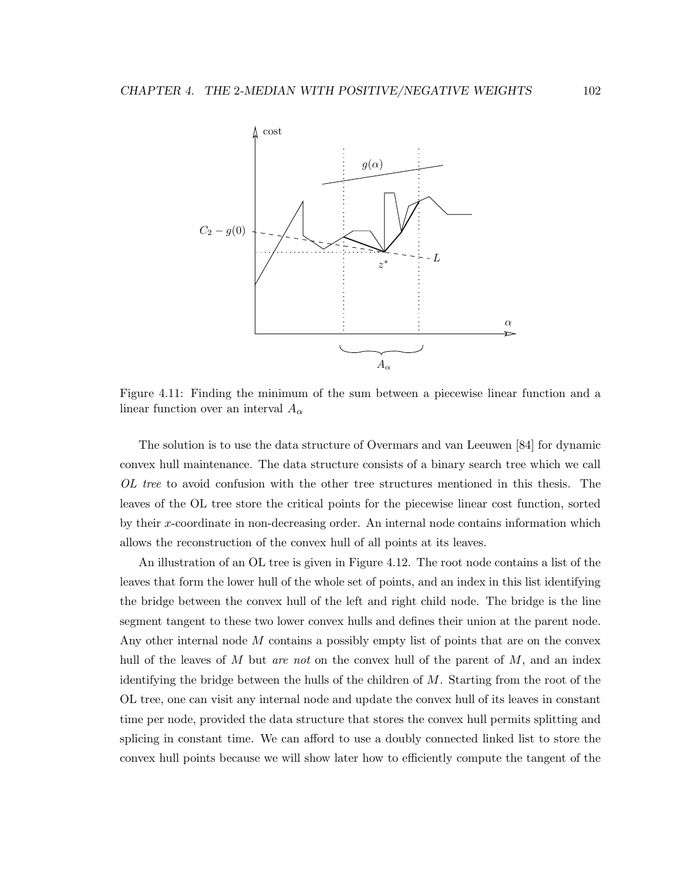Figure 4.11: Finding the minimum of the sum between a piecewise linear function and a linear function over an interval $A_\alpha$

The solution is to use the data structure of Overmars and van Leeuwen [84] for dynamic convex hull maintenance. The data structure consists of a binary search tree which we call *OL tree* to avoid confusion with the other tree structures mentioned in this thesis. The leaves of the OL tree store the critical points for the piecewise linear cost function, sorted by their $x$-coordinate in non-decreasing order. An internal node contains information which allows the reconstruction of the convex hull of all points at its leaves.

An illustration of an OL tree is given in Figure 4.12. The root node contains a list of the leaves that form the lower hull of the whole set of points, and an index in this list identifying the bridge between the convex hull of the left and right child node. The bridge is the line segment tangent to these two lower convex hulls and defines their union at the parent node. Any other internal node $M$ contains a possibly empty list of points that are on the convex hull of the leaves of $M$ but *are not* on the convex hull of the parent of $M$, and an index identifying the bridge between the hulls of the children of $M$. Starting from the root of the OL tree, one can visit any internal node and update the convex hull of its leaves in constant time per node, provided the data structure that stores the convex hull permits splitting and splicing in constant time. We can afford to use a doubly connected linked list to store the convex hull points because we will show later how to efficiently compute the tangent of the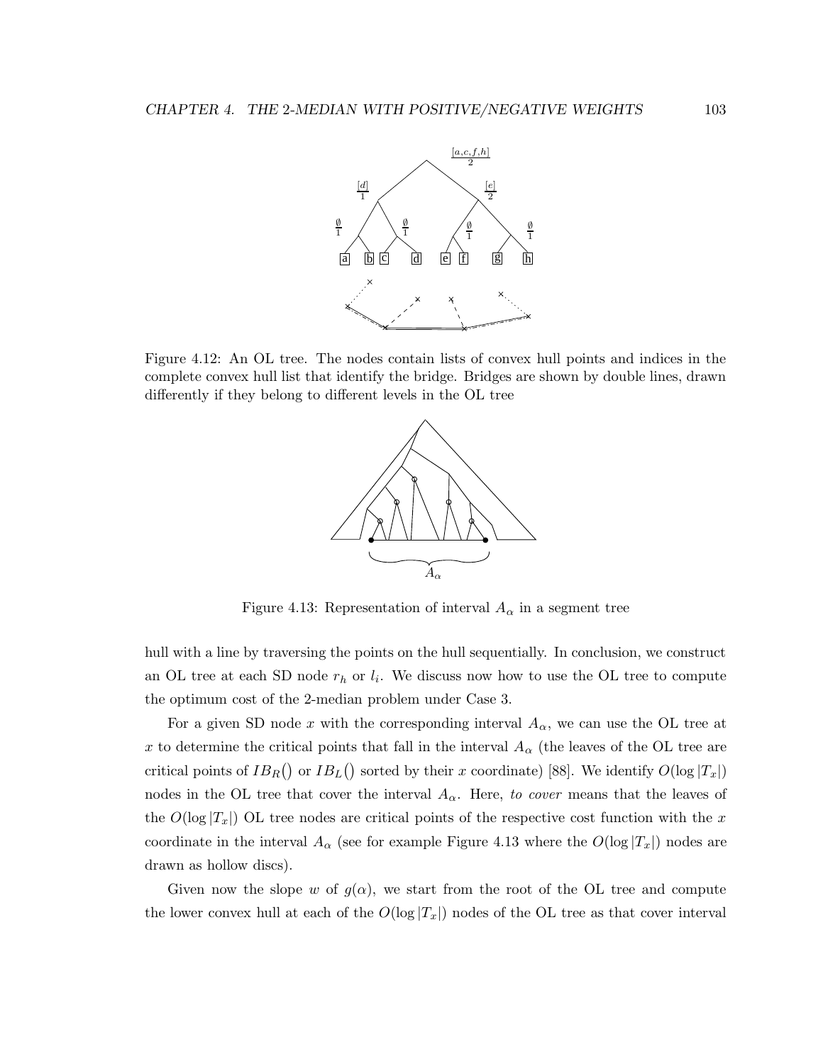Figure 4.12: An OL tree. The nodes contain lists of convex hull points and indices in the complete convex hull list that identify the bridge. Bridges are shown by double lines, drawn differently if they belong to different levels in the OL tree

Figure 4.13: Representation of interval $A_\alpha$ in a segment tree

hull with a line by traversing the points on the hull sequentially. In conclusion, we construct an OL tree at each SD node $r_h$ or $l_i$. We discuss now how to use the OL tree to compute the optimum cost of the 2-median problem under Case 3.

For a given SD node $x$ with the corresponding interval $A_\alpha$, we can use the OL tree at $x$ to determine the critical points that fall in the interval $A_\alpha$ (the leaves of the OL tree are critical points of $IB_R()$ or $IB_L()$ sorted by their $x$ coordinate) [88]. We identify $O(\log |T_x|)$ nodes in the OL tree that cover the interval $A_\alpha$. Here, *to cover* means that the leaves of the $O(\log |T_x|)$ OL tree nodes are critical points of the respective cost function with the $x$ coordinate in the interval $A_\alpha$ (see for example Figure 4.13 where the $O(\log |T_x|)$ nodes are drawn as hollow discs).

Given now the slope $w$ of $g(\alpha)$, we start from the root of the OL tree and compute the lower convex hull at each of the $O(\log |T_x|)$ nodes of the OL tree as that cover interval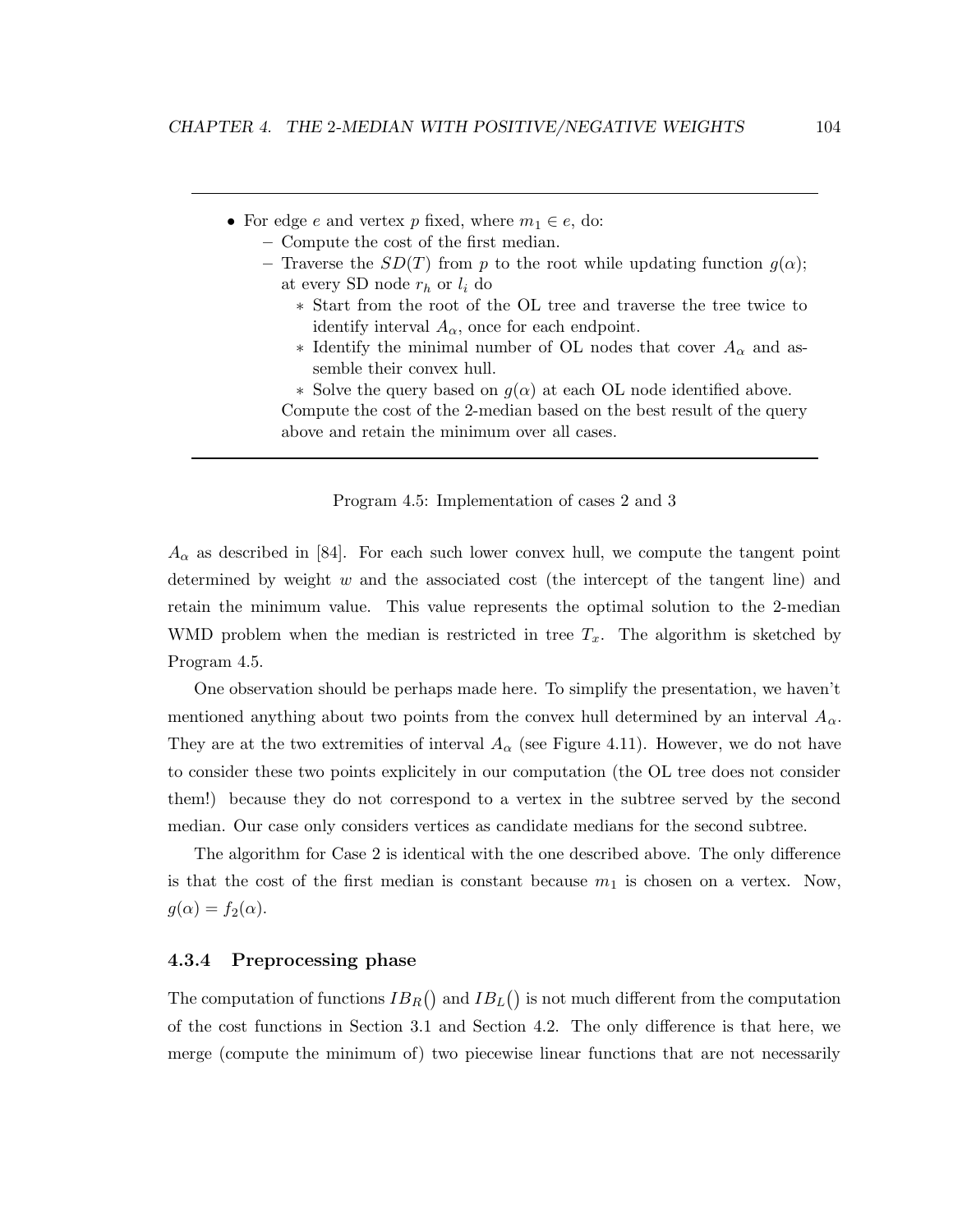- For edge $e$ and vertex $p$ fixed, where $m_1 \in e$, do:
  - Compute the cost of the first median.
  - Traverse the $SD(T)$ from $p$ to the root while updating function $g(\alpha)$; at every SD node $r_h$ or $l_i$ do
    - Start from the root of the OL tree and traverse the tree twice to identify interval $A_\alpha$, once for each endpoint.
    - Identify the minimal number of OL nodes that cover $A_\alpha$ and assemble their convex hull.
    - Solve the query based on $g(\alpha)$ at each OL node identified above.

    Compute the cost of the 2-median based on the best result of the query above and retain the minimum over all cases.

Program 4.5: Implementation of cases 2 and 3

$A_\alpha$ as described in [84]. For each such lower convex hull, we compute the tangent point determined by weight $w$ and the associated cost (the intercept of the tangent line) and retain the minimum value. This value represents the optimal solution to the 2-median WMD problem when the median is restricted in tree $T_x$. The algorithm is sketched by Program 4.5.

One observation should be perhaps made here. To simplify the presentation, we haven't mentioned anything about two points from the convex hull determined by an interval $A_\alpha$. They are at the two extremities of interval $A_\alpha$ (see Figure 4.11). However, we do not have to consider these two points explicitely in our computation (the OL tree does not consider them!) because they do not correspond to a vertex in the subtree served by the second median. Our case only considers vertices as candidate medians for the second subtree.

The algorithm for Case 2 is identical with the one described above. The only difference is that the cost of the first median is constant because $m_1$ is chosen on a vertex. Now, $g(\alpha) = f_2(\alpha)$.

### 4.3.4 Preprocessing phase

The computation of functions $IB_R()$ and $IB_L()$ is not much different from the computation of the cost functions in Section 3.1 and Section 4.2. The only difference is that here, we merge (compute the minimum of) two piecewise linear functions that are not necessarily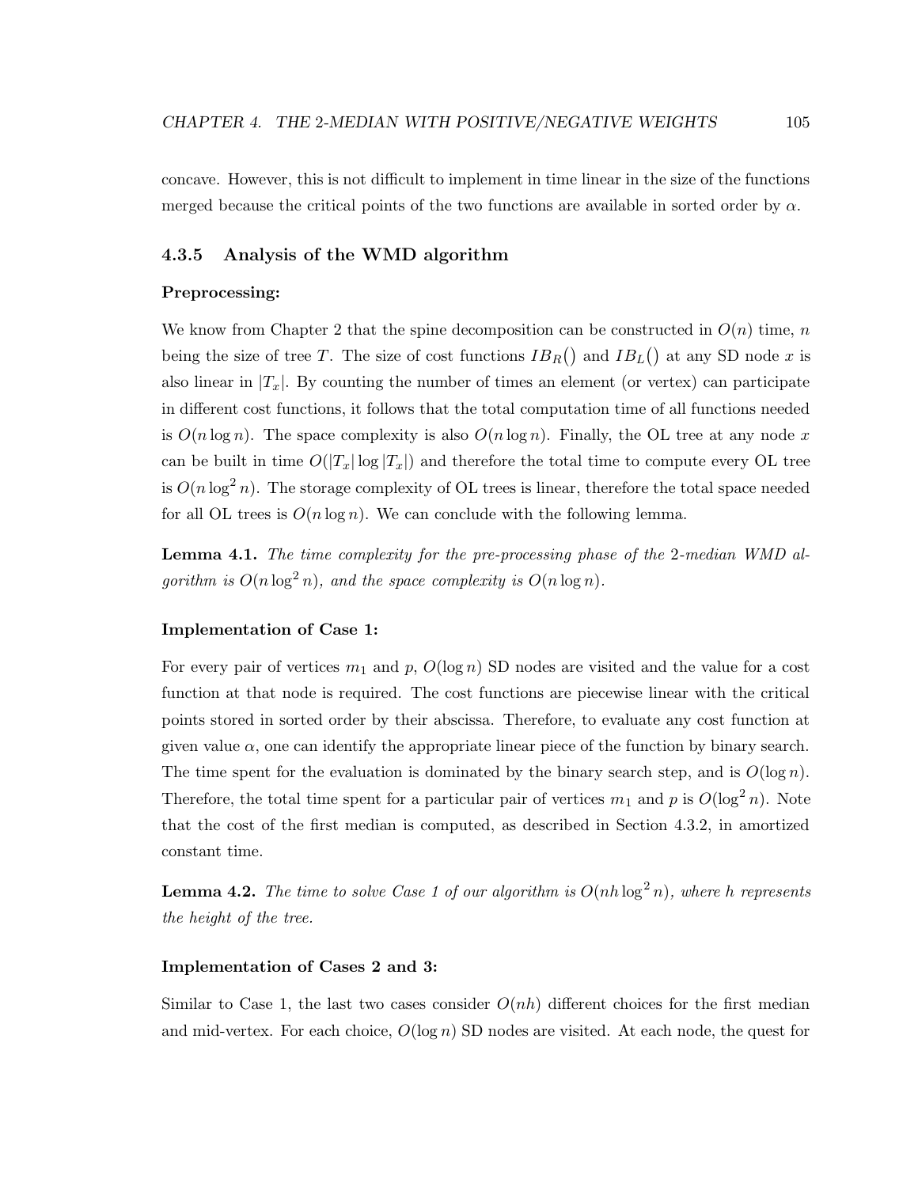concave. However, this is not difficult to implement in time linear in the size of the functions merged because the critical points of the two functions are available in sorted order by $\alpha$.

### 4.3.5 Analysis of the WMD algorithm

**Preprocessing:**

We know from Chapter 2 that the spine decomposition can be constructed in $O(n)$ time, $n$ being the size of tree $T$. The size of cost functions $IB_R()$ and $IB_L()$ at any SD node $x$ is also linear in $|T_x|$. By counting the number of times an element (or vertex) can participate in different cost functions, it follows that the total computation time of all functions needed is $O(n \log n)$. The space complexity is also $O(n \log n)$. Finally, the OL tree at any node $x$ can be built in time $O(|T_x| \log |T_x|)$ and therefore the total time to compute every OL tree is $O(n \log^2 n)$. The storage complexity of OL trees is linear, therefore the total space needed for all OL trees is $O(n \log n)$. We can conclude with the following lemma.

**Lemma 4.1.** *The time complexity for the pre-processing phase of the 2-median WMD algorithm is $O(n \log^2 n)$, and the space complexity is $O(n \log n)$.*

**Implementation of Case 1:**

For every pair of vertices $m_1$ and $p$, $O(\log n)$ SD nodes are visited and the value for a cost function at that node is required. The cost functions are piecewise linear with the critical points stored in sorted order by their abscissa. Therefore, to evaluate any cost function at given value $\alpha$, one can identify the appropriate linear piece of the function by binary search. The time spent for the evaluation is dominated by the binary search step, and is $O(\log n)$. Therefore, the total time spent for a particular pair of vertices $m_1$ and $p$ is $O(\log^2 n)$. Note that the cost of the first median is computed, as described in Section 4.3.2, in amortized constant time.

**Lemma 4.2.** *The time to solve Case 1 of our algorithm is $O(nh \log^2 n)$, where $h$ represents the height of the tree.*

**Implementation of Cases 2 and 3:**

Similar to Case 1, the last two cases consider $O(nh)$ different choices for the first median and mid-vertex. For each choice, $O(\log n)$ SD nodes are visited. At each node, the quest for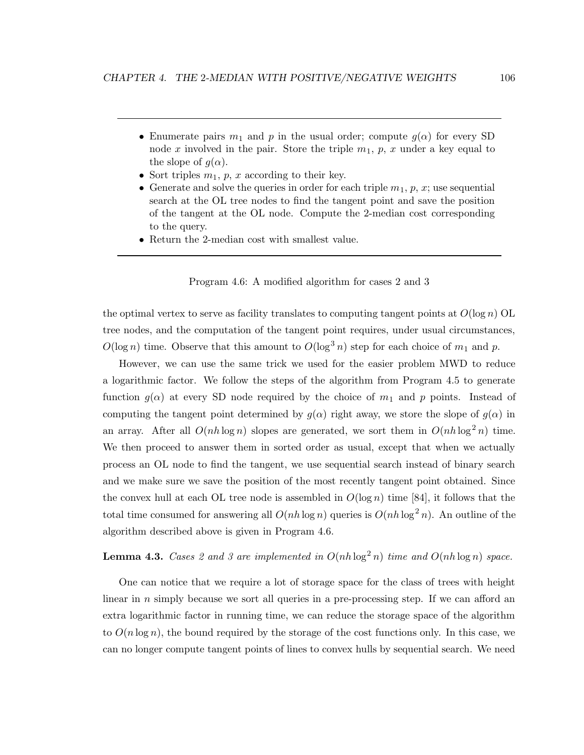---

- Enumerate pairs $m_1$ and $p$ in the usual order; compute $g(\alpha)$ for every SD node $x$ involved in the pair. Store the triple $m_1$, $p$, $x$ under a key equal to the slope of $g(\alpha)$.
- Sort triples $m_1$, $p$, $x$ according to their key.
- Generate and solve the queries in order for each triple $m_1$, $p$, $x$; use sequential search at the OL tree nodes to find the tangent point and save the position of the tangent at the OL node. Compute the 2-median cost corresponding to the query.
- Return the 2-median cost with smallest value.

---

Program 4.6: A modified algorithm for cases 2 and 3

the optimal vertex to serve as facility translates to computing tangent points at $O(\log n)$ OL tree nodes, and the computation of the tangent point requires, under usual circumstances, $O(\log n)$ time. Observe that this amount to $O(\log^3 n)$ step for each choice of $m_1$ and $p$.

However, we can use the same trick we used for the easier problem MWD to reduce a logarithmic factor. We follow the steps of the algorithm from Program 4.5 to generate function $g(\alpha)$ at every SD node required by the choice of $m_1$ and $p$ points. Instead of computing the tangent point determined by $g(\alpha)$ right away, we store the slope of $g(\alpha)$ in an array. After all $O(nh \log n)$ slopes are generated, we sort them in $O(nh \log^2 n)$ time. We then proceed to answer them in sorted order as usual, except that when we actually process an OL node to find the tangent, we use sequential search instead of binary search and we make sure we save the position of the most recently tangent point obtained. Since the convex hull at each OL tree node is assembled in $O(\log n)$ time [84], it follows that the total time consumed for answering all $O(nh \log n)$ queries is $O(nh \log^2 n)$. An outline of the algorithm described above is given in Program 4.6.

**Lemma 4.3.** *Cases 2 and 3 are implemented in $O(nh \log^2 n)$ time and $O(nh \log n)$ space.*

One can notice that we require a lot of storage space for the class of trees with height linear in $n$ simply because we sort all queries in a pre-processing step. If we can afford an extra logarithmic factor in running time, we can reduce the storage space of the algorithm to $O(n \log n)$, the bound required by the storage of the cost functions only. In this case, we can no longer compute tangent points of lines to convex hulls by sequential search. We need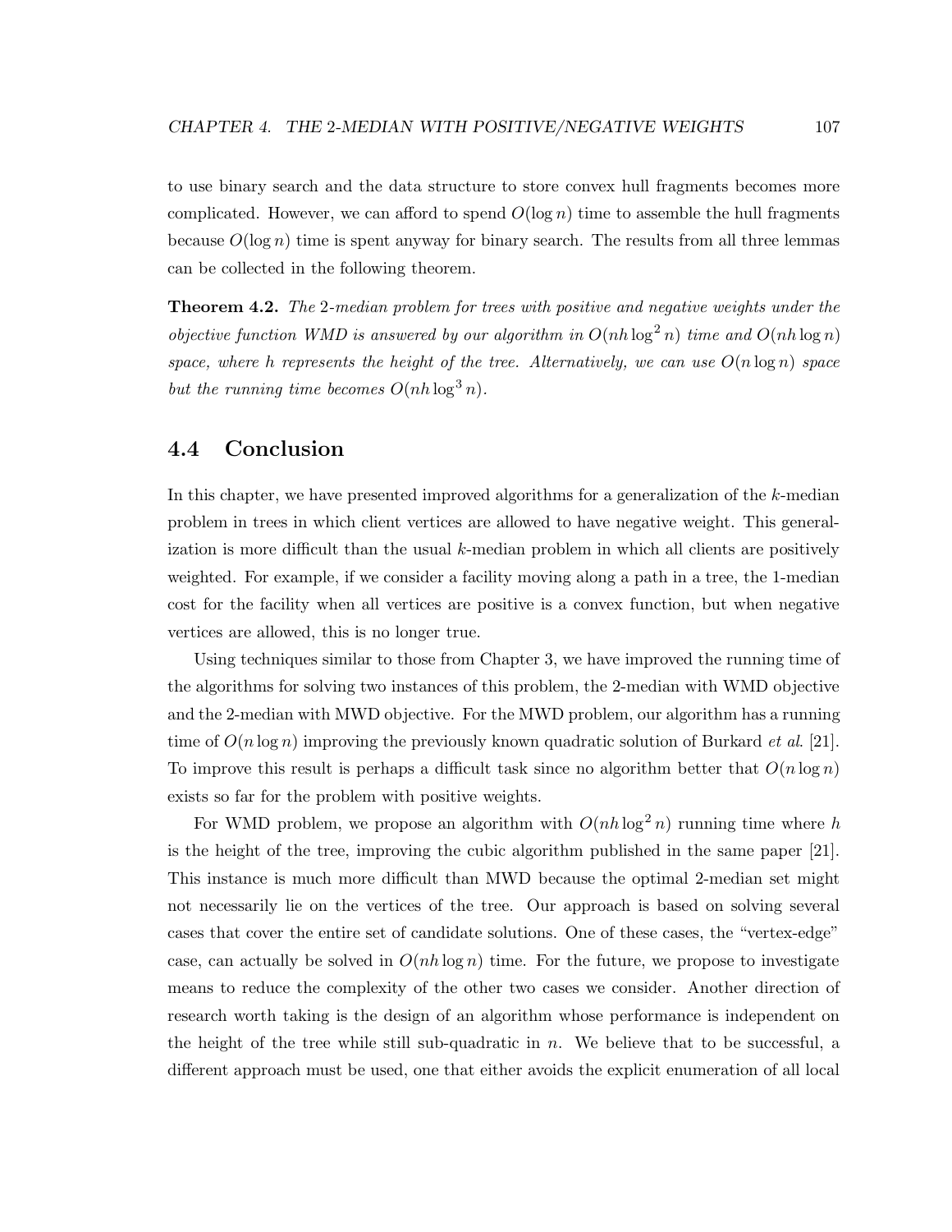to use binary search and the data structure to store convex hull fragments becomes more complicated. However, we can afford to spend $O(\log n)$ time to assemble the hull fragments because $O(\log n)$ time is spent anyway for binary search. The results from all three lemmas can be collected in the following theorem.

**Theorem 4.2.** *The 2-median problem for trees with positive and negative weights under the objective function WMD is answered by our algorithm in $O(nh \log^2 n)$ time and $O(nh \log n)$ space, where $h$ represents the height of the tree. Alternatively, we can use $O(n \log n)$ space but the running time becomes $O(nh \log^3 n)$.*

## 4.4 Conclusion

In this chapter, we have presented improved algorithms for a generalization of the $k$-median problem in trees in which client vertices are allowed to have negative weight. This generalization is more difficult than the usual $k$-median problem in which all clients are positively weighted. For example, if we consider a facility moving along a path in a tree, the 1-median cost for the facility when all vertices are positive is a convex function, but when negative vertices are allowed, this is no longer true.

Using techniques similar to those from Chapter 3, we have improved the running time of the algorithms for solving two instances of this problem, the 2-median with WMD objective and the 2-median with MWD objective. For the MWD problem, our algorithm has a running time of $O(n \log n)$ improving the previously known quadratic solution of Burkard *et al.* [21]. To improve this result is perhaps a difficult task since no algorithm better that $O(n \log n)$ exists so far for the problem with positive weights.

For WMD problem, we propose an algorithm with $O(nh \log^2 n)$ running time where $h$ is the height of the tree, improving the cubic algorithm published in the same paper [21]. This instance is much more difficult than MWD because the optimal 2-median set might not necessarily lie on the vertices of the tree. Our approach is based on solving several cases that cover the entire set of candidate solutions. One of these cases, the "vertex-edge" case, can actually be solved in $O(nh \log n)$ time. For the future, we propose to investigate means to reduce the complexity of the other two cases we consider. Another direction of research worth taking is the design of an algorithm whose performance is independent on the height of the tree while still sub-quadratic in $n$. We believe that to be successful, a different approach must be used, one that either avoids the explicit enumeration of all local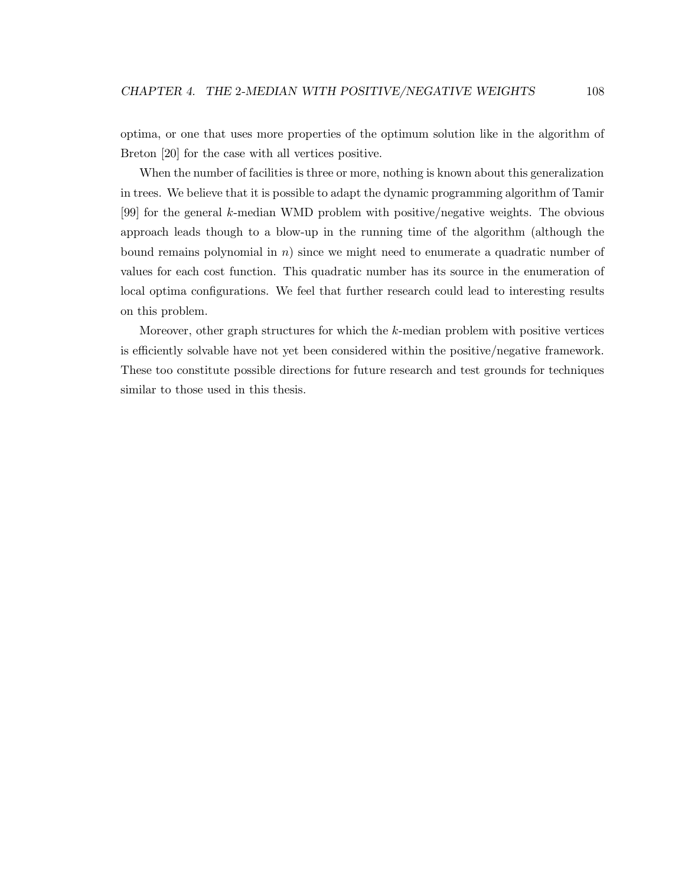optima, or one that uses more properties of the optimum solution like in the algorithm of Breton [20] for the case with all vertices positive.

When the number of facilities is three or more, nothing is known about this generalization in trees. We believe that it is possible to adapt the dynamic programming algorithm of Tamir [99] for the general $k$-median WMD problem with positive/negative weights. The obvious approach leads though to a blow-up in the running time of the algorithm (although the bound remains polynomial in $n$) since we might need to enumerate a quadratic number of values for each cost function. This quadratic number has its source in the enumeration of local optima configurations. We feel that further research could lead to interesting results on this problem.

Moreover, other graph structures for which the $k$-median problem with positive vertices is efficiently solvable have not yet been considered within the positive/negative framework. These too constitute possible directions for future research and test grounds for techniques similar to those used in this thesis.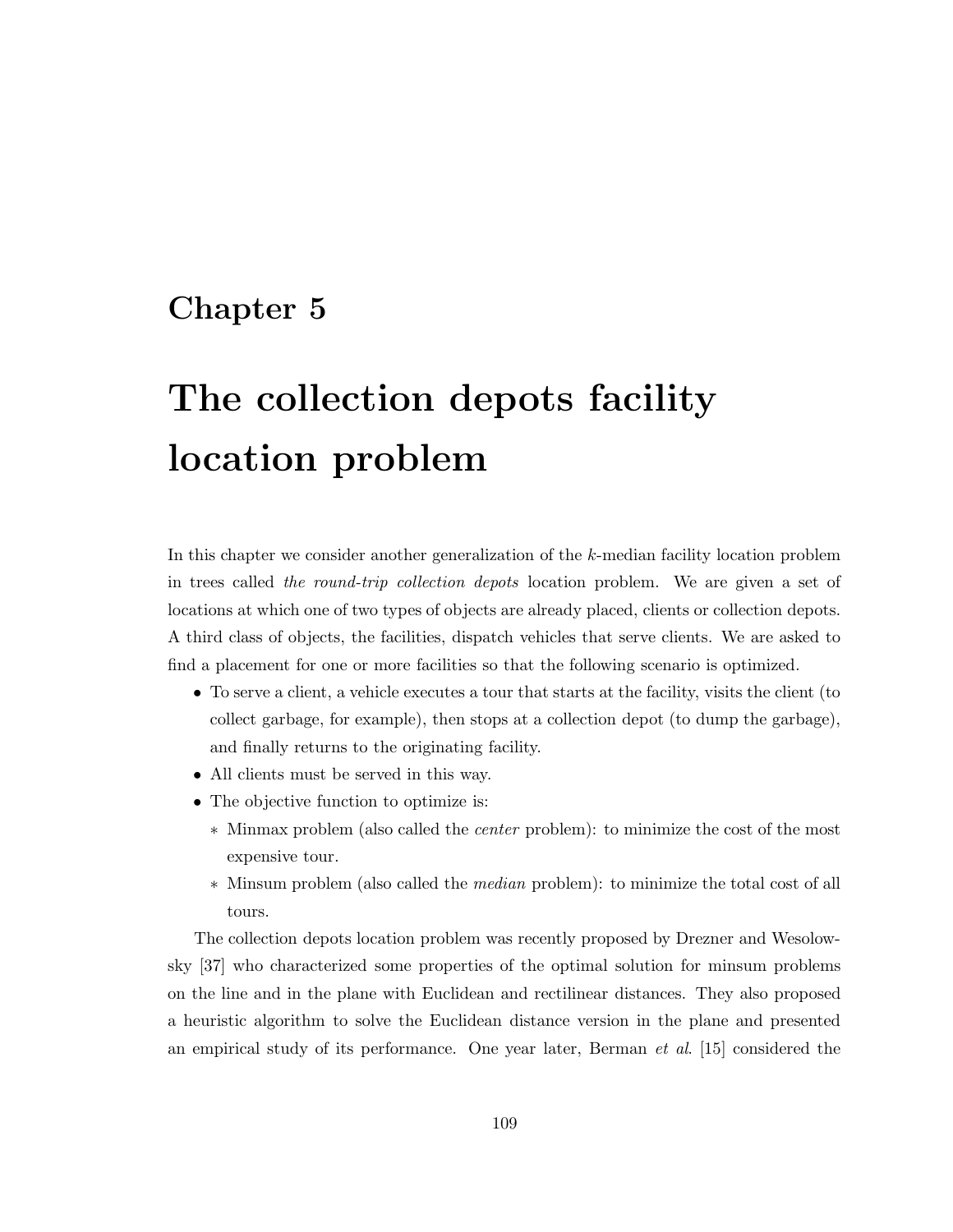# Chapter 5

# The collection depots facility location problem

In this chapter we consider another generalization of the $k$-median facility location problem in trees called *the round-trip collection depots* location problem. We are given a set of locations at which one of two types of objects are already placed, clients or collection depots. A third class of objects, the facilities, dispatch vehicles that serve clients. We are asked to find a placement for one or more facilities so that the following scenario is optimized.

- To serve a client, a vehicle executes a tour that starts at the facility, visits the client (to collect garbage, for example), then stops at a collection depot (to dump the garbage), and finally returns to the originating facility.
- All clients must be served in this way.
- The objective function to optimize is:
  - * Minmax problem (also called the *center* problem): to minimize the cost of the most expensive tour.
  - * Minsum problem (also called the *median* problem): to minimize the total cost of all tours.

The collection depots location problem was recently proposed by Drezner and Wesolowsky [37] who characterized some properties of the optimal solution for minsum problems on the line and in the plane with Euclidean and rectilinear distances. They also proposed a heuristic algorithm to solve the Euclidean distance version in the plane and presented an empirical study of its performance. One year later, Berman *et al*. [15] considered the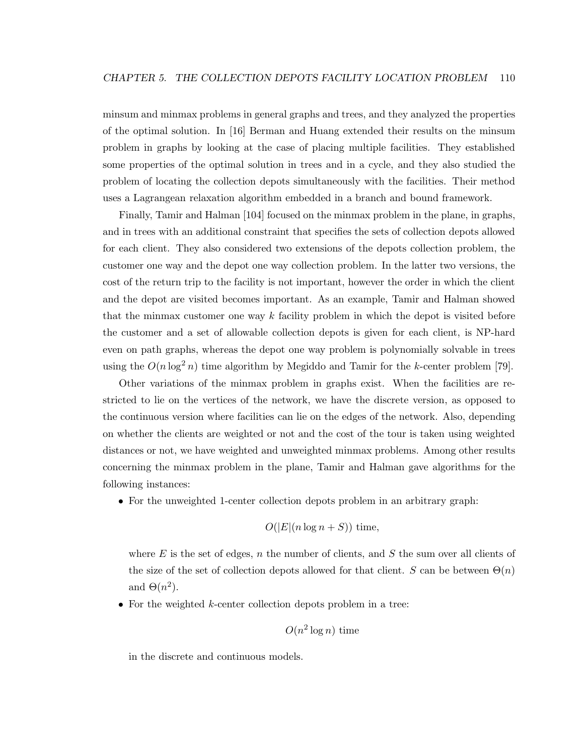minsum and minmax problems in general graphs and trees, and they analyzed the properties of the optimal solution. In [16] Berman and Huang extended their results on the minsum problem in graphs by looking at the case of placing multiple facilities. They established some properties of the optimal solution in trees and in a cycle, and they also studied the problem of locating the collection depots simultaneously with the facilities. Their method uses a Lagrangean relaxation algorithm embedded in a branch and bound framework.

Finally, Tamir and Halman [104] focused on the minmax problem in the plane, in graphs, and in trees with an additional constraint that specifies the sets of collection depots allowed for each client. They also considered two extensions of the depots collection problem, the customer one way and the depot one way collection problem. In the latter two versions, the cost of the return trip to the facility is not important, however the order in which the client and the depot are visited becomes important. As an example, Tamir and Halman showed that the minmax customer one way $k$ facility problem in which the depot is visited before the customer and a set of allowable collection depots is given for each client, is NP-hard even on path graphs, whereas the depot one way problem is polynomially solvable in trees using the $O(n \log^2 n)$ time algorithm by Megiddo and Tamir for the $k$-center problem [79].

Other variations of the minmax problem in graphs exist. When the facilities are restricted to lie on the vertices of the network, we have the discrete version, as opposed to the continuous version where facilities can lie on the edges of the network. Also, depending on whether the clients are weighted or not and the cost of the tour is taken using weighted distances or not, we have weighted and unweighted minmax problems. Among other results concerning the minmax problem in the plane, Tamir and Halman gave algorithms for the following instances:

- For the unweighted 1-center collection depots problem in an arbitrary graph:

  $$O(|E|(n \log n + S)) \text{ time},$$

  where $E$ is the set of edges, $n$ the number of clients, and $S$ the sum over all clients of the size of the set of collection depots allowed for that client. $S$ can be between $\Theta(n)$ and $\Theta(n^2)$.

- For the weighted $k$-center collection depots problem in a tree:

  $$O(n^2 \log n) \text{ time}$$

  in the discrete and continuous models.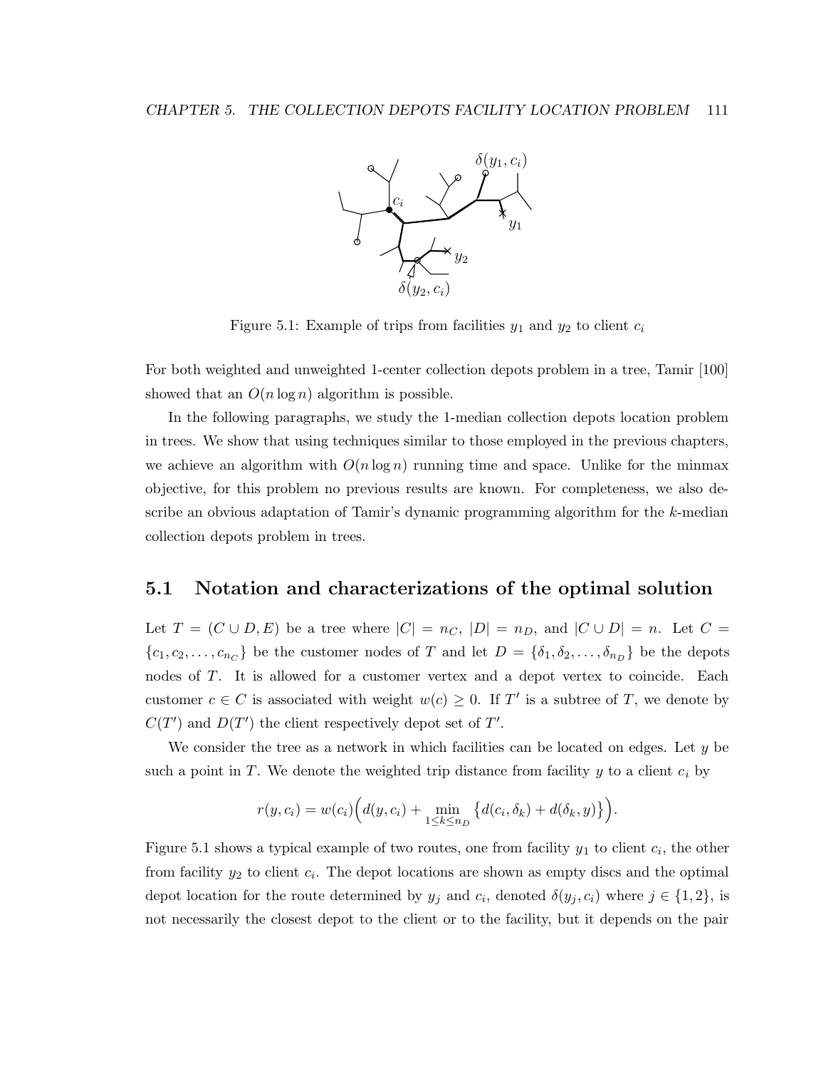Figure 5.1: Example of trips from facilities $y_1$ and $y_2$ to client $c_i$

For both weighted and unweighted 1-center collection depots problem in a tree, Tamir [100] showed that an $O(n \log n)$ algorithm is possible.

In the following paragraphs, we study the 1-median collection depots location problem in trees. We show that using techniques similar to those employed in the previous chapters, we achieve an algorithm with $O(n \log n)$ running time and space. Unlike for the minmax objective, for this problem no previous results are known. For completeness, we also describe an obvious adaptation of Tamir's dynamic programming algorithm for the $k$-median collection depots problem in trees.

## 5.1 Notation and characterizations of the optimal solution

Let $T = (C \cup D, E)$ be a tree where $|C| = n_C$, $|D| = n_D$, and $|C \cup D| = n$. Let $C = \{c_1, c_2, \ldots, c_{n_C}\}$ be the customer nodes of $T$ and let $D = \{\delta_1, \delta_2, \ldots, \delta_{n_D}\}$ be the depots nodes of $T$. It is allowed for a customer vertex and a depot vertex to coincide. Each customer $c \in C$ is associated with weight $w(c) \geq 0$. If $T'$ is a subtree of $T$, we denote by $C(T')$ and $D(T')$ the client respectively depot set of $T'$.

We consider the tree as a network in which facilities can be located on edges. Let $y$ be such a point in $T$. We denote the weighted trip distance from facility $y$ to a client $c_i$ by

$$r(y, c_i) = w(c_i)\Big(d(y, c_i) + \min_{1 \leq k \leq n_D} \big\{d(c_i, \delta_k) + d(\delta_k, y)\big\}\Big).$$

Figure 5.1 shows a typical example of two routes, one from facility $y_1$ to client $c_i$, the other from facility $y_2$ to client $c_i$. The depot locations are shown as empty discs and the optimal depot location for the route determined by $y_j$ and $c_i$, denoted $\delta(y_j, c_i)$ where $j \in \{1, 2\}$, is not necessarily the closest depot to the client or to the facility, but it depends on the pair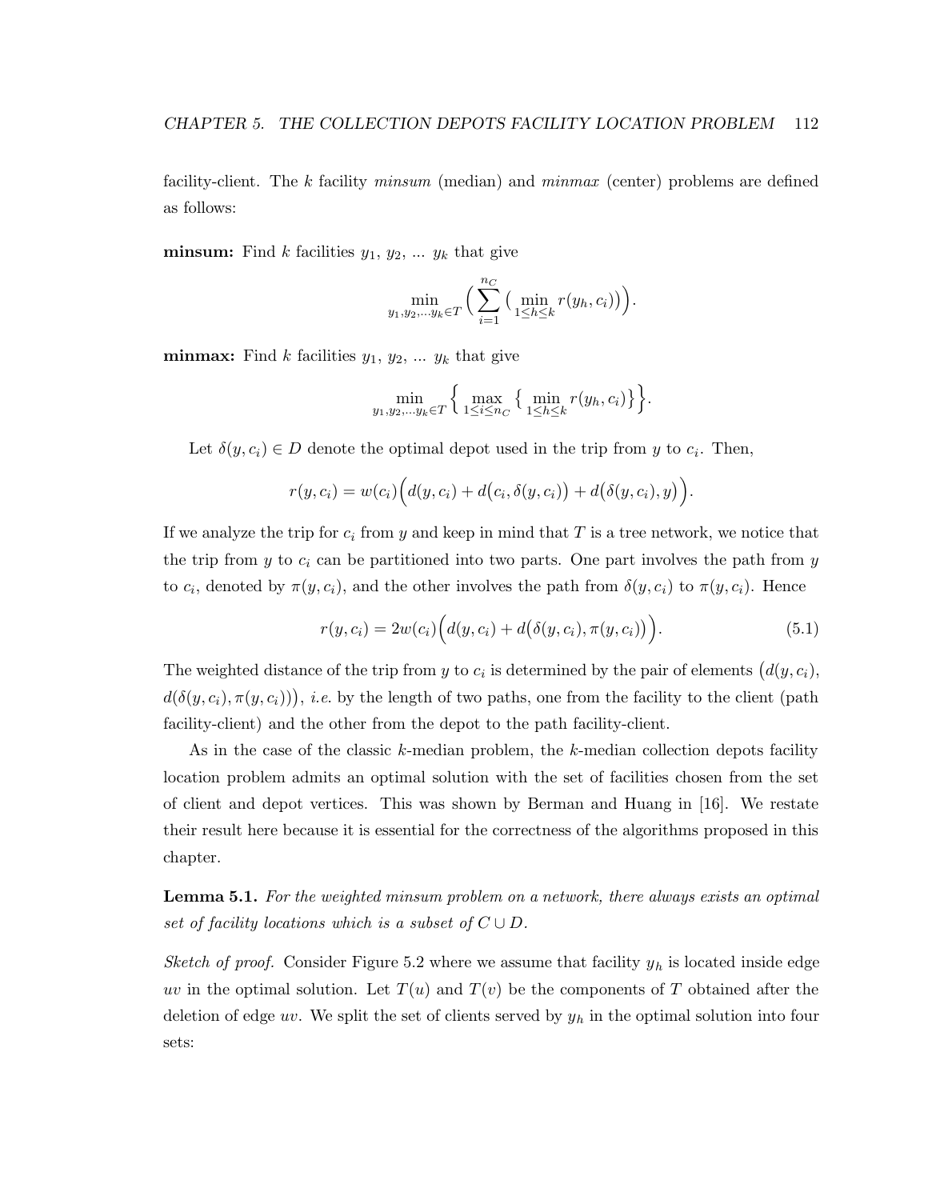facility-client. The $k$ facility *minsum* (median) and *minmax* (center) problems are defined as follows:

**minsum:** Find $k$ facilities $y_1$, $y_2$, ... $y_k$ that give

$$\min_{y_1, y_2, \ldots y_k \in T} \Big( \sum_{i=1}^{n_C} \big( \min_{1 \leq h \leq k} r(y_h, c_i) \big) \Big).$$

**minmax:** Find $k$ facilities $y_1$, $y_2$, ... $y_k$ that give

$$\min_{y_1, y_2, \ldots y_k \in T} \Big\{ \max_{1 \leq i \leq n_C} \big\{ \min_{1 \leq h \leq k} r(y_h, c_i) \big\} \Big\}.$$

Let $\delta(y, c_i) \in D$ denote the optimal depot used in the trip from $y$ to $c_i$. Then,

$$r(y, c_i) = w(c_i) \Big( d(y, c_i) + d\big(c_i, \delta(y, c_i)\big) + d\big(\delta(y, c_i), y\big) \Big).$$

If we analyze the trip for $c_i$ from $y$ and keep in mind that $T$ is a tree network, we notice that the trip from $y$ to $c_i$ can be partitioned into two parts. One part involves the path from $y$ to $c_i$, denoted by $\pi(y, c_i)$, and the other involves the path from $\delta(y, c_i)$ to $\pi(y, c_i)$. Hence

$$r(y, c_i) = 2w(c_i) \Big( d(y, c_i) + d\big(\delta(y, c_i), \pi(y, c_i)\big) \Big). \tag{5.1}$$

The weighted distance of the trip from $y$ to $c_i$ is determined by the pair of elements $\big(d(y, c_i), d(\delta(y, c_i), \pi(y, c_i))\big)$, *i.e.* by the length of two paths, one from the facility to the client (path facility-client) and the other from the depot to the path facility-client.

As in the case of the classic $k$-median problem, the $k$-median collection depots facility location problem admits an optimal solution with the set of facilities chosen from the set of client and depot vertices. This was shown by Berman and Huang in [16]. We restate their result here because it is essential for the correctness of the algorithms proposed in this chapter.

**Lemma 5.1.** *For the weighted minsum problem on a network, there always exists an optimal set of facility locations which is a subset of $C \cup D$.*

*Sketch of proof.* Consider Figure 5.2 where we assume that facility $y_h$ is located inside edge $uv$ in the optimal solution. Let $T(u)$ and $T(v)$ be the components of $T$ obtained after the deletion of edge $uv$. We split the set of clients served by $y_h$ in the optimal solution into four sets: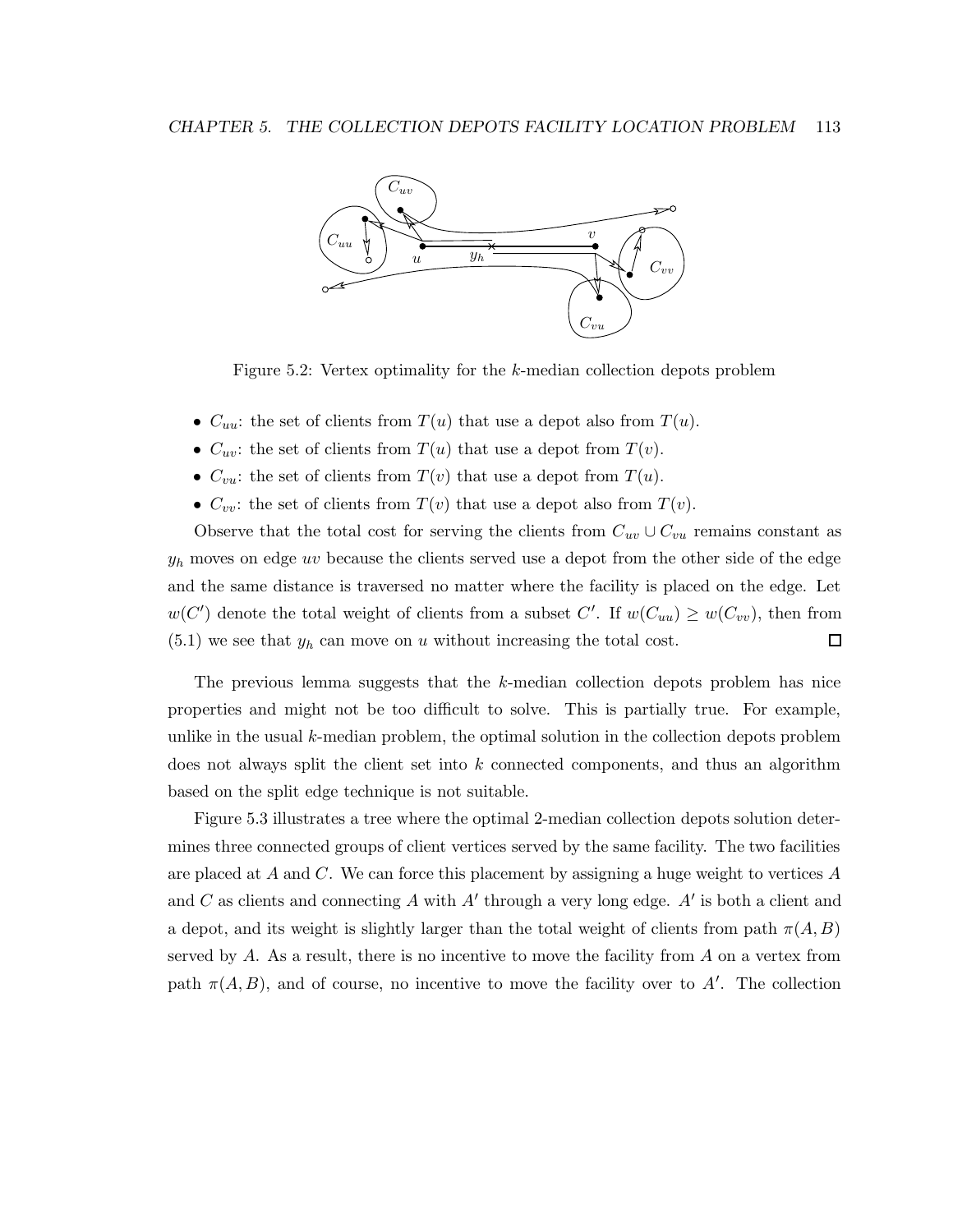Figure 5.2: Vertex optimality for the $k$-median collection depots problem

- $C_{uu}$: the set of clients from $T(u)$ that use a depot also from $T(u)$.
- $C_{uv}$: the set of clients from $T(u)$ that use a depot from $T(v)$.
- $C_{vu}$: the set of clients from $T(v)$ that use a depot from $T(u)$.
- $C_{vv}$: the set of clients from $T(v)$ that use a depot also from $T(v)$.

Observe that the total cost for serving the clients from $C_{uv} \cup C_{vu}$ remains constant as $y_h$ moves on edge $uv$ because the clients served use a depot from the other side of the edge and the same distance is traversed no matter where the facility is placed on the edge. Let $w(C')$ denote the total weight of clients from a subset $C'$. If $w(C_{uu}) \geq w(C_{vv})$, then from (5.1) we see that $y_h$ can move on $u$ without increasing the total cost. □

The previous lemma suggests that the $k$-median collection depots problem has nice properties and might not be too difficult to solve. This is partially true. For example, unlike in the usual $k$-median problem, the optimal solution in the collection depots problem does not always split the client set into $k$ connected components, and thus an algorithm based on the split edge technique is not suitable.

Figure 5.3 illustrates a tree where the optimal 2-median collection depots solution determines three connected groups of client vertices served by the same facility. The two facilities are placed at $A$ and $C$. We can force this placement by assigning a huge weight to vertices $A$ and $C$ as clients and connecting $A$ with $A'$ through a very long edge. $A'$ is both a client and a depot, and its weight is slightly larger than the total weight of clients from path $\pi(A, B)$ served by $A$. As a result, there is no incentive to move the facility from $A$ on a vertex from path $\pi(A, B)$, and of course, no incentive to move the facility over to $A'$. The collection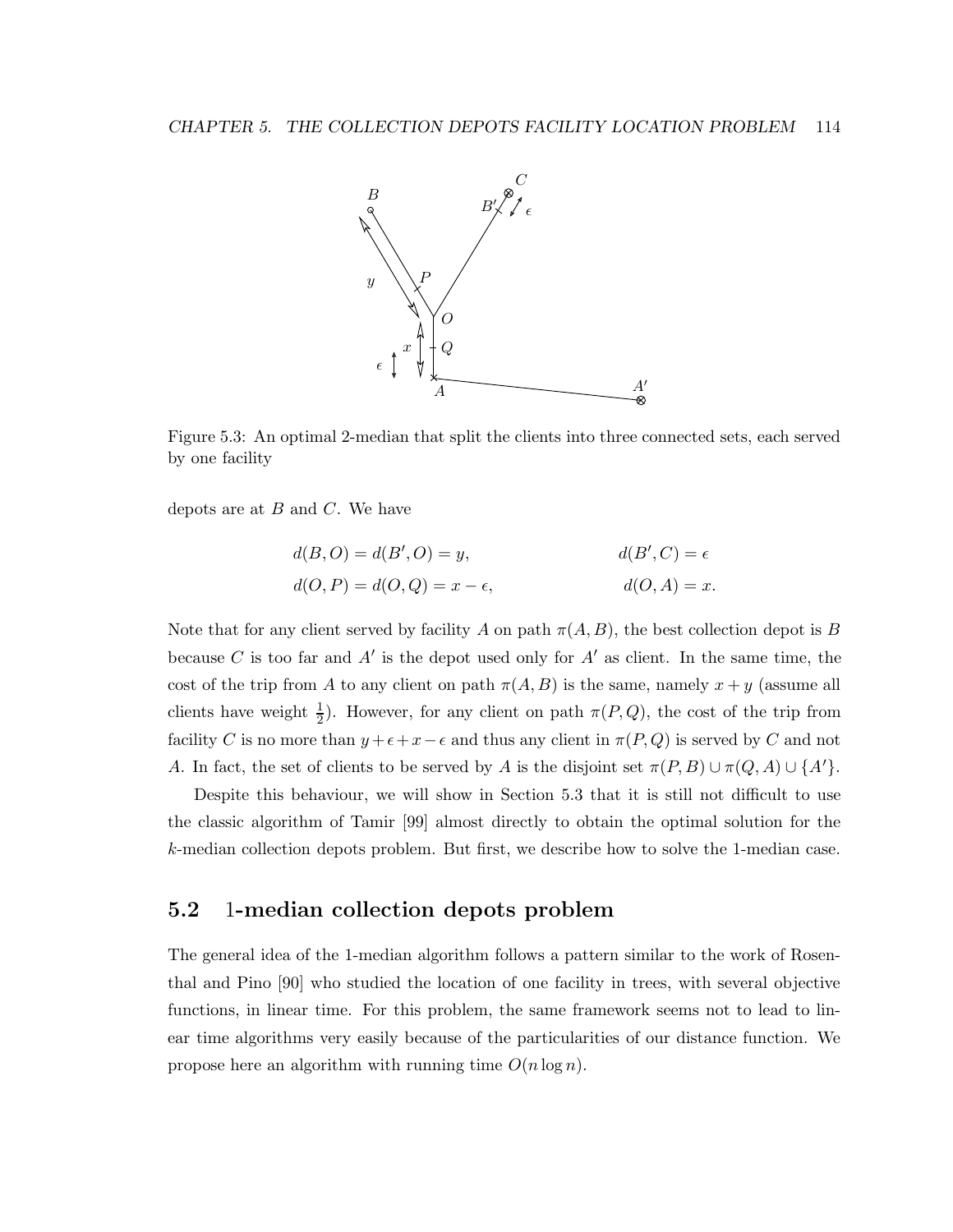Figure 5.3: An optimal 2-median that split the clients into three connected sets, each served by one facility

depots are at $B$ and $C$. We have

$$d(B, O) = d(B', O) = y, \qquad d(B', C) = \epsilon$$

$$d(O, P) = d(O, Q) = x - \epsilon, \qquad d(O, A) = x.$$

Note that for any client served by facility $A$ on path $\pi(A, B)$, the best collection depot is $B$ because $C$ is too far and $A'$ is the depot used only for $A'$ as client. In the same time, the cost of the trip from $A$ to any client on path $\pi(A, B)$ is the same, namely $x + y$ (assume all clients have weight $\frac{1}{2}$). However, for any client on path $\pi(P, Q)$, the cost of the trip from facility $C$ is no more than $y + \epsilon + x - \epsilon$ and thus any client in $\pi(P, Q)$ is served by $C$ and not $A$. In fact, the set of clients to be served by $A$ is the disjoint set $\pi(P, B) \cup \pi(Q, A) \cup \{A'\}$.

Despite this behaviour, we will show in Section 5.3 that it is still not difficult to use the classic algorithm of Tamir [99] almost directly to obtain the optimal solution for the $k$-median collection depots problem. But first, we describe how to solve the 1-median case.

## 5.2 1-median collection depots problem

The general idea of the 1-median algorithm follows a pattern similar to the work of Rosenthal and Pino [90] who studied the location of one facility in trees, with several objective functions, in linear time. For this problem, the same framework seems not to lead to linear time algorithms very easily because of the particularities of our distance function. We propose here an algorithm with running time $O(n \log n)$.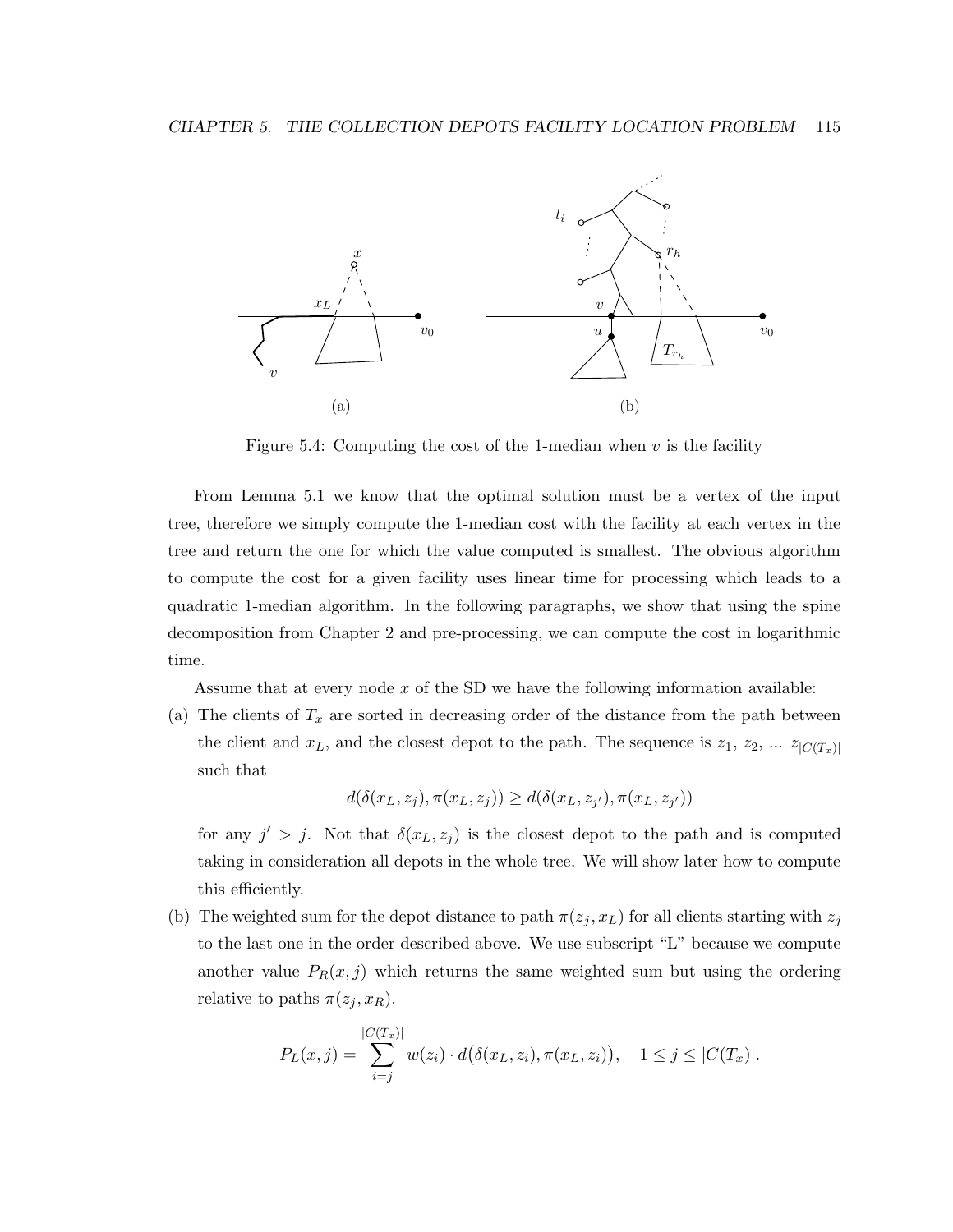Figure 5.4: Computing the cost of the 1-median when $v$ is the facility

From Lemma 5.1 we know that the optimal solution must be a vertex of the input tree, therefore we simply compute the 1-median cost with the facility at each vertex in the tree and return the one for which the value computed is smallest. The obvious algorithm to compute the cost for a given facility uses linear time for processing which leads to a quadratic 1-median algorithm. In the following paragraphs, we show that using the spine decomposition from Chapter 2 and pre-processing, we can compute the cost in logarithmic time.

Assume that at every node $x$ of the SD we have the following information available:

(a) The clients of $T_x$ are sorted in decreasing order of the distance from the path between the client and $x_L$, and the closest depot to the path. The sequence is $z_1$, $z_2$, ... $z_{|C(T_x)|}$ such that

$$d(\delta(x_L, z_j), \pi(x_L, z_j)) \geq d(\delta(x_L, z_{j'}), \pi(x_L, z_{j'}))$$

for any $j' > j$. Not that $\delta(x_L, z_j)$ is the closest depot to the path and is computed taking in consideration all depots in the whole tree. We will show later how to compute this efficiently.

(b) The weighted sum for the depot distance to path $\pi(z_j, x_L)$ for all clients starting with $z_j$ to the last one in the order described above. We use subscript "L" because we compute another value $P_R(x, j)$ which returns the same weighted sum but using the ordering relative to paths $\pi(z_j, x_R)$.

$$P_L(x, j) = \sum_{i=j}^{|C(T_x)|} w(z_i) \cdot d\big(\delta(x_L, z_i), \pi(x_L, z_i)\big), \quad 1 \leq j \leq |C(T_x)|.$$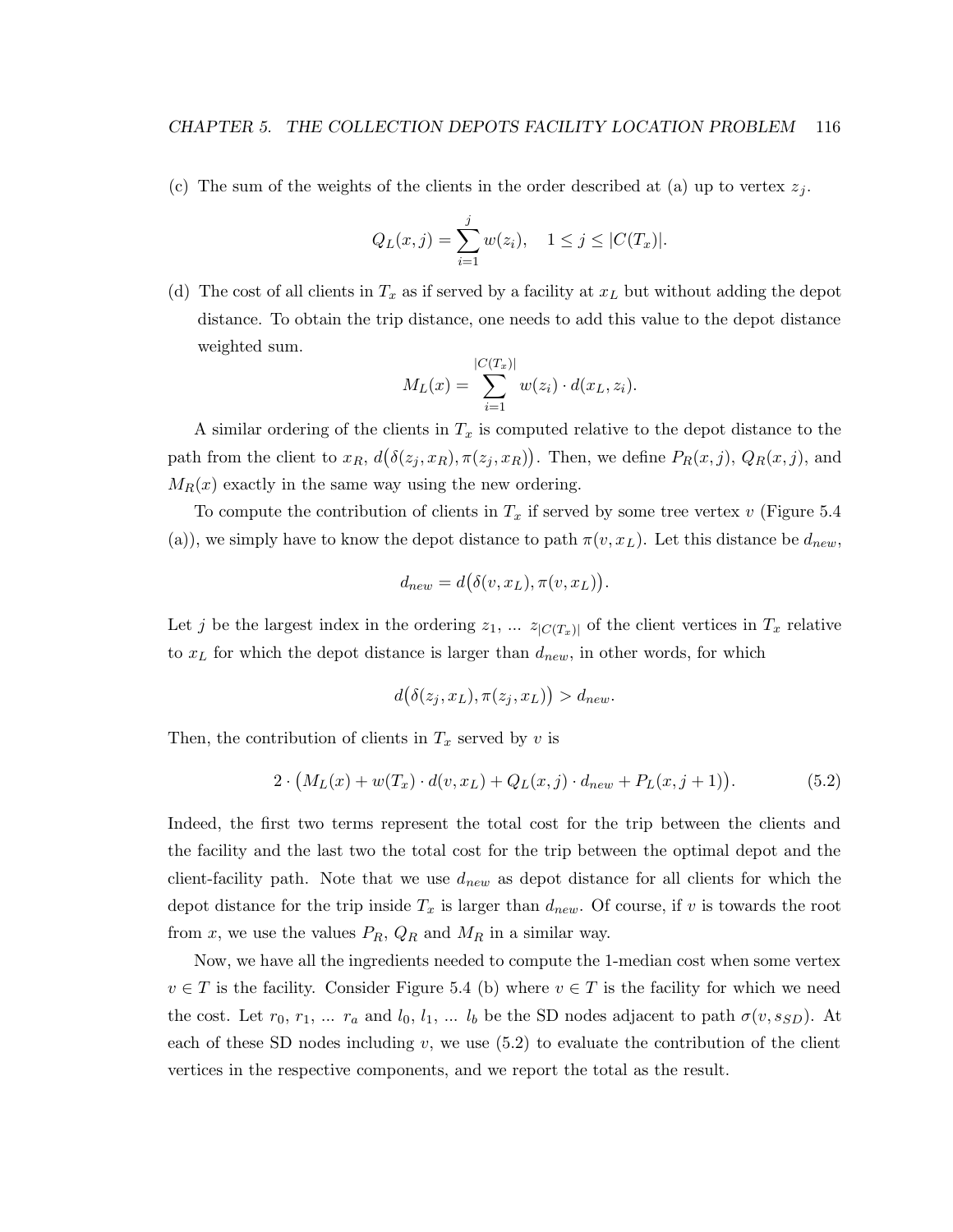(c) The sum of the weights of the clients in the order described at (a) up to vertex $z_j$.

$$Q_L(x, j) = \sum_{i=1}^{j} w(z_i), \quad 1 \leq j \leq |C(T_x)|.$$

(d) The cost of all clients in $T_x$ as if served by a facility at $x_L$ but without adding the depot distance. To obtain the trip distance, one needs to add this value to the depot distance weighted sum.

$$M_L(x) = \sum_{i=1}^{|C(T_x)|} w(z_i) \cdot d(x_L, z_i).$$

A similar ordering of the clients in $T_x$ is computed relative to the depot distance to the path from the client to $x_R$, $d\big(\delta(z_j, x_R), \pi(z_j, x_R)\big)$. Then, we define $P_R(x, j)$, $Q_R(x, j)$, and $M_R(x)$ exactly in the same way using the new ordering.

To compute the contribution of clients in $T_x$ if served by some tree vertex $v$ (Figure 5.4 (a)), we simply have to know the depot distance to path $\pi(v, x_L)$. Let this distance be $d_{new}$,

$$d_{new} = d\big(\delta(v, x_L), \pi(v, x_L)\big).$$

Let $j$ be the largest index in the ordering $z_1$, ... $z_{|C(T_x)|}$ of the client vertices in $T_x$ relative to $x_L$ for which the depot distance is larger than $d_{new}$, in other words, for which

$$d\big(\delta(z_j, x_L), \pi(z_j, x_L)\big) > d_{new}.$$

Then, the contribution of clients in $T_x$ served by $v$ is

$$2 \cdot \big(M_L(x) + w(T_x) \cdot d(v, x_L) + Q_L(x, j) \cdot d_{new} + P_L(x, j + 1)\big). \tag{5.2}$$

Indeed, the first two terms represent the total cost for the trip between the clients and the facility and the last two the total cost for the trip between the optimal depot and the client-facility path. Note that we use $d_{new}$ as depot distance for all clients for which the depot distance for the trip inside $T_x$ is larger than $d_{new}$. Of course, if $v$ is towards the root from $x$, we use the values $P_R$, $Q_R$ and $M_R$ in a similar way.

Now, we have all the ingredients needed to compute the 1-median cost when some vertex $v \in T$ is the facility. Consider Figure 5.4 (b) where $v \in T$ is the facility for which we need the cost. Let $r_0$, $r_1$, ... $r_a$ and $l_0$, $l_1$, ... $l_b$ be the SD nodes adjacent to path $\sigma(v, s_{SD})$. At each of these SD nodes including $v$, we use (5.2) to evaluate the contribution of the client vertices in the respective components, and we report the total as the result.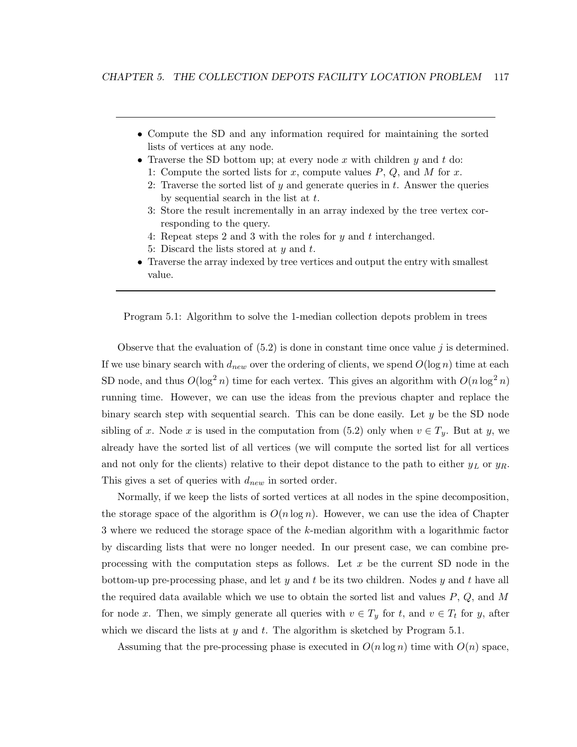---

- Compute the SD and any information required for maintaining the sorted lists of vertices at any node.
- Traverse the SD bottom up; at every node $x$ with children $y$ and $t$ do:
  1: Compute the sorted lists for $x$, compute values $P$, $Q$, and $M$ for $x$.
  2: Traverse the sorted list of $y$ and generate queries in $t$. Answer the queries by sequential search in the list at $t$.
  3: Store the result incrementally in an array indexed by the tree vertex corresponding to the query.
  4: Repeat steps 2 and 3 with the roles for $y$ and $t$ interchanged.
  5: Discard the lists stored at $y$ and $t$.
- Traverse the array indexed by tree vertices and output the entry with smallest value.

---

Program 5.1: Algorithm to solve the 1-median collection depots problem in trees

Observe that the evaluation of (5.2) is done in constant time once value $j$ is determined. If we use binary search with $d_{new}$ over the ordering of clients, we spend $O(\log n)$ time at each SD node, and thus $O(\log^2 n)$ time for each vertex. This gives an algorithm with $O(n \log^2 n)$ running time. However, we can use the ideas from the previous chapter and replace the binary search step with sequential search. This can be done easily. Let $y$ be the SD node sibling of $x$. Node $x$ is used in the computation from (5.2) only when $v \in T_y$. But at $y$, we already have the sorted list of all vertices (we will compute the sorted list for all vertices and not only for the clients) relative to their depot distance to the path to either $y_L$ or $y_R$. This gives a set of queries with $d_{new}$ in sorted order.

Normally, if we keep the lists of sorted vertices at all nodes in the spine decomposition, the storage space of the algorithm is $O(n \log n)$. However, we can use the idea of Chapter 3 where we reduced the storage space of the $k$-median algorithm with a logarithmic factor by discarding lists that were no longer needed. In our present case, we can combine preprocessing with the computation steps as follows. Let $x$ be the current SD node in the bottom-up pre-processing phase, and let $y$ and $t$ be its two children. Nodes $y$ and $t$ have all the required data available which we use to obtain the sorted list and values $P$, $Q$, and $M$ for node $x$. Then, we simply generate all queries with $v \in T_y$ for $t$, and $v \in T_t$ for $y$, after which we discard the lists at $y$ and $t$. The algorithm is sketched by Program 5.1.

Assuming that the pre-processing phase is executed in $O(n \log n)$ time with $O(n)$ space,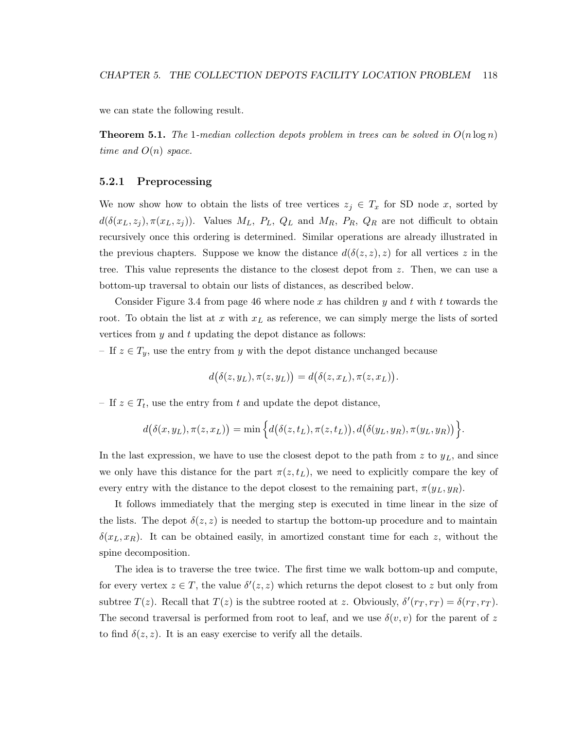we can state the following result.

**Theorem 5.1.** *The* 1*-median collection depots problem in trees can be solved in $O(n \log n)$ time and $O(n)$ space.*

### 5.2.1 Preprocessing

We now show how to obtain the lists of tree vertices $z_j \in T_x$ for SD node $x$, sorted by $d(\delta(x_L, z_j), \pi(x_L, z_j))$. Values $M_L$, $P_L$, $Q_L$ and $M_R$, $P_R$, $Q_R$ are not difficult to obtain recursively once this ordering is determined. Similar operations are already illustrated in the previous chapters. Suppose we know the distance $d(\delta(z, z), z)$ for all vertices $z$ in the tree. This value represents the distance to the closest depot from $z$. Then, we can use a bottom-up traversal to obtain our lists of distances, as described below.

Consider Figure 3.4 from page 46 where node $x$ has children $y$ and $t$ with $t$ towards the root. To obtain the list at $x$ with $x_L$ as reference, we can simply merge the lists of sorted vertices from $y$ and $t$ updating the depot distance as follows:

– If $z \in T_y$, use the entry from $y$ with the depot distance unchanged because

$$d\big(\delta(z, y_L), \pi(z, y_L)\big) = d\big(\delta(z, x_L), \pi(z, x_L)\big).$$

– If $z \in T_t$, use the entry from $t$ and update the depot distance,

$$d\big(\delta(x, y_L), \pi(z, x_L)\big) = \min\Big\{d\big(\delta(z, t_L), \pi(z, t_L)\big), d\big(\delta(y_L, y_R), \pi(y_L, y_R)\big)\Big\}.$$

In the last expression, we have to use the closest depot to the path from $z$ to $y_L$, and since we only have this distance for the part $\pi(z, t_L)$, we need to explicitly compare the key of every entry with the distance to the depot closest to the remaining part, $\pi(y_L, y_R)$.

It follows immediately that the merging step is executed in time linear in the size of the lists. The depot $\delta(z, z)$ is needed to startup the bottom-up procedure and to maintain $\delta(x_L, x_R)$. It can be obtained easily, in amortized constant time for each $z$, without the spine decomposition.

The idea is to traverse the tree twice. The first time we walk bottom-up and compute, for every vertex $z \in T$, the value $\delta'(z, z)$ which returns the depot closest to $z$ but only from subtree $T(z)$. Recall that $T(z)$ is the subtree rooted at $z$. Obviously, $\delta'(r_T, r_T) = \delta(r_T, r_T)$. The second traversal is performed from root to leaf, and we use $\delta(v, v)$ for the parent of $z$ to find $\delta(z, z)$. It is an easy exercise to verify all the details.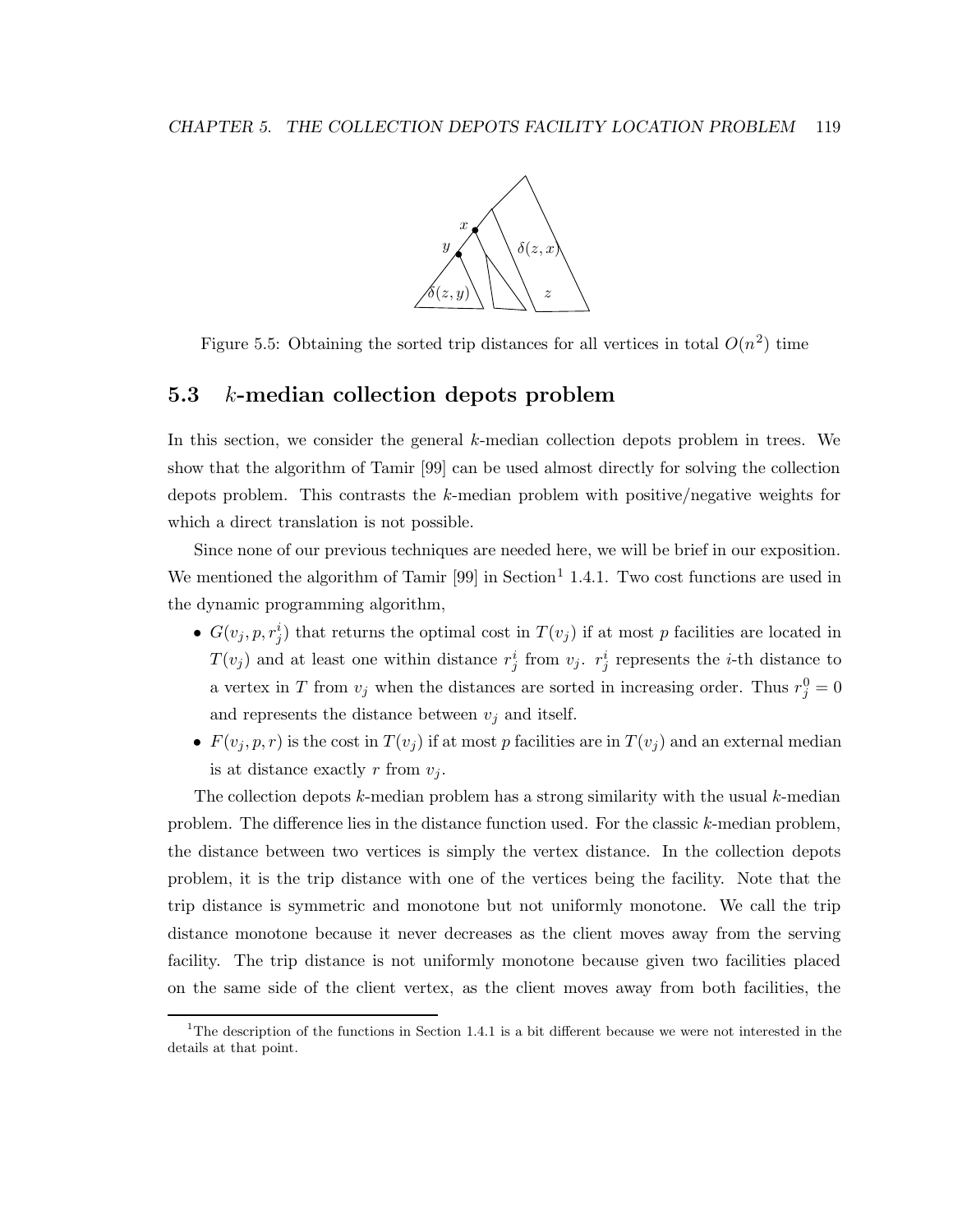Figure 5.5: Obtaining the sorted trip distances for all vertices in total $O(n^2)$ time

## 5.3 $k$-median collection depots problem

In this section, we consider the general $k$-median collection depots problem in trees. We show that the algorithm of Tamir [99] can be used almost directly for solving the collection depots problem. This contrasts the $k$-median problem with positive/negative weights for which a direct translation is not possible.

Since none of our previous techniques are needed here, we will be brief in our exposition. We mentioned the algorithm of Tamir [99] in Section[1] 1.4.1. Two cost functions are used in the dynamic programming algorithm,

- $G(v_j, p, r_j^i)$ that returns the optimal cost in $T(v_j)$ if at most $p$ facilities are located in $T(v_j)$ and at least one within distance $r_j^i$ from $v_j$. $r_j^i$ represents the $i$-th distance to a vertex in $T$ from $v_j$ when the distances are sorted in increasing order. Thus $r_j^0 = 0$ and represents the distance between $v_j$ and itself.
- $F(v_j, p, r)$ is the cost in $T(v_j)$ if at most $p$ facilities are in $T(v_j)$ and an external median is at distance exactly $r$ from $v_j$.

The collection depots $k$-median problem has a strong similarity with the usual $k$-median problem. The difference lies in the distance function used. For the classic $k$-median problem, the distance between two vertices is simply the vertex distance. In the collection depots problem, it is the trip distance with one of the vertices being the facility. Note that the trip distance is symmetric and monotone but not uniformly monotone. We call the trip distance monotone because it never decreases as the client moves away from the serving facility. The trip distance is not uniformly monotone because given two facilities placed on the same side of the client vertex, as the client moves away from both facilities, the

[1] The description of the functions in Section 1.4.1 is a bit different because we were not interested in the details at that point.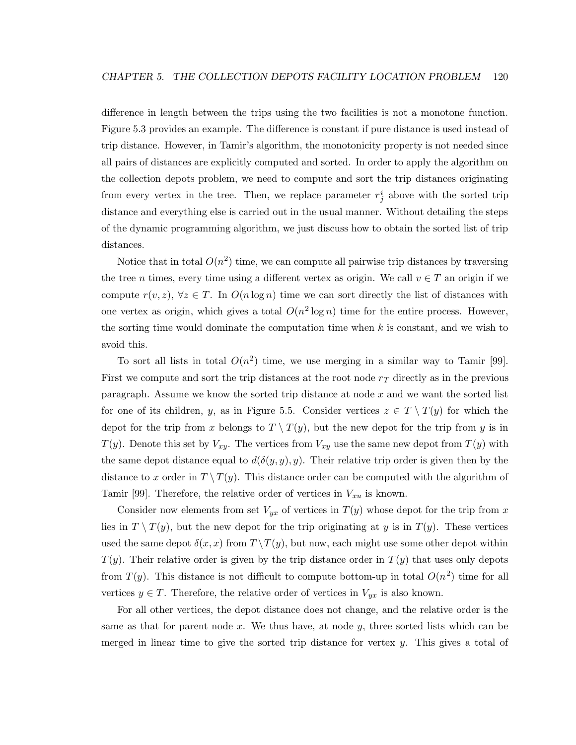difference in length between the trips using the two facilities is not a monotone function. Figure 5.3 provides an example. The difference is constant if pure distance is used instead of trip distance. However, in Tamir's algorithm, the monotonicity property is not needed since all pairs of distances are explicitly computed and sorted. In order to apply the algorithm on the collection depots problem, we need to compute and sort the trip distances originating from every vertex in the tree. Then, we replace parameter $r_j^i$ above with the sorted trip distance and everything else is carried out in the usual manner. Without detailing the steps of the dynamic programming algorithm, we just discuss how to obtain the sorted list of trip distances.

Notice that in total $O(n^2)$ time, we can compute all pairwise trip distances by traversing the tree $n$ times, every time using a different vertex as origin. We call $v \in T$ an origin if we compute $r(v, z)$, $\forall z \in T$. In $O(n \log n)$ time we can sort directly the list of distances with one vertex as origin, which gives a total $O(n^2 \log n)$ time for the entire process. However, the sorting time would dominate the computation time when $k$ is constant, and we wish to avoid this.

To sort all lists in total $O(n^2)$ time, we use merging in a similar way to Tamir [99]. First we compute and sort the trip distances at the root node $r_T$ directly as in the previous paragraph. Assume we know the sorted trip distance at node $x$ and we want the sorted list for one of its children, $y$, as in Figure 5.5. Consider vertices $z \in T \setminus T(y)$ for which the depot for the trip from $x$ belongs to $T \setminus T(y)$, but the new depot for the trip from $y$ is in $T(y)$. Denote this set by $V_{xy}$. The vertices from $V_{xy}$ use the same new depot from $T(y)$ with the same depot distance equal to $d(\delta(y, y), y)$. Their relative trip order is given then by the distance to $x$ order in $T \setminus T(y)$. This distance order can be computed with the algorithm of Tamir [99]. Therefore, the relative order of vertices in $V_{xu}$ is known.

Consider now elements from set $V_{yx}$ of vertices in $T(y)$ whose depot for the trip from $x$ lies in $T \setminus T(y)$, but the new depot for the trip originating at $y$ is in $T(y)$. These vertices used the same depot $\delta(x, x)$ from $T \setminus T(y)$, but now, each might use some other depot within $T(y)$. Their relative order is given by the trip distance order in $T(y)$ that uses only depots from $T(y)$. This distance is not difficult to compute bottom-up in total $O(n^2)$ time for all vertices $y \in T$. Therefore, the relative order of vertices in $V_{yx}$ is also known.

For all other vertices, the depot distance does not change, and the relative order is the same as that for parent node $x$. We thus have, at node $y$, three sorted lists which can be merged in linear time to give the sorted trip distance for vertex $y$. This gives a total of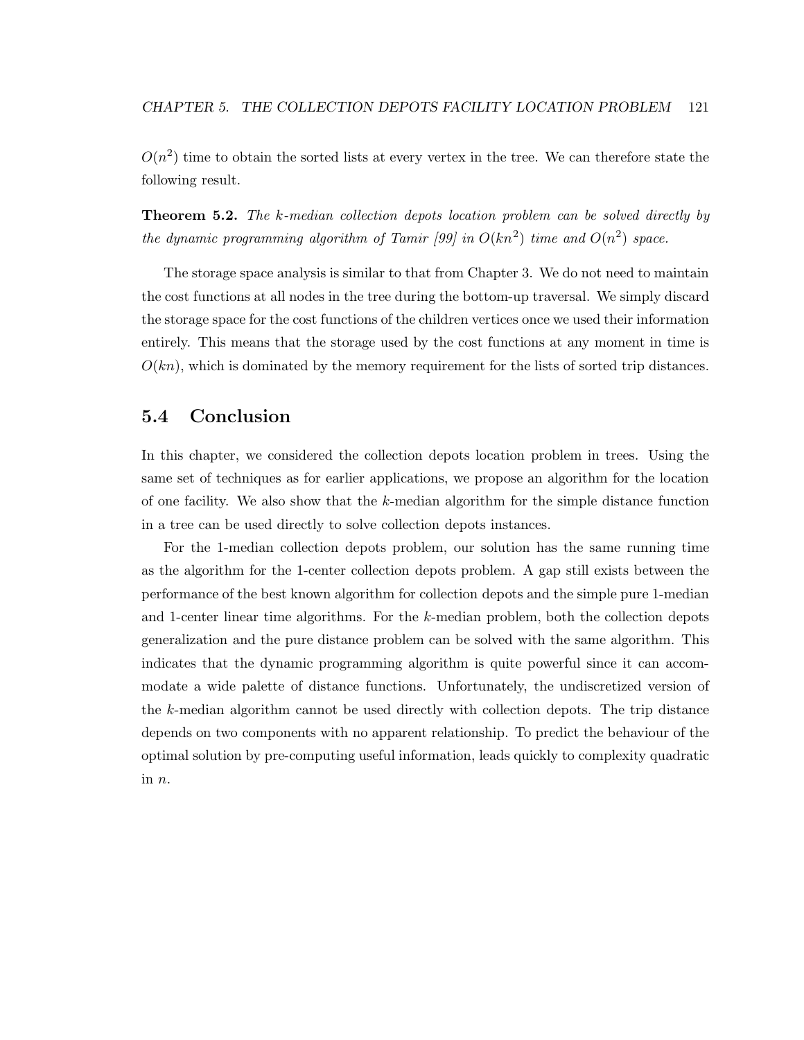$O(n^2)$ time to obtain the sorted lists at every vertex in the tree. We can therefore state the following result.

**Theorem 5.2.** *The $k$-median collection depots location problem can be solved directly by the dynamic programming algorithm of Tamir [99] in $O(kn^2)$ time and $O(n^2)$ space.*

The storage space analysis is similar to that from Chapter 3. We do not need to maintain the cost functions at all nodes in the tree during the bottom-up traversal. We simply discard the storage space for the cost functions of the children vertices once we used their information entirely. This means that the storage used by the cost functions at any moment in time is $O(kn)$, which is dominated by the memory requirement for the lists of sorted trip distances.

## 5.4 Conclusion

In this chapter, we considered the collection depots location problem in trees. Using the same set of techniques as for earlier applications, we propose an algorithm for the location of one facility. We also show that the $k$-median algorithm for the simple distance function in a tree can be used directly to solve collection depots instances.

For the 1-median collection depots problem, our solution has the same running time as the algorithm for the 1-center collection depots problem. A gap still exists between the performance of the best known algorithm for collection depots and the simple pure 1-median and 1-center linear time algorithms. For the $k$-median problem, both the collection depots generalization and the pure distance problem can be solved with the same algorithm. This indicates that the dynamic programming algorithm is quite powerful since it can accommodate a wide palette of distance functions. Unfortunately, the undiscretized version of the $k$-median algorithm cannot be used directly with collection depots. The trip distance depends on two components with no apparent relationship. To predict the behaviour of the optimal solution by pre-computing useful information, leads quickly to complexity quadratic in $n$.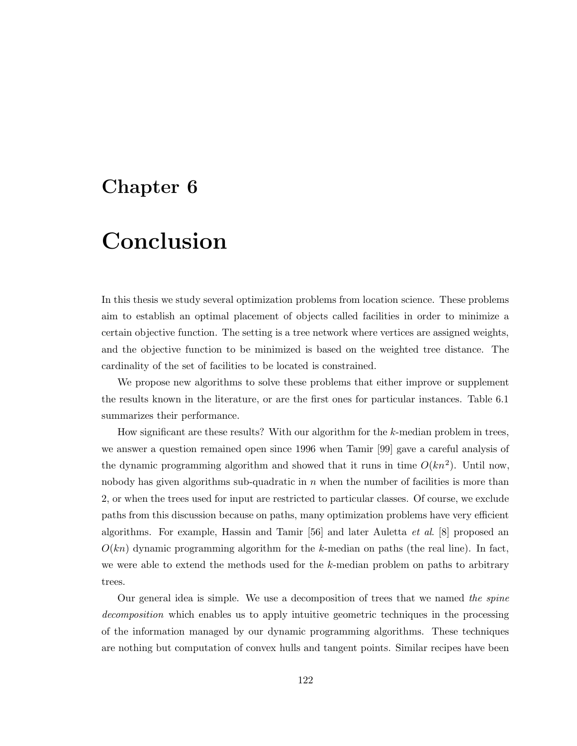# Chapter 6

# Conclusion

In this thesis we study several optimization problems from location science. These problems aim to establish an optimal placement of objects called facilities in order to minimize a certain objective function. The setting is a tree network where vertices are assigned weights, and the objective function to be minimized is based on the weighted tree distance. The cardinality of the set of facilities to be located is constrained.

We propose new algorithms to solve these problems that either improve or supplement the results known in the literature, or are the first ones for particular instances. Table 6.1 summarizes their performance.

How significant are these results? With our algorithm for the $k$-median problem in trees, we answer a question remained open since 1996 when Tamir [99] gave a careful analysis of the dynamic programming algorithm and showed that it runs in time $O(kn^2)$. Until now, nobody has given algorithms sub-quadratic in $n$ when the number of facilities is more than 2, or when the trees used for input are restricted to particular classes. Of course, we exclude paths from this discussion because on paths, many optimization problems have very efficient algorithms. For example, Hassin and Tamir [56] and later Auletta *et al*. [8] proposed an $O(kn)$ dynamic programming algorithm for the $k$-median on paths (the real line). In fact, we were able to extend the methods used for the $k$-median problem on paths to arbitrary trees.

Our general idea is simple. We use a decomposition of trees that we named *the spine decomposition* which enables us to apply intuitive geometric techniques in the processing of the information managed by our dynamic programming algorithms. These techniques are nothing but computation of convex hulls and tangent points. Similar recipes have been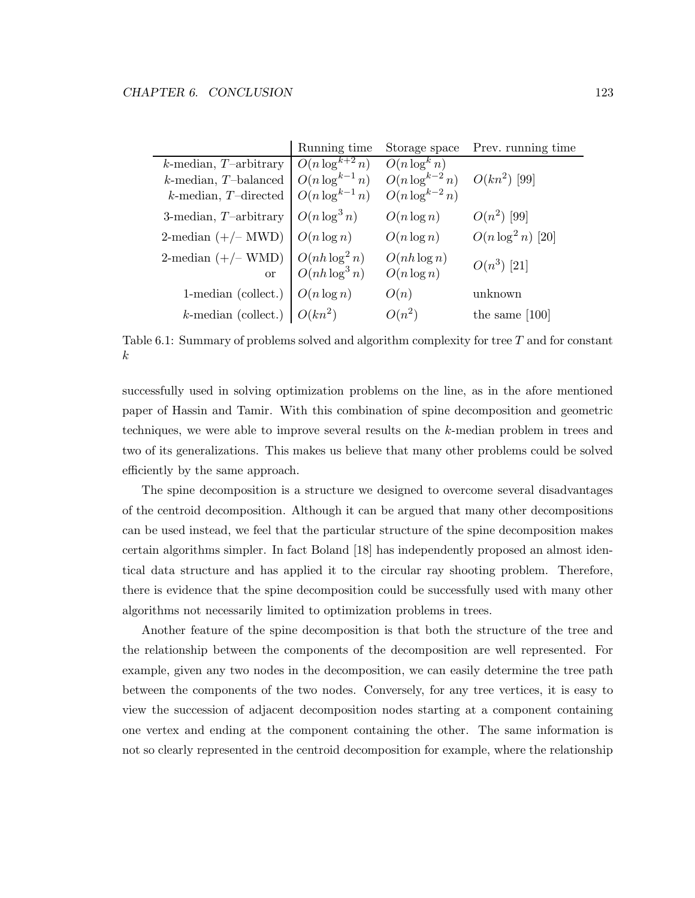| | Running time | Storage space | Prev. running time |
|---|---|---|---|
| $k$-median, $T$–arbitrary | $O(n \log^{k+2} n)$ | $O(n \log^{k} n)$ | |
| $k$-median, $T$–balanced | $O(n \log^{k-1} n)$ | $O(n \log^{k-2} n)$ | $O(kn^2)$ [99] |
| $k$-median, $T$–directed | $O(n \log^{k-1} n)$ | $O(n \log^{k-2} n)$ | |
| 3-median, $T$–arbitrary | $O(n \log^3 n)$ | $O(n \log n)$ | $O(n^2)$ [99] |
| 2-median (+/– MWD) | $O(n \log n)$ | $O(n \log n)$ | $O(n \log^2 n)$ [20] |
| 2-median (+/– WMD) | $O(nh \log^2 n)$ | $O(nh \log n)$ | $O(n^3)$ [21] |
| or | $O(nh \log^3 n)$ | $O(n \log n)$ | |
| 1-median (collect.) | $O(n \log n)$ | $O(n)$ | unknown |
| $k$-median (collect.) | $O(kn^2)$ | $O(n^2)$ | the same [100] |

Table 6.1: Summary of problems solved and algorithm complexity for tree $T$ and for constant $k$

successfully used in solving optimization problems on the line, as in the afore mentioned paper of Hassin and Tamir. With this combination of spine decomposition and geometric techniques, we were able to improve several results on the $k$-median problem in trees and two of its generalizations. This makes us believe that many other problems could be solved efficiently by the same approach.

The spine decomposition is a structure we designed to overcome several disadvantages of the centroid decomposition. Although it can be argued that many other decompositions can be used instead, we feel that the particular structure of the spine decomposition makes certain algorithms simpler. In fact Boland [18] has independently proposed an almost identical data structure and has applied it to the circular ray shooting problem. Therefore, there is evidence that the spine decomposition could be successfully used with many other algorithms not necessarily limited to optimization problems in trees.

Another feature of the spine decomposition is that both the structure of the tree and the relationship between the components of the decomposition are well represented. For example, given any two nodes in the decomposition, we can easily determine the tree path between the components of the two nodes. Conversely, for any tree vertices, it is easy to view the succession of adjacent decomposition nodes starting at a component containing one vertex and ending at the component containing the other. The same information is not so clearly represented in the centroid decomposition for example, where the relationship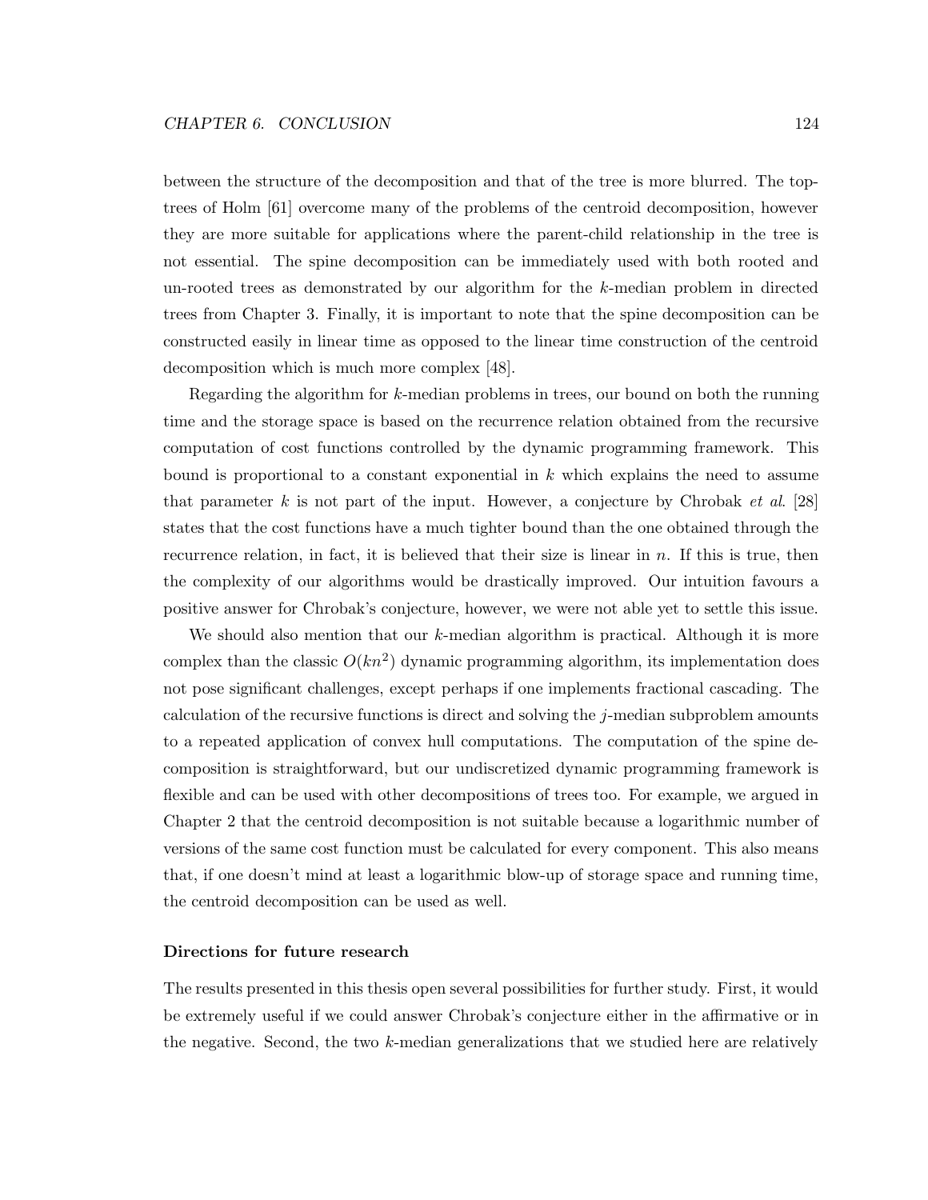between the structure of the decomposition and that of the tree is more blurred. The top-trees of Holm [61] overcome many of the problems of the centroid decomposition, however they are more suitable for applications where the parent-child relationship in the tree is not essential. The spine decomposition can be immediately used with both rooted and un-rooted trees as demonstrated by our algorithm for the $k$-median problem in directed trees from Chapter 3. Finally, it is important to note that the spine decomposition can be constructed easily in linear time as opposed to the linear time construction of the centroid decomposition which is much more complex [48].

Regarding the algorithm for $k$-median problems in trees, our bound on both the running time and the storage space is based on the recurrence relation obtained from the recursive computation of cost functions controlled by the dynamic programming framework. This bound is proportional to a constant exponential in $k$ which explains the need to assume that parameter $k$ is not part of the input. However, a conjecture by Chrobak *et al*. [28] states that the cost functions have a much tighter bound than the one obtained through the recurrence relation, in fact, it is believed that their size is linear in $n$. If this is true, then the complexity of our algorithms would be drastically improved. Our intuition favours a positive answer for Chrobak's conjecture, however, we were not able yet to settle this issue.

We should also mention that our $k$-median algorithm is practical. Although it is more complex than the classic $O(kn^2)$ dynamic programming algorithm, its implementation does not pose significant challenges, except perhaps if one implements fractional cascading. The calculation of the recursive functions is direct and solving the $j$-median subproblem amounts to a repeated application of convex hull computations. The computation of the spine decomposition is straightforward, but our undiscretized dynamic programming framework is flexible and can be used with other decompositions of trees too. For example, we argued in Chapter 2 that the centroid decomposition is not suitable because a logarithmic number of versions of the same cost function must be calculated for every component. This also means that, if one doesn't mind at least a logarithmic blow-up of storage space and running time, the centroid decomposition can be used as well.

#### Directions for future research

The results presented in this thesis open several possibilities for further study. First, it would be extremely useful if we could answer Chrobak's conjecture either in the affirmative or in the negative. Second, the two $k$-median generalizations that we studied here are relatively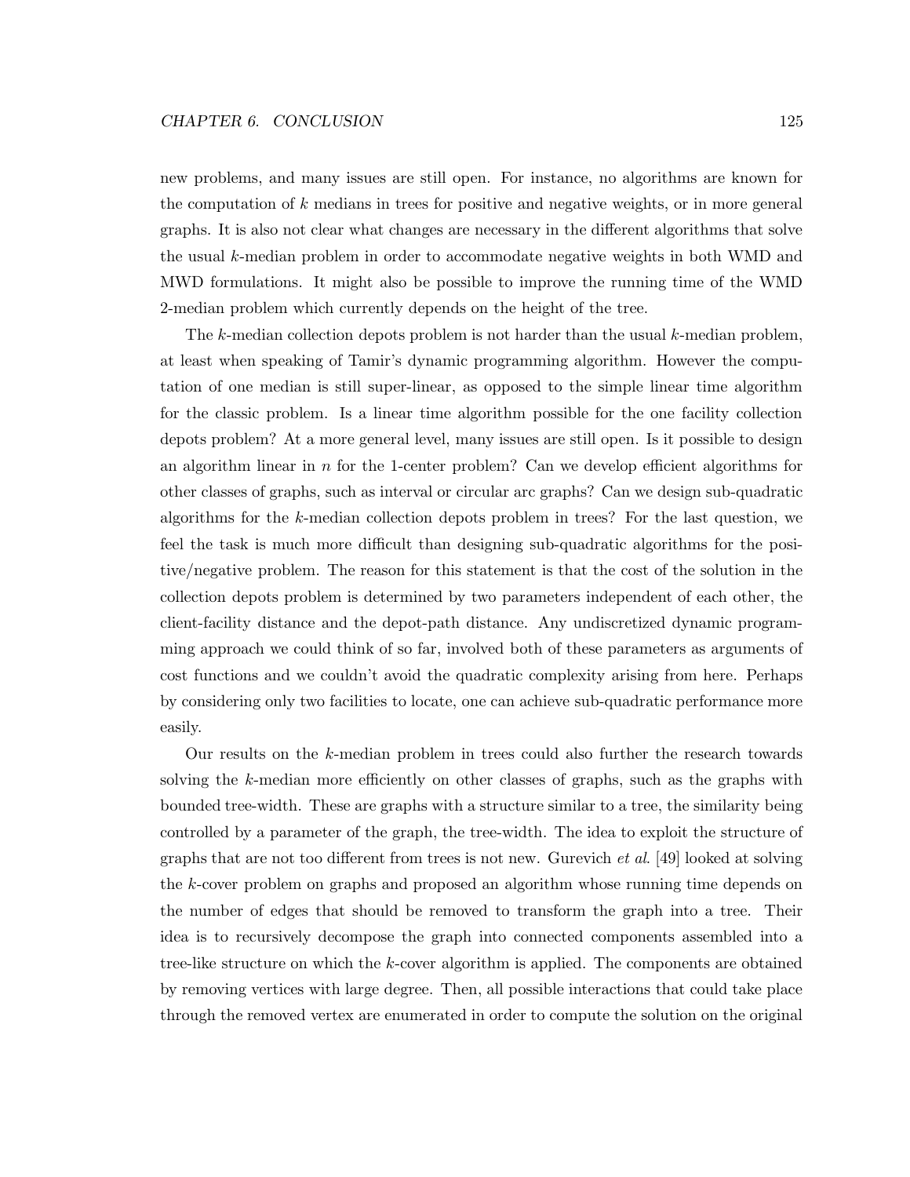new problems, and many issues are still open. For instance, no algorithms are known for the computation of $k$ medians in trees for positive and negative weights, or in more general graphs. It is also not clear what changes are necessary in the different algorithms that solve the usual $k$-median problem in order to accommodate negative weights in both WMD and MWD formulations. It might also be possible to improve the running time of the WMD 2-median problem which currently depends on the height of the tree.

The $k$-median collection depots problem is not harder than the usual $k$-median problem, at least when speaking of Tamir's dynamic programming algorithm. However the computation of one median is still super-linear, as opposed to the simple linear time algorithm for the classic problem. Is a linear time algorithm possible for the one facility collection depots problem? At a more general level, many issues are still open. Is it possible to design an algorithm linear in $n$ for the 1-center problem? Can we develop efficient algorithms for other classes of graphs, such as interval or circular arc graphs? Can we design sub-quadratic algorithms for the $k$-median collection depots problem in trees? For the last question, we feel the task is much more difficult than designing sub-quadratic algorithms for the positive/negative problem. The reason for this statement is that the cost of the solution in the collection depots problem is determined by two parameters independent of each other, the client-facility distance and the depot-path distance. Any undiscretized dynamic programming approach we could think of so far, involved both of these parameters as arguments of cost functions and we couldn't avoid the quadratic complexity arising from here. Perhaps by considering only two facilities to locate, one can achieve sub-quadratic performance more easily.

Our results on the $k$-median problem in trees could also further the research towards solving the $k$-median more efficiently on other classes of graphs, such as the graphs with bounded tree-width. These are graphs with a structure similar to a tree, the similarity being controlled by a parameter of the graph, the tree-width. The idea to exploit the structure of graphs that are not too different from trees is not new. Gurevich *et al.* [49] looked at solving the $k$-cover problem on graphs and proposed an algorithm whose running time depends on the number of edges that should be removed to transform the graph into a tree. Their idea is to recursively decompose the graph into connected components assembled into a tree-like structure on which the $k$-cover algorithm is applied. The components are obtained by removing vertices with large degree. Then, all possible interactions that could take place through the removed vertex are enumerated in order to compute the solution on the original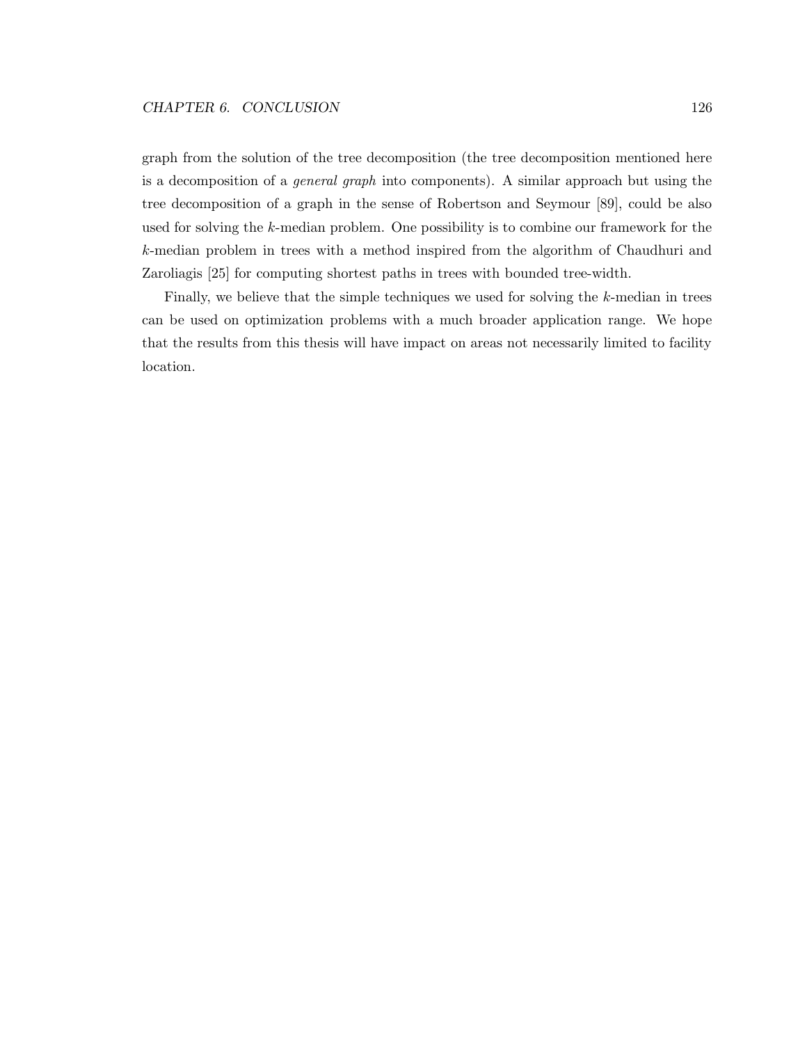graph from the solution of the tree decomposition (the tree decomposition mentioned here is a decomposition of a *general graph* into components). A similar approach but using the tree decomposition of a graph in the sense of Robertson and Seymour [89], could be also used for solving the $k$-median problem. One possibility is to combine our framework for the $k$-median problem in trees with a method inspired from the algorithm of Chaudhuri and Zaroliagis [25] for computing shortest paths in trees with bounded tree-width.

Finally, we believe that the simple techniques we used for solving the $k$-median in trees can be used on optimization problems with a much broader application range. We hope that the results from this thesis will have impact on areas not necessarily limited to facility location.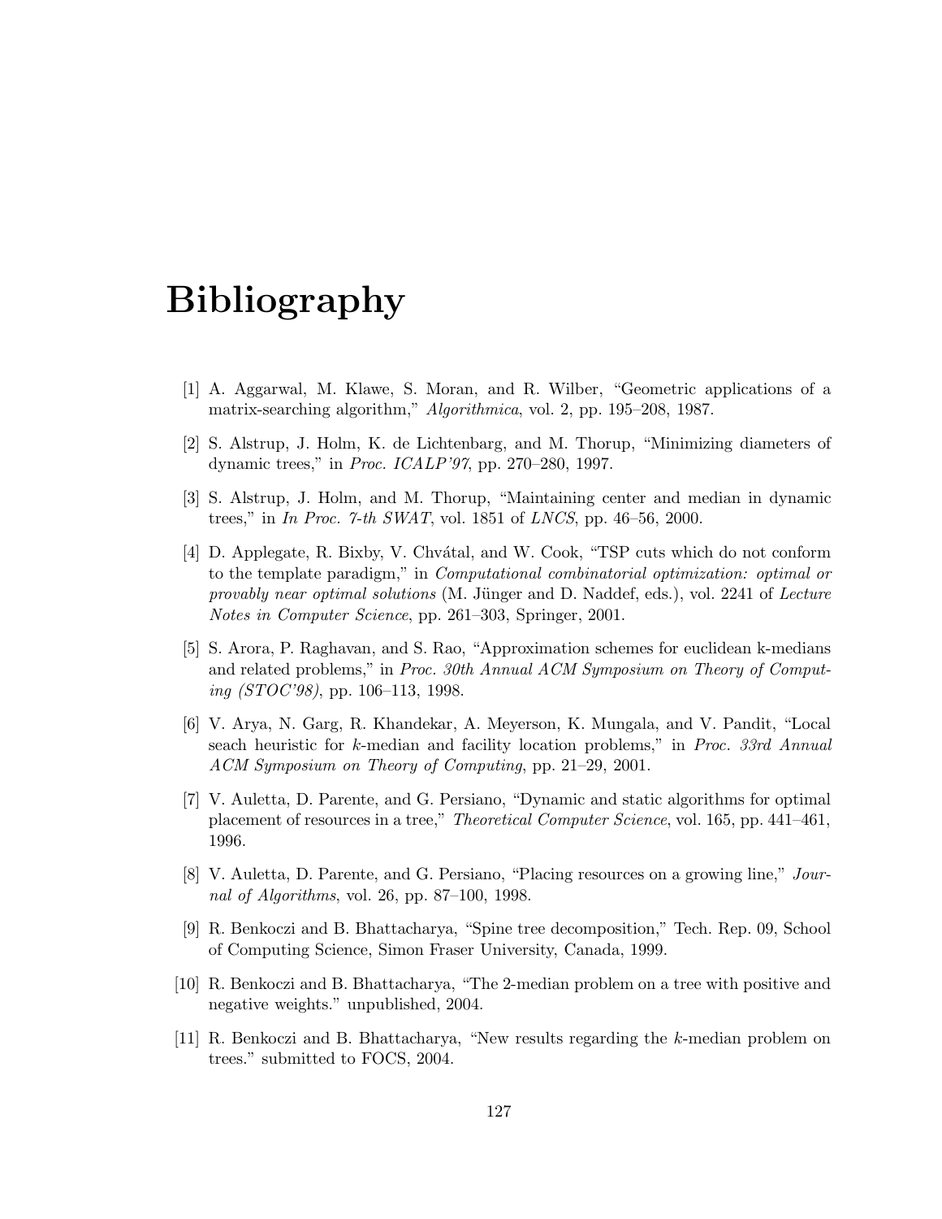# Bibliography

[1] A. Aggarwal, M. Klawe, S. Moran, and R. Wilber, "Geometric applications of a matrix-searching algorithm," *Algorithmica*, vol. 2, pp. 195–208, 1987.

[2] S. Alstrup, J. Holm, K. de Lichtenbarg, and M. Thorup, "Minimizing diameters of dynamic trees," in *Proc. ICALP'97*, pp. 270–280, 1997.

[3] S. Alstrup, J. Holm, and M. Thorup, "Maintaining center and median in dynamic trees," in *In Proc. 7-th SWAT*, vol. 1851 of *LNCS*, pp. 46–56, 2000.

[4] D. Applegate, R. Bixby, V. Chvátal, and W. Cook, "TSP cuts which do not conform to the template paradigm," in *Computational combinatorial optimization: optimal or provably near optimal solutions* (M. Jünger and D. Naddef, eds.), vol. 2241 of *Lecture Notes in Computer Science*, pp. 261–303, Springer, 2001.

[5] S. Arora, P. Raghavan, and S. Rao, "Approximation schemes for euclidean k-medians and related problems," in *Proc. 30th Annual ACM Symposium on Theory of Computing (STOC'98)*, pp. 106–113, 1998.

[6] V. Arya, N. Garg, R. Khandekar, A. Meyerson, K. Mungala, and V. Pandit, "Local seach heuristic for $k$-median and facility location problems," in *Proc. 33rd Annual ACM Symposium on Theory of Computing*, pp. 21–29, 2001.

[7] V. Auletta, D. Parente, and G. Persiano, "Dynamic and static algorithms for optimal placement of resources in a tree," *Theoretical Computer Science*, vol. 165, pp. 441–461, 1996.

[8] V. Auletta, D. Parente, and G. Persiano, "Placing resources on a growing line," *Journal of Algorithms*, vol. 26, pp. 87–100, 1998.

[9] R. Benkoczi and B. Bhattacharya, "Spine tree decomposition," Tech. Rep. 09, School of Computing Science, Simon Fraser University, Canada, 1999.

[10] R. Benkoczi and B. Bhattacharya, "The 2-median problem on a tree with positive and negative weights." unpublished, 2004.

[11] R. Benkoczi and B. Bhattacharya, "New results regarding the $k$-median problem on trees." submitted to FOCS, 2004.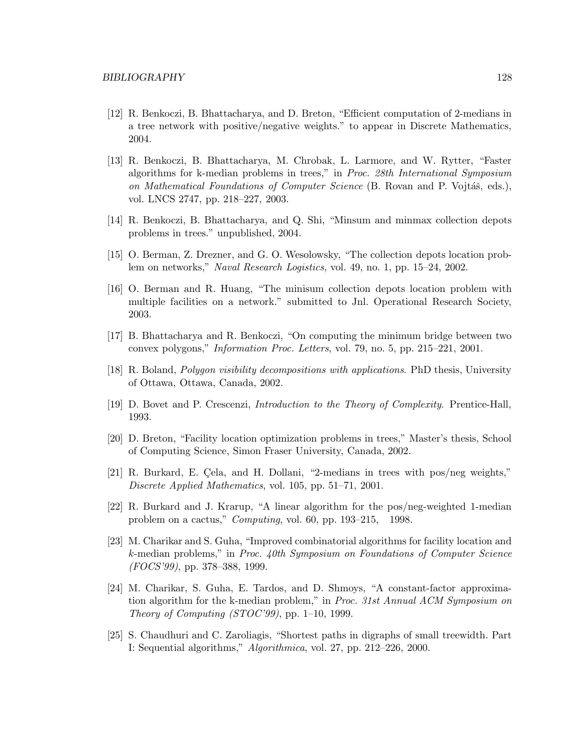[12] R. Benkoczi, B. Bhattacharya, and D. Breton, "Efficient computation of 2-medians in a tree network with positive/negative weights." to appear in Discrete Mathematics, 2004.

[13] R. Benkoczi, B. Bhattacharya, M. Chrobak, L. Larmore, and W. Rytter, "Faster algorithms for k-median problems in trees," in *Proc. 28th International Symposium on Mathematical Foundations of Computer Science* (B. Rovan and P. Vojtáš, eds.), vol. LNCS 2747, pp. 218–227, 2003.

[14] R. Benkoczi, B. Bhattacharya, and Q. Shi, "Minsum and minmax collection depots problems in trees." unpublished, 2004.

[15] O. Berman, Z. Drezner, and G. O. Wesolowsky, "The collection depots location problem on networks," *Naval Research Logistics*, vol. 49, no. 1, pp. 15–24, 2002.

[16] O. Berman and R. Huang, "The minisum collection depots location problem with multiple facilities on a network." submitted to Jnl. Operational Research Society, 2003.

[17] B. Bhattacharya and R. Benkoczi, "On computing the minimum bridge between two convex polygons," *Information Proc. Letters*, vol. 79, no. 5, pp. 215–221, 2001.

[18] R. Boland, *Polygon visibility decompositions with applications*. PhD thesis, University of Ottawa, Ottawa, Canada, 2002.

[19] D. Bovet and P. Crescenzi, *Introduction to the Theory of Complexity*. Prentice-Hall, 1993.

[20] D. Breton, "Facility location optimization problems in trees," Master's thesis, School of Computing Science, Simon Fraser University, Canada, 2002.

[21] R. Burkard, E. Çela, and H. Dollani, "2-medians in trees with pos/neg weights," *Discrete Applied Mathematics*, vol. 105, pp. 51–71, 2001.

[22] R. Burkard and J. Krarup, "A linear algorithm for the pos/neg-weighted 1-median problem on a cactus," *Computing*, vol. 60, pp. 193–215, 1998.

[23] M. Charikar and S. Guha, "Improved combinatorial algorithms for facility location and $k$-median problems," in *Proc. 40th Symposium on Foundations of Computer Science (FOCS'99)*, pp. 378–388, 1999.

[24] M. Charikar, S. Guha, E. Tardos, and D. Shmoys, "A constant-factor approximation algorithm for the k-median problem," in *Proc. 31st Annual ACM Symposium on Theory of Computing (STOC'99)*, pp. 1–10, 1999.

[25] S. Chaudhuri and C. Zaroliagis, "Shortest paths in digraphs of small treewidth. Part I: Sequential algorithms," *Algorithmica*, vol. 27, pp. 212–226, 2000.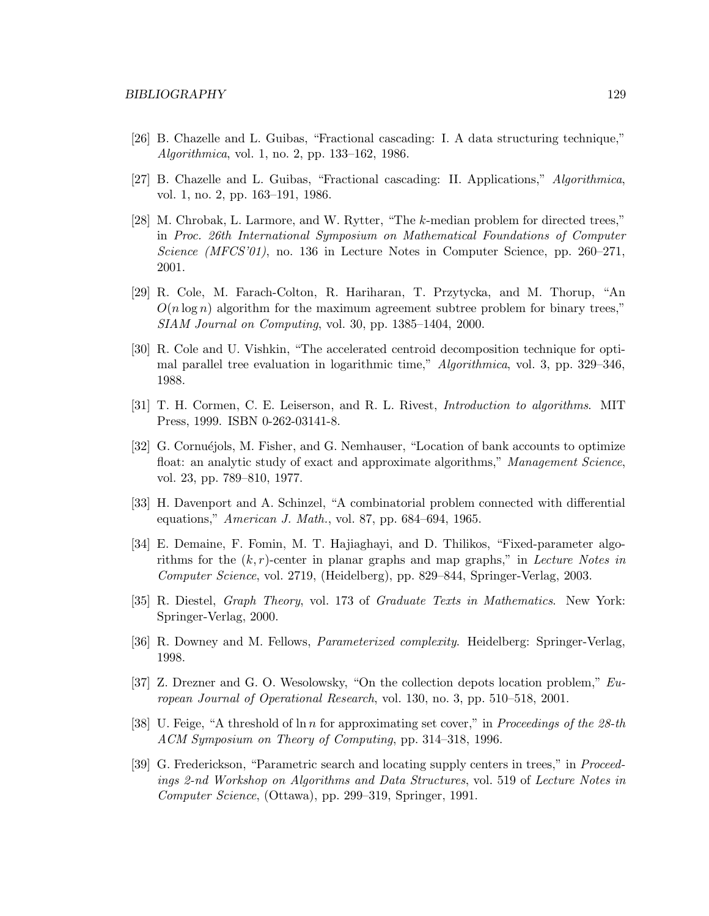[26] B. Chazelle and L. Guibas, "Fractional cascading: I. A data structuring technique," *Algorithmica*, vol. 1, no. 2, pp. 133–162, 1986.

[27] B. Chazelle and L. Guibas, "Fractional cascading: II. Applications," *Algorithmica*, vol. 1, no. 2, pp. 163–191, 1986.

[28] M. Chrobak, L. Larmore, and W. Rytter, "The $k$-median problem for directed trees," in *Proc. 26th International Symposium on Mathematical Foundations of Computer Science (MFCS'01)*, no. 136 in Lecture Notes in Computer Science, pp. 260–271, 2001.

[29] R. Cole, M. Farach-Colton, R. Hariharan, T. Przytycka, and M. Thorup, "An $O(n \log n)$ algorithm for the maximum agreement subtree problem for binary trees," *SIAM Journal on Computing*, vol. 30, pp. 1385–1404, 2000.

[30] R. Cole and U. Vishkin, "The accelerated centroid decomposition technique for optimal parallel tree evaluation in logarithmic time," *Algorithmica*, vol. 3, pp. 329–346, 1988.

[31] T. H. Cormen, C. E. Leiserson, and R. L. Rivest, *Introduction to algorithms*. MIT Press, 1999. ISBN 0-262-03141-8.

[32] G. Cornuéjols, M. Fisher, and G. Nemhauser, "Location of bank accounts to optimize float: an analytic study of exact and approximate algorithms," *Management Science*, vol. 23, pp. 789–810, 1977.

[33] H. Davenport and A. Schinzel, "A combinatorial problem connected with differential equations," *American J. Math.*, vol. 87, pp. 684–694, 1965.

[34] E. Demaine, F. Fomin, M. T. Hajiaghayi, and D. Thilikos, "Fixed-parameter algorithms for the $(k, r)$-center in planar graphs and map graphs," in *Lecture Notes in Computer Science*, vol. 2719, (Heidelberg), pp. 829–844, Springer-Verlag, 2003.

[35] R. Diestel, *Graph Theory*, vol. 173 of *Graduate Texts in Mathematics*. New York: Springer-Verlag, 2000.

[36] R. Downey and M. Fellows, *Parameterized complexity*. Heidelberg: Springer-Verlag, 1998.

[37] Z. Drezner and G. O. Wesolowsky, "On the collection depots location problem," *European Journal of Operational Research*, vol. 130, no. 3, pp. 510–518, 2001.

[38] U. Feige, "A threshold of $\ln n$ for approximating set cover," in *Proceedings of the 28-th ACM Symposium on Theory of Computing*, pp. 314–318, 1996.

[39] G. Frederickson, "Parametric search and locating supply centers in trees," in *Proceedings 2-nd Workshop on Algorithms and Data Structures*, vol. 519 of *Lecture Notes in Computer Science*, (Ottawa), pp. 299–319, Springer, 1991.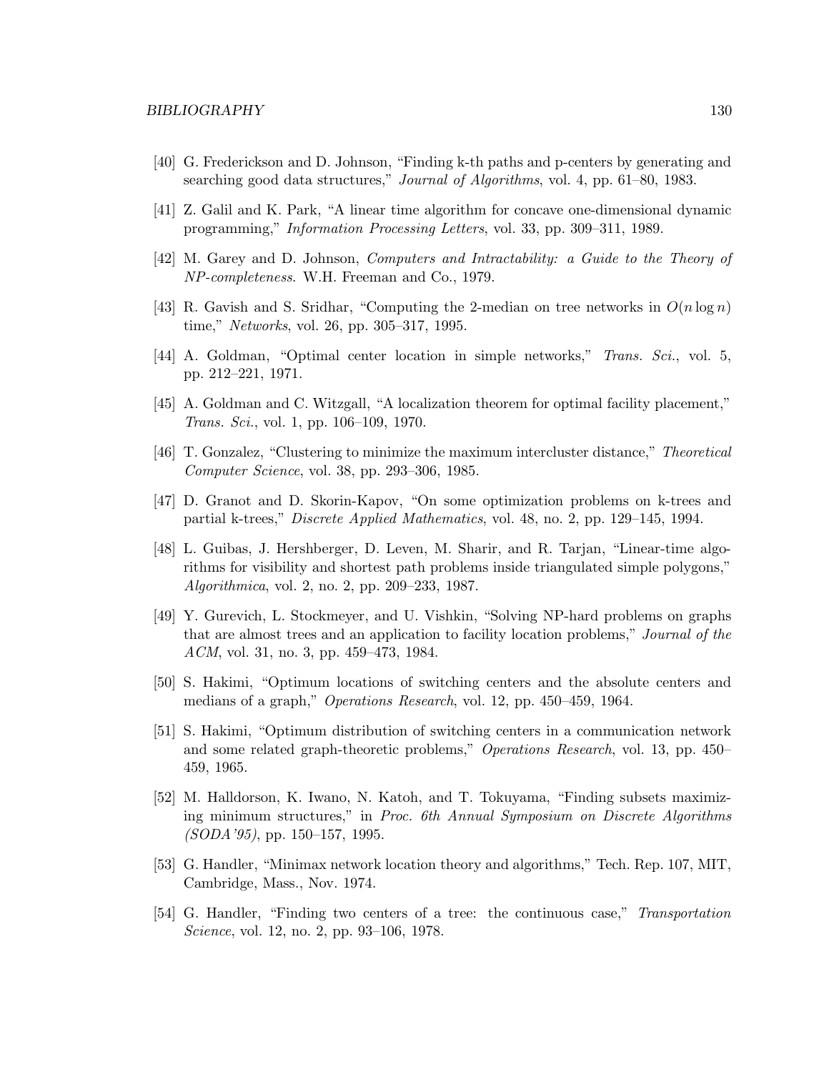[40] G. Frederickson and D. Johnson, "Finding k-th paths and p-centers by generating and searching good data structures," *Journal of Algorithms*, vol. 4, pp. 61–80, 1983.

[41] Z. Galil and K. Park, "A linear time algorithm for concave one-dimensional dynamic programming," *Information Processing Letters*, vol. 33, pp. 309–311, 1989.

[42] M. Garey and D. Johnson, *Computers and Intractability: a Guide to the Theory of NP-completeness*. W.H. Freeman and Co., 1979.

[43] R. Gavish and S. Sridhar, "Computing the 2-median on tree networks in $O(n \log n)$ time," *Networks*, vol. 26, pp. 305–317, 1995.

[44] A. Goldman, "Optimal center location in simple networks," *Trans. Sci.*, vol. 5, pp. 212–221, 1971.

[45] A. Goldman and C. Witzgall, "A localization theorem for optimal facility placement," *Trans. Sci.*, vol. 1, pp. 106–109, 1970.

[46] T. Gonzalez, "Clustering to minimize the maximum intercluster distance," *Theoretical Computer Science*, vol. 38, pp. 293–306, 1985.

[47] D. Granot and D. Skorin-Kapov, "On some optimization problems on k-trees and partial k-trees," *Discrete Applied Mathematics*, vol. 48, no. 2, pp. 129–145, 1994.

[48] L. Guibas, J. Hershberger, D. Leven, M. Sharir, and R. Tarjan, "Linear-time algorithms for visibility and shortest path problems inside triangulated simple polygons," *Algorithmica*, vol. 2, no. 2, pp. 209–233, 1987.

[49] Y. Gurevich, L. Stockmeyer, and U. Vishkin, "Solving NP-hard problems on graphs that are almost trees and an application to facility location problems," *Journal of the ACM*, vol. 31, no. 3, pp. 459–473, 1984.

[50] S. Hakimi, "Optimum locations of switching centers and the absolute centers and medians of a graph," *Operations Research*, vol. 12, pp. 450–459, 1964.

[51] S. Hakimi, "Optimum distribution of switching centers in a communication network and some related graph-theoretic problems," *Operations Research*, vol. 13, pp. 450–459, 1965.

[52] M. Halldorson, K. Iwano, N. Katoh, and T. Tokuyama, "Finding subsets maximizing minimum structures," in *Proc. 6th Annual Symposium on Discrete Algorithms (SODA'95)*, pp. 150–157, 1995.

[53] G. Handler, "Minimax network location theory and algorithms," Tech. Rep. 107, MIT, Cambridge, Mass., Nov. 1974.

[54] G. Handler, "Finding two centers of a tree: the continuous case," *Transportation Science*, vol. 12, no. 2, pp. 93–106, 1978.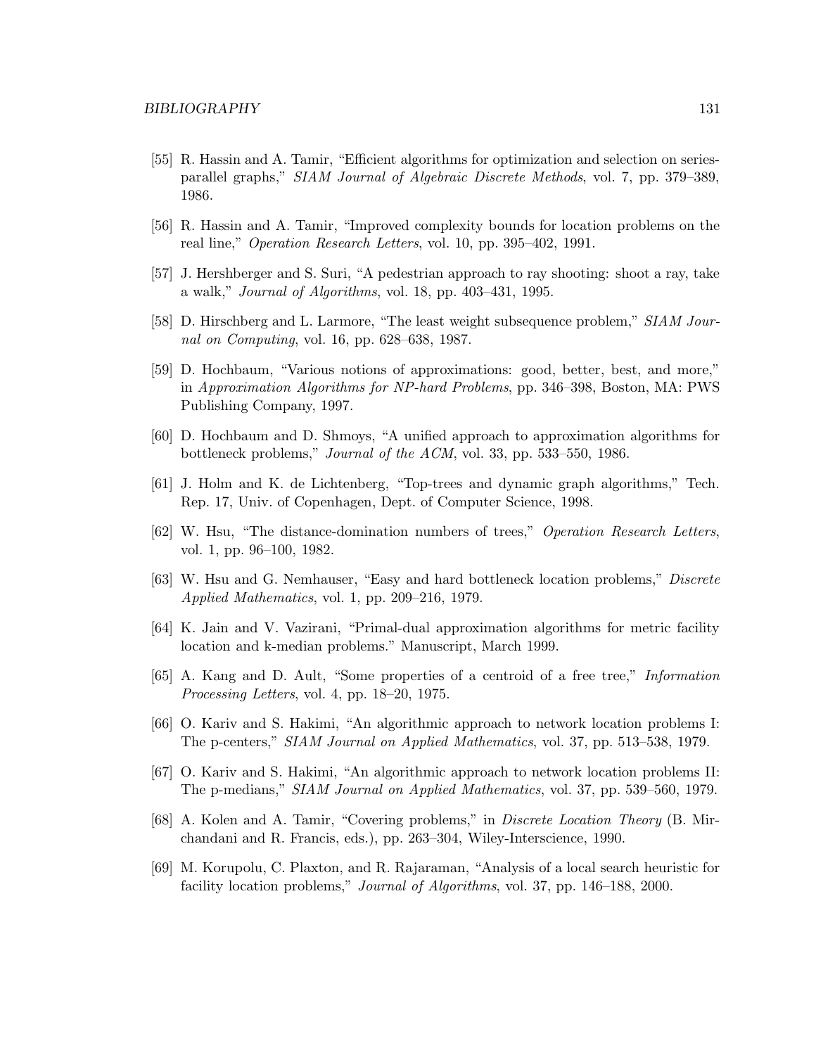[55] R. Hassin and A. Tamir, "Efficient algorithms for optimization and selection on series-parallel graphs," *SIAM Journal of Algebraic Discrete Methods*, vol. 7, pp. 379–389, 1986.

[56] R. Hassin and A. Tamir, "Improved complexity bounds for location problems on the real line," *Operation Research Letters*, vol. 10, pp. 395–402, 1991.

[57] J. Hershberger and S. Suri, "A pedestrian approach to ray shooting: shoot a ray, take a walk," *Journal of Algorithms*, vol. 18, pp. 403–431, 1995.

[58] D. Hirschberg and L. Larmore, "The least weight subsequence problem," *SIAM Journal on Computing*, vol. 16, pp. 628–638, 1987.

[59] D. Hochbaum, "Various notions of approximations: good, better, best, and more," in *Approximation Algorithms for NP-hard Problems*, pp. 346–398, Boston, MA: PWS Publishing Company, 1997.

[60] D. Hochbaum and D. Shmoys, "A unified approach to approximation algorithms for bottleneck problems," *Journal of the ACM*, vol. 33, pp. 533–550, 1986.

[61] J. Holm and K. de Lichtenberg, "Top-trees and dynamic graph algorithms," Tech. Rep. 17, Univ. of Copenhagen, Dept. of Computer Science, 1998.

[62] W. Hsu, "The distance-domination numbers of trees," *Operation Research Letters*, vol. 1, pp. 96–100, 1982.

[63] W. Hsu and G. Nemhauser, "Easy and hard bottleneck location problems," *Discrete Applied Mathematics*, vol. 1, pp. 209–216, 1979.

[64] K. Jain and V. Vazirani, "Primal-dual approximation algorithms for metric facility location and k-median problems." Manuscript, March 1999.

[65] A. Kang and D. Ault, "Some properties of a centroid of a free tree," *Information Processing Letters*, vol. 4, pp. 18–20, 1975.

[66] O. Kariv and S. Hakimi, "An algorithmic approach to network location problems I: The p-centers," *SIAM Journal on Applied Mathematics*, vol. 37, pp. 513–538, 1979.

[67] O. Kariv and S. Hakimi, "An algorithmic approach to network location problems II: The p-medians," *SIAM Journal on Applied Mathematics*, vol. 37, pp. 539–560, 1979.

[68] A. Kolen and A. Tamir, "Covering problems," in *Discrete Location Theory* (B. Mirchandani and R. Francis, eds.), pp. 263–304, Wiley-Interscience, 1990.

[69] M. Korupolu, C. Plaxton, and R. Rajaraman, "Analysis of a local search heuristic for facility location problems," *Journal of Algorithms*, vol. 37, pp. 146–188, 2000.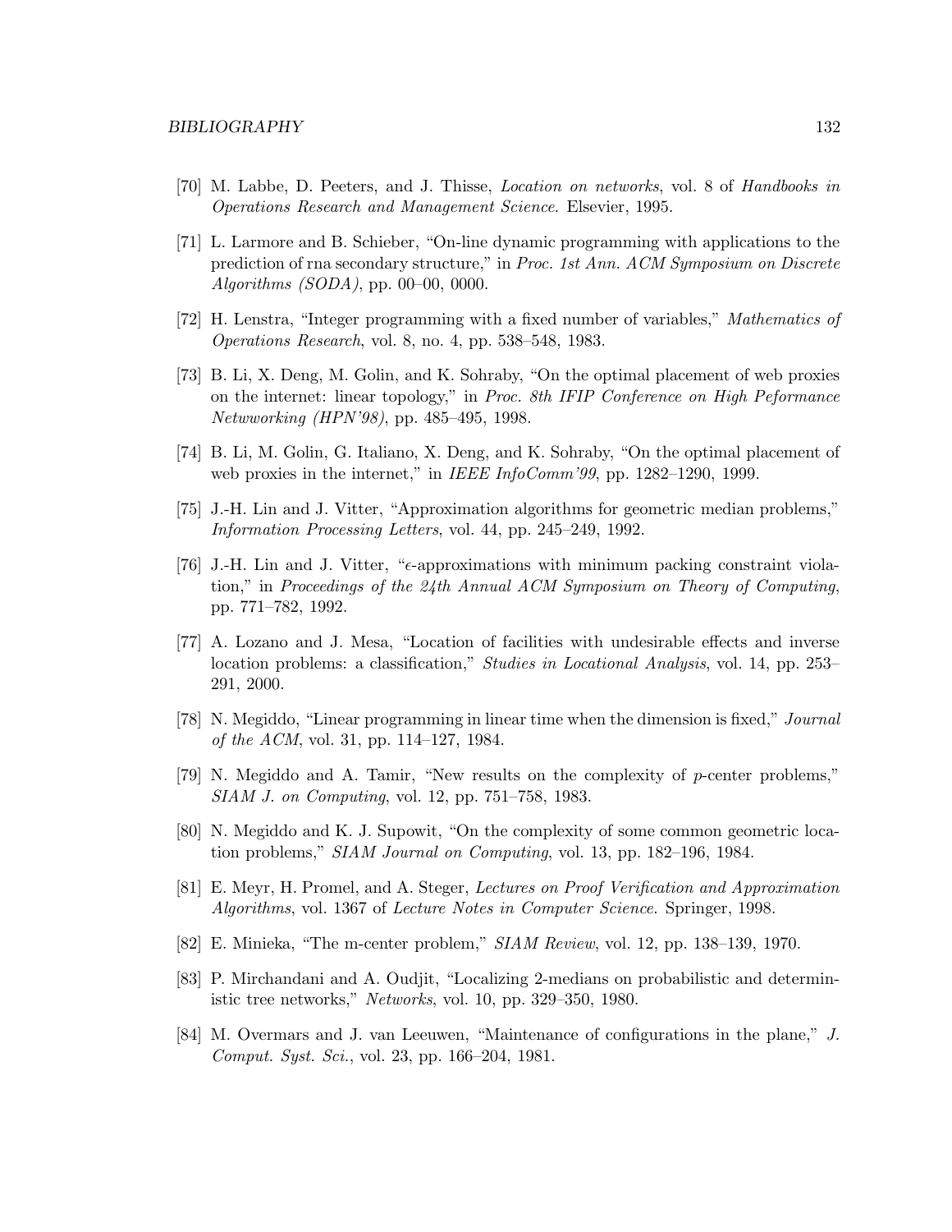[70] M. Labbe, D. Peeters, and J. Thisse, *Location on networks*, vol. 8 of *Handbooks in Operations Research and Management Science*. Elsevier, 1995.

[71] L. Larmore and B. Schieber, "On-line dynamic programming with applications to the prediction of rna secondary structure," in *Proc. 1st Ann. ACM Symposium on Discrete Algorithms (SODA)*, pp. 00–00, 0000.

[72] H. Lenstra, "Integer programming with a fixed number of variables," *Mathematics of Operations Research*, vol. 8, no. 4, pp. 538–548, 1983.

[73] B. Li, X. Deng, M. Golin, and K. Sohraby, "On the optimal placement of web proxies on the internet: linear topology," in *Proc. 8th IFIP Conference on High Peformance Netwworking (HPN'98)*, pp. 485–495, 1998.

[74] B. Li, M. Golin, G. Italiano, X. Deng, and K. Sohraby, "On the optimal placement of web proxies in the internet," in *IEEE InfoComm'99*, pp. 1282–1290, 1999.

[75] J.-H. Lin and J. Vitter, "Approximation algorithms for geometric median problems," *Information Processing Letters*, vol. 44, pp. 245–249, 1992.

[76] J.-H. Lin and J. Vitter, "$\epsilon$-approximations with minimum packing constraint violation," in *Proceedings of the 24th Annual ACM Symposium on Theory of Computing*, pp. 771–782, 1992.

[77] A. Lozano and J. Mesa, "Location of facilities with undesirable effects and inverse location problems: a classification," *Studies in Locational Analysis*, vol. 14, pp. 253–291, 2000.

[78] N. Megiddo, "Linear programming in linear time when the dimension is fixed," *Journal of the ACM*, vol. 31, pp. 114–127, 1984.

[79] N. Megiddo and A. Tamir, "New results on the complexity of $p$-center problems," *SIAM J. on Computing*, vol. 12, pp. 751–758, 1983.

[80] N. Megiddo and K. J. Supowit, "On the complexity of some common geometric location problems," *SIAM Journal on Computing*, vol. 13, pp. 182–196, 1984.

[81] E. Meyr, H. Promel, and A. Steger, *Lectures on Proof Verification and Approximation Algorithms*, vol. 1367 of *Lecture Notes in Computer Science*. Springer, 1998.

[82] E. Minieka, "The m-center problem," *SIAM Review*, vol. 12, pp. 138–139, 1970.

[83] P. Mirchandani and A. Oudjit, "Localizing 2-medians on probabilistic and deterministic tree networks," *Networks*, vol. 10, pp. 329–350, 1980.

[84] M. Overmars and J. van Leeuwen, "Maintenance of configurations in the plane," *J. Comput. Syst. Sci.*, vol. 23, pp. 166–204, 1981.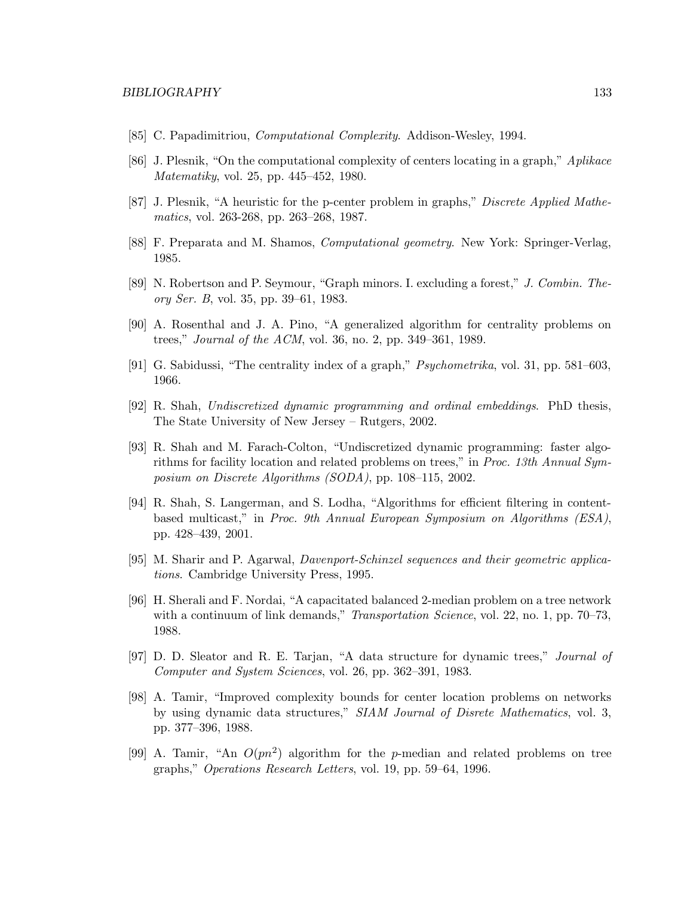[85] C. Papadimitriou, *Computational Complexity*. Addison-Wesley, 1994.

[86] J. Plesnik, "On the computational complexity of centers locating in a graph," *Aplikace Matematiky*, vol. 25, pp. 445–452, 1980.

[87] J. Plesnik, "A heuristic for the p-center problem in graphs," *Discrete Applied Mathematics*, vol. 263-268, pp. 263–268, 1987.

[88] F. Preparata and M. Shamos, *Computational geometry*. New York: Springer-Verlag, 1985.

[89] N. Robertson and P. Seymour, "Graph minors. I. excluding a forest," *J. Combin. Theory Ser. B*, vol. 35, pp. 39–61, 1983.

[90] A. Rosenthal and J. A. Pino, "A generalized algorithm for centrality problems on trees," *Journal of the ACM*, vol. 36, no. 2, pp. 349–361, 1989.

[91] G. Sabidussi, "The centrality index of a graph," *Psychometrika*, vol. 31, pp. 581–603, 1966.

[92] R. Shah, *Undiscretized dynamic programming and ordinal embeddings*. PhD thesis, The State University of New Jersey – Rutgers, 2002.

[93] R. Shah and M. Farach-Colton, "Undiscretized dynamic programming: faster algorithms for facility location and related problems on trees," in *Proc. 13th Annual Symposium on Discrete Algorithms (SODA)*, pp. 108–115, 2002.

[94] R. Shah, S. Langerman, and S. Lodha, "Algorithms for efficient filtering in content-based multicast," in *Proc. 9th Annual European Symposium on Algorithms (ESA)*, pp. 428–439, 2001.

[95] M. Sharir and P. Agarwal, *Davenport-Schinzel sequences and their geometric applications*. Cambridge University Press, 1995.

[96] H. Sherali and F. Nordai, "A capacitated balanced 2-median problem on a tree network with a continuum of link demands," *Transportation Science*, vol. 22, no. 1, pp. 70–73, 1988.

[97] D. D. Sleator and R. E. Tarjan, "A data structure for dynamic trees," *Journal of Computer and System Sciences*, vol. 26, pp. 362–391, 1983.

[98] A. Tamir, "Improved complexity bounds for center location problems on networks by using dynamic data structures," *SIAM Journal of Disrete Mathematics*, vol. 3, pp. 377–396, 1988.

[99] A. Tamir, "An $O(pn^2)$ algorithm for the $p$-median and related problems on tree graphs," *Operations Research Letters*, vol. 19, pp. 59–64, 1996.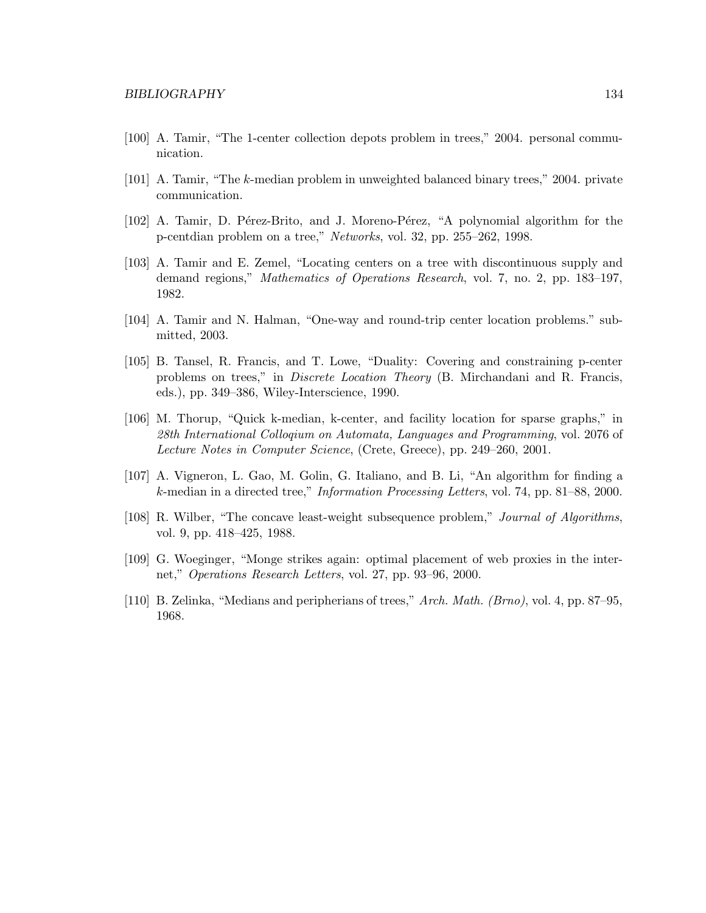[100] A. Tamir, "The 1-center collection depots problem in trees," 2004. personal communication.

[101] A. Tamir, "The $k$-median problem in unweighted balanced binary trees," 2004. private communication.

[102] A. Tamir, D. Pérez-Brito, and J. Moreno-Pérez, "A polynomial algorithm for the p-centdian problem on a tree," *Networks*, vol. 32, pp. 255–262, 1998.

[103] A. Tamir and E. Zemel, "Locating centers on a tree with discontinuous supply and demand regions," *Mathematics of Operations Research*, vol. 7, no. 2, pp. 183–197, 1982.

[104] A. Tamir and N. Halman, "One-way and round-trip center location problems." submitted, 2003.

[105] B. Tansel, R. Francis, and T. Lowe, "Duality: Covering and constraining p-center problems on trees," in *Discrete Location Theory* (B. Mirchandani and R. Francis, eds.), pp. 349–386, Wiley-Interscience, 1990.

[106] M. Thorup, "Quick k-median, k-center, and facility location for sparse graphs," in *28th International Colloqium on Automata, Languages and Programming*, vol. 2076 of *Lecture Notes in Computer Science*, (Crete, Greece), pp. 249–260, 2001.

[107] A. Vigneron, L. Gao, M. Golin, G. Italiano, and B. Li, "An algorithm for finding a $k$-median in a directed tree," *Information Processing Letters*, vol. 74, pp. 81–88, 2000.

[108] R. Wilber, "The concave least-weight subsequence problem," *Journal of Algorithms*, vol. 9, pp. 418–425, 1988.

[109] G. Woeginger, "Monge strikes again: optimal placement of web proxies in the internet," *Operations Research Letters*, vol. 27, pp. 93–96, 2000.

[110] B. Zelinka, "Medians and peripherians of trees," *Arch. Math. (Brno)*, vol. 4, pp. 87–95, 1968.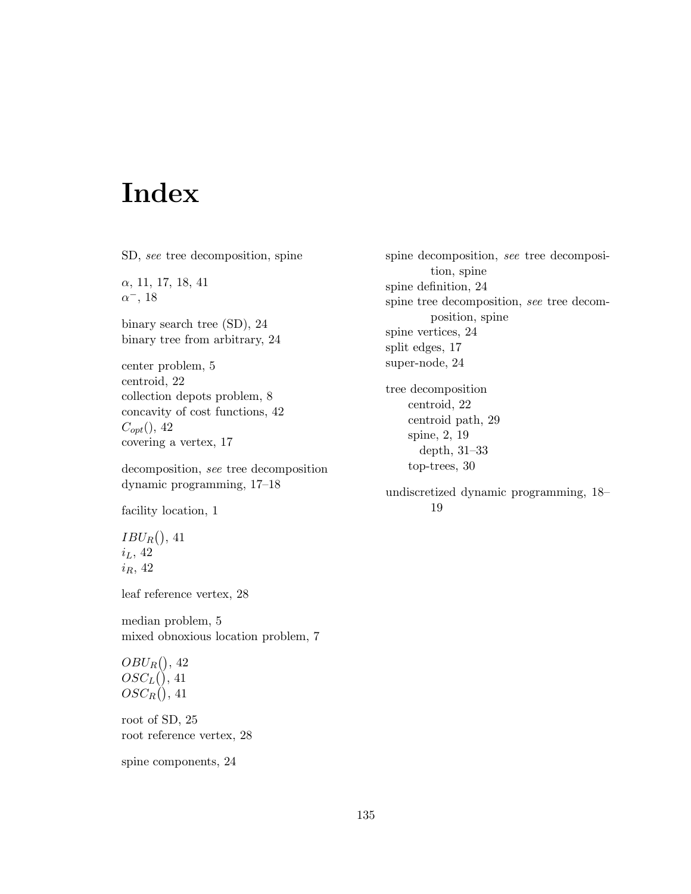# Index

SD, *see* tree decomposition, spine

$\alpha$, 11, 17, 18, 41
$\alpha^-$, 18

binary search tree (SD), 24
binary tree from arbitrary, 24

center problem, 5
centroid, 22
collection depots problem, 8
concavity of cost functions, 42
$C_{opt}()$, 42
covering a vertex, 17

decomposition, *see* tree decomposition
dynamic programming, 17–18

facility location, 1

$IBU_R()$, 41
$i_L$, 42
$i_R$, 42

leaf reference vertex, 28

median problem, 5
mixed obnoxious location problem, 7

$OBU_R()$, 42
$OSC_L()$, 41
$OSC_R()$, 41

root of SD, 25
root reference vertex, 28

spine components, 24
spine decomposition, *see* tree decomposition, spine
spine definition, 24
spine tree decomposition, *see* tree decomposition, spine
spine vertices, 24
split edges, 17
super-node, 24

tree decomposition
- centroid, 22
- centroid path, 29
- spine, 2, 19
  - depth, 31–33
- top-trees, 30

undiscretized dynamic programming, 18–19